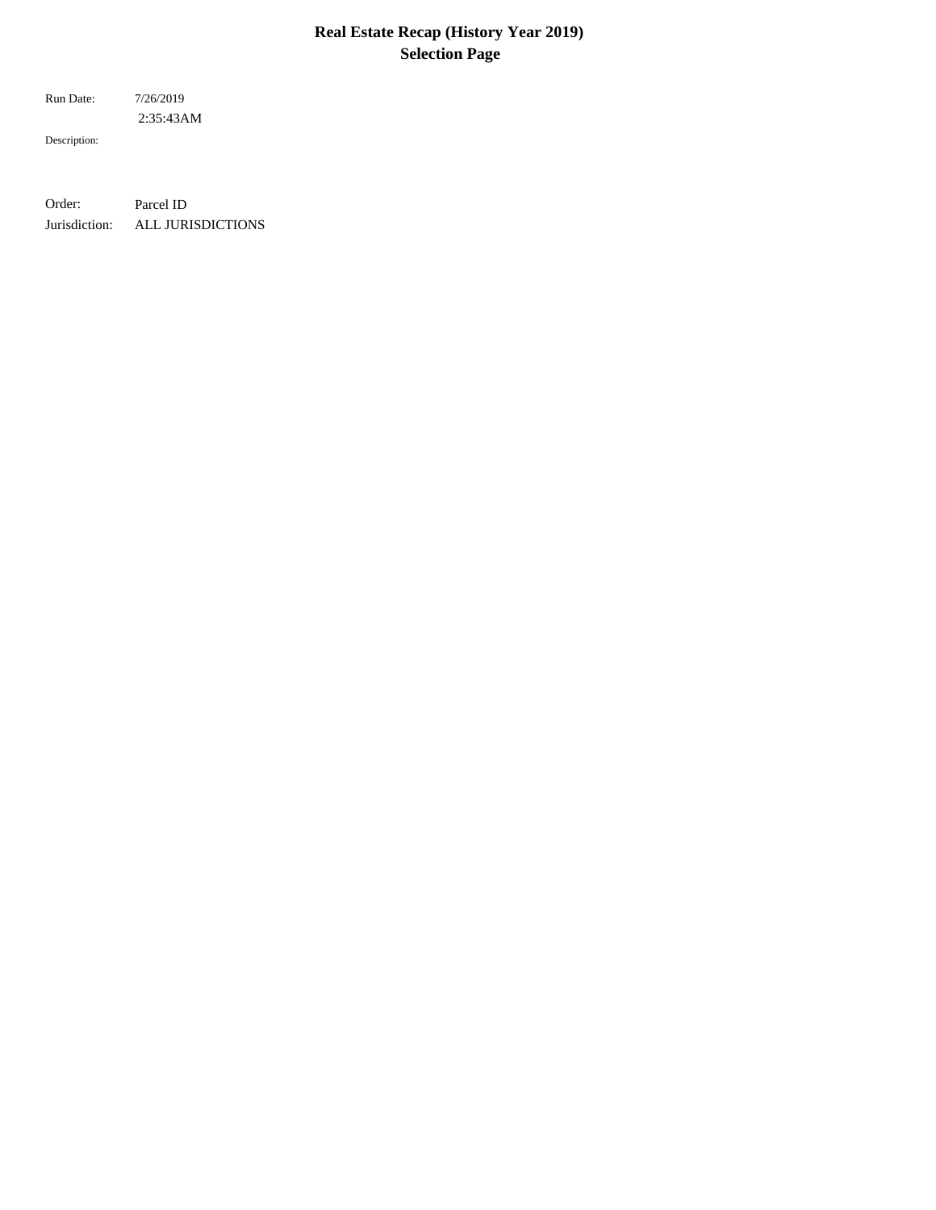# Real Estate Recap (History Year 2019)
## Selection Page

Run Date: 7/26/2019
2:35:43AM

Description:

Order: Parcel ID
Jurisdiction: ALL JURISDICTIONS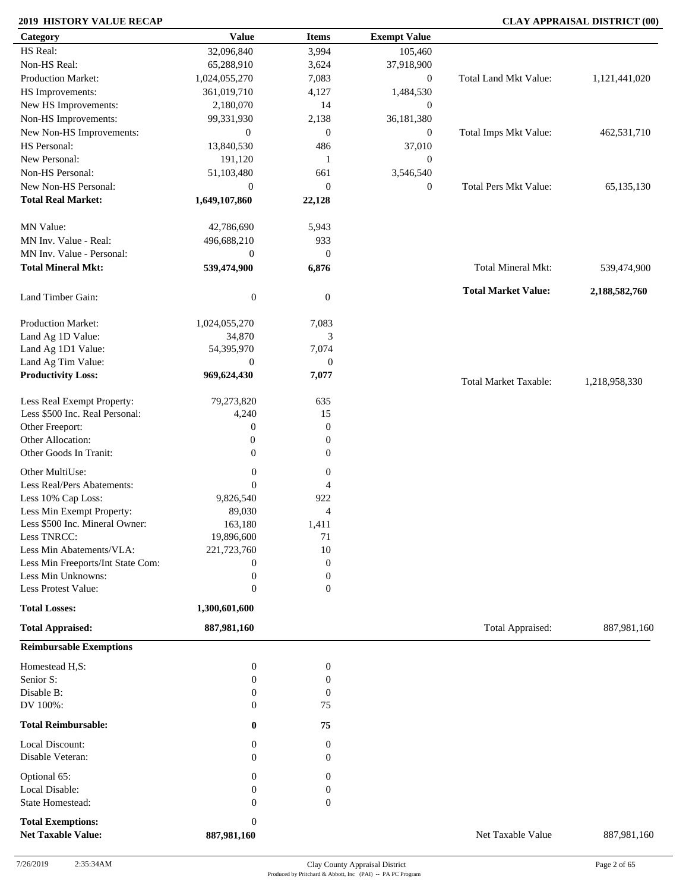**2019 HISTORY VALUE RECAP** | **CLAY APPRAISAL DISTRICT (00)**

| Category | Value | Items | Exempt Value | | |
|---|---|---|---|---|---|
| HS Real: | 32,096,840 | 3,994 | 105,460 | | |
| Non-HS Real: | 65,288,910 | 3,624 | 37,918,900 | | |
| Production Market: | 1,024,055,270 | 7,083 | 0 | Total Land Mkt Value: | 1,121,441,020 |
| HS Improvements: | 361,019,710 | 4,127 | 1,484,530 | | |
| New HS Improvements: | 2,180,070 | 14 | 0 | | |
| Non-HS Improvements: | 99,331,930 | 2,138 | 36,181,380 | | |
| New Non-HS Improvements: | 0 | 0 | 0 | Total Imps Mkt Value: | 462,531,710 |
| HS Personal: | 13,840,530 | 486 | 37,010 | | |
| New Personal: | 191,120 | 1 | 0 | | |
| Non-HS Personal: | 51,103,480 | 661 | 3,546,540 | | |
| New Non-HS Personal: | 0 | 0 | 0 | Total Pers Mkt Value: | 65,135,130 |
| **Total Real Market:** | **1,649,107,860** | **22,128** | | | |
| MN Value: | 42,786,690 | 5,943 | | | |
| MN Inv. Value - Real: | 496,688,210 | 933 | | | |
| MN Inv. Value - Personal: | 0 | 0 | | | |
| **Total Mineral Mkt:** | **539,474,900** | **6,876** | | Total Mineral Mkt: | 539,474,900 |
| | | | | **Total Market Value:** | **2,188,582,760** |
| Land Timber Gain: | 0 | 0 | | | |
| Production Market: | 1,024,055,270 | 7,083 | | | |
| Land Ag 1D Value: | 34,870 | 3 | | | |
| Land Ag 1D1 Value: | 54,395,970 | 7,074 | | | |
| Land Ag Tim Value: | 0 | 0 | | | |
| **Productivity Loss:** | **969,624,430** | **7,077** | | Total Market Taxable: | 1,218,958,330 |
| Less Real Exempt Property: | 79,273,820 | 635 | | | |
| Less $500 Inc. Real Personal: | 4,240 | 15 | | | |
| Other Freeport: | 0 | 0 | | | |
| Other Allocation: | 0 | 0 | | | |
| Other Goods In Tranit: | 0 | 0 | | | |
| Other MultiUse: | 0 | 0 | | | |
| Less Real/Pers Abatements: | 0 | 4 | | | |
| Less 10% Cap Loss: | 9,826,540 | 922 | | | |
| Less Min Exempt Property: | 89,030 | 4 | | | |
| Less $500 Inc. Mineral Owner: | 163,180 | 1,411 | | | |
| Less TNRCC: | 19,896,600 | 71 | | | |
| Less Min Abatements/VLA: | 221,723,760 | 10 | | | |
| Less Min Freeports/Int State Com: | 0 | 0 | | | |
| Less Min Unknowns: | 0 | 0 | | | |
| Less Protest Value: | 0 | 0 | | | |
| **Total Losses:** | **1,300,601,600** | | | | |
| **Total Appraised:** | **887,981,160** | | | Total Appraised: | 887,981,160 |

**Reimbursable Exemptions**

| Category | Value | Items | | |
|---|---|---|---|---|
| Homestead H,S: | 0 | 0 | | |
| Senior S: | 0 | 0 | | |
| Disable B: | 0 | 0 | | |
| DV 100%: | 0 | 75 | | |
| **Total Reimbursable:** | **0** | **75** | | |
| Local Discount: | 0 | 0 | | |
| Disable Veteran: | 0 | 0 | | |
| Optional 65: | 0 | 0 | | |
| Local Disable: | 0 | 0 | | |
| State Homestead: | 0 | 0 | | |
| **Total Exemptions:** | 0 | | | |
| **Net Taxable Value:** | **887,981,160** | | Net Taxable Value | 887,981,160 |

7/26/2019 2:35:34AM — Clay County Appraisal District — Produced by Pritchard & Abbott, Inc (PAI) -- PA PC Program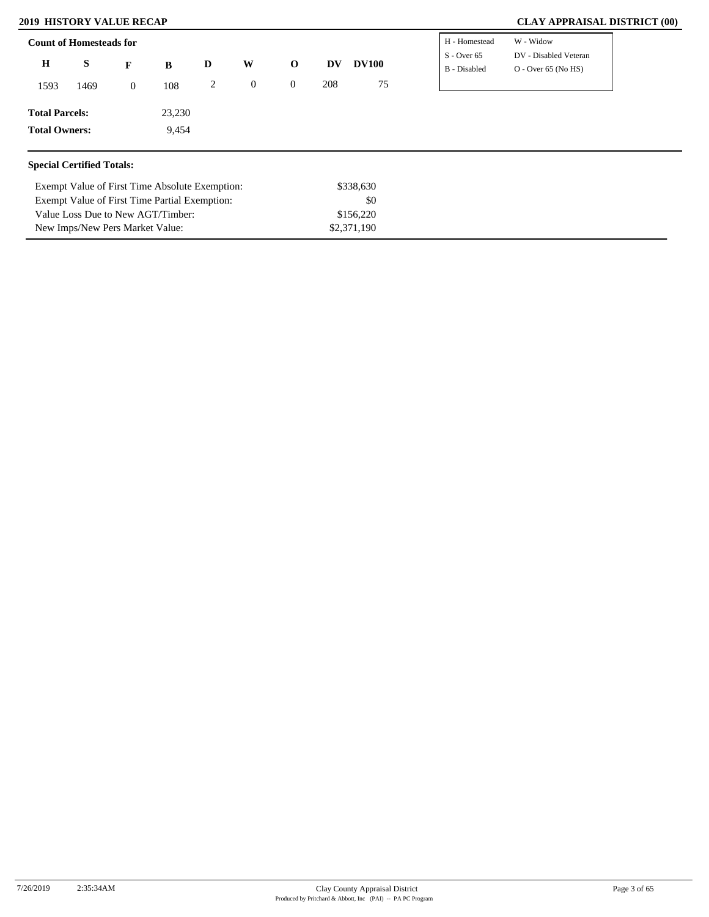## 2019 HISTORY VALUE RECAP

## CLAY APPRAISAL DISTRICT (00)

### Count of Homesteads for

| H | S | F | B | D | W | O | DV | DV100 |
|---|---|---|---|---|---|---|---|---|
| 1593 | 1469 | 0 | 108 | 2 | 0 | 0 | 208 | 75 |

| | |
|---|---|
| H - Homestead | W - Widow |
| S - Over 65 | DV - Disabled Veteran |
| B - Disabled | O - Over 65 (No HS) |

**Total Parcels:** 23,230

**Total Owners:** 9,454

### Special Certified Totals:

| | |
|---|---|
| Exempt Value of First Time Absolute Exemption: | $338,630 |
| Exempt Value of First Time Partial Exemption: | $0 |
| Value Loss Due to New AGT/Timber: | $156,220 |
| New Imps/New Pers Market Value: | $2,371,190 |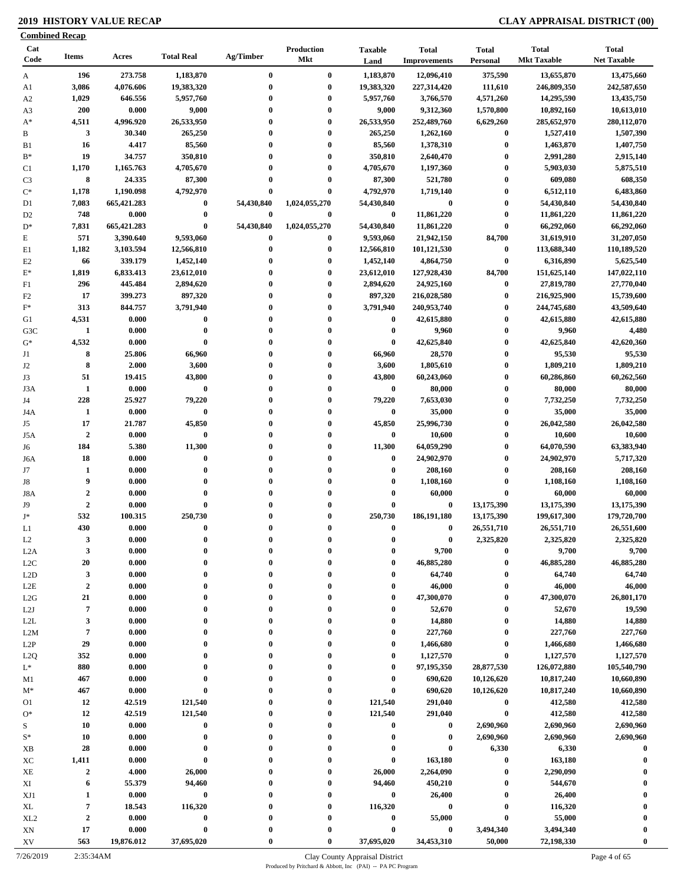# 2019 HISTORY VALUE RECAP

## CLAY APPRAISAL DISTRICT (00)

**Combined Recap**

| Cat Code | Items | Acres | Total Real | Ag/Timber | Production Mkt | Taxable Land | Total Improvements | Total Personal | Total Mkt Taxable | Total Net Taxable |
|---|---|---|---|---|---|---|---|---|---|---|
| A | 196 | 273.758 | 1,183,870 | 0 | 0 | 1,183,870 | 12,096,410 | 375,590 | 13,655,870 | 13,475,660 |
| A1 | 3,086 | 4,076.606 | 19,383,320 | 0 | 0 | 19,383,320 | 227,314,420 | 111,610 | 246,809,350 | 242,587,650 |
| A2 | 1,029 | 646.556 | 5,957,760 | 0 | 0 | 5,957,760 | 3,766,570 | 4,571,260 | 14,295,590 | 13,435,750 |
| A3 | 200 | 0.000 | 9,000 | 0 | 0 | 9,000 | 9,312,360 | 1,570,800 | 10,892,160 | 10,613,010 |
| A* | 4,511 | 4,996.920 | 26,533,950 | 0 | 0 | 26,533,950 | 252,489,760 | 6,629,260 | 285,652,970 | 280,112,070 |
| B | 3 | 30.340 | 265,250 | 0 | 0 | 265,250 | 1,262,160 | 0 | 1,527,410 | 1,507,390 |
| B1 | 16 | 4.417 | 85,560 | 0 | 0 | 85,560 | 1,378,310 | 0 | 1,463,870 | 1,407,750 |
| B* | 19 | 34.757 | 350,810 | 0 | 0 | 350,810 | 2,640,470 | 0 | 2,991,280 | 2,915,140 |
| C1 | 1,170 | 1,165.763 | 4,705,670 | 0 | 0 | 4,705,670 | 1,197,360 | 0 | 5,903,030 | 5,875,510 |
| C3 | 8 | 24.335 | 87,300 | 0 | 0 | 87,300 | 521,780 | 0 | 609,080 | 608,350 |
| C* | 1,178 | 1,190.098 | 4,792,970 | 0 | 0 | 4,792,970 | 1,719,140 | 0 | 6,512,110 | 6,483,860 |
| D1 | 7,083 | 665,421.283 | 0 | 54,430,840 | 1,024,055,270 | 54,430,840 | 0 | 0 | 54,430,840 | 54,430,840 |
| D2 | 748 | 0.000 | 0 | 0 | 0 | 0 | 11,861,220 | 0 | 11,861,220 | 11,861,220 |
| D* | 7,831 | 665,421.283 | 0 | 54,430,840 | 1,024,055,270 | 54,430,840 | 11,861,220 | 0 | 66,292,060 | 66,292,060 |
| E | 571 | 3,390.640 | 9,593,060 | 0 | 0 | 9,593,060 | 21,942,150 | 84,700 | 31,619,910 | 31,207,050 |
| E1 | 1,182 | 3,103.594 | 12,566,810 | 0 | 0 | 12,566,810 | 101,121,530 | 0 | 113,688,340 | 110,189,520 |
| E2 | 66 | 339.179 | 1,452,140 | 0 | 0 | 1,452,140 | 4,864,750 | 0 | 6,316,890 | 5,625,540 |
| E* | 1,819 | 6,833.413 | 23,612,010 | 0 | 0 | 23,612,010 | 127,928,430 | 84,700 | 151,625,140 | 147,022,110 |
| F1 | 296 | 445.484 | 2,894,620 | 0 | 0 | 2,894,620 | 24,925,160 | 0 | 27,819,780 | 27,770,040 |
| F2 | 17 | 399.273 | 897,320 | 0 | 0 | 897,320 | 216,028,580 | 0 | 216,925,900 | 15,739,600 |
| F* | 313 | 844.757 | 3,791,940 | 0 | 0 | 3,791,940 | 240,953,740 | 0 | 244,745,680 | 43,509,640 |
| G1 | 4,531 | 0.000 | 0 | 0 | 0 | 0 | 42,615,880 | 0 | 42,615,880 | 42,615,880 |
| G3C | 1 | 0.000 | 0 | 0 | 0 | 0 | 9,960 | 0 | 9,960 | 4,480 |
| G* | 4,532 | 0.000 | 0 | 0 | 0 | 0 | 42,625,840 | 0 | 42,625,840 | 42,620,360 |
| J1 | 8 | 25.806 | 66,960 | 0 | 0 | 66,960 | 28,570 | 0 | 95,530 | 95,530 |
| J2 | 8 | 2.000 | 3,600 | 0 | 0 | 3,600 | 1,805,610 | 0 | 1,809,210 | 1,809,210 |
| J3 | 51 | 19.415 | 43,800 | 0 | 0 | 43,800 | 60,243,060 | 0 | 60,286,860 | 60,262,560 |
| J3A | 1 | 0.000 | 0 | 0 | 0 | 0 | 80,000 | 0 | 80,000 | 80,000 |
| J4 | 228 | 25.927 | 79,220 | 0 | 0 | 79,220 | 7,653,030 | 0 | 7,732,250 | 7,732,250 |
| J4A | 1 | 0.000 | 0 | 0 | 0 | 0 | 35,000 | 0 | 35,000 | 35,000 |
| J5 | 17 | 21.787 | 45,850 | 0 | 0 | 45,850 | 25,996,730 | 0 | 26,042,580 | 26,042,580 |
| J5A | 2 | 0.000 | 0 | 0 | 0 | 0 | 10,600 | 0 | 10,600 | 10,600 |
| J6 | 184 | 5.380 | 11,300 | 0 | 0 | 11,300 | 64,059,290 | 0 | 64,070,590 | 63,383,940 |
| J6A | 18 | 0.000 | 0 | 0 | 0 | 0 | 24,902,970 | 0 | 24,902,970 | 5,717,320 |
| J7 | 1 | 0.000 | 0 | 0 | 0 | 0 | 208,160 | 0 | 208,160 | 208,160 |
| J8 | 9 | 0.000 | 0 | 0 | 0 | 0 | 1,108,160 | 0 | 1,108,160 | 1,108,160 |
| J8A | 2 | 0.000 | 0 | 0 | 0 | 0 | 60,000 | 0 | 60,000 | 60,000 |
| J9 | 2 | 0.000 | 0 | 0 | 0 | 0 | 0 | 13,175,390 | 13,175,390 | 13,175,390 |
| J* | 532 | 100.315 | 250,730 | 0 | 0 | 250,730 | 186,191,180 | 13,175,390 | 199,617,300 | 179,720,700 |
| L1 | 430 | 0.000 | 0 | 0 | 0 | 0 | 0 | 26,551,710 | 26,551,710 | 26,551,600 |
| L2 | 3 | 0.000 | 0 | 0 | 0 | 0 | 0 | 2,325,820 | 2,325,820 | 2,325,820 |
| L2A | 3 | 0.000 | 0 | 0 | 0 | 0 | 9,700 | 0 | 9,700 | 9,700 |
| L2C | 20 | 0.000 | 0 | 0 | 0 | 0 | 46,885,280 | 0 | 46,885,280 | 46,885,280 |
| L2D | 3 | 0.000 | 0 | 0 | 0 | 0 | 64,740 | 0 | 64,740 | 64,740 |
| L2E | 2 | 0.000 | 0 | 0 | 0 | 0 | 46,000 | 0 | 46,000 | 46,000 |
| L2G | 21 | 0.000 | 0 | 0 | 0 | 0 | 47,300,070 | 0 | 47,300,070 | 26,801,170 |
| L2J | 7 | 0.000 | 0 | 0 | 0 | 0 | 52,670 | 0 | 52,670 | 19,590 |
| L2L | 3 | 0.000 | 0 | 0 | 0 | 0 | 14,880 | 0 | 14,880 | 14,880 |
| L2M | 7 | 0.000 | 0 | 0 | 0 | 0 | 227,760 | 0 | 227,760 | 227,760 |
| L2P | 29 | 0.000 | 0 | 0 | 0 | 0 | 1,466,680 | 0 | 1,466,680 | 1,466,680 |
| L2Q | 352 | 0.000 | 0 | 0 | 0 | 0 | 1,127,570 | 0 | 1,127,570 | 1,127,570 |
| L* | 880 | 0.000 | 0 | 0 | 0 | 0 | 97,195,350 | 28,877,530 | 126,072,880 | 105,540,790 |
| M1 | 467 | 0.000 | 0 | 0 | 0 | 0 | 690,620 | 10,126,620 | 10,817,240 | 10,660,890 |
| M* | 467 | 0.000 | 0 | 0 | 0 | 0 | 690,620 | 10,126,620 | 10,817,240 | 10,660,890 |
| O1 | 12 | 42.519 | 121,540 | 0 | 0 | 121,540 | 291,040 | 0 | 412,580 | 412,580 |
| O* | 12 | 42.519 | 121,540 | 0 | 0 | 121,540 | 291,040 | 0 | 412,580 | 412,580 |
| S | 10 | 0.000 | 0 | 0 | 0 | 0 | 0 | 2,690,960 | 2,690,960 | 2,690,960 |
| S* | 10 | 0.000 | 0 | 0 | 0 | 0 | 0 | 2,690,960 | 2,690,960 | 2,690,960 |
| XB | 28 | 0.000 | 0 | 0 | 0 | 0 | 0 | 6,330 | 6,330 | 0 |
| XC | 1,411 | 0.000 | 0 | 0 | 0 | 0 | 163,180 | 0 | 163,180 | 0 |
| XE | 2 | 4.000 | 26,000 | 0 | 0 | 26,000 | 2,264,090 | 0 | 2,290,090 | 0 |
| XI | 6 | 55.379 | 94,460 | 0 | 0 | 94,460 | 450,210 | 0 | 544,670 | 0 |
| XJ1 | 1 | 0.000 | 0 | 0 | 0 | 0 | 26,400 | 0 | 26,400 | 0 |
| XL | 7 | 18.543 | 116,320 | 0 | 0 | 116,320 | 0 | 0 | 116,320 | 0 |
| XL2 | 2 | 0.000 | 0 | 0 | 0 | 0 | 55,000 | 0 | 55,000 | 0 |
| XN | 17 | 0.000 | 0 | 0 | 0 | 0 | 0 | 3,494,340 | 3,494,340 | 0 |
| XV | 563 | 19,876.012 | 37,695,020 | 0 | 0 | 37,695,020 | 34,453,310 | 50,000 | 72,198,330 | 0 |

7/26/2019 2:35:34AM

Clay County Appraisal District
Produced by Pritchard & Abbott, Inc (PAI) -- PA PC Program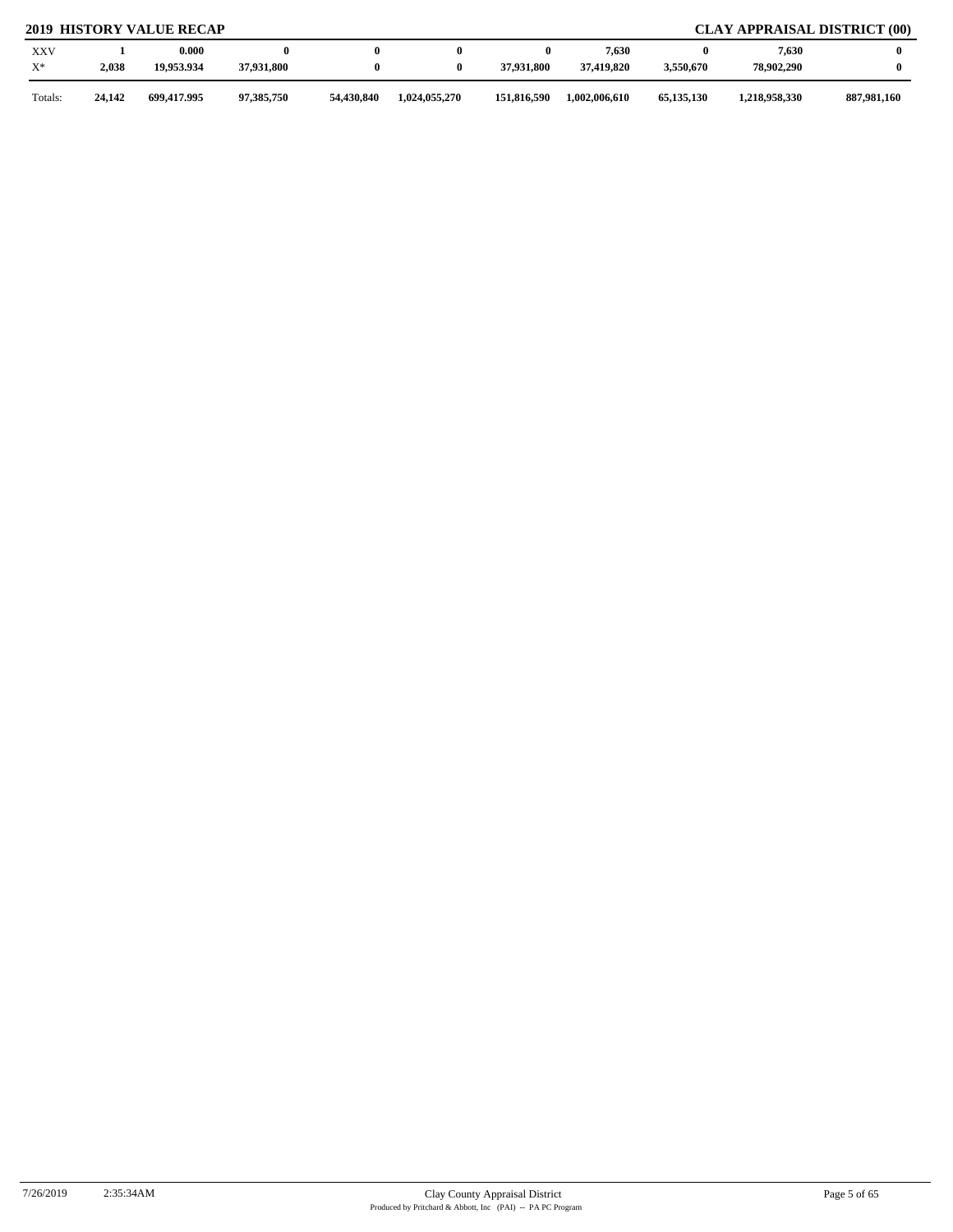## 2019 HISTORY VALUE RECAP

## CLAY APPRAISAL DISTRICT (00)

| | | | | | | | | | | |
|---|---|---|---|---|---|---|---|---|---|---|
| XXV | **1** | **0.000** | **0** | **0** | **0** | **0** | **7,630** | **0** | **7,630** | **0** |
| X* | **2,038** | **19,953.934** | **37,931,800** | **0** | **0** | **37,931,800** | **37,419,820** | **3,550,670** | **78,902,290** | **0** |
| Totals: | **24,142** | **699,417.995** | **97,385,750** | **54,430,840** | **1,024,055,270** | **151,816,590** | **1,002,006,610** | **65,135,130** | **1,218,958,330** | **887,981,160** |

7/26/2019 2:35:34AM

Clay County Appraisal District
Produced by Pritchard & Abbott, Inc (PAI) -- PA PC Program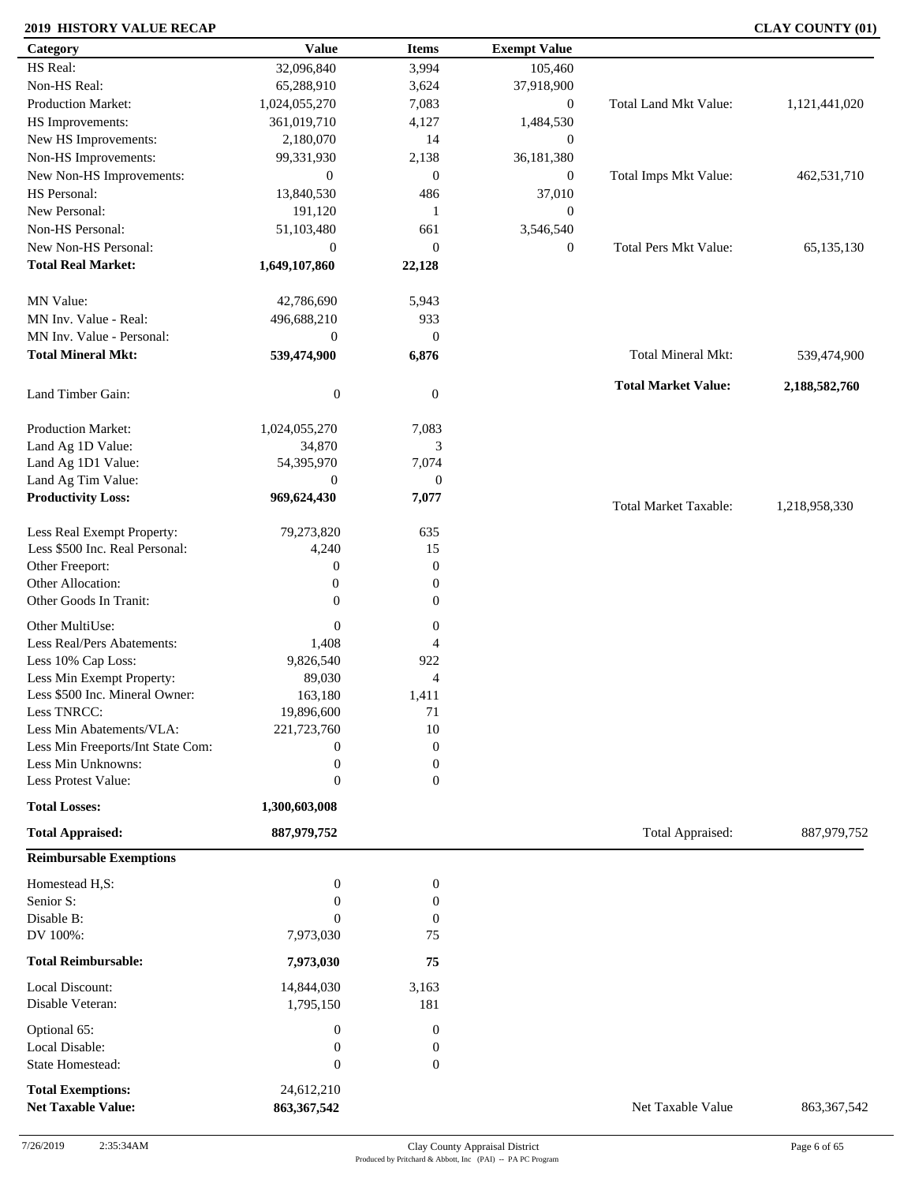**2019 HISTORY VALUE RECAP** **CLAY COUNTY (01)**

| Category | Value | Items | Exempt Value | | |
|---|---|---|---|---|---|
| HS Real: | 32,096,840 | 3,994 | 105,460 | | |
| Non-HS Real: | 65,288,910 | 3,624 | 37,918,900 | | |
| Production Market: | 1,024,055,270 | 7,083 | 0 | Total Land Mkt Value: | 1,121,441,020 |
| HS Improvements: | 361,019,710 | 4,127 | 1,484,530 | | |
| New HS Improvements: | 2,180,070 | 14 | 0 | | |
| Non-HS Improvements: | 99,331,930 | 2,138 | 36,181,380 | | |
| New Non-HS Improvements: | 0 | 0 | 0 | Total Imps Mkt Value: | 462,531,710 |
| HS Personal: | 13,840,530 | 486 | 37,010 | | |
| New Personal: | 191,120 | 1 | 0 | | |
| Non-HS Personal: | 51,103,480 | 661 | 3,546,540 | | |
| New Non-HS Personal: | 0 | 0 | 0 | Total Pers Mkt Value: | 65,135,130 |
| **Total Real Market:** | **1,649,107,860** | **22,128** | | | |
| MN Value: | 42,786,690 | 5,943 | | | |
| MN Inv. Value - Real: | 496,688,210 | 933 | | | |
| MN Inv. Value - Personal: | 0 | 0 | | | |
| **Total Mineral Mkt:** | **539,474,900** | **6,876** | | Total Mineral Mkt: | 539,474,900 |
| | | | | **Total Market Value:** | **2,188,582,760** |
| Land Timber Gain: | 0 | 0 | | | |
| Production Market: | 1,024,055,270 | 7,083 | | | |
| Land Ag 1D Value: | 34,870 | 3 | | | |
| Land Ag 1D1 Value: | 54,395,970 | 7,074 | | | |
| Land Ag Tim Value: | 0 | 0 | | | |
| **Productivity Loss:** | **969,624,430** | **7,077** | | Total Market Taxable: | 1,218,958,330 |
| Less Real Exempt Property: | 79,273,820 | 635 | | | |
| Less $500 Inc. Real Personal: | 4,240 | 15 | | | |
| Other Freeport: | 0 | 0 | | | |
| Other Allocation: | 0 | 0 | | | |
| Other Goods In Tranit: | 0 | 0 | | | |
| Other MultiUse: | 0 | 0 | | | |
| Less Real/Pers Abatements: | 1,408 | 4 | | | |
| Less 10% Cap Loss: | 9,826,540 | 922 | | | |
| Less Min Exempt Property: | 89,030 | 4 | | | |
| Less $500 Inc. Mineral Owner: | 163,180 | 1,411 | | | |
| Less TNRCC: | 19,896,600 | 71 | | | |
| Less Min Abatements/VLA: | 221,723,760 | 10 | | | |
| Less Min Freeports/Int State Com: | 0 | 0 | | | |
| Less Min Unknowns: | 0 | 0 | | | |
| Less Protest Value: | 0 | 0 | | | |
| **Total Losses:** | **1,300,603,008** | | | | |
| **Total Appraised:** | **887,979,752** | | | Total Appraised: | 887,979,752 |

**Reimbursable Exemptions**

| Category | Value | Items | | |
|---|---|---|---|---|
| Homestead H,S: | 0 | 0 | | |
| Senior S: | 0 | 0 | | |
| Disable B: | 0 | 0 | | |
| DV 100%: | 7,973,030 | 75 | | |
| **Total Reimbursable:** | **7,973,030** | **75** | | |
| Local Discount: | 14,844,030 | 3,163 | | |
| Disable Veteran: | 1,795,150 | 181 | | |
| Optional 65: | 0 | 0 | | |
| Local Disable: | 0 | 0 | | |
| State Homestead: | 0 | 0 | | |
| **Total Exemptions:** | 24,612,210 | | | |
| **Net Taxable Value:** | **863,367,542** | | Net Taxable Value | 863,367,542 |

7/26/2019 2:35:34AM

Clay County Appraisal District
Produced by Pritchard & Abbott, Inc (PAI) -- PA PC Program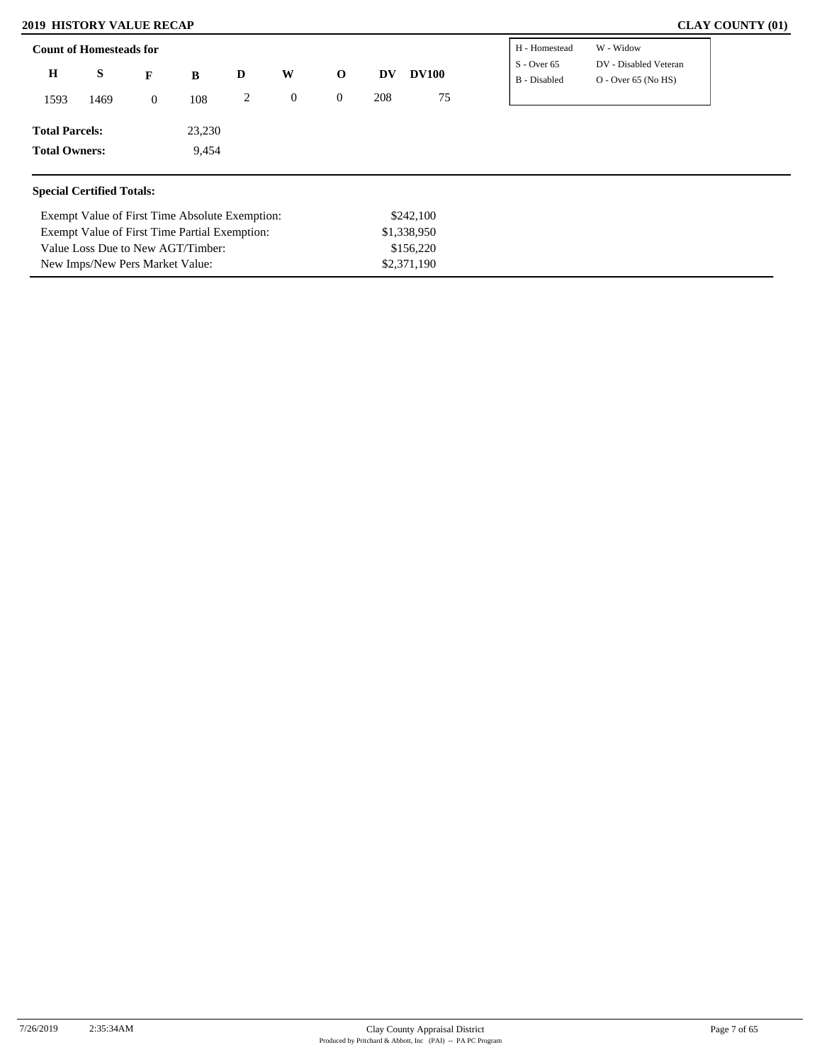# 2019 HISTORY VALUE RECAP

**CLAY COUNTY (01)**

**Count of Homesteads for**

| H | S | F | B | D | W | O | DV | DV100 |
|---|---|---|---|---|---|---|---|---|
| 1593 | 1469 | 0 | 108 | 2 | 0 | 0 | 208 | 75 |

| | |
|---|---|
| H - Homestead | W - Widow |
| S - Over 65 | DV - Disabled Veteran |
| B - Disabled | O - Over 65 (No HS) |

**Total Parcels:** 23,230

**Total Owners:** 9,454

**Special Certified Totals:**

| | |
|---|---|
| Exempt Value of First Time Absolute Exemption: | $242,100 |
| Exempt Value of First Time Partial Exemption: | $1,338,950 |
| Value Loss Due to New AGT/Timber: | $156,220 |
| New Imps/New Pers Market Value: | $2,371,190 |

7/26/2019 2:35:34AM

Clay County Appraisal District
Produced by Pritchard & Abbott, Inc (PAI) -- PA PC Program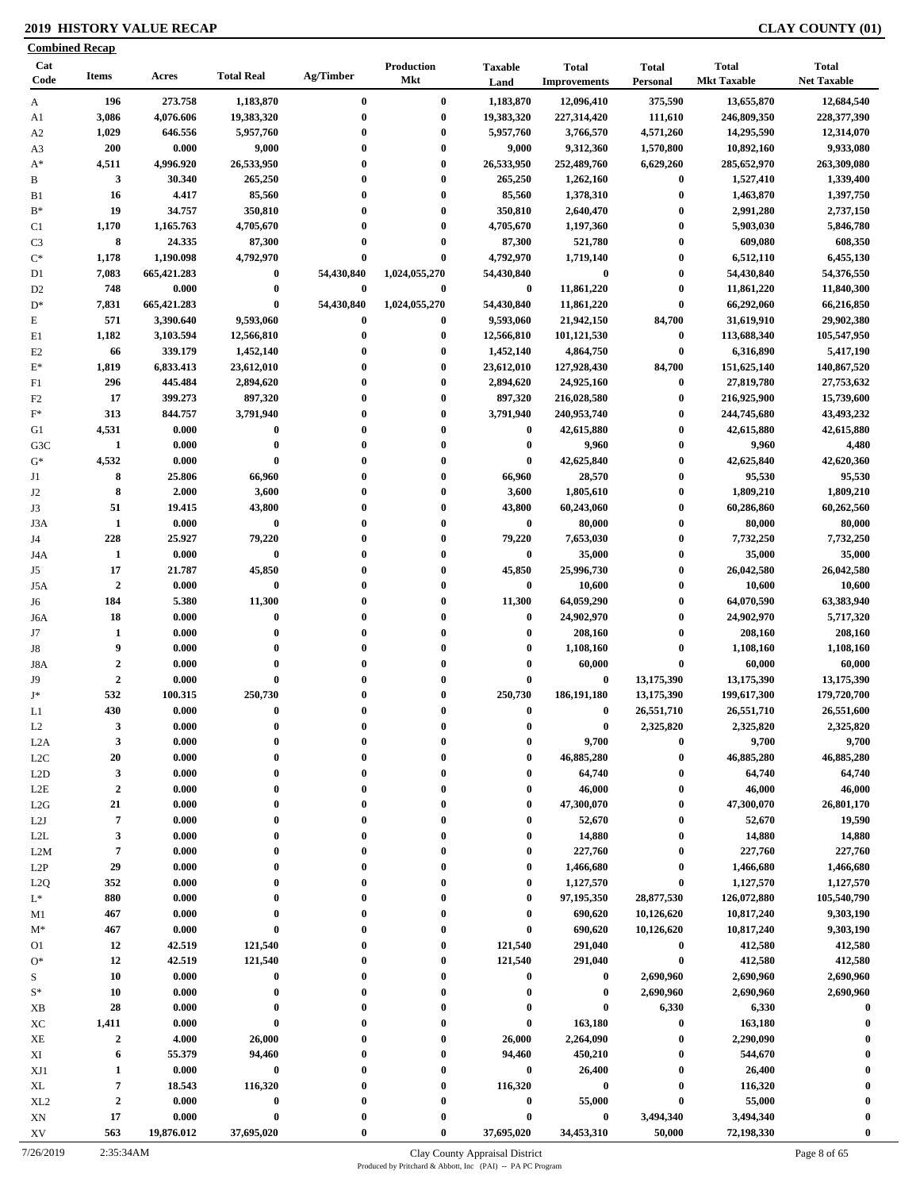# 2019 HISTORY VALUE RECAP

**CLAY COUNTY (01)**

## Combined Recap

| Cat Code | Items | Acres | Total Real | Ag/Timber | Production Mkt | Taxable Land | Total Improvements | Total Personal | Total Mkt Taxable | Total Net Taxable |
|---|---|---|---|---|---|---|---|---|---|---|
| A | 196 | 273.758 | 1,183,870 | 0 | 0 | 1,183,870 | 12,096,410 | 375,590 | 13,655,870 | 12,684,540 |
| A1 | 3,086 | 4,076.606 | 19,383,320 | 0 | 0 | 19,383,320 | 227,314,420 | 111,610 | 246,809,350 | 228,377,390 |
| A2 | 1,029 | 646.556 | 5,957,760 | 0 | 0 | 5,957,760 | 3,766,570 | 4,571,260 | 14,295,590 | 12,314,070 |
| A3 | 200 | 0.000 | 9,000 | 0 | 0 | 9,000 | 9,312,360 | 1,570,800 | 10,892,160 | 9,933,080 |
| A* | 4,511 | 4,996.920 | 26,533,950 | 0 | 0 | 26,533,950 | 252,489,760 | 6,629,260 | 285,652,970 | 263,309,080 |
| B | 3 | 30.340 | 265,250 | 0 | 0 | 265,250 | 1,262,160 | 0 | 1,527,410 | 1,339,400 |
| B1 | 16 | 4.417 | 85,560 | 0 | 0 | 85,560 | 1,378,310 | 0 | 1,463,870 | 1,397,750 |
| B* | 19 | 34.757 | 350,810 | 0 | 0 | 350,810 | 2,640,470 | 0 | 2,991,280 | 2,737,150 |
| C1 | 1,170 | 1,165.763 | 4,705,670 | 0 | 0 | 4,705,670 | 1,197,360 | 0 | 5,903,030 | 5,846,780 |
| C3 | 8 | 24.335 | 87,300 | 0 | 0 | 87,300 | 521,780 | 0 | 609,080 | 608,350 |
| C* | 1,178 | 1,190.098 | 4,792,970 | 0 | 0 | 4,792,970 | 1,719,140 | 0 | 6,512,110 | 6,455,130 |
| D1 | 7,083 | 665,421.283 | 0 | 54,430,840 | 1,024,055,270 | 54,430,840 | 0 | 0 | 54,430,840 | 54,376,550 |
| D2 | 748 | 0.000 | 0 | 0 | 0 | 0 | 11,861,220 | 0 | 11,861,220 | 11,840,300 |
| D* | 7,831 | 665,421.283 | 0 | 54,430,840 | 1,024,055,270 | 54,430,840 | 11,861,220 | 0 | 66,292,060 | 66,216,850 |
| E | 571 | 3,390.640 | 9,593,060 | 0 | 0 | 9,593,060 | 21,942,150 | 84,700 | 31,619,910 | 29,902,380 |
| E1 | 1,182 | 3,103.594 | 12,566,810 | 0 | 0 | 12,566,810 | 101,121,530 | 0 | 113,688,340 | 105,547,950 |
| E2 | 66 | 339.179 | 1,452,140 | 0 | 0 | 1,452,140 | 4,864,750 | 0 | 6,316,890 | 5,417,190 |
| E* | 1,819 | 6,833.413 | 23,612,010 | 0 | 0 | 23,612,010 | 127,928,430 | 84,700 | 151,625,140 | 140,867,520 |
| F1 | 296 | 445.484 | 2,894,620 | 0 | 0 | 2,894,620 | 24,925,160 | 0 | 27,819,780 | 27,753,632 |
| F2 | 17 | 399.273 | 897,320 | 0 | 0 | 897,320 | 216,028,580 | 0 | 216,925,900 | 15,739,600 |
| F* | 313 | 844.757 | 3,791,940 | 0 | 0 | 3,791,940 | 240,953,740 | 0 | 244,745,680 | 43,493,232 |
| G1 | 4,531 | 0.000 | 0 | 0 | 0 | 0 | 42,615,880 | 0 | 42,615,880 | 42,615,880 |
| G3C | 1 | 0.000 | 0 | 0 | 0 | 0 | 9,960 | 0 | 9,960 | 4,480 |
| G* | 4,532 | 0.000 | 0 | 0 | 0 | 0 | 42,625,840 | 0 | 42,625,840 | 42,620,360 |
| J1 | 8 | 25.806 | 66,960 | 0 | 0 | 66,960 | 28,570 | 0 | 95,530 | 95,530 |
| J2 | 8 | 2.000 | 3,600 | 0 | 0 | 3,600 | 1,805,610 | 0 | 1,809,210 | 1,809,210 |
| J3 | 51 | 19.415 | 43,800 | 0 | 0 | 43,800 | 60,243,060 | 0 | 60,286,860 | 60,262,560 |
| J3A | 1 | 0.000 | 0 | 0 | 0 | 0 | 80,000 | 0 | 80,000 | 80,000 |
| J4 | 228 | 25.927 | 79,220 | 0 | 0 | 79,220 | 7,653,030 | 0 | 7,732,250 | 7,732,250 |
| J4A | 1 | 0.000 | 0 | 0 | 0 | 0 | 35,000 | 0 | 35,000 | 35,000 |
| J5 | 17 | 21.787 | 45,850 | 0 | 0 | 45,850 | 25,996,730 | 0 | 26,042,580 | 26,042,580 |
| J5A | 2 | 0.000 | 0 | 0 | 0 | 0 | 10,600 | 0 | 10,600 | 10,600 |
| J6 | 184 | 5.380 | 11,300 | 0 | 0 | 11,300 | 64,059,290 | 0 | 64,070,590 | 63,383,940 |
| J6A | 18 | 0.000 | 0 | 0 | 0 | 0 | 24,902,970 | 0 | 24,902,970 | 5,717,320 |
| J7 | 1 | 0.000 | 0 | 0 | 0 | 0 | 208,160 | 0 | 208,160 | 208,160 |
| J8 | 9 | 0.000 | 0 | 0 | 0 | 0 | 1,108,160 | 0 | 1,108,160 | 1,108,160 |
| J8A | 2 | 0.000 | 0 | 0 | 0 | 0 | 60,000 | 0 | 60,000 | 60,000 |
| J9 | 2 | 0.000 | 0 | 0 | 0 | 0 | 0 | 13,175,390 | 13,175,390 | 13,175,390 |
| J* | 532 | 100.315 | 250,730 | 0 | 0 | 250,730 | 186,191,180 | 13,175,390 | 199,617,300 | 179,720,700 |
| L1 | 430 | 0.000 | 0 | 0 | 0 | 0 | 0 | 26,551,710 | 26,551,710 | 26,551,600 |
| L2 | 3 | 0.000 | 0 | 0 | 0 | 0 | 0 | 2,325,820 | 2,325,820 | 2,325,820 |
| L2A | 3 | 0.000 | 0 | 0 | 0 | 0 | 9,700 | 0 | 9,700 | 9,700 |
| L2C | 20 | 0.000 | 0 | 0 | 0 | 0 | 46,885,280 | 0 | 46,885,280 | 46,885,280 |
| L2D | 3 | 0.000 | 0 | 0 | 0 | 0 | 64,740 | 0 | 64,740 | 64,740 |
| L2E | 2 | 0.000 | 0 | 0 | 0 | 0 | 46,000 | 0 | 46,000 | 46,000 |
| L2G | 21 | 0.000 | 0 | 0 | 0 | 0 | 47,300,070 | 0 | 47,300,070 | 26,801,170 |
| L2J | 7 | 0.000 | 0 | 0 | 0 | 0 | 52,670 | 0 | 52,670 | 19,590 |
| L2L | 3 | 0.000 | 0 | 0 | 0 | 0 | 14,880 | 0 | 14,880 | 14,880 |
| L2M | 7 | 0.000 | 0 | 0 | 0 | 0 | 227,760 | 0 | 227,760 | 227,760 |
| L2P | 29 | 0.000 | 0 | 0 | 0 | 0 | 1,466,680 | 0 | 1,466,680 | 1,466,680 |
| L2Q | 352 | 0.000 | 0 | 0 | 0 | 0 | 1,127,570 | 0 | 1,127,570 | 1,127,570 |
| L* | 880 | 0.000 | 0 | 0 | 0 | 0 | 97,195,350 | 28,877,530 | 126,072,880 | 105,540,790 |
| M1 | 467 | 0.000 | 0 | 0 | 0 | 0 | 690,620 | 10,126,620 | 10,817,240 | 9,303,190 |
| M* | 467 | 0.000 | 0 | 0 | 0 | 0 | 690,620 | 10,126,620 | 10,817,240 | 9,303,190 |
| O1 | 12 | 42.519 | 121,540 | 0 | 0 | 121,540 | 291,040 | 0 | 412,580 | 412,580 |
| O* | 12 | 42.519 | 121,540 | 0 | 0 | 121,540 | 291,040 | 0 | 412,580 | 412,580 |
| S | 10 | 0.000 | 0 | 0 | 0 | 0 | 0 | 2,690,960 | 2,690,960 | 2,690,960 |
| S* | 10 | 0.000 | 0 | 0 | 0 | 0 | 0 | 2,690,960 | 2,690,960 | 2,690,960 |
| XB | 28 | 0.000 | 0 | 0 | 0 | 0 | 0 | 6,330 | 6,330 | 0 |
| XC | 1,411 | 0.000 | 0 | 0 | 0 | 0 | 163,180 | 0 | 163,180 | 0 |
| XE | 2 | 4.000 | 26,000 | 0 | 0 | 26,000 | 2,264,090 | 0 | 2,290,090 | 0 |
| XI | 6 | 55.379 | 94,460 | 0 | 0 | 94,460 | 450,210 | 0 | 544,670 | 0 |
| XJ1 | 1 | 0.000 | 0 | 0 | 0 | 0 | 26,400 | 0 | 26,400 | 0 |
| XL | 7 | 18.543 | 116,320 | 0 | 0 | 116,320 | 0 | 0 | 116,320 | 0 |
| XL2 | 2 | 0.000 | 0 | 0 | 0 | 0 | 55,000 | 0 | 55,000 | 0 |
| XN | 17 | 0.000 | 0 | 0 | 0 | 0 | 0 | 3,494,340 | 3,494,340 | 0 |
| XV | 563 | 19,876.012 | 37,695,020 | 0 | 0 | 37,695,020 | 34,453,310 | 50,000 | 72,198,330 | 0 |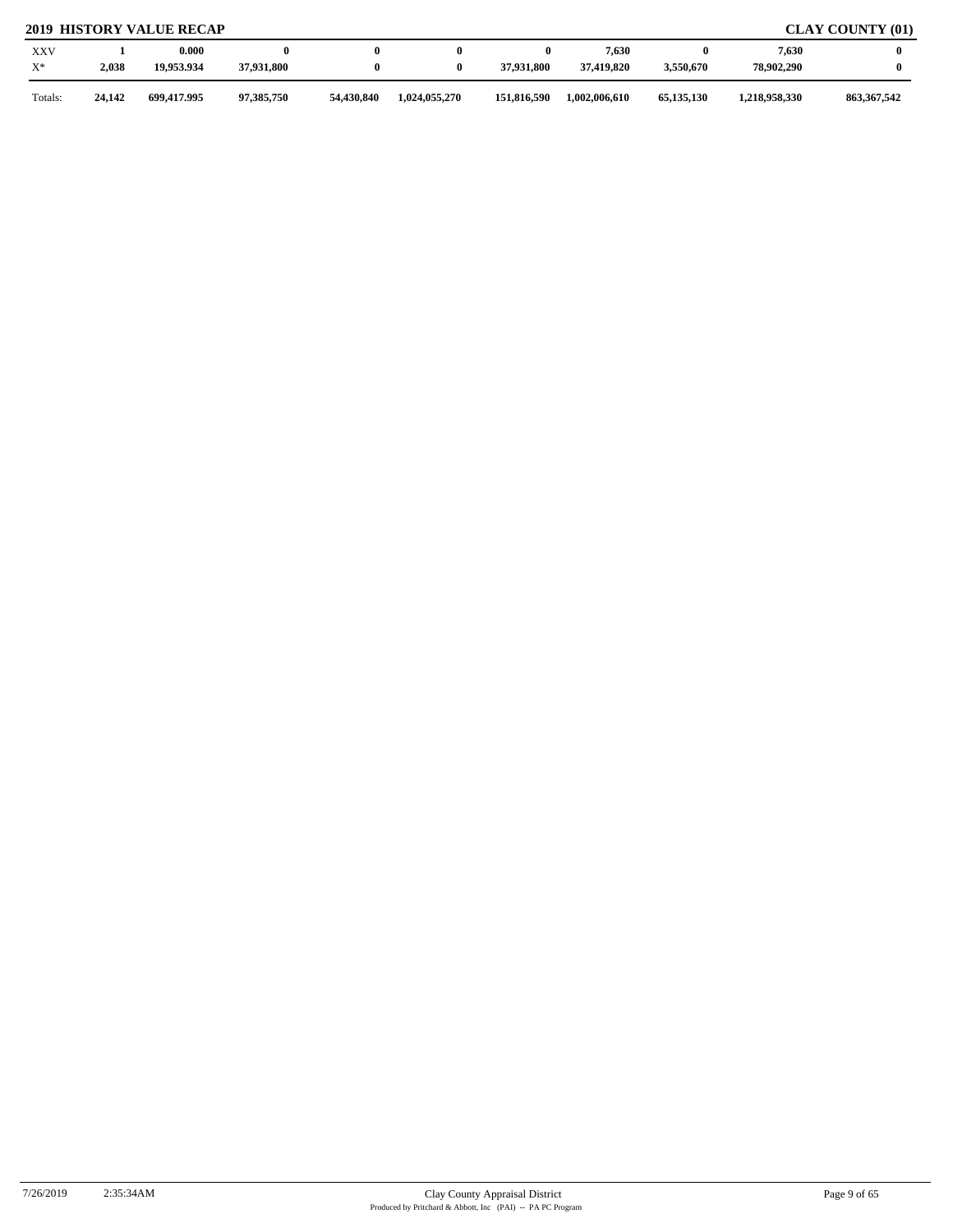## 2019 HISTORY VALUE RECAP

**CLAY COUNTY (01)**

| | | | | | | | | | | |
|---|---|---|---|---|---|---|---|---|---|---|
| XXV | 1 | 0.000 | 0 | 0 | 0 | 0 | 7,630 | 0 | 7,630 | 0 |
| X* | 2,038 | 19,953.934 | 37,931,800 | 0 | 0 | 37,931,800 | 37,419,820 | 3,550,670 | 78,902,290 | 0 |
| Totals: | 24,142 | 699,417.995 | 97,385,750 | 54,430,840 | 1,024,055,270 | 151,816,590 | 1,002,006,610 | 65,135,130 | 1,218,958,330 | 863,367,542 |

7/26/2019 2:35:34AM Clay County Appraisal District
Produced by Pritchard & Abbott, Inc (PAI) -- PA PC Program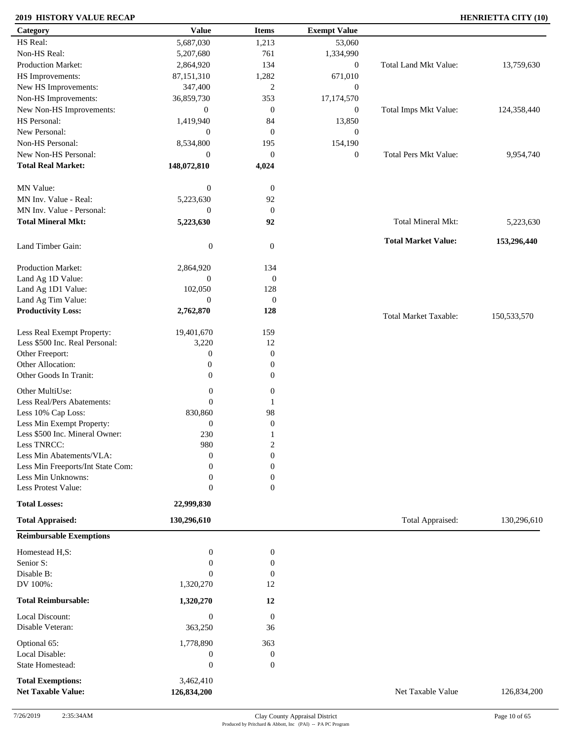**2019 HISTORY VALUE RECAP** **HENRIETTA CITY (10)**

| Category | Value | Items | Exempt Value | | |
|---|---|---|---|---|---|
| HS Real: | 5,687,030 | 1,213 | 53,060 | | |
| Non-HS Real: | 5,207,680 | 761 | 1,334,990 | | |
| Production Market: | 2,864,920 | 134 | 0 | Total Land Mkt Value: | 13,759,630 |
| HS Improvements: | 87,151,310 | 1,282 | 671,010 | | |
| New HS Improvements: | 347,400 | 2 | 0 | | |
| Non-HS Improvements: | 36,859,730 | 353 | 17,174,570 | | |
| New Non-HS Improvements: | 0 | 0 | 0 | Total Imps Mkt Value: | 124,358,440 |
| HS Personal: | 1,419,940 | 84 | 13,850 | | |
| New Personal: | 0 | 0 | 0 | | |
| Non-HS Personal: | 8,534,800 | 195 | 154,190 | | |
| New Non-HS Personal: | 0 | 0 | 0 | Total Pers Mkt Value: | 9,954,740 |
| **Total Real Market:** | **148,072,810** | **4,024** | | | |
| MN Value: | 0 | 0 | | | |
| MN Inv. Value - Real: | 5,223,630 | 92 | | | |
| MN Inv. Value - Personal: | 0 | 0 | | | |
| **Total Mineral Mkt:** | **5,223,630** | **92** | | Total Mineral Mkt: | 5,223,630 |
| | | | | **Total Market Value:** | **153,296,440** |
| Land Timber Gain: | 0 | 0 | | | |
| Production Market: | 2,864,920 | 134 | | | |
| Land Ag 1D Value: | 0 | 0 | | | |
| Land Ag 1D1 Value: | 102,050 | 128 | | | |
| Land Ag Tim Value: | 0 | 0 | | | |
| **Productivity Loss:** | **2,762,870** | **128** | | Total Market Taxable: | 150,533,570 |
| Less Real Exempt Property: | 19,401,670 | 159 | | | |
| Less $500 Inc. Real Personal: | 3,220 | 12 | | | |
| Other Freeport: | 0 | 0 | | | |
| Other Allocation: | 0 | 0 | | | |
| Other Goods In Tranit: | 0 | 0 | | | |
| Other MultiUse: | 0 | 0 | | | |
| Less Real/Pers Abatements: | 0 | 1 | | | |
| Less 10% Cap Loss: | 830,860 | 98 | | | |
| Less Min Exempt Property: | 0 | 0 | | | |
| Less $500 Inc. Mineral Owner: | 230 | 1 | | | |
| Less TNRCC: | 980 | 2 | | | |
| Less Min Abatements/VLA: | 0 | 0 | | | |
| Less Min Freeports/Int State Com: | 0 | 0 | | | |
| Less Min Unknowns: | 0 | 0 | | | |
| Less Protest Value: | 0 | 0 | | | |
| **Total Losses:** | **22,999,830** | | | | |
| **Total Appraised:** | **130,296,610** | | | Total Appraised: | 130,296,610 |

| **Reimbursable Exemptions** | | | | | |
|---|---|---|---|---|---|
| Homestead H,S: | 0 | 0 | | | |
| Senior S: | 0 | 0 | | | |
| Disable B: | 0 | 0 | | | |
| DV 100%: | 1,320,270 | 12 | | | |
| **Total Reimbursable:** | **1,320,270** | **12** | | | |
| Local Discount: | 0 | 0 | | | |
| Disable Veteran: | 363,250 | 36 | | | |
| Optional 65: | 1,778,890 | 363 | | | |
| Local Disable: | 0 | 0 | | | |
| State Homestead: | 0 | 0 | | | |
| **Total Exemptions:** | 3,462,410 | | | | |
| **Net Taxable Value:** | **126,834,200** | | | Net Taxable Value | 126,834,200 |

7/26/2019 2:35:34AM Clay County Appraisal District
Produced by Pritchard & Abbott, Inc (PAI) -- PA PC Program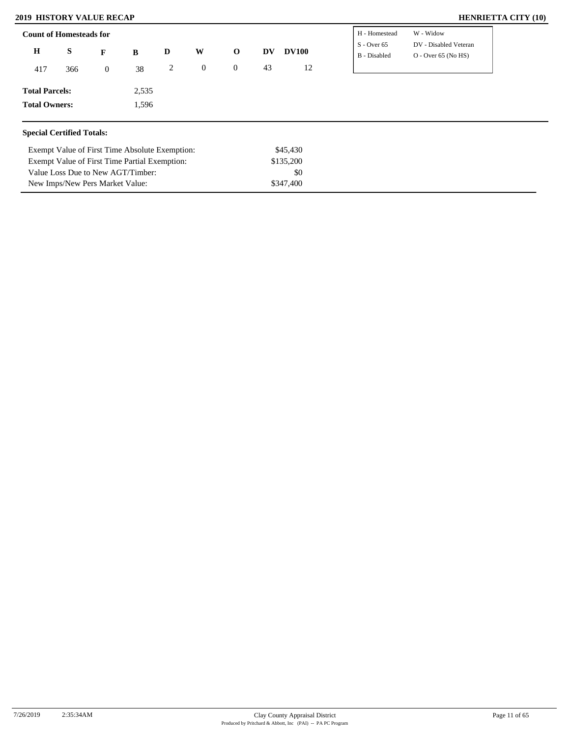## 2019 HISTORY VALUE RECAP

## HENRIETTA CITY (10)

**Count of Homesteads for**

| H | S | F | B | D | W | O | DV | DV100 |
|---|---|---|---|---|---|---|---|---|
| 417 | 366 | 0 | 38 | 2 | 0 | 0 | 43 | 12 |

| | |
|---|---|
| H - Homestead | W - Widow |
| S - Over 65 | DV - Disabled Veteran |
| B - Disabled | O - Over 65 (No HS) |

**Total Parcels:** 2,535

**Total Owners:** 1,596

### Special Certified Totals:

| | |
|---|---|
| Exempt Value of First Time Absolute Exemption: | $45,430 |
| Exempt Value of First Time Partial Exemption: | $135,200 |
| Value Loss Due to New AGT/Timber: | $0 |
| New Imps/New Pers Market Value: | $347,400 |

7/26/2019 2:35:34AM

Clay County Appraisal District
Produced by Pritchard & Abbott, Inc (PAI) -- PA PC Program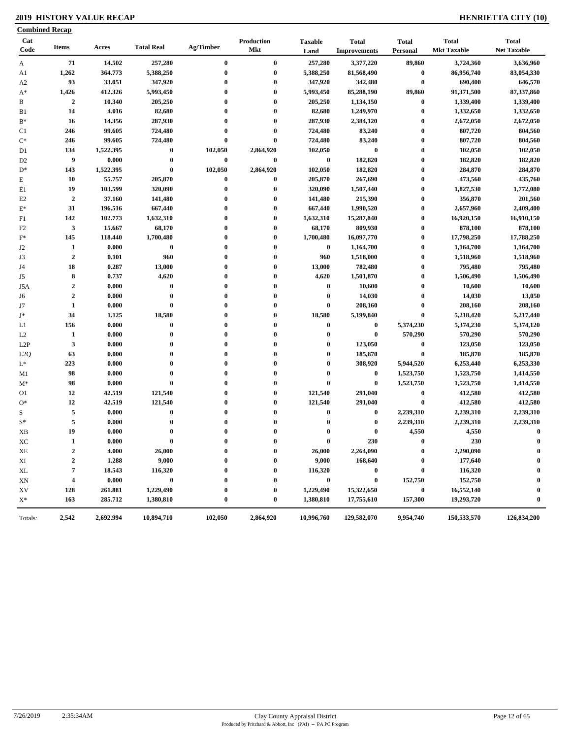## 2019 HISTORY VALUE RECAP

## HENRIETTA CITY (10)

**Combined Recap**

| Cat Code | Items | Acres | Total Real | Ag/Timber | Production Mkt | Taxable Land | Total Improvements | Total Personal | Total Mkt Taxable | Total Net Taxable |
|---|---|---|---|---|---|---|---|---|---|---|
| A | 71 | 14.502 | 257,280 | 0 | 0 | 257,280 | 3,377,220 | 89,860 | 3,724,360 | 3,636,960 |
| A1 | 1,262 | 364.773 | 5,388,250 | 0 | 0 | 5,388,250 | 81,568,490 | 0 | 86,956,740 | 83,054,330 |
| A2 | 93 | 33.051 | 347,920 | 0 | 0 | 347,920 | 342,480 | 0 | 690,400 | 646,570 |
| A* | 1,426 | 412.326 | 5,993,450 | 0 | 0 | 5,993,450 | 85,288,190 | 89,860 | 91,371,500 | 87,337,860 |
| B | 2 | 10.340 | 205,250 | 0 | 0 | 205,250 | 1,134,150 | 0 | 1,339,400 | 1,339,400 |
| B1 | 14 | 4.016 | 82,680 | 0 | 0 | 82,680 | 1,249,970 | 0 | 1,332,650 | 1,332,650 |
| B* | 16 | 14.356 | 287,930 | 0 | 0 | 287,930 | 2,384,120 | 0 | 2,672,050 | 2,672,050 |
| C1 | 246 | 99.605 | 724,480 | 0 | 0 | 724,480 | 83,240 | 0 | 807,720 | 804,560 |
| C* | 246 | 99.605 | 724,480 | 0 | 0 | 724,480 | 83,240 | 0 | 807,720 | 804,560 |
| D1 | 134 | 1,522.395 | 0 | 102,050 | 2,864,920 | 102,050 | 0 | 0 | 102,050 | 102,050 |
| D2 | 9 | 0.000 | 0 | 0 | 0 | 0 | 182,820 | 0 | 182,820 | 182,820 |
| D* | 143 | 1,522.395 | 0 | 102,050 | 2,864,920 | 102,050 | 182,820 | 0 | 284,870 | 284,870 |
| E | 10 | 55.757 | 205,870 | 0 | 0 | 205,870 | 267,690 | 0 | 473,560 | 435,760 |
| E1 | 19 | 103.599 | 320,090 | 0 | 0 | 320,090 | 1,507,440 | 0 | 1,827,530 | 1,772,080 |
| E2 | 2 | 37.160 | 141,480 | 0 | 0 | 141,480 | 215,390 | 0 | 356,870 | 201,560 |
| E* | 31 | 196.516 | 667,440 | 0 | 0 | 667,440 | 1,990,520 | 0 | 2,657,960 | 2,409,400 |
| F1 | 142 | 102.773 | 1,632,310 | 0 | 0 | 1,632,310 | 15,287,840 | 0 | 16,920,150 | 16,910,150 |
| F2 | 3 | 15.667 | 68,170 | 0 | 0 | 68,170 | 809,930 | 0 | 878,100 | 878,100 |
| F* | 145 | 118.440 | 1,700,480 | 0 | 0 | 1,700,480 | 16,097,770 | 0 | 17,798,250 | 17,788,250 |
| J2 | 1 | 0.000 | 0 | 0 | 0 | 0 | 1,164,700 | 0 | 1,164,700 | 1,164,700 |
| J3 | 2 | 0.101 | 960 | 0 | 0 | 960 | 1,518,000 | 0 | 1,518,960 | 1,518,960 |
| J4 | 18 | 0.287 | 13,000 | 0 | 0 | 13,000 | 782,480 | 0 | 795,480 | 795,480 |
| J5 | 8 | 0.737 | 4,620 | 0 | 0 | 4,620 | 1,501,870 | 0 | 1,506,490 | 1,506,490 |
| J5A | 2 | 0.000 | 0 | 0 | 0 | 0 | 10,600 | 0 | 10,600 | 10,600 |
| J6 | 2 | 0.000 | 0 | 0 | 0 | 0 | 14,030 | 0 | 14,030 | 13,050 |
| J7 | 1 | 0.000 | 0 | 0 | 0 | 0 | 208,160 | 0 | 208,160 | 208,160 |
| J* | 34 | 1.125 | 18,580 | 0 | 0 | 18,580 | 5,199,840 | 0 | 5,218,420 | 5,217,440 |
| L1 | 156 | 0.000 | 0 | 0 | 0 | 0 | 0 | 5,374,230 | 5,374,230 | 5,374,120 |
| L2 | 1 | 0.000 | 0 | 0 | 0 | 0 | 0 | 570,290 | 570,290 | 570,290 |
| L2P | 3 | 0.000 | 0 | 0 | 0 | 0 | 123,050 | 0 | 123,050 | 123,050 |
| L2Q | 63 | 0.000 | 0 | 0 | 0 | 0 | 185,870 | 0 | 185,870 | 185,870 |
| L* | 223 | 0.000 | 0 | 0 | 0 | 0 | 308,920 | 5,944,520 | 6,253,440 | 6,253,330 |
| M1 | 98 | 0.000 | 0 | 0 | 0 | 0 | 0 | 1,523,750 | 1,523,750 | 1,414,550 |
| M* | 98 | 0.000 | 0 | 0 | 0 | 0 | 0 | 1,523,750 | 1,523,750 | 1,414,550 |
| O1 | 12 | 42.519 | 121,540 | 0 | 0 | 121,540 | 291,040 | 0 | 412,580 | 412,580 |
| O* | 12 | 42.519 | 121,540 | 0 | 0 | 121,540 | 291,040 | 0 | 412,580 | 412,580 |
| S | 5 | 0.000 | 0 | 0 | 0 | 0 | 0 | 2,239,310 | 2,239,310 | 2,239,310 |
| S* | 5 | 0.000 | 0 | 0 | 0 | 0 | 0 | 2,239,310 | 2,239,310 | 2,239,310 |
| XB | 19 | 0.000 | 0 | 0 | 0 | 0 | 0 | 4,550 | 4,550 | 0 |
| XC | 1 | 0.000 | 0 | 0 | 0 | 0 | 230 | 0 | 230 | 0 |
| XE | 2 | 4.000 | 26,000 | 0 | 0 | 26,000 | 2,264,090 | 0 | 2,290,090 | 0 |
| XI | 2 | 1.288 | 9,000 | 0 | 0 | 9,000 | 168,640 | 0 | 177,640 | 0 |
| XL | 7 | 18.543 | 116,320 | 0 | 0 | 116,320 | 0 | 0 | 116,320 | 0 |
| XN | 4 | 0.000 | 0 | 0 | 0 | 0 | 0 | 152,750 | 152,750 | 0 |
| XV | 128 | 261.881 | 1,229,490 | 0 | 0 | 1,229,490 | 15,322,650 | 0 | 16,552,140 | 0 |
| X* | 163 | 285.712 | 1,380,810 | 0 | 0 | 1,380,810 | 17,755,610 | 157,300 | 19,293,720 | 0 |
| Totals: | 2,542 | 2,692.994 | 10,894,710 | 102,050 | 2,864,920 | 10,996,760 | 129,582,070 | 9,954,740 | 150,533,570 | 126,834,200 |

7/26/2019 2:35:34AM

Clay County Appraisal District
Produced by Pritchard & Abbott, Inc (PAI) -- PA PC Program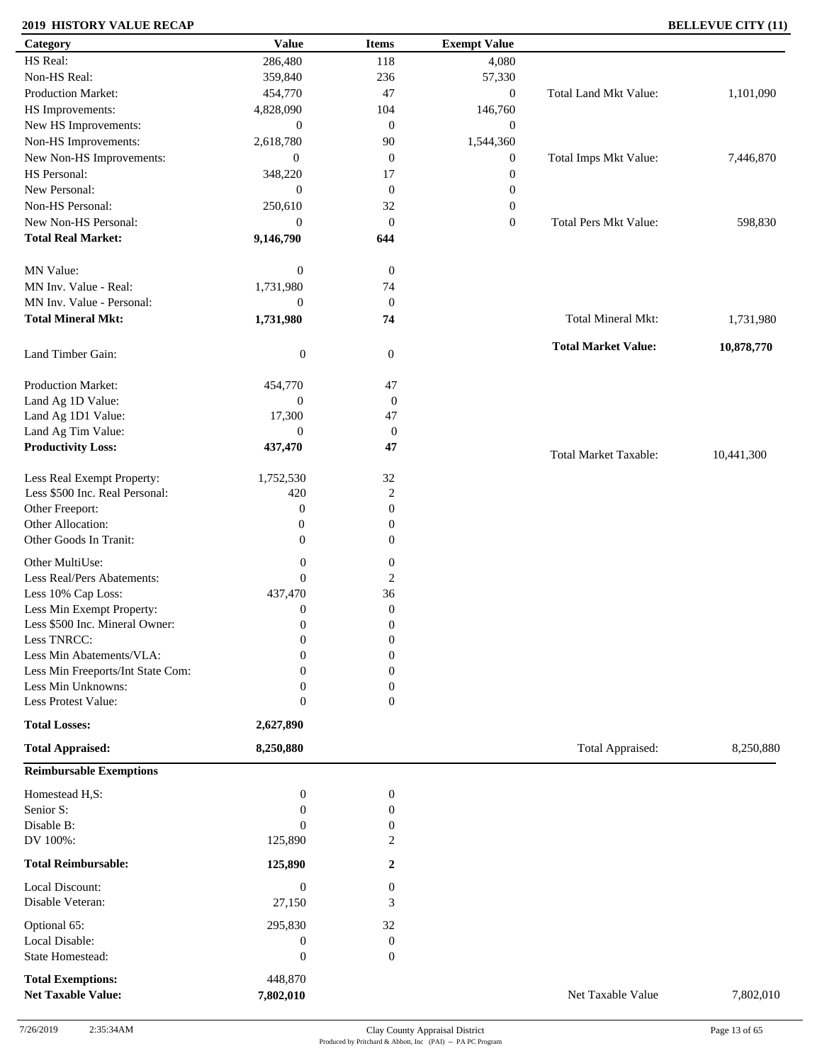**2019 HISTORY VALUE RECAP** **BELLEVUE CITY (11)**

| Category | Value | Items | Exempt Value | | |
|---|---|---|---|---|---|
| HS Real: | 286,480 | 118 | 4,080 | | |
| Non-HS Real: | 359,840 | 236 | 57,330 | | |
| Production Market: | 454,770 | 47 | 0 | Total Land Mkt Value: | 1,101,090 |
| HS Improvements: | 4,828,090 | 104 | 146,760 | | |
| New HS Improvements: | 0 | 0 | 0 | | |
| Non-HS Improvements: | 2,618,780 | 90 | 1,544,360 | | |
| New Non-HS Improvements: | 0 | 0 | 0 | Total Imps Mkt Value: | 7,446,870 |
| HS Personal: | 348,220 | 17 | 0 | | |
| New Personal: | 0 | 0 | 0 | | |
| Non-HS Personal: | 250,610 | 32 | 0 | | |
| New Non-HS Personal: | 0 | 0 | 0 | Total Pers Mkt Value: | 598,830 |
| **Total Real Market:** | **9,146,790** | **644** | | | |
| MN Value: | 0 | 0 | | | |
| MN Inv. Value - Real: | 1,731,980 | 74 | | | |
| MN Inv. Value - Personal: | 0 | 0 | | | |
| **Total Mineral Mkt:** | **1,731,980** | **74** | | Total Mineral Mkt: | 1,731,980 |
| Land Timber Gain: | 0 | 0 | | **Total Market Value:** | **10,878,770** |
| Production Market: | 454,770 | 47 | | | |
| Land Ag 1D Value: | 0 | 0 | | | |
| Land Ag 1D1 Value: | 17,300 | 47 | | | |
| Land Ag Tim Value: | 0 | 0 | | | |
| **Productivity Loss:** | **437,470** | **47** | | Total Market Taxable: | 10,441,300 |
| Less Real Exempt Property: | 1,752,530 | 32 | | | |
| Less $500 Inc. Real Personal: | 420 | 2 | | | |
| Other Freeport: | 0 | 0 | | | |
| Other Allocation: | 0 | 0 | | | |
| Other Goods In Tranit: | 0 | 0 | | | |
| Other MultiUse: | 0 | 0 | | | |
| Less Real/Pers Abatements: | 0 | 2 | | | |
| Less 10% Cap Loss: | 437,470 | 36 | | | |
| Less Min Exempt Property: | 0 | 0 | | | |
| Less $500 Inc. Mineral Owner: | 0 | 0 | | | |
| Less TNRCC: | 0 | 0 | | | |
| Less Min Abatements/VLA: | 0 | 0 | | | |
| Less Min Freeports/Int State Com: | 0 | 0 | | | |
| Less Min Unknowns: | 0 | 0 | | | |
| Less Protest Value: | 0 | 0 | | | |
| **Total Losses:** | **2,627,890** | | | | |
| **Total Appraised:** | **8,250,880** | | | Total Appraised: | 8,250,880 |

**Reimbursable Exemptions**

| Category | Value | Items | | |
|---|---|---|---|---|
| Homestead H,S: | 0 | 0 | | |
| Senior S: | 0 | 0 | | |
| Disable B: | 0 | 0 | | |
| DV 100%: | 125,890 | 2 | | |
| **Total Reimbursable:** | **125,890** | **2** | | |
| Local Discount: | 0 | 0 | | |
| Disable Veteran: | 27,150 | 3 | | |
| Optional 65: | 295,830 | 32 | | |
| Local Disable: | 0 | 0 | | |
| State Homestead: | 0 | 0 | | |
| **Total Exemptions:** | 448,870 | | | |
| **Net Taxable Value:** | **7,802,010** | | Net Taxable Value | 7,802,010 |

7/26/2019 2:35:34AM

Clay County Appraisal District
Produced by Pritchard & Abbott, Inc (PAI) -- PA PC Program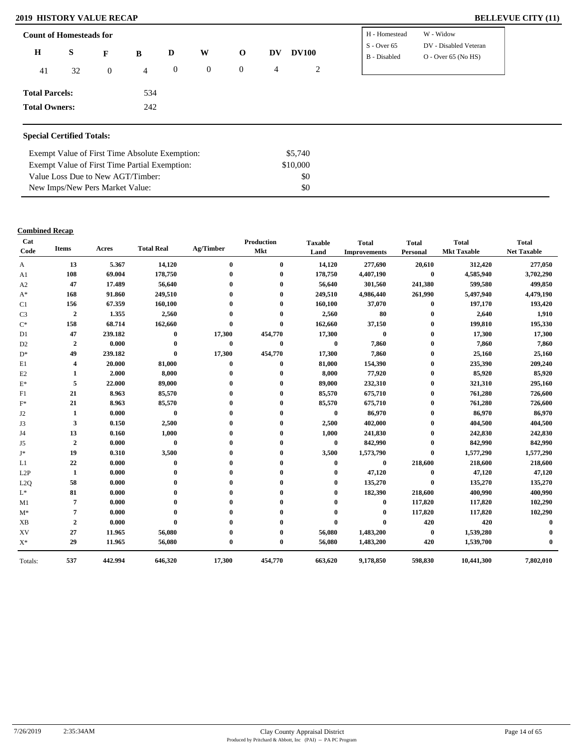## 2019 HISTORY VALUE RECAP

**BELLEVUE CITY (11)**

**Count of Homesteads for**

| H | S | F | B | D | W | O | DV | DV100 |
|---|---|---|---|---|---|---|---|---|
| 41 | 32 | 0 | 4 | 0 | 0 | 0 | 4 | 2 |

| | |
|---|---|
| H - Homestead | W - Widow |
| S - Over 65 | DV - Disabled Veteran |
| B - Disabled | O - Over 65 (No HS) |

**Total Parcels:** 534

**Total Owners:** 242

### Special Certified Totals:

| | |
|---|---|
| Exempt Value of First Time Absolute Exemption: | $5,740 |
| Exempt Value of First Time Partial Exemption: | $10,000 |
| Value Loss Due to New AGT/Timber: | $0 |
| New Imps/New Pers Market Value: | $0 |

**Combined Recap**

| Cat Code | Items | Acres | Total Real | Ag/Timber | Production Mkt | Taxable Land | Total Improvements | Total Personal | Total Mkt Taxable | Total Net Taxable |
|---|---|---|---|---|---|---|---|---|---|---|
| A | 13 | 5.367 | 14,120 | 0 | 0 | 14,120 | 277,690 | 20,610 | 312,420 | 277,050 |
| A1 | 108 | 69.004 | 178,750 | 0 | 0 | 178,750 | 4,407,190 | 0 | 4,585,940 | 3,702,290 |
| A2 | 47 | 17.489 | 56,640 | 0 | 0 | 56,640 | 301,560 | 241,380 | 599,580 | 499,850 |
| A* | 168 | 91.860 | 249,510 | 0 | 0 | 249,510 | 4,986,440 | 261,990 | 5,497,940 | 4,479,190 |
| C1 | 156 | 67.359 | 160,100 | 0 | 0 | 160,100 | 37,070 | 0 | 197,170 | 193,420 |
| C3 | 2 | 1.355 | 2,560 | 0 | 0 | 2,560 | 80 | 0 | 2,640 | 1,910 |
| C* | 158 | 68.714 | 162,660 | 0 | 0 | 162,660 | 37,150 | 0 | 199,810 | 195,330 |
| D1 | 47 | 239.182 | 0 | 17,300 | 454,770 | 17,300 | 0 | 0 | 17,300 | 17,300 |
| D2 | 2 | 0.000 | 0 | 0 | 0 | 0 | 7,860 | 0 | 7,860 | 7,860 |
| D* | 49 | 239.182 | 0 | 17,300 | 454,770 | 17,300 | 7,860 | 0 | 25,160 | 25,160 |
| E1 | 4 | 20.000 | 81,000 | 0 | 0 | 81,000 | 154,390 | 0 | 235,390 | 209,240 |
| E2 | 1 | 2.000 | 8,000 | 0 | 0 | 8,000 | 77,920 | 0 | 85,920 | 85,920 |
| E* | 5 | 22.000 | 89,000 | 0 | 0 | 89,000 | 232,310 | 0 | 321,310 | 295,160 |
| F1 | 21 | 8.963 | 85,570 | 0 | 0 | 85,570 | 675,710 | 0 | 761,280 | 726,600 |
| F* | 21 | 8.963 | 85,570 | 0 | 0 | 85,570 | 675,710 | 0 | 761,280 | 726,600 |
| J2 | 1 | 0.000 | 0 | 0 | 0 | 0 | 86,970 | 0 | 86,970 | 86,970 |
| J3 | 3 | 0.150 | 2,500 | 0 | 0 | 2,500 | 402,000 | 0 | 404,500 | 404,500 |
| J4 | 13 | 0.160 | 1,000 | 0 | 0 | 1,000 | 241,830 | 0 | 242,830 | 242,830 |
| J5 | 2 | 0.000 | 0 | 0 | 0 | 0 | 842,990 | 0 | 842,990 | 842,990 |
| J* | 19 | 0.310 | 3,500 | 0 | 0 | 3,500 | 1,573,790 | 0 | 1,577,290 | 1,577,290 |
| L1 | 22 | 0.000 | 0 | 0 | 0 | 0 | 0 | 218,600 | 218,600 | 218,600 |
| L2P | 1 | 0.000 | 0 | 0 | 0 | 0 | 47,120 | 0 | 47,120 | 47,120 |
| L2Q | 58 | 0.000 | 0 | 0 | 0 | 0 | 135,270 | 0 | 135,270 | 135,270 |
| L* | 81 | 0.000 | 0 | 0 | 0 | 0 | 182,390 | 218,600 | 400,990 | 400,990 |
| M1 | 7 | 0.000 | 0 | 0 | 0 | 0 | 0 | 117,820 | 117,820 | 102,290 |
| M* | 7 | 0.000 | 0 | 0 | 0 | 0 | 0 | 117,820 | 117,820 | 102,290 |
| XB | 2 | 0.000 | 0 | 0 | 0 | 0 | 0 | 420 | 420 | 0 |
| XV | 27 | 11.965 | 56,080 | 0 | 0 | 56,080 | 1,483,200 | 0 | 1,539,280 | 0 |
| X* | 29 | 11.965 | 56,080 | 0 | 0 | 56,080 | 1,483,200 | 420 | 1,539,700 | 0 |
| Totals: | 537 | 442.994 | 646,320 | 17,300 | 454,770 | 663,620 | 9,178,850 | 598,830 | 10,441,300 | 7,802,010 |

7/26/2019 2:35:34AM

Clay County Appraisal District
Produced by Pritchard & Abbott, Inc (PAI) -- PA PC Program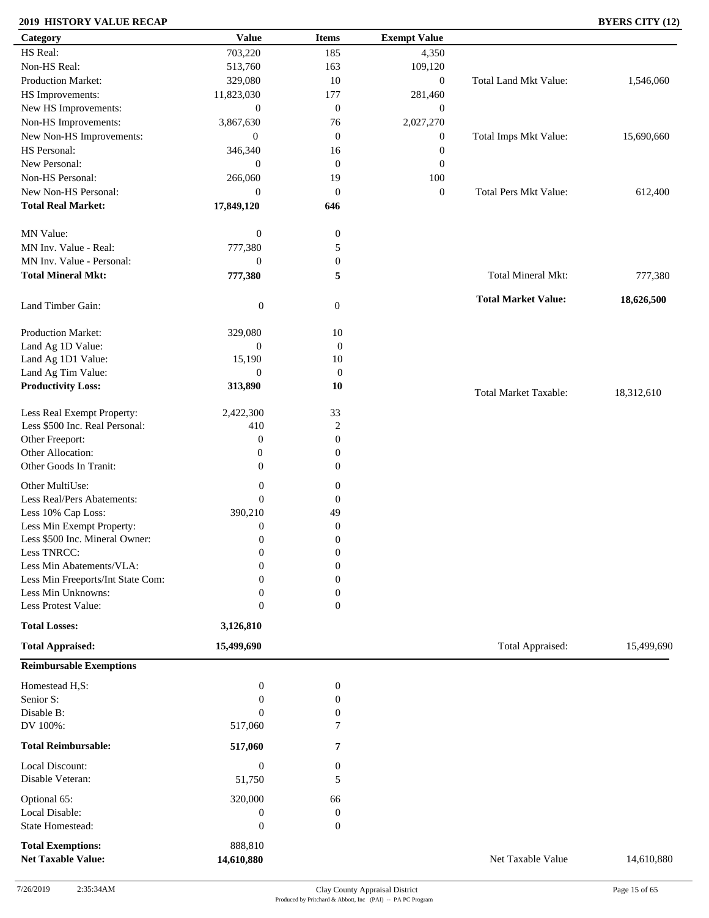**2019 HISTORY VALUE RECAP** **BYERS CITY (12)**

| Category | Value | Items | Exempt Value | | |
|---|---|---|---|---|---|
| HS Real: | 703,220 | 185 | 4,350 | | |
| Non-HS Real: | 513,760 | 163 | 109,120 | | |
| Production Market: | 329,080 | 10 | 0 | Total Land Mkt Value: | 1,546,060 |
| HS Improvements: | 11,823,030 | 177 | 281,460 | | |
| New HS Improvements: | 0 | 0 | 0 | | |
| Non-HS Improvements: | 3,867,630 | 76 | 2,027,270 | | |
| New Non-HS Improvements: | 0 | 0 | 0 | Total Imps Mkt Value: | 15,690,660 |
| HS Personal: | 346,340 | 16 | 0 | | |
| New Personal: | 0 | 0 | 0 | | |
| Non-HS Personal: | 266,060 | 19 | 100 | | |
| New Non-HS Personal: | 0 | 0 | 0 | Total Pers Mkt Value: | 612,400 |
| **Total Real Market:** | **17,849,120** | **646** | | | |
| MN Value: | 0 | 0 | | | |
| MN Inv. Value - Real: | 777,380 | 5 | | | |
| MN Inv. Value - Personal: | 0 | 0 | | | |
| **Total Mineral Mkt:** | **777,380** | **5** | | Total Mineral Mkt: | 777,380 |
| Land Timber Gain: | 0 | 0 | | **Total Market Value:** | **18,626,500** |
| Production Market: | 329,080 | 10 | | | |
| Land Ag 1D Value: | 0 | 0 | | | |
| Land Ag 1D1 Value: | 15,190 | 10 | | | |
| Land Ag Tim Value: | 0 | 0 | | | |
| **Productivity Loss:** | **313,890** | **10** | | Total Market Taxable: | 18,312,610 |
| Less Real Exempt Property: | 2,422,300 | 33 | | | |
| Less $500 Inc. Real Personal: | 410 | 2 | | | |
| Other Freeport: | 0 | 0 | | | |
| Other Allocation: | 0 | 0 | | | |
| Other Goods In Tranit: | 0 | 0 | | | |
| Other MultiUse: | 0 | 0 | | | |
| Less Real/Pers Abatements: | 0 | 0 | | | |
| Less 10% Cap Loss: | 390,210 | 49 | | | |
| Less Min Exempt Property: | 0 | 0 | | | |
| Less $500 Inc. Mineral Owner: | 0 | 0 | | | |
| Less TNRCC: | 0 | 0 | | | |
| Less Min Abatements/VLA: | 0 | 0 | | | |
| Less Min Freeports/Int State Com: | 0 | 0 | | | |
| Less Min Unknowns: | 0 | 0 | | | |
| Less Protest Value: | 0 | 0 | | | |
| **Total Losses:** | **3,126,810** | | | | |
| **Total Appraised:** | **15,499,690** | | | Total Appraised: | 15,499,690 |

**Reimbursable Exemptions**

| Category | Value | Items | | |
|---|---|---|---|---|
| Homestead H,S: | 0 | 0 | | |
| Senior S: | 0 | 0 | | |
| Disable B: | 0 | 0 | | |
| DV 100%: | 517,060 | 7 | | |
| **Total Reimbursable:** | **517,060** | **7** | | |
| Local Discount: | 0 | 0 | | |
| Disable Veteran: | 51,750 | 5 | | |
| Optional 65: | 320,000 | 66 | | |
| Local Disable: | 0 | 0 | | |
| State Homestead: | 0 | 0 | | |
| **Total Exemptions:** | 888,810 | | | |
| **Net Taxable Value:** | **14,610,880** | | Net Taxable Value | 14,610,880 |

7/26/2019 2:35:34AM

Clay County Appraisal District
Produced by Pritchard & Abbott, Inc (PAI) -- PA PC Program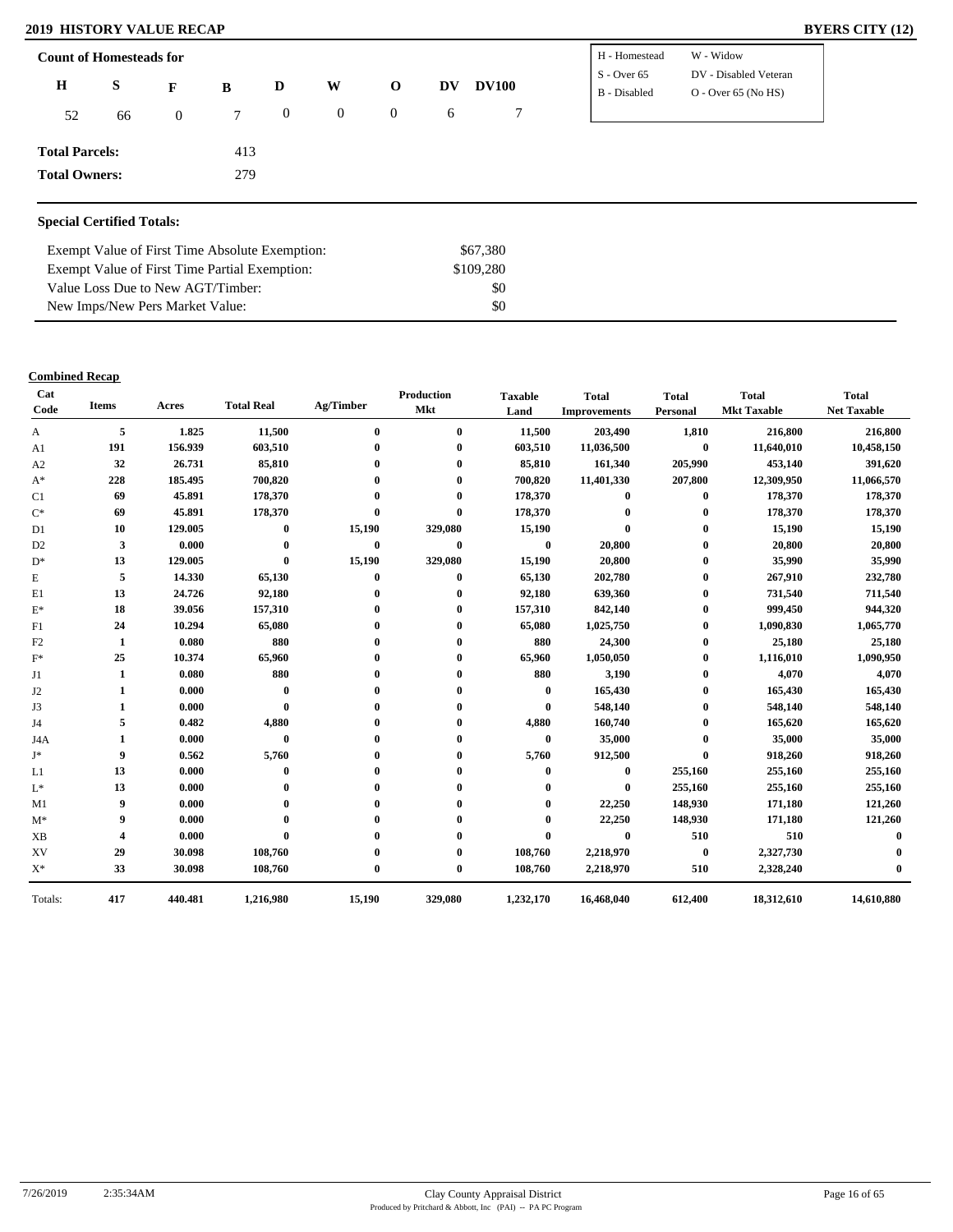# 2019 HISTORY VALUE RECAP

**BYERS CITY (12)**

## Count of Homesteads for

| H | S | F | B | D | W | O | DV | DV100 |
|---|---|---|---|---|---|---|---|---|
| 52 | 66 | 0 | 7 | 0 | 0 | 0 | 6 | 7 |

| | |
|---|---|
| H - Homestead | W - Widow |
| S - Over 65 | DV - Disabled Veteran |
| B - Disabled | O - Over 65 (No HS) |

**Total Parcels:** 413

**Total Owners:** 279

## Special Certified Totals:

| | |
|---|---|
| Exempt Value of First Time Absolute Exemption: | $67,380 |
| Exempt Value of First Time Partial Exemption: | $109,280 |
| Value Loss Due to New AGT/Timber: | $0 |
| New Imps/New Pers Market Value: | $0 |

## Combined Recap

| Cat Code | Items | Acres | Total Real | Ag/Timber | Production Mkt | Taxable Land | Total Improvements | Total Personal | Total Mkt Taxable | Total Net Taxable |
|---|---|---|---|---|---|---|---|---|---|---|
| A | 5 | 1.825 | 11,500 | 0 | 0 | 11,500 | 203,490 | 1,810 | 216,800 | 216,800 |
| A1 | 191 | 156.939 | 603,510 | 0 | 0 | 603,510 | 11,036,500 | 0 | 11,640,010 | 10,458,150 |
| A2 | 32 | 26.731 | 85,810 | 0 | 0 | 85,810 | 161,340 | 205,990 | 453,140 | 391,620 |
| A* | 228 | 185.495 | 700,820 | 0 | 0 | 700,820 | 11,401,330 | 207,800 | 12,309,950 | 11,066,570 |
| C1 | 69 | 45.891 | 178,370 | 0 | 0 | 178,370 | 0 | 0 | 178,370 | 178,370 |
| C* | 69 | 45.891 | 178,370 | 0 | 0 | 178,370 | 0 | 0 | 178,370 | 178,370 |
| D1 | 10 | 129.005 | 0 | 15,190 | 329,080 | 15,190 | 0 | 0 | 15,190 | 15,190 |
| D2 | 3 | 0.000 | 0 | 0 | 0 | 0 | 20,800 | 0 | 20,800 | 20,800 |
| D* | 13 | 129.005 | 0 | 15,190 | 329,080 | 15,190 | 20,800 | 0 | 35,990 | 35,990 |
| E | 5 | 14.330 | 65,130 | 0 | 0 | 65,130 | 202,780 | 0 | 267,910 | 232,780 |
| E1 | 13 | 24.726 | 92,180 | 0 | 0 | 92,180 | 639,360 | 0 | 731,540 | 711,540 |
| E* | 18 | 39.056 | 157,310 | 0 | 0 | 157,310 | 842,140 | 0 | 999,450 | 944,320 |
| F1 | 24 | 10.294 | 65,080 | 0 | 0 | 65,080 | 1,025,750 | 0 | 1,090,830 | 1,065,770 |
| F2 | 1 | 0.080 | 880 | 0 | 0 | 880 | 24,300 | 0 | 25,180 | 25,180 |
| F* | 25 | 10.374 | 65,960 | 0 | 0 | 65,960 | 1,050,050 | 0 | 1,116,010 | 1,090,950 |
| J1 | 1 | 0.080 | 880 | 0 | 0 | 880 | 3,190 | 0 | 4,070 | 4,070 |
| J2 | 1 | 0.000 | 0 | 0 | 0 | 0 | 165,430 | 0 | 165,430 | 165,430 |
| J3 | 1 | 0.000 | 0 | 0 | 0 | 0 | 548,140 | 0 | 548,140 | 548,140 |
| J4 | 5 | 0.482 | 4,880 | 0 | 0 | 4,880 | 160,740 | 0 | 165,620 | 165,620 |
| J4A | 1 | 0.000 | 0 | 0 | 0 | 0 | 35,000 | 0 | 35,000 | 35,000 |
| J* | 9 | 0.562 | 5,760 | 0 | 0 | 5,760 | 912,500 | 0 | 918,260 | 918,260 |
| L1 | 13 | 0.000 | 0 | 0 | 0 | 0 | 0 | 255,160 | 255,160 | 255,160 |
| L* | 13 | 0.000 | 0 | 0 | 0 | 0 | 0 | 255,160 | 255,160 | 255,160 |
| M1 | 9 | 0.000 | 0 | 0 | 0 | 0 | 22,250 | 148,930 | 171,180 | 121,260 |
| M* | 9 | 0.000 | 0 | 0 | 0 | 0 | 22,250 | 148,930 | 171,180 | 121,260 |
| XB | 4 | 0.000 | 0 | 0 | 0 | 0 | 0 | 510 | 510 | 0 |
| XV | 29 | 30.098 | 108,760 | 0 | 0 | 108,760 | 2,218,970 | 0 | 2,327,730 | 0 |
| X* | 33 | 30.098 | 108,760 | 0 | 0 | 108,760 | 2,218,970 | 510 | 2,328,240 | 0 |
| Totals: | 417 | 440.481 | 1,216,980 | 15,190 | 329,080 | 1,232,170 | 16,468,040 | 612,400 | 18,312,610 | 14,610,880 |

7/26/2019 2:35:34AM Clay County Appraisal District

Produced by Pritchard & Abbott, Inc (PAI) -- PA PC Program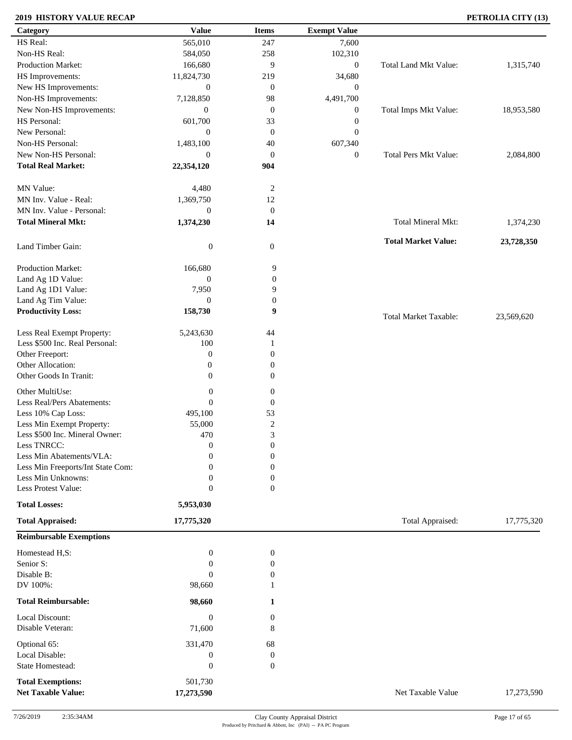## 2019 HISTORY VALUE RECAP

**PETROLIA CITY (13)**

| Category | Value | Items | Exempt Value | | |
|---|---|---|---|---|---|
| HS Real: | 565,010 | 247 | 7,600 | | |
| Non-HS Real: | 584,050 | 258 | 102,310 | | |
| Production Market: | 166,680 | 9 | 0 | Total Land Mkt Value: | 1,315,740 |
| HS Improvements: | 11,824,730 | 219 | 34,680 | | |
| New HS Improvements: | 0 | 0 | 0 | | |
| Non-HS Improvements: | 7,128,850 | 98 | 4,491,700 | | |
| New Non-HS Improvements: | 0 | 0 | 0 | Total Imps Mkt Value: | 18,953,580 |
| HS Personal: | 601,700 | 33 | 0 | | |
| New Personal: | 0 | 0 | 0 | | |
| Non-HS Personal: | 1,483,100 | 40 | 607,340 | | |
| New Non-HS Personal: | 0 | 0 | 0 | Total Pers Mkt Value: | 2,084,800 |
| **Total Real Market:** | **22,354,120** | **904** | | | |
| MN Value: | 4,480 | 2 | | | |
| MN Inv. Value - Real: | 1,369,750 | 12 | | | |
| MN Inv. Value - Personal: | 0 | 0 | | | |
| **Total Mineral Mkt:** | **1,374,230** | **14** | | Total Mineral Mkt: | 1,374,230 |
| Land Timber Gain: | 0 | 0 | | **Total Market Value:** | **23,728,350** |
| Production Market: | 166,680 | 9 | | | |
| Land Ag 1D Value: | 0 | 0 | | | |
| Land Ag 1D1 Value: | 7,950 | 9 | | | |
| Land Ag Tim Value: | 0 | 0 | | | |
| **Productivity Loss:** | **158,730** | **9** | | Total Market Taxable: | 23,569,620 |
| Less Real Exempt Property: | 5,243,630 | 44 | | | |
| Less $500 Inc. Real Personal: | 100 | 1 | | | |
| Other Freeport: | 0 | 0 | | | |
| Other Allocation: | 0 | 0 | | | |
| Other Goods In Tranit: | 0 | 0 | | | |
| Other MultiUse: | 0 | 0 | | | |
| Less Real/Pers Abatements: | 0 | 0 | | | |
| Less 10% Cap Loss: | 495,100 | 53 | | | |
| Less Min Exempt Property: | 55,000 | 2 | | | |
| Less $500 Inc. Mineral Owner: | 470 | 3 | | | |
| Less TNRCC: | 0 | 0 | | | |
| Less Min Abatements/VLA: | 0 | 0 | | | |
| Less Min Freeports/Int State Com: | 0 | 0 | | | |
| Less Min Unknowns: | 0 | 0 | | | |
| Less Protest Value: | 0 | 0 | | | |
| **Total Losses:** | **5,953,030** | | | | |
| **Total Appraised:** | **17,775,320** | | | Total Appraised: | 17,775,320 |

| **Reimbursable Exemptions** | | | | |
|---|---|---|---|---|
| Homestead H,S: | 0 | 0 | | |
| Senior S: | 0 | 0 | | |
| Disable B: | 0 | 0 | | |
| DV 100%: | 98,660 | 1 | | |
| **Total Reimbursable:** | **98,660** | **1** | | |
| Local Discount: | 0 | 0 | | |
| Disable Veteran: | 71,600 | 8 | | |
| Optional 65: | 331,470 | 68 | | |
| Local Disable: | 0 | 0 | | |
| State Homestead: | 0 | 0 | | |
| **Total Exemptions:** | 501,730 | | | |
| **Net Taxable Value:** | **17,273,590** | | Net Taxable Value | 17,273,590 |

7/26/2019 2:35:34AM

Clay County Appraisal District
Produced by Pritchard & Abbott, Inc (PAI) -- PA PC Program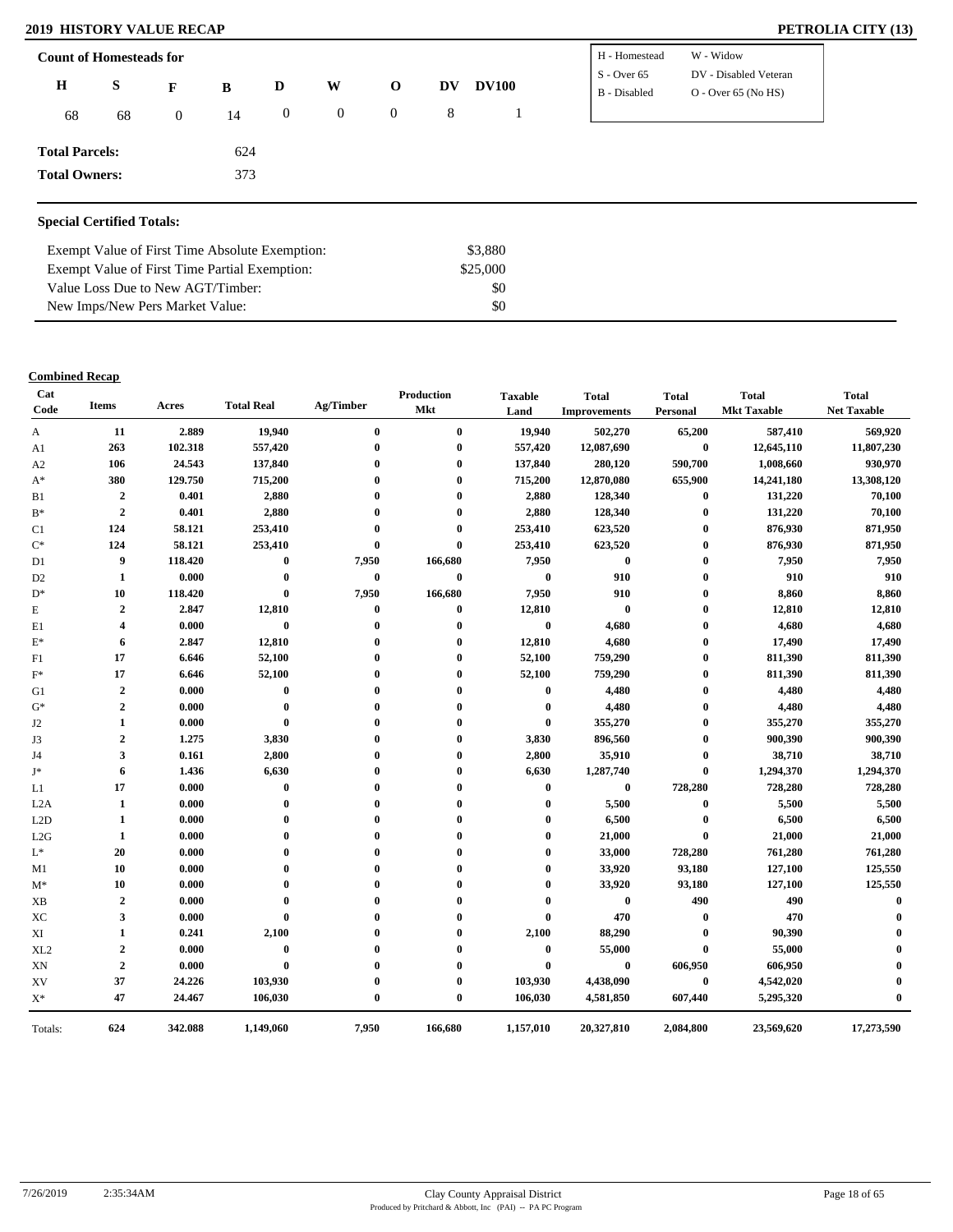# 2019 HISTORY VALUE RECAP

**PETROLIA CITY (13)**

**Count of Homesteads for**

| H | S | F | B | D | W | O | DV | DV100 |
|---|---|---|---|---|---|---|---|---|
| 68 | 68 | 0 | 14 | 0 | 0 | 0 | 8 | 1 |

| | |
|---|---|
| H - Homestead | W - Widow |
| S - Over 65 | DV - Disabled Veteran |
| B - Disabled | O - Over 65 (No HS) |

**Total Parcels:** 624

**Total Owners:** 373

### Special Certified Totals:

| | |
|---|---|
| Exempt Value of First Time Absolute Exemption: | $3,880 |
| Exempt Value of First Time Partial Exemption: | $25,000 |
| Value Loss Due to New AGT/Timber: | $0 |
| New Imps/New Pers Market Value: | $0 |

**Combined Recap**

| Cat Code | Items | Acres | Total Real | Ag/Timber | Production Mkt | Taxable Land | Total Improvements | Total Personal | Total Mkt Taxable | Total Net Taxable |
|---|---|---|---|---|---|---|---|---|---|---|
| A | 11 | 2.889 | 19,940 | 0 | 0 | 19,940 | 502,270 | 65,200 | 587,410 | 569,920 |
| A1 | 263 | 102.318 | 557,420 | 0 | 0 | 557,420 | 12,087,690 | 0 | 12,645,110 | 11,807,230 |
| A2 | 106 | 24.543 | 137,840 | 0 | 0 | 137,840 | 280,120 | 590,700 | 1,008,660 | 930,970 |
| A* | 380 | 129.750 | 715,200 | 0 | 0 | 715,200 | 12,870,080 | 655,900 | 14,241,180 | 13,308,120 |
| B1 | 2 | 0.401 | 2,880 | 0 | 0 | 2,880 | 128,340 | 0 | 131,220 | 70,100 |
| B* | 2 | 0.401 | 2,880 | 0 | 0 | 2,880 | 128,340 | 0 | 131,220 | 70,100 |
| C1 | 124 | 58.121 | 253,410 | 0 | 0 | 253,410 | 623,520 | 0 | 876,930 | 871,950 |
| C* | 124 | 58.121 | 253,410 | 0 | 0 | 253,410 | 623,520 | 0 | 876,930 | 871,950 |
| D1 | 9 | 118.420 | 0 | 7,950 | 166,680 | 7,950 | 0 | 0 | 7,950 | 7,950 |
| D2 | 1 | 0.000 | 0 | 0 | 0 | 0 | 910 | 0 | 910 | 910 |
| D* | 10 | 118.420 | 0 | 7,950 | 166,680 | 7,950 | 910 | 0 | 8,860 | 8,860 |
| E | 2 | 2.847 | 12,810 | 0 | 0 | 12,810 | 0 | 0 | 12,810 | 12,810 |
| E1 | 4 | 0.000 | 0 | 0 | 0 | 0 | 4,680 | 0 | 4,680 | 4,680 |
| E* | 6 | 2.847 | 12,810 | 0 | 0 | 12,810 | 4,680 | 0 | 17,490 | 17,490 |
| F1 | 17 | 6.646 | 52,100 | 0 | 0 | 52,100 | 759,290 | 0 | 811,390 | 811,390 |
| F* | 17 | 6.646 | 52,100 | 0 | 0 | 52,100 | 759,290 | 0 | 811,390 | 811,390 |
| G1 | 2 | 0.000 | 0 | 0 | 0 | 0 | 4,480 | 0 | 4,480 | 4,480 |
| G* | 2 | 0.000 | 0 | 0 | 0 | 0 | 4,480 | 0 | 4,480 | 4,480 |
| J2 | 1 | 0.000 | 0 | 0 | 0 | 0 | 355,270 | 0 | 355,270 | 355,270 |
| J3 | 2 | 1.275 | 3,830 | 0 | 0 | 3,830 | 896,560 | 0 | 900,390 | 900,390 |
| J4 | 3 | 0.161 | 2,800 | 0 | 0 | 2,800 | 35,910 | 0 | 38,710 | 38,710 |
| J* | 6 | 1.436 | 6,630 | 0 | 0 | 6,630 | 1,287,740 | 0 | 1,294,370 | 1,294,370 |
| L1 | 17 | 0.000 | 0 | 0 | 0 | 0 | 0 | 728,280 | 728,280 | 728,280 |
| L2A | 1 | 0.000 | 0 | 0 | 0 | 0 | 5,500 | 0 | 5,500 | 5,500 |
| L2D | 1 | 0.000 | 0 | 0 | 0 | 0 | 6,500 | 0 | 6,500 | 6,500 |
| L2G | 1 | 0.000 | 0 | 0 | 0 | 0 | 21,000 | 0 | 21,000 | 21,000 |
| L* | 20 | 0.000 | 0 | 0 | 0 | 0 | 33,000 | 728,280 | 761,280 | 761,280 |
| M1 | 10 | 0.000 | 0 | 0 | 0 | 0 | 33,920 | 93,180 | 127,100 | 125,550 |
| M* | 10 | 0.000 | 0 | 0 | 0 | 0 | 33,920 | 93,180 | 127,100 | 125,550 |
| XB | 2 | 0.000 | 0 | 0 | 0 | 0 | 0 | 490 | 490 | 0 |
| XC | 3 | 0.000 | 0 | 0 | 0 | 0 | 470 | 0 | 470 | 0 |
| XI | 1 | 0.241 | 2,100 | 0 | 0 | 2,100 | 88,290 | 0 | 90,390 | 0 |
| XL2 | 2 | 0.000 | 0 | 0 | 0 | 0 | 55,000 | 0 | 55,000 | 0 |
| XN | 2 | 0.000 | 0 | 0 | 0 | 0 | 0 | 606,950 | 606,950 | 0 |
| XV | 37 | 24.226 | 103,930 | 0 | 0 | 103,930 | 4,438,090 | 0 | 4,542,020 | 0 |
| X* | 47 | 24.467 | 106,030 | 0 | 0 | 106,030 | 4,581,850 | 607,440 | 5,295,320 | 0 |
| Totals: | 624 | 342.088 | 1,149,060 | 7,950 | 166,680 | 1,157,010 | 20,327,810 | 2,084,800 | 23,569,620 | 17,273,590 |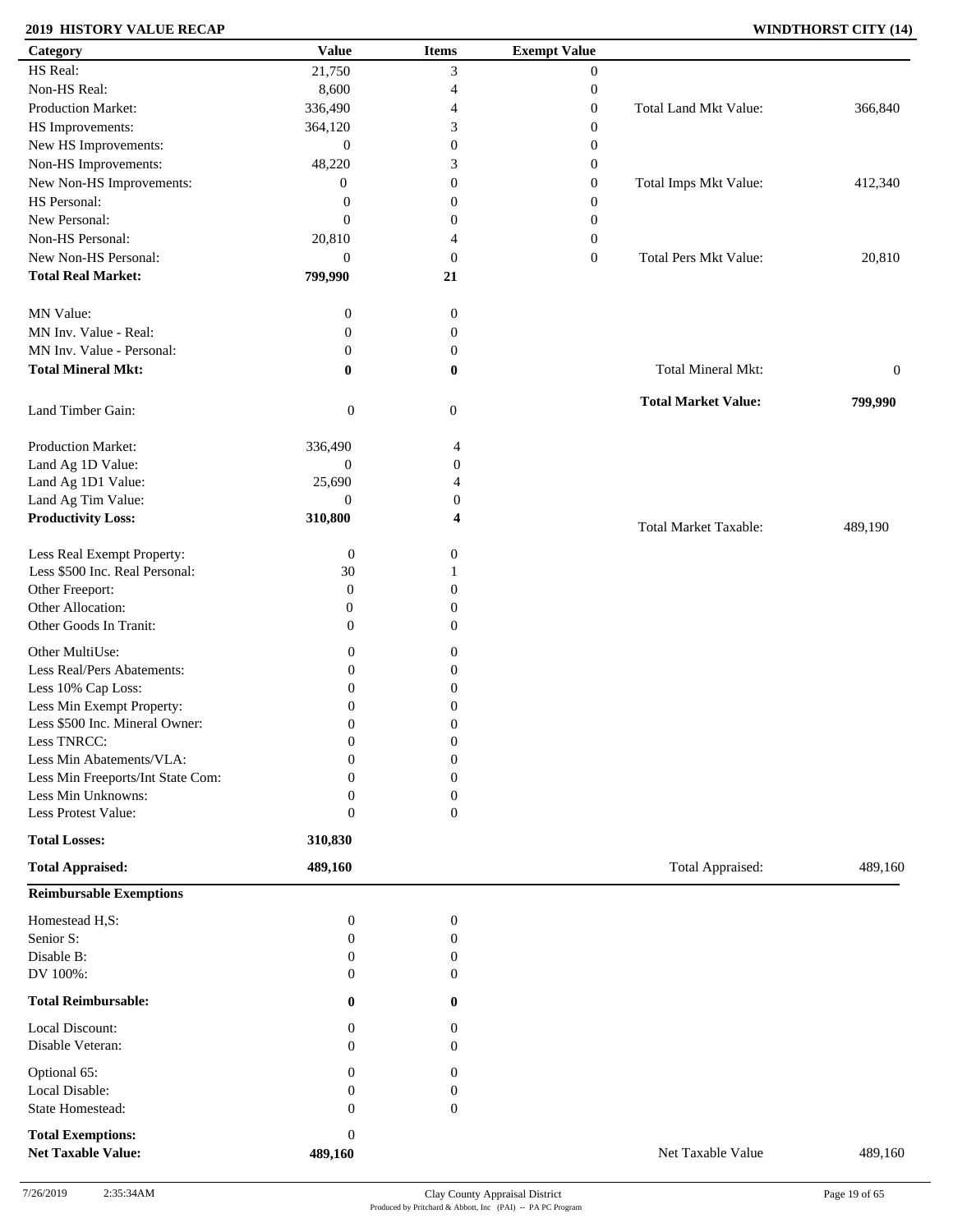**2019 HISTORY VALUE RECAP** **WINDTHORST CITY (14)**

| Category | Value | Items | Exempt Value | | |
|---|---|---|---|---|---|
| HS Real: | 21,750 | 3 | 0 | | |
| Non-HS Real: | 8,600 | 4 | 0 | | |
| Production Market: | 336,490 | 4 | 0 | Total Land Mkt Value: | 366,840 |
| HS Improvements: | 364,120 | 3 | 0 | | |
| New HS Improvements: | 0 | 0 | 0 | | |
| Non-HS Improvements: | 48,220 | 3 | 0 | | |
| New Non-HS Improvements: | 0 | 0 | 0 | Total Imps Mkt Value: | 412,340 |
| HS Personal: | 0 | 0 | 0 | | |
| New Personal: | 0 | 0 | 0 | | |
| Non-HS Personal: | 20,810 | 4 | 0 | | |
| New Non-HS Personal: | 0 | 0 | 0 | Total Pers Mkt Value: | 20,810 |
| **Total Real Market:** | **799,990** | **21** | | | |
| MN Value: | 0 | 0 | | | |
| MN Inv. Value - Real: | 0 | 0 | | | |
| MN Inv. Value - Personal: | 0 | 0 | | | |
| **Total Mineral Mkt:** | **0** | **0** | | Total Mineral Mkt: | 0 |
| Land Timber Gain: | 0 | 0 | | **Total Market Value:** | **799,990** |
| Production Market: | 336,490 | 4 | | | |
| Land Ag 1D Value: | 0 | 0 | | | |
| Land Ag 1D1 Value: | 25,690 | 4 | | | |
| Land Ag Tim Value: | 0 | 0 | | | |
| **Productivity Loss:** | **310,800** | **4** | | Total Market Taxable: | 489,190 |
| Less Real Exempt Property: | 0 | 0 | | | |
| Less $500 Inc. Real Personal: | 30 | 1 | | | |
| Other Freeport: | 0 | 0 | | | |
| Other Allocation: | 0 | 0 | | | |
| Other Goods In Tranit: | 0 | 0 | | | |
| Other MultiUse: | 0 | 0 | | | |
| Less Real/Pers Abatements: | 0 | 0 | | | |
| Less 10% Cap Loss: | 0 | 0 | | | |
| Less Min Exempt Property: | 0 | 0 | | | |
| Less $500 Inc. Mineral Owner: | 0 | 0 | | | |
| Less TNRCC: | 0 | 0 | | | |
| Less Min Abatements/VLA: | 0 | 0 | | | |
| Less Min Freeports/Int State Com: | 0 | 0 | | | |
| Less Min Unknowns: | 0 | 0 | | | |
| Less Protest Value: | 0 | 0 | | | |
| **Total Losses:** | **310,830** | | | | |
| **Total Appraised:** | **489,160** | | | Total Appraised: | 489,160 |

**Reimbursable Exemptions**

| Category | Value | Items | | |
|---|---|---|---|---|
| Homestead H,S: | 0 | 0 | | |
| Senior S: | 0 | 0 | | |
| Disable B: | 0 | 0 | | |
| DV 100%: | 0 | 0 | | |
| **Total Reimbursable:** | **0** | **0** | | |
| Local Discount: | 0 | 0 | | |
| Disable Veteran: | 0 | 0 | | |
| Optional 65: | 0 | 0 | | |
| Local Disable: | 0 | 0 | | |
| State Homestead: | 0 | 0 | | |
| **Total Exemptions:** | 0 | | | |
| **Net Taxable Value:** | **489,160** | | Net Taxable Value | 489,160 |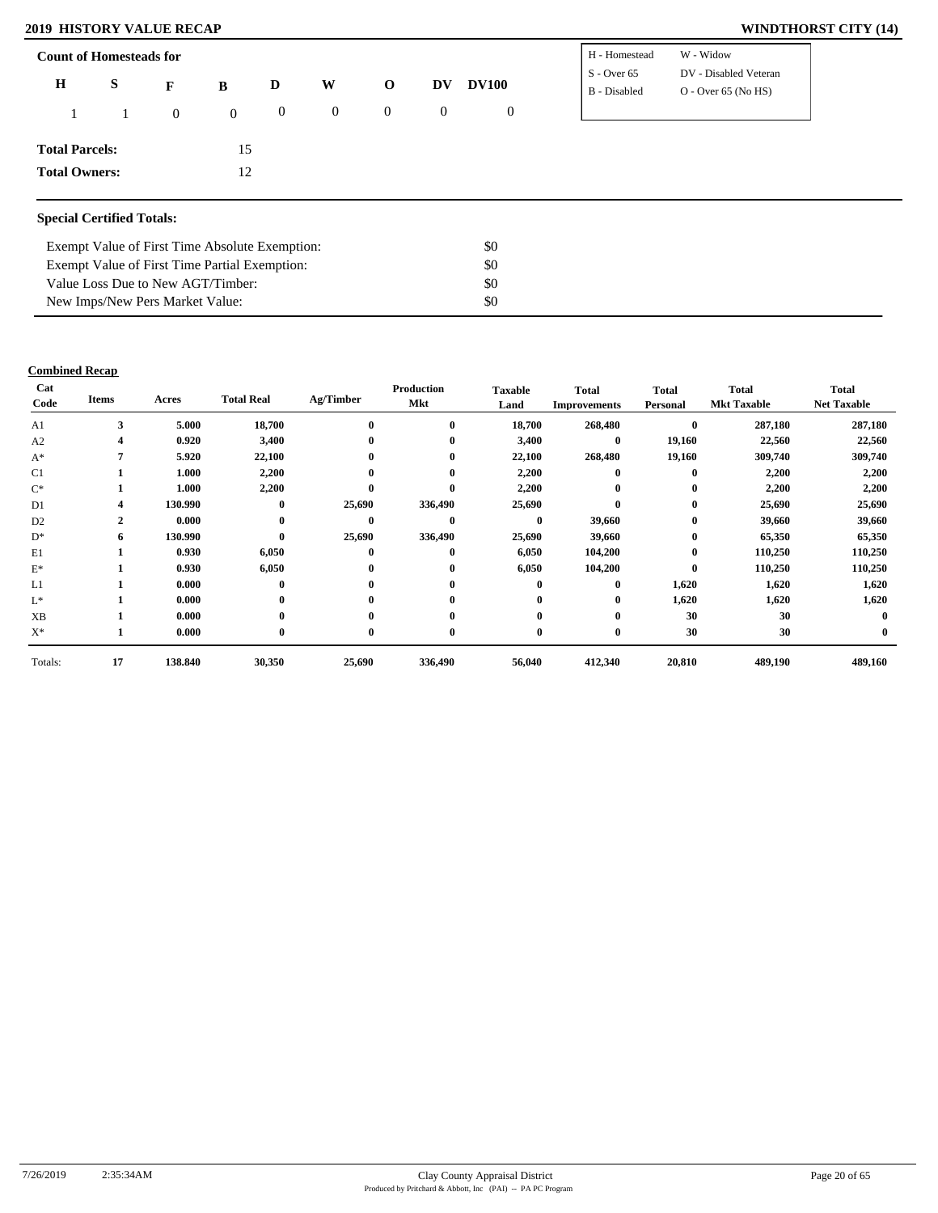# 2019 HISTORY VALUE RECAP

**WINDTHORST CITY (14)**

### Count of Homesteads for

| H | S | F | B | D | W | O | DV | DV100 |
|---|---|---|---|---|---|---|---|---|
| 1 | 1 | 0 | 0 | 0 | 0 | 0 | 0 | 0 |

| | |
|---|---|
| H - Homestead | W - Widow |
| S - Over 65 | DV - Disabled Veteran |
| B - Disabled | O - Over 65 (No HS) |

**Total Parcels:** 15

**Total Owners:** 12

### Special Certified Totals:

| | |
|---|---|
| Exempt Value of First Time Absolute Exemption: | $0 |
| Exempt Value of First Time Partial Exemption: | $0 |
| Value Loss Due to New AGT/Timber: | $0 |
| New Imps/New Pers Market Value: | $0 |

### Combined Recap

| Cat Code | Items | Acres | Total Real | Ag/Timber | Production Mkt | Taxable Land | Total Improvements | Total Personal | Total Mkt Taxable | Total Net Taxable |
|---|---|---|---|---|---|---|---|---|---|---|
| A1 | 3 | 5.000 | 18,700 | 0 | 0 | 18,700 | 268,480 | 0 | 287,180 | 287,180 |
| A2 | 4 | 0.920 | 3,400 | 0 | 0 | 3,400 | 0 | 19,160 | 22,560 | 22,560 |
| A* | 7 | 5.920 | 22,100 | 0 | 0 | 22,100 | 268,480 | 19,160 | 309,740 | 309,740 |
| C1 | 1 | 1.000 | 2,200 | 0 | 0 | 2,200 | 0 | 0 | 2,200 | 2,200 |
| C* | 1 | 1.000 | 2,200 | 0 | 0 | 2,200 | 0 | 0 | 2,200 | 2,200 |
| D1 | 4 | 130.990 | 0 | 25,690 | 336,490 | 25,690 | 0 | 0 | 25,690 | 25,690 |
| D2 | 2 | 0.000 | 0 | 0 | 0 | 0 | 39,660 | 0 | 39,660 | 39,660 |
| D* | 6 | 130.990 | 0 | 25,690 | 336,490 | 25,690 | 39,660 | 0 | 65,350 | 65,350 |
| E1 | 1 | 0.930 | 6,050 | 0 | 0 | 6,050 | 104,200 | 0 | 110,250 | 110,250 |
| E* | 1 | 0.930 | 6,050 | 0 | 0 | 6,050 | 104,200 | 0 | 110,250 | 110,250 |
| L1 | 1 | 0.000 | 0 | 0 | 0 | 0 | 0 | 1,620 | 1,620 | 1,620 |
| L* | 1 | 0.000 | 0 | 0 | 0 | 0 | 0 | 1,620 | 1,620 | 1,620 |
| XB | 1 | 0.000 | 0 | 0 | 0 | 0 | 0 | 30 | 30 | 0 |
| X* | 1 | 0.000 | 0 | 0 | 0 | 0 | 0 | 30 | 30 | 0 |
| Totals: | 17 | 138.840 | 30,350 | 25,690 | 336,490 | 56,040 | 412,340 | 20,810 | 489,190 | 489,160 |

7/26/2019 2:35:34AM

Clay County Appraisal District

Produced by Pritchard & Abbott, Inc (PAI) -- PA PC Program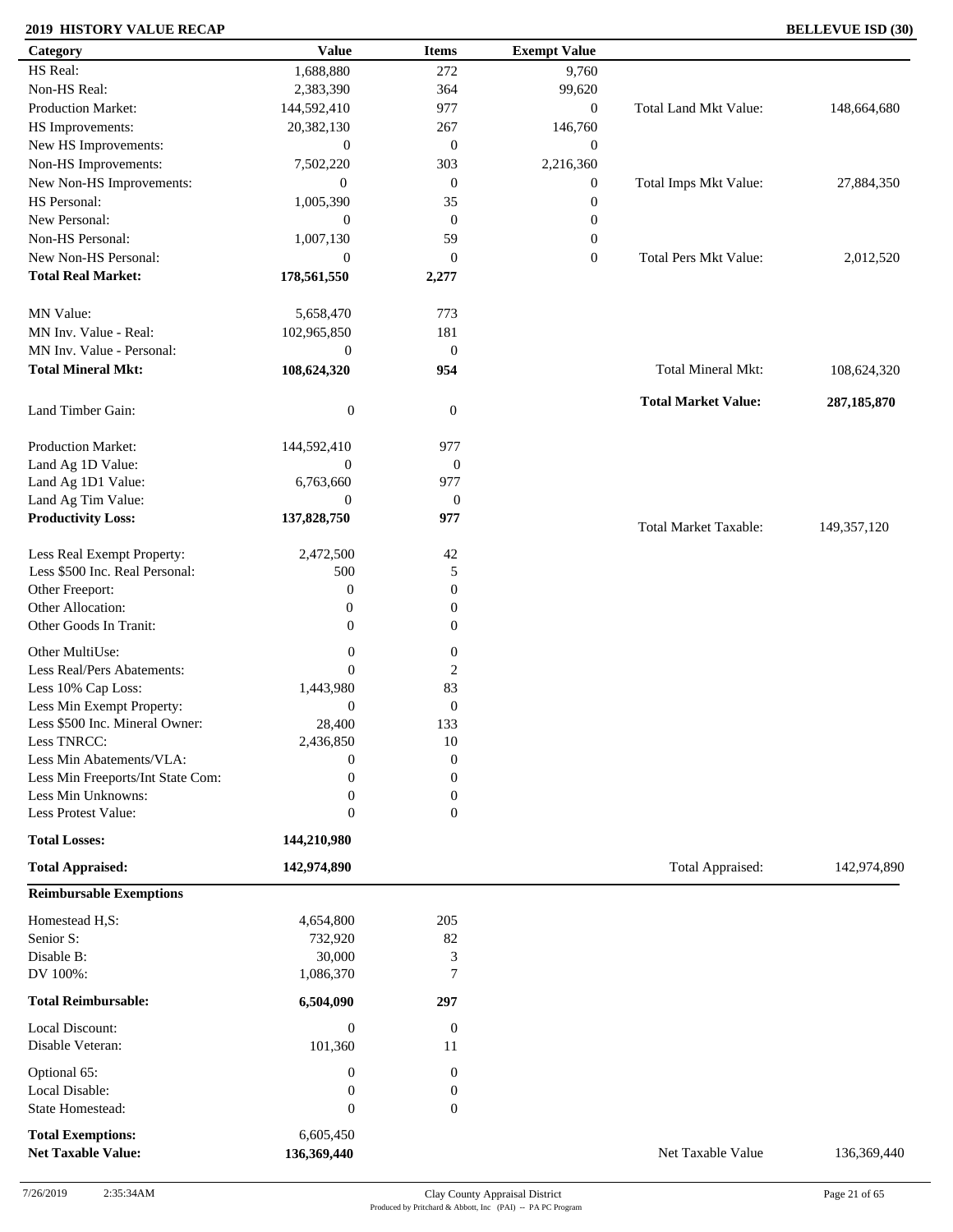## 2019 HISTORY VALUE RECAP

**BELLEVUE ISD (30)**

| Category | Value | Items | Exempt Value | | |
|---|---|---|---|---|---|
| HS Real: | 1,688,880 | 272 | 9,760 | | |
| Non-HS Real: | 2,383,390 | 364 | 99,620 | | |
| Production Market: | 144,592,410 | 977 | 0 | Total Land Mkt Value: | 148,664,680 |
| HS Improvements: | 20,382,130 | 267 | 146,760 | | |
| New HS Improvements: | 0 | 0 | 0 | | |
| Non-HS Improvements: | 7,502,220 | 303 | 2,216,360 | | |
| New Non-HS Improvements: | 0 | 0 | 0 | Total Imps Mkt Value: | 27,884,350 |
| HS Personal: | 1,005,390 | 35 | 0 | | |
| New Personal: | 0 | 0 | 0 | | |
| Non-HS Personal: | 1,007,130 | 59 | 0 | | |
| New Non-HS Personal: | 0 | 0 | 0 | Total Pers Mkt Value: | 2,012,520 |
| **Total Real Market:** | **178,561,550** | **2,277** | | | |
| MN Value: | 5,658,470 | 773 | | | |
| MN Inv. Value - Real: | 102,965,850 | 181 | | | |
| MN Inv. Value - Personal: | 0 | 0 | | | |
| **Total Mineral Mkt:** | **108,624,320** | **954** | | Total Mineral Mkt: | 108,624,320 |
| | | | | **Total Market Value:** | **287,185,870** |
| Land Timber Gain: | 0 | 0 | | | |
| Production Market: | 144,592,410 | 977 | | | |
| Land Ag 1D Value: | 0 | 0 | | | |
| Land Ag 1D1 Value: | 6,763,660 | 977 | | | |
| Land Ag Tim Value: | 0 | 0 | | | |
| **Productivity Loss:** | **137,828,750** | **977** | | Total Market Taxable: | 149,357,120 |
| Less Real Exempt Property: | 2,472,500 | 42 | | | |
| Less $500 Inc. Real Personal: | 500 | 5 | | | |
| Other Freeport: | 0 | 0 | | | |
| Other Allocation: | 0 | 0 | | | |
| Other Goods In Tranit: | 0 | 0 | | | |
| Other MultiUse: | 0 | 0 | | | |
| Less Real/Pers Abatements: | 0 | 2 | | | |
| Less 10% Cap Loss: | 1,443,980 | 83 | | | |
| Less Min Exempt Property: | 0 | 0 | | | |
| Less $500 Inc. Mineral Owner: | 28,400 | 133 | | | |
| Less TNRCC: | 2,436,850 | 10 | | | |
| Less Min Abatements/VLA: | 0 | 0 | | | |
| Less Min Freeports/Int State Com: | 0 | 0 | | | |
| Less Min Unknowns: | 0 | 0 | | | |
| Less Protest Value: | 0 | 0 | | | |
| **Total Losses:** | **144,210,980** | | | | |
| **Total Appraised:** | **142,974,890** | | | Total Appraised: | 142,974,890 |

| **Reimbursable Exemptions** | | | | | |
|---|---|---|---|---|---|
| Homestead H,S: | 4,654,800 | 205 | | | |
| Senior S: | 732,920 | 82 | | | |
| Disable B: | 30,000 | 3 | | | |
| DV 100%: | 1,086,370 | 7 | | | |
| **Total Reimbursable:** | **6,504,090** | **297** | | | |
| Local Discount: | 0 | 0 | | | |
| Disable Veteran: | 101,360 | 11 | | | |
| Optional 65: | 0 | 0 | | | |
| Local Disable: | 0 | 0 | | | |
| State Homestead: | 0 | 0 | | | |
| **Total Exemptions:** | 6,605,450 | | | | |
| **Net Taxable Value:** | **136,369,440** | | | Net Taxable Value | 136,369,440 |

7/26/2019 2:35:34AM

Clay County Appraisal District

Produced by Pritchard & Abbott, Inc (PAI) -- PA PC Program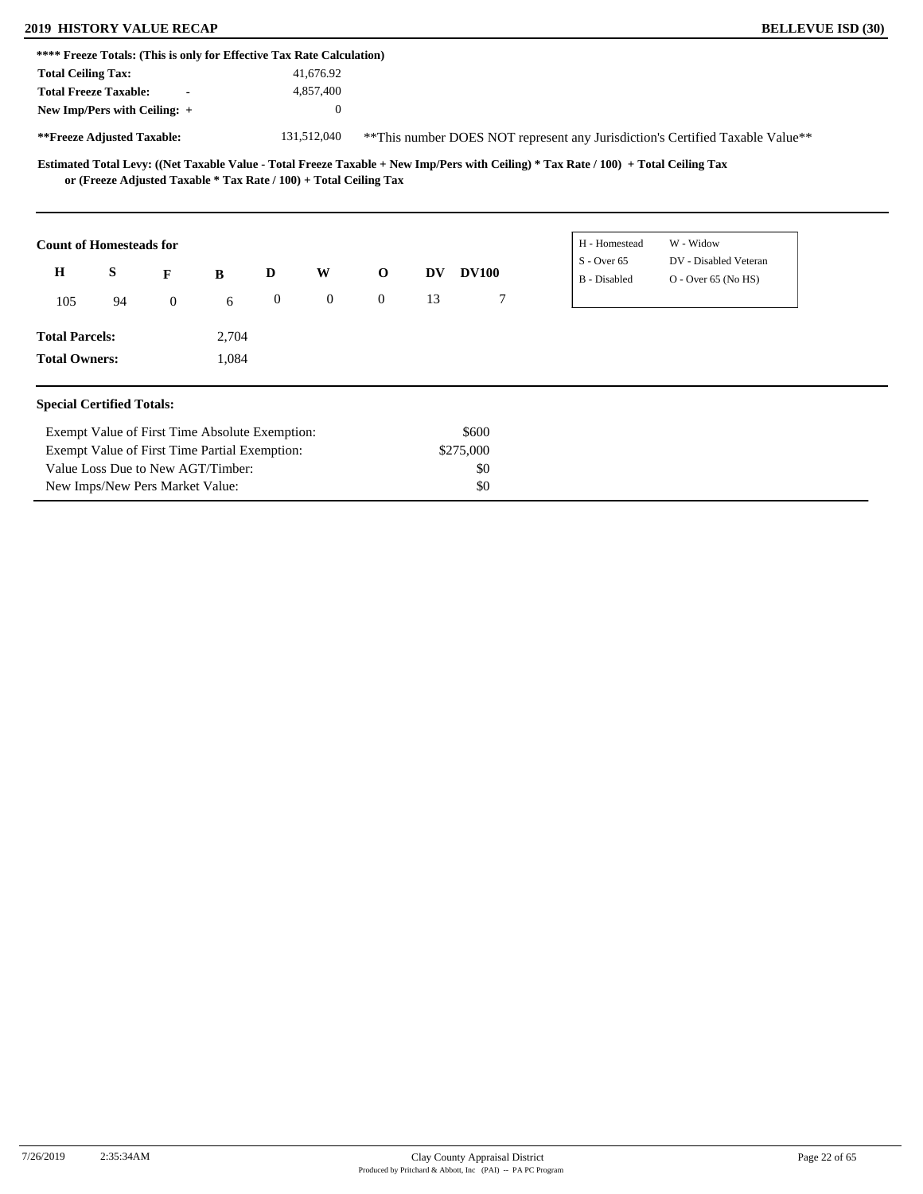**\*\*\*\* Freeze Totals: (This is only for Effective Tax Rate Calculation)**

| | |
|---|---|
| **Total Ceiling Tax:** | 41,676.92 |
| **Total Freeze Taxable:** - | 4,857,400 |
| **New Imp/Pers with Ceiling:** + | 0 |
| **\*\*Freeze Adjusted Taxable:** | 131,512,040 |

\*\*This number DOES NOT represent any Jurisdiction's Certified Taxable Value\*\*

**Estimated Total Levy: ((Net Taxable Value - Total Freeze Taxable + New Imp/Pers with Ceiling) * Tax Rate / 100) + Total Ceiling Tax or (Freeze Adjusted Taxable * Tax Rate / 100) + Total Ceiling Tax**

**Count of Homesteads for**

| H | S | F | B | D | W | O | DV | DV100 |
|---|---|---|---|---|---|---|---|---|
| 105 | 94 | 0 | 6 | 0 | 0 | 0 | 13 | 7 |

| | |
|---|---|
| H - Homestead | W - Widow |
| S - Over 65 | DV - Disabled Veteran |
| B - Disabled | O - Over 65 (No HS) |

**Total Parcels:** 2,704

**Total Owners:** 1,084

**Special Certified Totals:**

| | |
|---|---|
| Exempt Value of First Time Absolute Exemption: | $600 |
| Exempt Value of First Time Partial Exemption: | $275,000 |
| Value Loss Due to New AGT/Timber: | $0 |
| New Imps/New Pers Market Value: | $0 |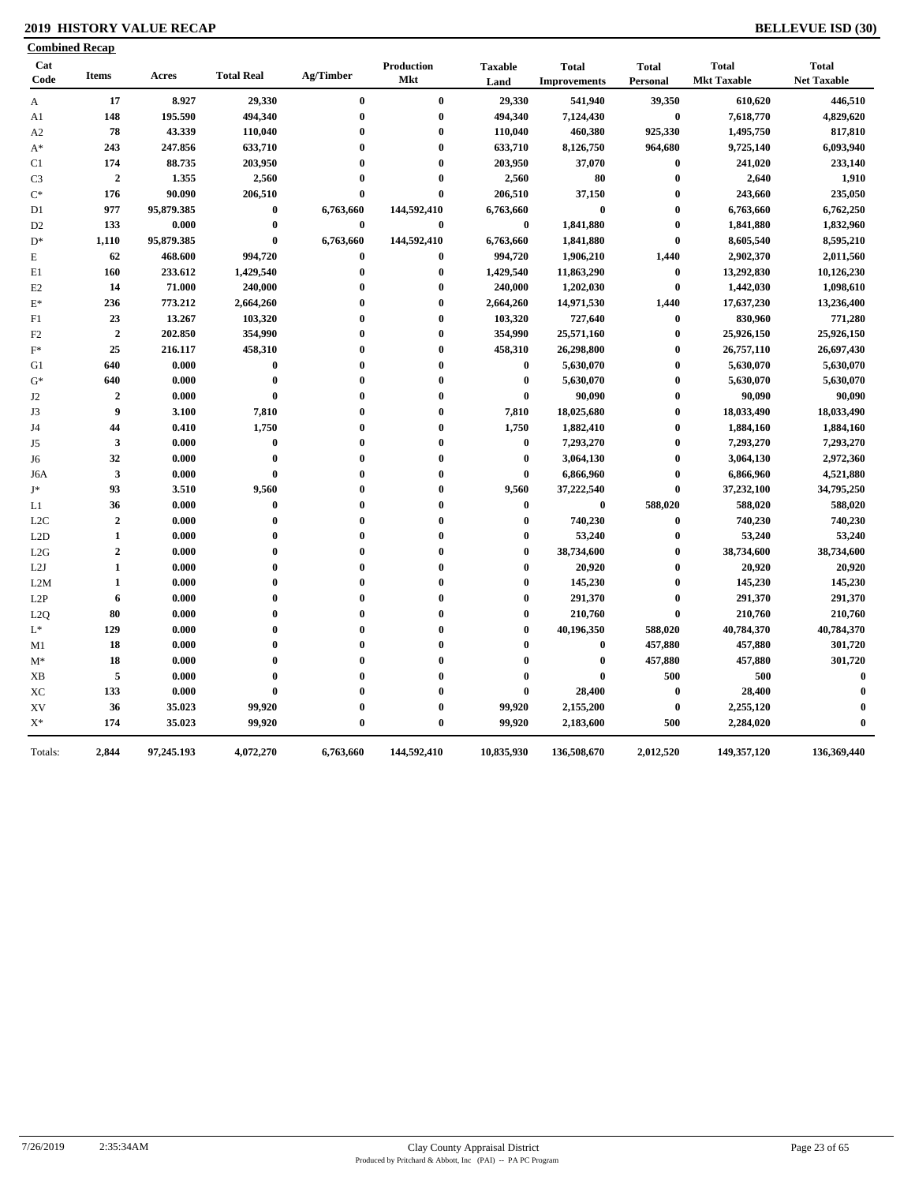## 2019 HISTORY VALUE RECAP

**BELLEVUE ISD (30)**

**Combined Recap**

| Cat Code | Items | Acres | Total Real | Ag/Timber | Production Mkt | Taxable Land | Total Improvements | Total Personal | Total Mkt Taxable | Total Net Taxable |
|---|---|---|---|---|---|---|---|---|---|---|
| A | 17 | 8.927 | 29,330 | 0 | 0 | 29,330 | 541,940 | 39,350 | 610,620 | 446,510 |
| A1 | 148 | 195.590 | 494,340 | 0 | 0 | 494,340 | 7,124,430 | 0 | 7,618,770 | 4,829,620 |
| A2 | 78 | 43.339 | 110,040 | 0 | 0 | 110,040 | 460,380 | 925,330 | 1,495,750 | 817,810 |
| A* | 243 | 247.856 | 633,710 | 0 | 0 | 633,710 | 8,126,750 | 964,680 | 9,725,140 | 6,093,940 |
| C1 | 174 | 88.735 | 203,950 | 0 | 0 | 203,950 | 37,070 | 0 | 241,020 | 233,140 |
| C3 | 2 | 1.355 | 2,560 | 0 | 0 | 2,560 | 80 | 0 | 2,640 | 1,910 |
| C* | 176 | 90.090 | 206,510 | 0 | 0 | 206,510 | 37,150 | 0 | 243,660 | 235,050 |
| D1 | 977 | 95,879.385 | 0 | 6,763,660 | 144,592,410 | 6,763,660 | 0 | 0 | 6,763,660 | 6,762,250 |
| D2 | 133 | 0.000 | 0 | 0 | 0 | 0 | 1,841,880 | 0 | 1,841,880 | 1,832,960 |
| D* | 1,110 | 95,879.385 | 0 | 6,763,660 | 144,592,410 | 6,763,660 | 1,841,880 | 0 | 8,605,540 | 8,595,210 |
| E | 62 | 468.600 | 994,720 | 0 | 0 | 994,720 | 1,906,210 | 1,440 | 2,902,370 | 2,011,560 |
| E1 | 160 | 233.612 | 1,429,540 | 0 | 0 | 1,429,540 | 11,863,290 | 0 | 13,292,830 | 10,126,230 |
| E2 | 14 | 71.000 | 240,000 | 0 | 0 | 240,000 | 1,202,030 | 0 | 1,442,030 | 1,098,610 |
| E* | 236 | 773.212 | 2,664,260 | 0 | 0 | 2,664,260 | 14,971,530 | 1,440 | 17,637,230 | 13,236,400 |
| F1 | 23 | 13.267 | 103,320 | 0 | 0 | 103,320 | 727,640 | 0 | 830,960 | 771,280 |
| F2 | 2 | 202.850 | 354,990 | 0 | 0 | 354,990 | 25,571,160 | 0 | 25,926,150 | 25,926,150 |
| F* | 25 | 216.117 | 458,310 | 0 | 0 | 458,310 | 26,298,800 | 0 | 26,757,110 | 26,697,430 |
| G1 | 640 | 0.000 | 0 | 0 | 0 | 0 | 5,630,070 | 0 | 5,630,070 | 5,630,070 |
| G* | 640 | 0.000 | 0 | 0 | 0 | 0 | 5,630,070 | 0 | 5,630,070 | 5,630,070 |
| J2 | 2 | 0.000 | 0 | 0 | 0 | 0 | 90,090 | 0 | 90,090 | 90,090 |
| J3 | 9 | 3.100 | 7,810 | 0 | 0 | 7,810 | 18,025,680 | 0 | 18,033,490 | 18,033,490 |
| J4 | 44 | 0.410 | 1,750 | 0 | 0 | 1,750 | 1,882,410 | 0 | 1,884,160 | 1,884,160 |
| J5 | 3 | 0.000 | 0 | 0 | 0 | 0 | 7,293,270 | 0 | 7,293,270 | 7,293,270 |
| J6 | 32 | 0.000 | 0 | 0 | 0 | 0 | 3,064,130 | 0 | 3,064,130 | 2,972,360 |
| J6A | 3 | 0.000 | 0 | 0 | 0 | 0 | 6,866,960 | 0 | 6,866,960 | 4,521,880 |
| J* | 93 | 3.510 | 9,560 | 0 | 0 | 9,560 | 37,222,540 | 0 | 37,232,100 | 34,795,250 |
| L1 | 36 | 0.000 | 0 | 0 | 0 | 0 | 0 | 588,020 | 588,020 | 588,020 |
| L2C | 2 | 0.000 | 0 | 0 | 0 | 0 | 740,230 | 0 | 740,230 | 740,230 |
| L2D | 1 | 0.000 | 0 | 0 | 0 | 0 | 53,240 | 0 | 53,240 | 53,240 |
| L2G | 2 | 0.000 | 0 | 0 | 0 | 0 | 38,734,600 | 0 | 38,734,600 | 38,734,600 |
| L2J | 1 | 0.000 | 0 | 0 | 0 | 0 | 20,920 | 0 | 20,920 | 20,920 |
| L2M | 1 | 0.000 | 0 | 0 | 0 | 0 | 145,230 | 0 | 145,230 | 145,230 |
| L2P | 6 | 0.000 | 0 | 0 | 0 | 0 | 291,370 | 0 | 291,370 | 291,370 |
| L2Q | 80 | 0.000 | 0 | 0 | 0 | 0 | 210,760 | 0 | 210,760 | 210,760 |
| L* | 129 | 0.000 | 0 | 0 | 0 | 0 | 40,196,350 | 588,020 | 40,784,370 | 40,784,370 |
| M1 | 18 | 0.000 | 0 | 0 | 0 | 0 | 0 | 457,880 | 457,880 | 301,720 |
| M* | 18 | 0.000 | 0 | 0 | 0 | 0 | 0 | 457,880 | 457,880 | 301,720 |
| XB | 5 | 0.000 | 0 | 0 | 0 | 0 | 0 | 500 | 500 | 0 |
| XC | 133 | 0.000 | 0 | 0 | 0 | 0 | 28,400 | 0 | 28,400 | 0 |
| XV | 36 | 35.023 | 99,920 | 0 | 0 | 99,920 | 2,155,200 | 0 | 2,255,120 | 0 |
| X* | 174 | 35.023 | 99,920 | 0 | 0 | 99,920 | 2,183,600 | 500 | 2,284,020 | 0 |
| Totals: | 2,844 | 97,245.193 | 4,072,270 | 6,763,660 | 144,592,410 | 10,835,930 | 136,508,670 | 2,012,520 | 149,357,120 | 136,369,440 |

7/26/2019 2:35:34AM — Clay County Appraisal District — Produced by Pritchard & Abbott, Inc (PAI) -- PA PC Program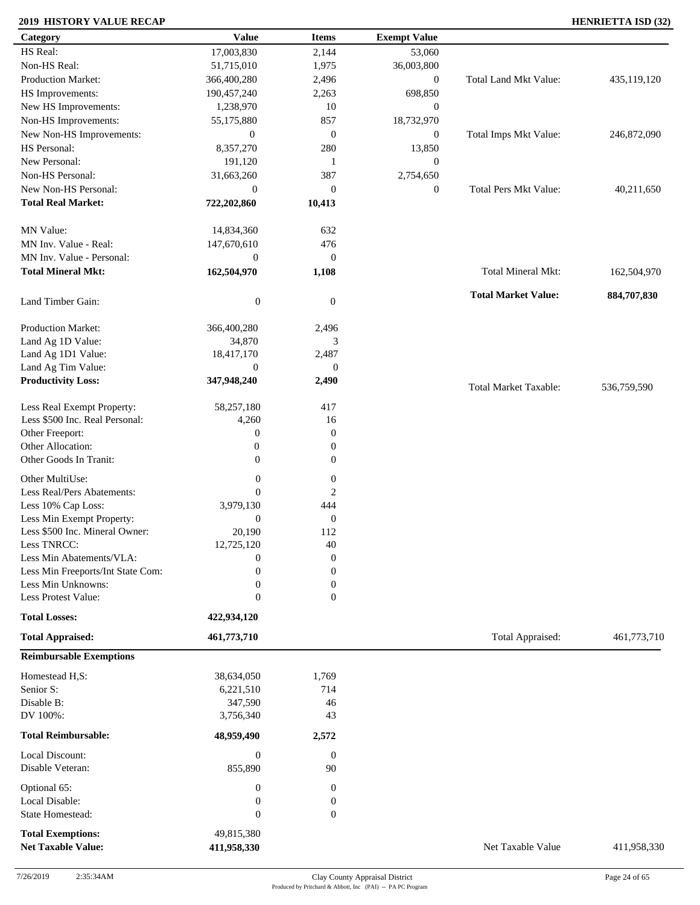## 2019 HISTORY VALUE RECAP

## HENRIETTA ISD (32)

| Category | Value | Items | Exempt Value | | |
|---|---|---|---|---|---|
| HS Real: | 17,003,830 | 2,144 | 53,060 | | |
| Non-HS Real: | 51,715,010 | 1,975 | 36,003,800 | | |
| Production Market: | 366,400,280 | 2,496 | 0 | Total Land Mkt Value: | 435,119,120 |
| HS Improvements: | 190,457,240 | 2,263 | 698,850 | | |
| New HS Improvements: | 1,238,970 | 10 | 0 | | |
| Non-HS Improvements: | 55,175,880 | 857 | 18,732,970 | | |
| New Non-HS Improvements: | 0 | 0 | 0 | Total Imps Mkt Value: | 246,872,090 |
| HS Personal: | 8,357,270 | 280 | 13,850 | | |
| New Personal: | 191,120 | 1 | 0 | | |
| Non-HS Personal: | 31,663,260 | 387 | 2,754,650 | | |
| New Non-HS Personal: | 0 | 0 | 0 | Total Pers Mkt Value: | 40,211,650 |
| **Total Real Market:** | **722,202,860** | **10,413** | | | |
| MN Value: | 14,834,360 | 632 | | | |
| MN Inv. Value - Real: | 147,670,610 | 476 | | | |
| MN Inv. Value - Personal: | 0 | 0 | | | |
| **Total Mineral Mkt:** | **162,504,970** | **1,108** | | Total Mineral Mkt: | 162,504,970 |
| | | | | **Total Market Value:** | **884,707,830** |
| Land Timber Gain: | 0 | 0 | | | |
| Production Market: | 366,400,280 | 2,496 | | | |
| Land Ag 1D Value: | 34,870 | 3 | | | |
| Land Ag 1D1 Value: | 18,417,170 | 2,487 | | | |
| Land Ag Tim Value: | 0 | 0 | | | |
| **Productivity Loss:** | **347,948,240** | **2,490** | | Total Market Taxable: | 536,759,590 |
| Less Real Exempt Property: | 58,257,180 | 417 | | | |
| Less $500 Inc. Real Personal: | 4,260 | 16 | | | |
| Other Freeport: | 0 | 0 | | | |
| Other Allocation: | 0 | 0 | | | |
| Other Goods In Tranit: | 0 | 0 | | | |
| Other MultiUse: | 0 | 0 | | | |
| Less Real/Pers Abatements: | 0 | 2 | | | |
| Less 10% Cap Loss: | 3,979,130 | 444 | | | |
| Less Min Exempt Property: | 0 | 0 | | | |
| Less $500 Inc. Mineral Owner: | 20,190 | 112 | | | |
| Less TNRCC: | 12,725,120 | 40 | | | |
| Less Min Abatements/VLA: | 0 | 0 | | | |
| Less Min Freeports/Int State Com: | 0 | 0 | | | |
| Less Min Unknowns: | 0 | 0 | | | |
| Less Protest Value: | 0 | 0 | | | |
| **Total Losses:** | **422,934,120** | | | | |
| **Total Appraised:** | **461,773,710** | | | Total Appraised: | 461,773,710 |

| **Reimbursable Exemptions** | | | | |
|---|---|---|---|---|
| Homestead H,S: | 38,634,050 | 1,769 | | |
| Senior S: | 6,221,510 | 714 | | |
| Disable B: | 347,590 | 46 | | |
| DV 100%: | 3,756,340 | 43 | | |
| **Total Reimbursable:** | **48,959,490** | **2,572** | | |
| Local Discount: | 0 | 0 | | |
| Disable Veteran: | 855,890 | 90 | | |
| Optional 65: | 0 | 0 | | |
| Local Disable: | 0 | 0 | | |
| State Homestead: | 0 | 0 | | |
| **Total Exemptions:** | 49,815,380 | | | |
| **Net Taxable Value:** | **411,958,330** | | Net Taxable Value | 411,958,330 |

7/26/2019 2:35:34AM

Clay County Appraisal District
Produced by Pritchard & Abbott, Inc (PAI) -- PA PC Program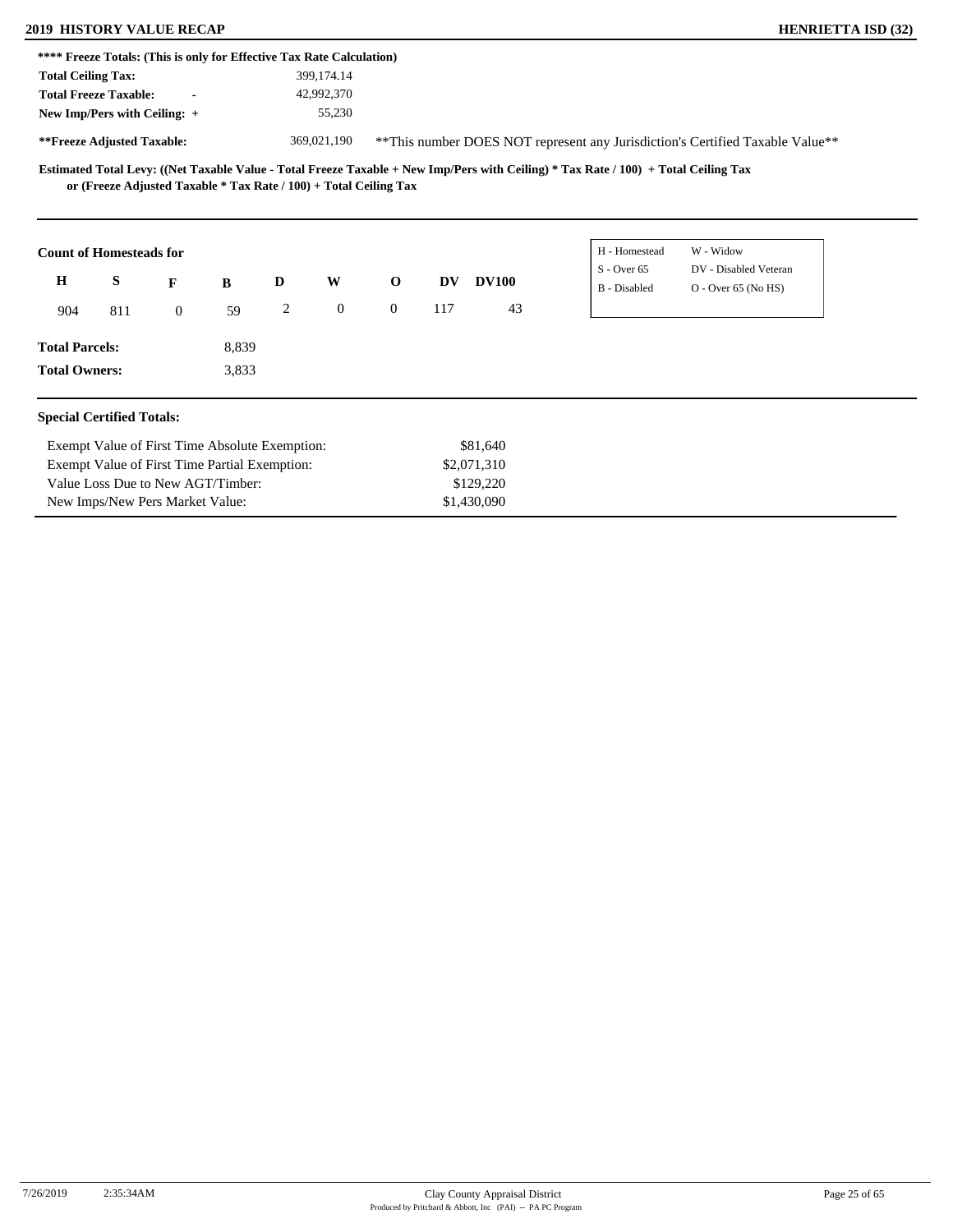**2019 HISTORY VALUE RECAP** | **HENRIETTA ISD (32)**

**\*\*\*\* Freeze Totals: (This is only for Effective Tax Rate Calculation)**

| | |
|---|---|
| **Total Ceiling Tax:** | 399,174.14 |
| **Total Freeze Taxable:** - | 42,992,370 |
| **New Imp/Pers with Ceiling:** + | 55,230 |
| **\*\*Freeze Adjusted Taxable:** | 369,021,190 |

\*\*This number DOES NOT represent any Jurisdiction's Certified Taxable Value\*\*

**Estimated Total Levy: ((Net Taxable Value - Total Freeze Taxable + New Imp/Pers with Ceiling) \* Tax Rate / 100) + Total Ceiling Tax or (Freeze Adjusted Taxable \* Tax Rate / 100) + Total Ceiling Tax**

**Count of Homesteads for**

| H | S | F | B | D | W | O | DV | DV100 |
|---|---|---|---|---|---|---|---|---|
| 904 | 811 | 0 | 59 | 2 | 0 | 0 | 117 | 43 |

| | |
|---|---|
| H - Homestead | W - Widow |
| S - Over 65 | DV - Disabled Veteran |
| B - Disabled | O - Over 65 (No HS) |

**Total Parcels:** 8,839

**Total Owners:** 3,833

**Special Certified Totals:**

| | |
|---|---|
| Exempt Value of First Time Absolute Exemption: | $81,640 |
| Exempt Value of First Time Partial Exemption: | $2,071,310 |
| Value Loss Due to New AGT/Timber: | $129,220 |
| New Imps/New Pers Market Value: | $1,430,090 |

7/26/2019 2:35:34AM

Clay County Appraisal District

Produced by Pritchard & Abbott, Inc (PAI) -- PA PC Program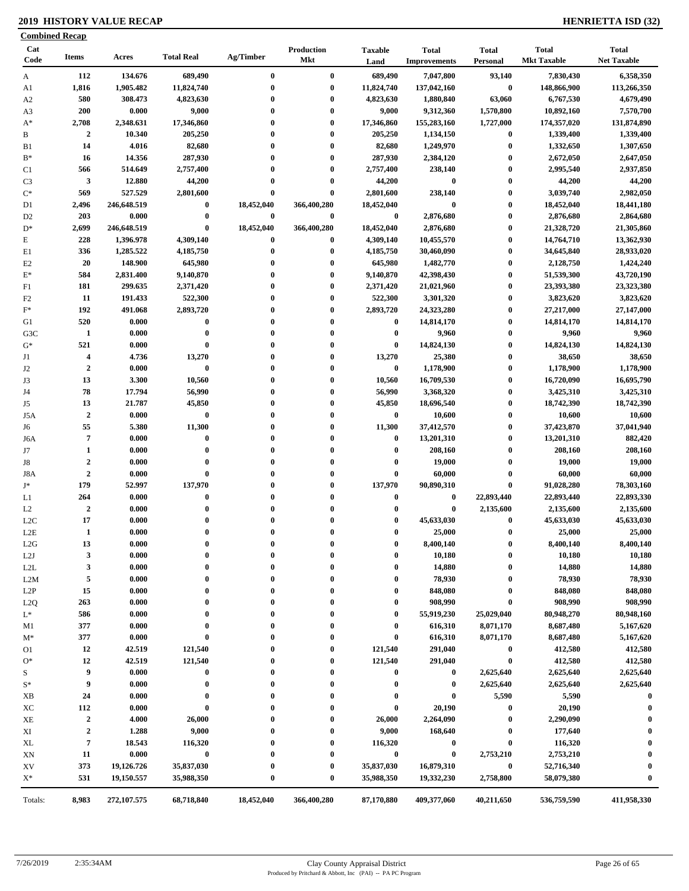## 2019 HISTORY VALUE RECAP

## HENRIETTA ISD (32)

**Combined Recap**

| Cat Code | Items | Acres | Total Real | Ag/Timber | Production Mkt | Taxable Land | Total Improvements | Total Personal | Total Mkt Taxable | Total Net Taxable |
|---|---|---|---|---|---|---|---|---|---|---|
| A | 112 | 134.676 | 689,490 | 0 | 0 | 689,490 | 7,047,800 | 93,140 | 7,830,430 | 6,358,350 |
| A1 | 1,816 | 1,905.482 | 11,824,740 | 0 | 0 | 11,824,740 | 137,042,160 | 0 | 148,866,900 | 113,266,350 |
| A2 | 580 | 308.473 | 4,823,630 | 0 | 0 | 4,823,630 | 1,880,840 | 63,060 | 6,767,530 | 4,679,490 |
| A3 | 200 | 0.000 | 9,000 | 0 | 0 | 9,000 | 9,312,360 | 1,570,800 | 10,892,160 | 7,570,700 |
| A* | 2,708 | 2,348.631 | 17,346,860 | 0 | 0 | 17,346,860 | 155,283,160 | 1,727,000 | 174,357,020 | 131,874,890 |
| B | 2 | 10.340 | 205,250 | 0 | 0 | 205,250 | 1,134,150 | 0 | 1,339,400 | 1,339,400 |
| B1 | 14 | 4.016 | 82,680 | 0 | 0 | 82,680 | 1,249,970 | 0 | 1,332,650 | 1,307,650 |
| B* | 16 | 14.356 | 287,930 | 0 | 0 | 287,930 | 2,384,120 | 0 | 2,672,050 | 2,647,050 |
| C1 | 566 | 514.649 | 2,757,400 | 0 | 0 | 2,757,400 | 238,140 | 0 | 2,995,540 | 2,937,850 |
| C3 | 3 | 12.880 | 44,200 | 0 | 0 | 44,200 | 0 | 0 | 44,200 | 44,200 |
| C* | 569 | 527.529 | 2,801,600 | 0 | 0 | 2,801,600 | 238,140 | 0 | 3,039,740 | 2,982,050 |
| D1 | 2,496 | 246,648.519 | 0 | 18,452,040 | 366,400,280 | 18,452,040 | 0 | 0 | 18,452,040 | 18,441,180 |
| D2 | 203 | 0.000 | 0 | 0 | 0 | 0 | 2,876,680 | 0 | 2,876,680 | 2,864,680 |
| D* | 2,699 | 246,648.519 | 0 | 18,452,040 | 366,400,280 | 18,452,040 | 2,876,680 | 0 | 21,328,720 | 21,305,860 |
| E | 228 | 1,396.978 | 4,309,140 | 0 | 0 | 4,309,140 | 10,455,570 | 0 | 14,764,710 | 13,362,930 |
| E1 | 336 | 1,285.522 | 4,185,750 | 0 | 0 | 4,185,750 | 30,460,090 | 0 | 34,645,840 | 28,933,020 |
| E2 | 20 | 148.900 | 645,980 | 0 | 0 | 645,980 | 1,482,770 | 0 | 2,128,750 | 1,424,240 |
| E* | 584 | 2,831.400 | 9,140,870 | 0 | 0 | 9,140,870 | 42,398,430 | 0 | 51,539,300 | 43,720,190 |
| F1 | 181 | 299.635 | 2,371,420 | 0 | 0 | 2,371,420 | 21,021,960 | 0 | 23,393,380 | 23,323,380 |
| F2 | 11 | 191.433 | 522,300 | 0 | 0 | 522,300 | 3,301,320 | 0 | 3,823,620 | 3,823,620 |
| F* | 192 | 491.068 | 2,893,720 | 0 | 0 | 2,893,720 | 24,323,280 | 0 | 27,217,000 | 27,147,000 |
| G1 | 520 | 0.000 | 0 | 0 | 0 | 0 | 14,814,170 | 0 | 14,814,170 | 14,814,170 |
| G3C | 1 | 0.000 | 0 | 0 | 0 | 0 | 9,960 | 0 | 9,960 | 9,960 |
| G* | 521 | 0.000 | 0 | 0 | 0 | 0 | 14,824,130 | 0 | 14,824,130 | 14,824,130 |
| J1 | 4 | 4.736 | 13,270 | 0 | 0 | 13,270 | 25,380 | 0 | 38,650 | 38,650 |
| J2 | 2 | 0.000 | 0 | 0 | 0 | 0 | 1,178,900 | 0 | 1,178,900 | 1,178,900 |
| J3 | 13 | 3.300 | 10,560 | 0 | 0 | 10,560 | 16,709,530 | 0 | 16,720,090 | 16,695,790 |
| J4 | 78 | 17.794 | 56,990 | 0 | 0 | 56,990 | 3,368,320 | 0 | 3,425,310 | 3,425,310 |
| J5 | 13 | 21.787 | 45,850 | 0 | 0 | 45,850 | 18,696,540 | 0 | 18,742,390 | 18,742,390 |
| J5A | 2 | 0.000 | 0 | 0 | 0 | 0 | 10,600 | 0 | 10,600 | 10,600 |
| J6 | 55 | 5.380 | 11,300 | 0 | 0 | 11,300 | 37,412,570 | 0 | 37,423,870 | 37,041,940 |
| J6A | 7 | 0.000 | 0 | 0 | 0 | 0 | 13,201,310 | 0 | 13,201,310 | 882,420 |
| J7 | 1 | 0.000 | 0 | 0 | 0 | 0 | 208,160 | 0 | 208,160 | 208,160 |
| J8 | 2 | 0.000 | 0 | 0 | 0 | 0 | 19,000 | 0 | 19,000 | 19,000 |
| J8A | 2 | 0.000 | 0 | 0 | 0 | 0 | 60,000 | 0 | 60,000 | 60,000 |
| J* | 179 | 52.997 | 137,970 | 0 | 0 | 137,970 | 90,890,310 | 0 | 91,028,280 | 78,303,160 |
| L1 | 264 | 0.000 | 0 | 0 | 0 | 0 | 0 | 22,893,440 | 22,893,440 | 22,893,330 |
| L2 | 2 | 0.000 | 0 | 0 | 0 | 0 | 0 | 2,135,600 | 2,135,600 | 2,135,600 |
| L2C | 17 | 0.000 | 0 | 0 | 0 | 0 | 45,633,030 | 0 | 45,633,030 | 45,633,030 |
| L2E | 1 | 0.000 | 0 | 0 | 0 | 0 | 25,000 | 0 | 25,000 | 25,000 |
| L2G | 13 | 0.000 | 0 | 0 | 0 | 0 | 8,400,140 | 0 | 8,400,140 | 8,400,140 |
| L2J | 3 | 0.000 | 0 | 0 | 0 | 0 | 10,180 | 0 | 10,180 | 10,180 |
| L2L | 3 | 0.000 | 0 | 0 | 0 | 0 | 14,880 | 0 | 14,880 | 14,880 |
| L2M | 5 | 0.000 | 0 | 0 | 0 | 0 | 78,930 | 0 | 78,930 | 78,930 |
| L2P | 15 | 0.000 | 0 | 0 | 0 | 0 | 848,080 | 0 | 848,080 | 848,080 |
| L2Q | 263 | 0.000 | 0 | 0 | 0 | 0 | 908,990 | 0 | 908,990 | 908,990 |
| L* | 586 | 0.000 | 0 | 0 | 0 | 0 | 55,919,230 | 25,029,040 | 80,948,270 | 80,948,160 |
| M1 | 377 | 0.000 | 0 | 0 | 0 | 0 | 616,310 | 8,071,170 | 8,687,480 | 5,167,620 |
| M* | 377 | 0.000 | 0 | 0 | 0 | 0 | 616,310 | 8,071,170 | 8,687,480 | 5,167,620 |
| O1 | 12 | 42.519 | 121,540 | 0 | 0 | 121,540 | 291,040 | 0 | 412,580 | 412,580 |
| O* | 12 | 42.519 | 121,540 | 0 | 0 | 121,540 | 291,040 | 0 | 412,580 | 412,580 |
| S | 9 | 0.000 | 0 | 0 | 0 | 0 | 0 | 2,625,640 | 2,625,640 | 2,625,640 |
| S* | 9 | 0.000 | 0 | 0 | 0 | 0 | 0 | 2,625,640 | 2,625,640 | 2,625,640 |
| XB | 24 | 0.000 | 0 | 0 | 0 | 0 | 0 | 5,590 | 5,590 | 0 |
| XC | 112 | 0.000 | 0 | 0 | 0 | 0 | 20,190 | 0 | 20,190 | 0 |
| XE | 2 | 4.000 | 26,000 | 0 | 0 | 26,000 | 2,264,090 | 0 | 2,290,090 | 0 |
| XI | 2 | 1.288 | 9,000 | 0 | 0 | 9,000 | 168,640 | 0 | 177,640 | 0 |
| XL | 7 | 18.543 | 116,320 | 0 | 0 | 116,320 | 0 | 0 | 116,320 | 0 |
| XN | 11 | 0.000 | 0 | 0 | 0 | 0 | 0 | 2,753,210 | 2,753,210 | 0 |
| XV | 373 | 19,126.726 | 35,837,030 | 0 | 0 | 35,837,030 | 16,879,310 | 0 | 52,716,340 | 0 |
| X* | 531 | 19,150.557 | 35,988,350 | 0 | 0 | 35,988,350 | 19,332,230 | 2,758,800 | 58,079,380 | 0 |
| Totals: | 8,983 | 272,107.575 | 68,718,840 | 18,452,040 | 366,400,280 | 87,170,880 | 409,377,060 | 40,211,650 | 536,759,590 | 411,958,330 |

7/26/2019 2:35:34AM

Clay County Appraisal District
Produced by Pritchard & Abbott, Inc (PAI) -- PA PC Program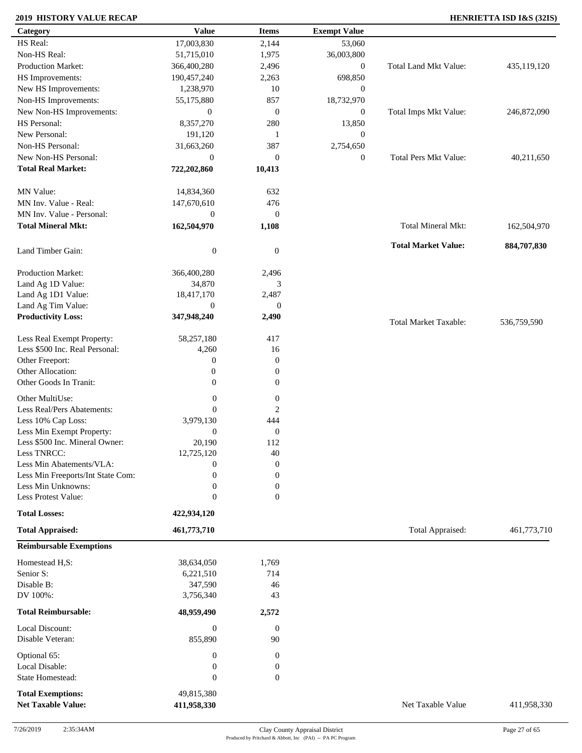**2019 HISTORY VALUE RECAP** — **HENRIETTA ISD I&S (32IS)**

| Category | Value | Items | Exempt Value | | |
|---|---|---|---|---|---|
| HS Real: | 17,003,830 | 2,144 | 53,060 | | |
| Non-HS Real: | 51,715,010 | 1,975 | 36,003,800 | | |
| Production Market: | 366,400,280 | 2,496 | 0 | Total Land Mkt Value: | 435,119,120 |
| HS Improvements: | 190,457,240 | 2,263 | 698,850 | | |
| New HS Improvements: | 1,238,970 | 10 | 0 | | |
| Non-HS Improvements: | 55,175,880 | 857 | 18,732,970 | | |
| New Non-HS Improvements: | 0 | 0 | 0 | Total Imps Mkt Value: | 246,872,090 |
| HS Personal: | 8,357,270 | 280 | 13,850 | | |
| New Personal: | 191,120 | 1 | 0 | | |
| Non-HS Personal: | 31,663,260 | 387 | 2,754,650 | | |
| New Non-HS Personal: | 0 | 0 | 0 | Total Pers Mkt Value: | 40,211,650 |
| **Total Real Market:** | **722,202,860** | **10,413** | | | |
| MN Value: | 14,834,360 | 632 | | | |
| MN Inv. Value - Real: | 147,670,610 | 476 | | | |
| MN Inv. Value - Personal: | 0 | 0 | | | |
| **Total Mineral Mkt:** | **162,504,970** | **1,108** | | Total Mineral Mkt: | 162,504,970 |
| | | | | **Total Market Value:** | **884,707,830** |
| Land Timber Gain: | 0 | 0 | | | |
| Production Market: | 366,400,280 | 2,496 | | | |
| Land Ag 1D Value: | 34,870 | 3 | | | |
| Land Ag 1D1 Value: | 18,417,170 | 2,487 | | | |
| Land Ag Tim Value: | 0 | 0 | | | |
| **Productivity Loss:** | **347,948,240** | **2,490** | | Total Market Taxable: | 536,759,590 |
| Less Real Exempt Property: | 58,257,180 | 417 | | | |
| Less $500 Inc. Real Personal: | 4,260 | 16 | | | |
| Other Freeport: | 0 | 0 | | | |
| Other Allocation: | 0 | 0 | | | |
| Other Goods In Tranit: | 0 | 0 | | | |
| Other MultiUse: | 0 | 0 | | | |
| Less Real/Pers Abatements: | 0 | 2 | | | |
| Less 10% Cap Loss: | 3,979,130 | 444 | | | |
| Less Min Exempt Property: | 0 | 0 | | | |
| Less $500 Inc. Mineral Owner: | 20,190 | 112 | | | |
| Less TNRCC: | 12,725,120 | 40 | | | |
| Less Min Abatements/VLA: | 0 | 0 | | | |
| Less Min Freeports/Int State Com: | 0 | 0 | | | |
| Less Min Unknowns: | 0 | 0 | | | |
| Less Protest Value: | 0 | 0 | | | |
| **Total Losses:** | **422,934,120** | | | | |
| **Total Appraised:** | **461,773,710** | | | Total Appraised: | 461,773,710 |

**Reimbursable Exemptions**

| Category | Value | Items | | |
|---|---|---|---|---|
| Homestead H,S: | 38,634,050 | 1,769 | | |
| Senior S: | 6,221,510 | 714 | | |
| Disable B: | 347,590 | 46 | | |
| DV 100%: | 3,756,340 | 43 | | |
| **Total Reimbursable:** | **48,959,490** | **2,572** | | |
| Local Discount: | 0 | 0 | | |
| Disable Veteran: | 855,890 | 90 | | |
| Optional 65: | 0 | 0 | | |
| Local Disable: | 0 | 0 | | |
| State Homestead: | 0 | 0 | | |
| **Total Exemptions:** | 49,815,380 | | | |
| **Net Taxable Value:** | **411,958,330** | | Net Taxable Value | 411,958,330 |

7/26/2019 2:35:34AM — Clay County Appraisal District — Produced by Pritchard & Abbott, Inc (PAI) -- PA PC Program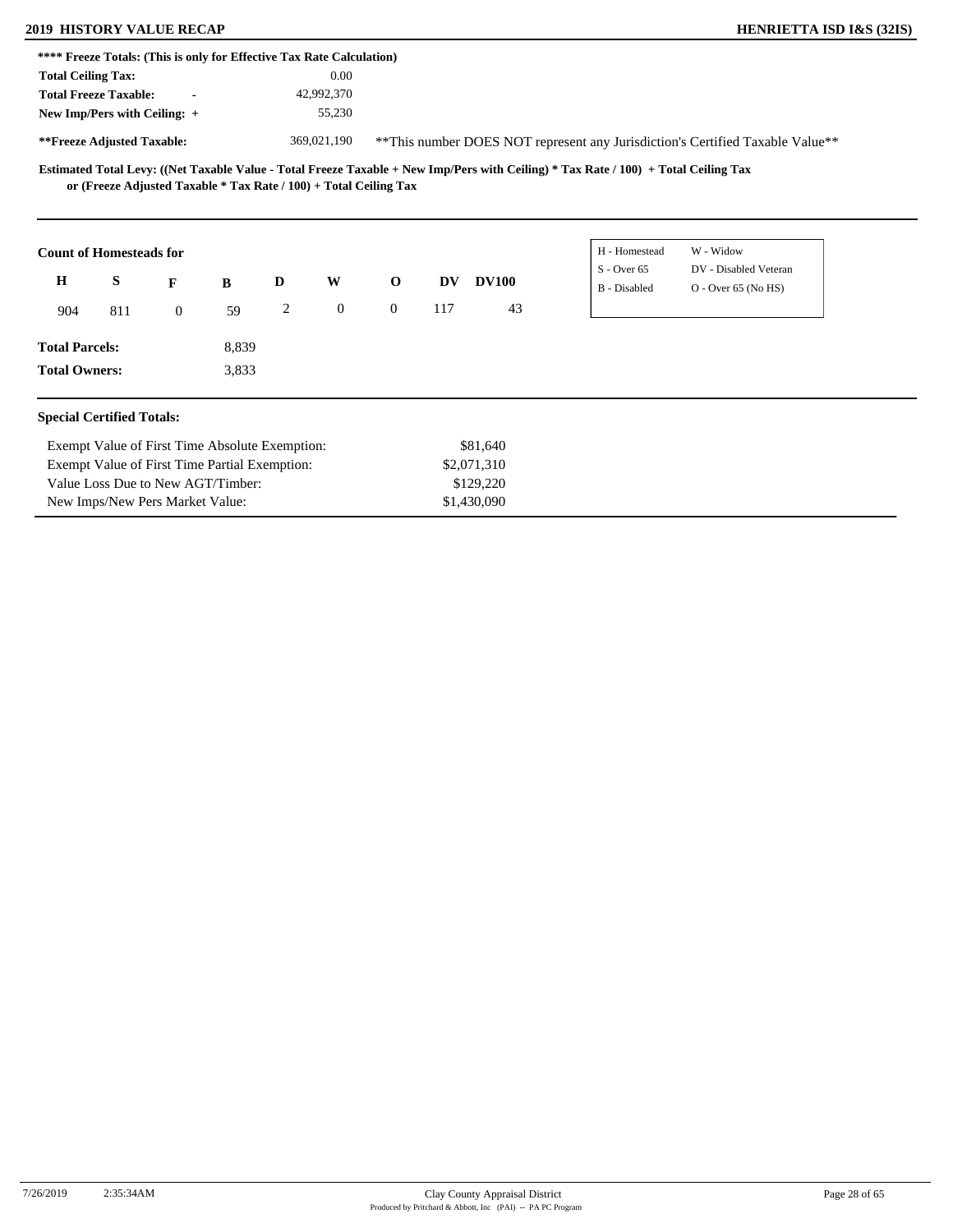**2019 HISTORY VALUE RECAP** — **HENRIETTA ISD I&S (32IS)**

**\*\*\*\* Freeze Totals: (This is only for Effective Tax Rate Calculation)**

| | |
|---|---|
| **Total Ceiling Tax:** | 0.00 |
| **Total Freeze Taxable: -** | 42,992,370 |
| **New Imp/Pers with Ceiling: +** | 55,230 |
| **\*\*Freeze Adjusted Taxable:** | 369,021,190 |

\*\*This number DOES NOT represent any Jurisdiction's Certified Taxable Value\*\*

**Estimated Total Levy: ((Net Taxable Value - Total Freeze Taxable + New Imp/Pers with Ceiling) * Tax Rate / 100) + Total Ceiling Tax or (Freeze Adjusted Taxable * Tax Rate / 100) + Total Ceiling Tax**

**Count of Homesteads for**

| H | S | F | B | D | W | O | DV | DV100 |
|---|---|---|---|---|---|---|---|---|
| 904 | 811 | 0 | 59 | 2 | 0 | 0 | 117 | 43 |

| | |
|---|---|
| H - Homestead | W - Widow |
| S - Over 65 | DV - Disabled Veteran |
| B - Disabled | O - Over 65 (No HS) |

**Total Parcels:** 8,839

**Total Owners:** 3,833

**Special Certified Totals:**

| | |
|---|---|
| Exempt Value of First Time Absolute Exemption: | $81,640 |
| Exempt Value of First Time Partial Exemption: | $2,071,310 |
| Value Loss Due to New AGT/Timber: | $129,220 |
| New Imps/New Pers Market Value: | $1,430,090 |

7/26/2019 2:35:34AM

Clay County Appraisal District

Produced by Pritchard & Abbott, Inc (PAI) -- PA PC Program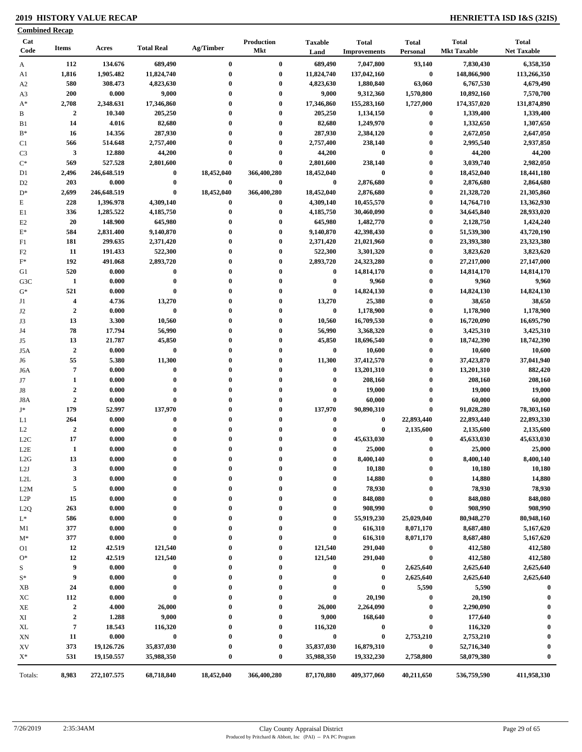**2019 HISTORY VALUE RECAP** **HENRIETTA ISD I&S (32IS)**

**Combined Recap**

| Cat Code | Items | Acres | Total Real | Ag/Timber | Production Mkt | Taxable Land | Total Improvements | Total Personal | Total Mkt Taxable | Total Net Taxable |
|---|---|---|---|---|---|---|---|---|---|---|
| A | 112 | 134.676 | 689,490 | 0 | 0 | 689,490 | 7,047,800 | 93,140 | 7,830,430 | 6,358,350 |
| A1 | 1,816 | 1,905.482 | 11,824,740 | 0 | 0 | 11,824,740 | 137,042,160 | 0 | 148,866,900 | 113,266,350 |
| A2 | 580 | 308.473 | 4,823,630 | 0 | 0 | 4,823,630 | 1,880,840 | 63,060 | 6,767,530 | 4,679,490 |
| A3 | 200 | 0.000 | 9,000 | 0 | 0 | 9,000 | 9,312,360 | 1,570,800 | 10,892,160 | 7,570,700 |
| A* | 2,708 | 2,348.631 | 17,346,860 | 0 | 0 | 17,346,860 | 155,283,160 | 1,727,000 | 174,357,020 | 131,874,890 |
| B | 2 | 10.340 | 205,250 | 0 | 0 | 205,250 | 1,134,150 | 0 | 1,339,400 | 1,339,400 |
| B1 | 14 | 4.016 | 82,680 | 0 | 0 | 82,680 | 1,249,970 | 0 | 1,332,650 | 1,307,650 |
| B* | 16 | 14.356 | 287,930 | 0 | 0 | 287,930 | 2,384,120 | 0 | 2,672,050 | 2,647,050 |
| C1 | 566 | 514.648 | 2,757,400 | 0 | 0 | 2,757,400 | 238,140 | 0 | 2,995,540 | 2,937,850 |
| C3 | 3 | 12.880 | 44,200 | 0 | 0 | 44,200 | 0 | 0 | 44,200 | 44,200 |
| C* | 569 | 527.528 | 2,801,600 | 0 | 0 | 2,801,600 | 238,140 | 0 | 3,039,740 | 2,982,050 |
| D1 | 2,496 | 246,648.519 | 0 | 18,452,040 | 366,400,280 | 18,452,040 | 0 | 0 | 18,452,040 | 18,441,180 |
| D2 | 203 | 0.000 | 0 | 0 | 0 | 0 | 2,876,680 | 0 | 2,876,680 | 2,864,680 |
| D* | 2,699 | 246,648.519 | 0 | 18,452,040 | 366,400,280 | 18,452,040 | 2,876,680 | 0 | 21,328,720 | 21,305,860 |
| E | 228 | 1,396.978 | 4,309,140 | 0 | 0 | 4,309,140 | 10,455,570 | 0 | 14,764,710 | 13,362,930 |
| E1 | 336 | 1,285.522 | 4,185,750 | 0 | 0 | 4,185,750 | 30,460,090 | 0 | 34,645,840 | 28,933,020 |
| E2 | 20 | 148.900 | 645,980 | 0 | 0 | 645,980 | 1,482,770 | 0 | 2,128,750 | 1,424,240 |
| E* | 584 | 2,831.400 | 9,140,870 | 0 | 0 | 9,140,870 | 42,398,430 | 0 | 51,539,300 | 43,720,190 |
| F1 | 181 | 299.635 | 2,371,420 | 0 | 0 | 2,371,420 | 21,021,960 | 0 | 23,393,380 | 23,323,380 |
| F2 | 11 | 191.433 | 522,300 | 0 | 0 | 522,300 | 3,301,320 | 0 | 3,823,620 | 3,823,620 |
| F* | 192 | 491.068 | 2,893,720 | 0 | 0 | 2,893,720 | 24,323,280 | 0 | 27,217,000 | 27,147,000 |
| G1 | 520 | 0.000 | 0 | 0 | 0 | 0 | 14,814,170 | 0 | 14,814,170 | 14,814,170 |
| G3C | 1 | 0.000 | 0 | 0 | 0 | 0 | 9,960 | 0 | 9,960 | 9,960 |
| G* | 521 | 0.000 | 0 | 0 | 0 | 0 | 14,824,130 | 0 | 14,824,130 | 14,824,130 |
| J1 | 4 | 4.736 | 13,270 | 0 | 0 | 13,270 | 25,380 | 0 | 38,650 | 38,650 |
| J2 | 2 | 0.000 | 0 | 0 | 0 | 0 | 1,178,900 | 0 | 1,178,900 | 1,178,900 |
| J3 | 13 | 3.300 | 10,560 | 0 | 0 | 10,560 | 16,709,530 | 0 | 16,720,090 | 16,695,790 |
| J4 | 78 | 17.794 | 56,990 | 0 | 0 | 56,990 | 3,368,320 | 0 | 3,425,310 | 3,425,310 |
| J5 | 13 | 21.787 | 45,850 | 0 | 0 | 45,850 | 18,696,540 | 0 | 18,742,390 | 18,742,390 |
| J5A | 2 | 0.000 | 0 | 0 | 0 | 0 | 10,600 | 0 | 10,600 | 10,600 |
| J6 | 55 | 5.380 | 11,300 | 0 | 0 | 11,300 | 37,412,570 | 0 | 37,423,870 | 37,041,940 |
| J6A | 7 | 0.000 | 0 | 0 | 0 | 0 | 13,201,310 | 0 | 13,201,310 | 882,420 |
| J7 | 1 | 0.000 | 0 | 0 | 0 | 0 | 208,160 | 0 | 208,160 | 208,160 |
| J8 | 2 | 0.000 | 0 | 0 | 0 | 0 | 19,000 | 0 | 19,000 | 19,000 |
| J8A | 2 | 0.000 | 0 | 0 | 0 | 0 | 60,000 | 0 | 60,000 | 60,000 |
| J* | 179 | 52.997 | 137,970 | 0 | 0 | 137,970 | 90,890,310 | 0 | 91,028,280 | 78,303,160 |
| L1 | 264 | 0.000 | 0 | 0 | 0 | 0 | 0 | 22,893,440 | 22,893,440 | 22,893,330 |
| L2 | 2 | 0.000 | 0 | 0 | 0 | 0 | 0 | 2,135,600 | 2,135,600 | 2,135,600 |
| L2C | 17 | 0.000 | 0 | 0 | 0 | 0 | 45,633,030 | 0 | 45,633,030 | 45,633,030 |
| L2E | 1 | 0.000 | 0 | 0 | 0 | 0 | 25,000 | 0 | 25,000 | 25,000 |
| L2G | 13 | 0.000 | 0 | 0 | 0 | 0 | 8,400,140 | 0 | 8,400,140 | 8,400,140 |
| L2J | 3 | 0.000 | 0 | 0 | 0 | 0 | 10,180 | 0 | 10,180 | 10,180 |
| L2L | 3 | 0.000 | 0 | 0 | 0 | 0 | 14,880 | 0 | 14,880 | 14,880 |
| L2M | 5 | 0.000 | 0 | 0 | 0 | 0 | 78,930 | 0 | 78,930 | 78,930 |
| L2P | 15 | 0.000 | 0 | 0 | 0 | 0 | 848,080 | 0 | 848,080 | 848,080 |
| L2Q | 263 | 0.000 | 0 | 0 | 0 | 0 | 908,990 | 0 | 908,990 | 908,990 |
| L* | 586 | 0.000 | 0 | 0 | 0 | 0 | 55,919,230 | 25,029,040 | 80,948,270 | 80,948,160 |
| M1 | 377 | 0.000 | 0 | 0 | 0 | 0 | 616,310 | 8,071,170 | 8,687,480 | 5,167,620 |
| M* | 377 | 0.000 | 0 | 0 | 0 | 0 | 616,310 | 8,071,170 | 8,687,480 | 5,167,620 |
| O1 | 12 | 42.519 | 121,540 | 0 | 0 | 121,540 | 291,040 | 0 | 412,580 | 412,580 |
| O* | 12 | 42.519 | 121,540 | 0 | 0 | 121,540 | 291,040 | 0 | 412,580 | 412,580 |
| S | 9 | 0.000 | 0 | 0 | 0 | 0 | 0 | 2,625,640 | 2,625,640 | 2,625,640 |
| S* | 9 | 0.000 | 0 | 0 | 0 | 0 | 0 | 2,625,640 | 2,625,640 | 2,625,640 |
| XB | 24 | 0.000 | 0 | 0 | 0 | 0 | 0 | 5,590 | 5,590 | 0 |
| XC | 112 | 0.000 | 0 | 0 | 0 | 0 | 20,190 | 0 | 20,190 | 0 |
| XE | 2 | 4.000 | 26,000 | 0 | 0 | 26,000 | 2,264,090 | 0 | 2,290,090 | 0 |
| XI | 2 | 1.288 | 9,000 | 0 | 0 | 9,000 | 168,640 | 0 | 177,640 | 0 |
| XL | 7 | 18.543 | 116,320 | 0 | 0 | 116,320 | 0 | 0 | 116,320 | 0 |
| XN | 11 | 0.000 | 0 | 0 | 0 | 0 | 0 | 2,753,210 | 2,753,210 | 0 |
| XV | 373 | 19,126.726 | 35,837,030 | 0 | 0 | 35,837,030 | 16,879,310 | 0 | 52,716,340 | 0 |
| X* | 531 | 19,150.557 | 35,988,350 | 0 | 0 | 35,988,350 | 19,332,230 | 2,758,800 | 58,079,380 | 0 |
| Totals: | 8,983 | 272,107.575 | 68,718,840 | 18,452,040 | 366,400,280 | 87,170,880 | 409,377,060 | 40,211,650 | 536,759,590 | 411,958,330 |

7/26/2019 2:35:34AM

Clay County Appraisal District
Produced by Pritchard & Abbott, Inc (PAI) -- PA PC Program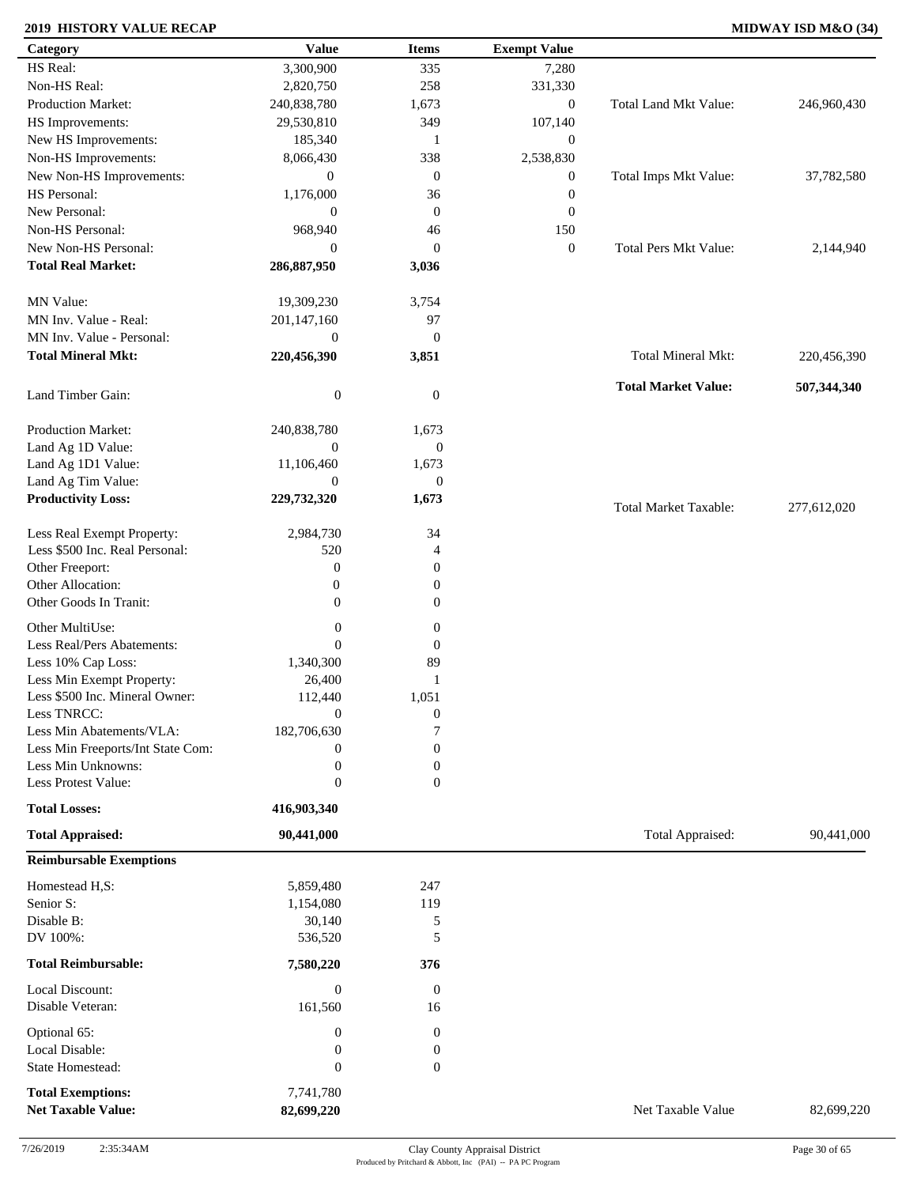**2019 HISTORY VALUE RECAP** **MIDWAY ISD M&O (34)**

| Category | Value | Items | Exempt Value | | |
|---|---|---|---|---|---|
| HS Real: | 3,300,900 | 335 | 7,280 | | |
| Non-HS Real: | 2,820,750 | 258 | 331,330 | | |
| Production Market: | 240,838,780 | 1,673 | 0 | Total Land Mkt Value: | 246,960,430 |
| HS Improvements: | 29,530,810 | 349 | 107,140 | | |
| New HS Improvements: | 185,340 | 1 | 0 | | |
| Non-HS Improvements: | 8,066,430 | 338 | 2,538,830 | | |
| New Non-HS Improvements: | 0 | 0 | 0 | Total Imps Mkt Value: | 37,782,580 |
| HS Personal: | 1,176,000 | 36 | 0 | | |
| New Personal: | 0 | 0 | 0 | | |
| Non-HS Personal: | 968,940 | 46 | 150 | | |
| New Non-HS Personal: | 0 | 0 | 0 | Total Pers Mkt Value: | 2,144,940 |
| **Total Real Market:** | **286,887,950** | **3,036** | | | |
| MN Value: | 19,309,230 | 3,754 | | | |
| MN Inv. Value - Real: | 201,147,160 | 97 | | | |
| MN Inv. Value - Personal: | 0 | 0 | | | |
| **Total Mineral Mkt:** | **220,456,390** | **3,851** | | Total Mineral Mkt: | 220,456,390 |
| | | | | **Total Market Value:** | **507,344,340** |
| Land Timber Gain: | 0 | 0 | | | |
| Production Market: | 240,838,780 | 1,673 | | | |
| Land Ag 1D Value: | 0 | 0 | | | |
| Land Ag 1D1 Value: | 11,106,460 | 1,673 | | | |
| Land Ag Tim Value: | 0 | 0 | | | |
| **Productivity Loss:** | **229,732,320** | **1,673** | | Total Market Taxable: | 277,612,020 |
| Less Real Exempt Property: | 2,984,730 | 34 | | | |
| Less $500 Inc. Real Personal: | 520 | 4 | | | |
| Other Freeport: | 0 | 0 | | | |
| Other Allocation: | 0 | 0 | | | |
| Other Goods In Tranit: | 0 | 0 | | | |
| Other MultiUse: | 0 | 0 | | | |
| Less Real/Pers Abatements: | 0 | 0 | | | |
| Less 10% Cap Loss: | 1,340,300 | 89 | | | |
| Less Min Exempt Property: | 26,400 | 1 | | | |
| Less $500 Inc. Mineral Owner: | 112,440 | 1,051 | | | |
| Less TNRCC: | 0 | 0 | | | |
| Less Min Abatements/VLA: | 182,706,630 | 7 | | | |
| Less Min Freeports/Int State Com: | 0 | 0 | | | |
| Less Min Unknowns: | 0 | 0 | | | |
| Less Protest Value: | 0 | 0 | | | |
| **Total Losses:** | **416,903,340** | | | | |
| **Total Appraised:** | **90,441,000** | | | Total Appraised: | 90,441,000 |
| **Reimbursable Exemptions** | | | | | |
| Homestead H,S: | 5,859,480 | 247 | | | |
| Senior S: | 1,154,080 | 119 | | | |
| Disable B: | 30,140 | 5 | | | |
| DV 100%: | 536,520 | 5 | | | |
| **Total Reimbursable:** | **7,580,220** | **376** | | | |
| Local Discount: | 0 | 0 | | | |
| Disable Veteran: | 161,560 | 16 | | | |
| Optional 65: | 0 | 0 | | | |
| Local Disable: | 0 | 0 | | | |
| State Homestead: | 0 | 0 | | | |
| **Total Exemptions:** | 7,741,780 | | | | |
| **Net Taxable Value:** | **82,699,220** | | | Net Taxable Value | 82,699,220 |

7/26/2019 2:35:34AM

Clay County Appraisal District
Produced by Pritchard & Abbott, Inc (PAI) -- PA PC Program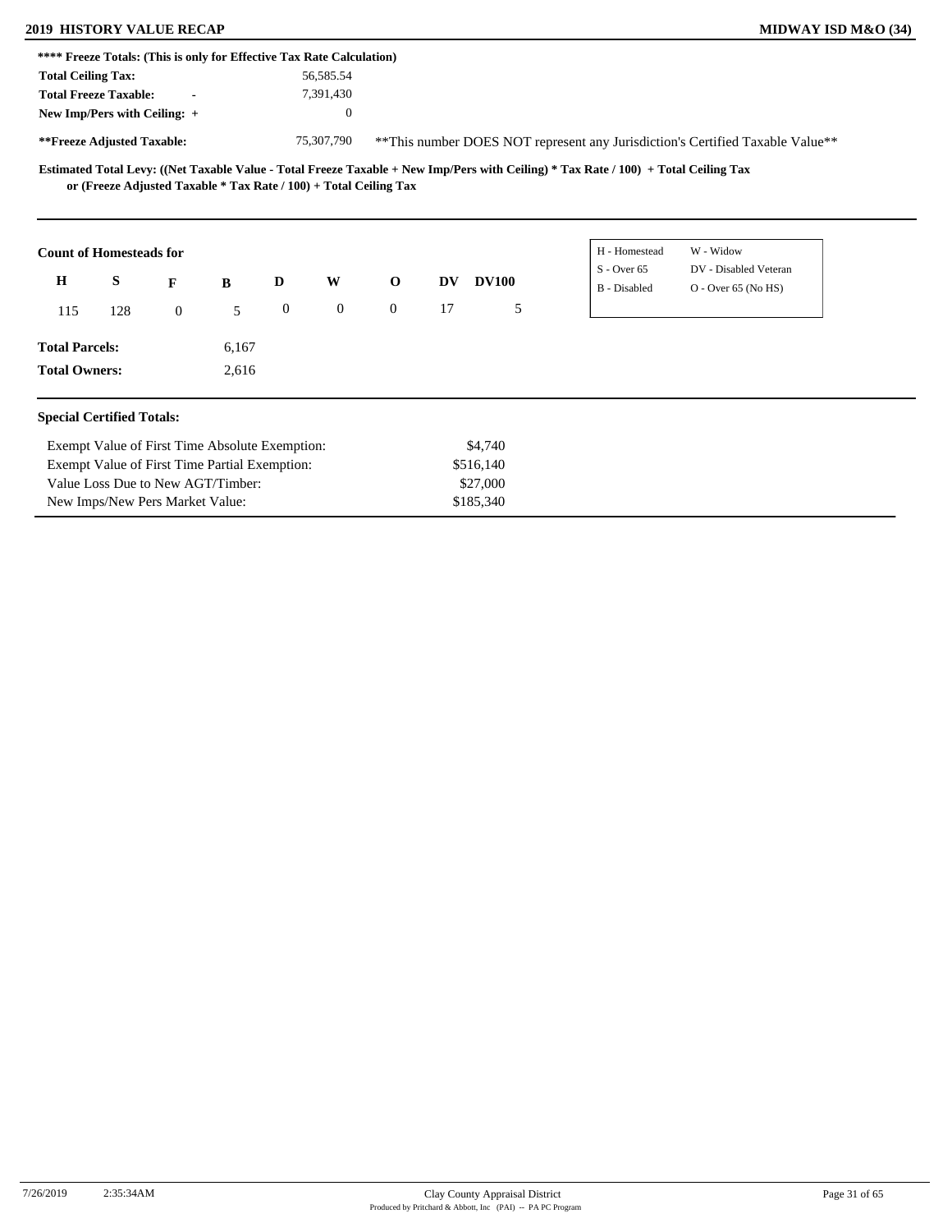**2019 HISTORY VALUE RECAP** — **MIDWAY ISD M&O (34)**

**\*\*\*\* Freeze Totals: (This is only for Effective Tax Rate Calculation)**

| | |
|---|---|
| **Total Ceiling Tax:** | 56,585.54 |
| **Total Freeze Taxable:** - | 7,391,430 |
| **New Imp/Pers with Ceiling:** + | 0 |
| **\*\*Freeze Adjusted Taxable:** | 75,307,790 |

\*\*This number DOES NOT represent any Jurisdiction's Certified Taxable Value\*\*

**Estimated Total Levy: ((Net Taxable Value - Total Freeze Taxable + New Imp/Pers with Ceiling) \* Tax Rate / 100) + Total Ceiling Tax or (Freeze Adjusted Taxable \* Tax Rate / 100) + Total Ceiling Tax**

**Count of Homesteads for**

| H | S | F | B | D | W | O | DV | DV100 |
|---|---|---|---|---|---|---|---|---|
| 115 | 128 | 0 | 5 | 0 | 0 | 0 | 17 | 5 |

| | |
|---|---|
| H - Homestead | W - Widow |
| S - Over 65 | DV - Disabled Veteran |
| B - Disabled | O - Over 65 (No HS) |

| | |
|---|---|
| **Total Parcels:** | 6,167 |
| **Total Owners:** | 2,616 |

**Special Certified Totals:**

| | |
|---|---|
| Exempt Value of First Time Absolute Exemption: | $4,740 |
| Exempt Value of First Time Partial Exemption: | $516,140 |
| Value Loss Due to New AGT/Timber: | $27,000 |
| New Imps/New Pers Market Value: | $185,340 |

7/26/2019 2:35:34AM — Clay County Appraisal District — Produced by Pritchard & Abbott, Inc (PAI) -- PA PC Program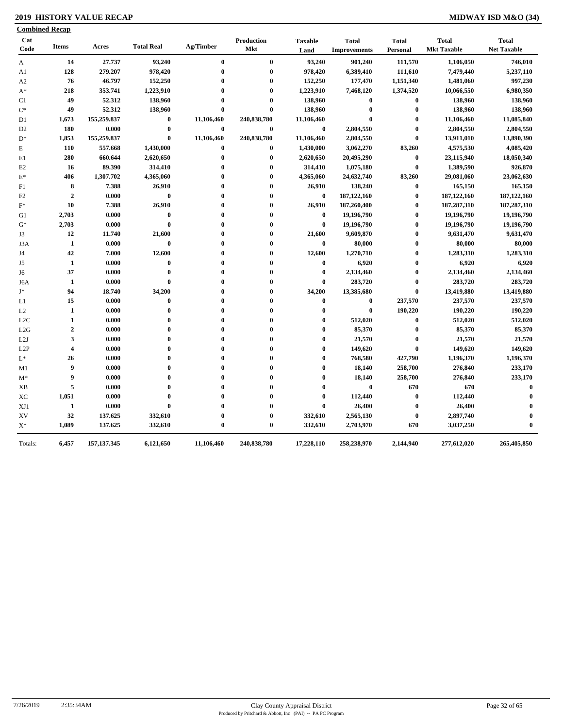# 2019 HISTORY VALUE RECAP

**MIDWAY ISD M&O (34)**

**Combined Recap**

| Cat Code | Items | Acres | Total Real | Ag/Timber | Production Mkt | Taxable Land | Total Improvements | Total Personal | Total Mkt Taxable | Total Net Taxable |
|---|---|---|---|---|---|---|---|---|---|---|
| A | 14 | 27.737 | 93,240 | 0 | 0 | 93,240 | 901,240 | 111,570 | 1,106,050 | 746,010 |
| A1 | 128 | 279.207 | 978,420 | 0 | 0 | 978,420 | 6,389,410 | 111,610 | 7,479,440 | 5,237,110 |
| A2 | 76 | 46.797 | 152,250 | 0 | 0 | 152,250 | 177,470 | 1,151,340 | 1,481,060 | 997,230 |
| A* | 218 | 353.741 | 1,223,910 | 0 | 0 | 1,223,910 | 7,468,120 | 1,374,520 | 10,066,550 | 6,980,350 |
| C1 | 49 | 52.312 | 138,960 | 0 | 0 | 138,960 | 0 | 0 | 138,960 | 138,960 |
| C* | 49 | 52.312 | 138,960 | 0 | 0 | 138,960 | 0 | 0 | 138,960 | 138,960 |
| D1 | 1,673 | 155,259.837 | 0 | 11,106,460 | 240,838,780 | 11,106,460 | 0 | 0 | 11,106,460 | 11,085,840 |
| D2 | 180 | 0.000 | 0 | 0 | 0 | 0 | 2,804,550 | 0 | 2,804,550 | 2,804,550 |
| D* | 1,853 | 155,259.837 | 0 | 11,106,460 | 240,838,780 | 11,106,460 | 2,804,550 | 0 | 13,911,010 | 13,890,390 |
| E | 110 | 557.668 | 1,430,000 | 0 | 0 | 1,430,000 | 3,062,270 | 83,260 | 4,575,530 | 4,085,420 |
| E1 | 280 | 660.644 | 2,620,650 | 0 | 0 | 2,620,650 | 20,495,290 | 0 | 23,115,940 | 18,050,340 |
| E2 | 16 | 89.390 | 314,410 | 0 | 0 | 314,410 | 1,075,180 | 0 | 1,389,590 | 926,870 |
| E* | 406 | 1,307.702 | 4,365,060 | 0 | 0 | 4,365,060 | 24,632,740 | 83,260 | 29,081,060 | 23,062,630 |
| F1 | 8 | 7.388 | 26,910 | 0 | 0 | 26,910 | 138,240 | 0 | 165,150 | 165,150 |
| F2 | 2 | 0.000 | 0 | 0 | 0 | 0 | 187,122,160 | 0 | 187,122,160 | 187,122,160 |
| F* | 10 | 7.388 | 26,910 | 0 | 0 | 26,910 | 187,260,400 | 0 | 187,287,310 | 187,287,310 |
| G1 | 2,703 | 0.000 | 0 | 0 | 0 | 0 | 19,196,790 | 0 | 19,196,790 | 19,196,790 |
| G* | 2,703 | 0.000 | 0 | 0 | 0 | 0 | 19,196,790 | 0 | 19,196,790 | 19,196,790 |
| J3 | 12 | 11.740 | 21,600 | 0 | 0 | 21,600 | 9,609,870 | 0 | 9,631,470 | 9,631,470 |
| J3A | 1 | 0.000 | 0 | 0 | 0 | 0 | 80,000 | 0 | 80,000 | 80,000 |
| J4 | 42 | 7.000 | 12,600 | 0 | 0 | 12,600 | 1,270,710 | 0 | 1,283,310 | 1,283,310 |
| J5 | 1 | 0.000 | 0 | 0 | 0 | 0 | 6,920 | 0 | 6,920 | 6,920 |
| J6 | 37 | 0.000 | 0 | 0 | 0 | 0 | 2,134,460 | 0 | 2,134,460 | 2,134,460 |
| J6A | 1 | 0.000 | 0 | 0 | 0 | 0 | 283,720 | 0 | 283,720 | 283,720 |
| J* | 94 | 18.740 | 34,200 | 0 | 0 | 34,200 | 13,385,680 | 0 | 13,419,880 | 13,419,880 |
| L1 | 15 | 0.000 | 0 | 0 | 0 | 0 | 0 | 237,570 | 237,570 | 237,570 |
| L2 | 1 | 0.000 | 0 | 0 | 0 | 0 | 0 | 190,220 | 190,220 | 190,220 |
| L2C | 1 | 0.000 | 0 | 0 | 0 | 0 | 512,020 | 0 | 512,020 | 512,020 |
| L2G | 2 | 0.000 | 0 | 0 | 0 | 0 | 85,370 | 0 | 85,370 | 85,370 |
| L2J | 3 | 0.000 | 0 | 0 | 0 | 0 | 21,570 | 0 | 21,570 | 21,570 |
| L2P | 4 | 0.000 | 0 | 0 | 0 | 0 | 149,620 | 0 | 149,620 | 149,620 |
| L* | 26 | 0.000 | 0 | 0 | 0 | 0 | 768,580 | 427,790 | 1,196,370 | 1,196,370 |
| M1 | 9 | 0.000 | 0 | 0 | 0 | 0 | 18,140 | 258,700 | 276,840 | 233,170 |
| M* | 9 | 0.000 | 0 | 0 | 0 | 0 | 18,140 | 258,700 | 276,840 | 233,170 |
| XB | 5 | 0.000 | 0 | 0 | 0 | 0 | 0 | 670 | 670 | 0 |
| XC | 1,051 | 0.000 | 0 | 0 | 0 | 0 | 112,440 | 0 | 112,440 | 0 |
| XJ1 | 1 | 0.000 | 0 | 0 | 0 | 0 | 26,400 | 0 | 26,400 | 0 |
| XV | 32 | 137.625 | 332,610 | 0 | 0 | 332,610 | 2,565,130 | 0 | 2,897,740 | 0 |
| X* | 1,089 | 137.625 | 332,610 | 0 | 0 | 332,610 | 2,703,970 | 670 | 3,037,250 | 0 |
| Totals: | 6,457 | 157,137.345 | 6,121,650 | 11,106,460 | 240,838,780 | 17,228,110 | 258,238,970 | 2,144,940 | 277,612,020 | 265,405,850 |

7/26/2019 2:35:34AM Clay County Appraisal District
Produced by Pritchard & Abbott, Inc (PAI) -- PA PC Program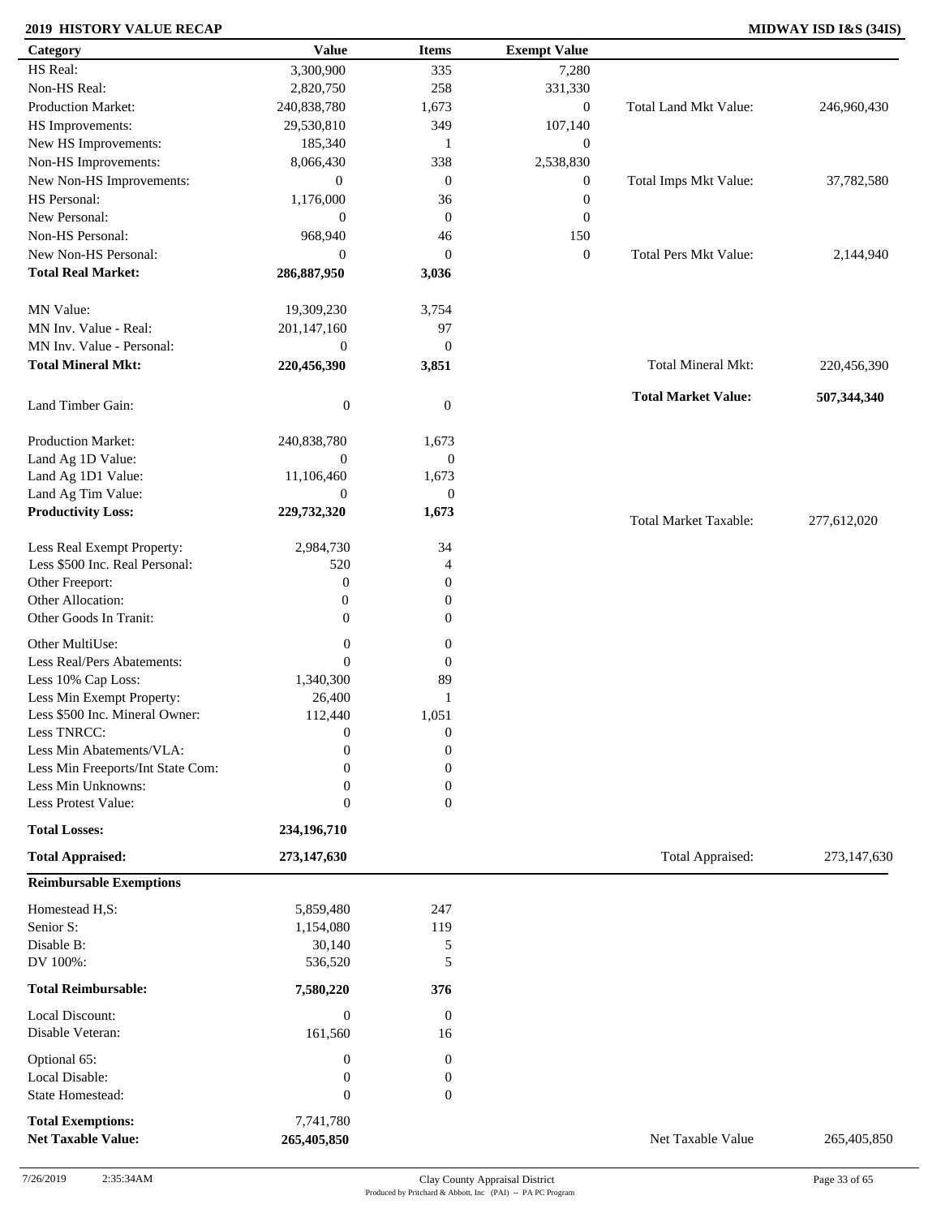## 2019 HISTORY VALUE RECAP

**MIDWAY ISD I&S (34IS)**

| Category | Value | Items | Exempt Value | | |
|---|---|---|---|---|---|
| HS Real: | 3,300,900 | 335 | 7,280 | | |
| Non-HS Real: | 2,820,750 | 258 | 331,330 | | |
| Production Market: | 240,838,780 | 1,673 | 0 | Total Land Mkt Value: | 246,960,430 |
| HS Improvements: | 29,530,810 | 349 | 107,140 | | |
| New HS Improvements: | 185,340 | 1 | 0 | | |
| Non-HS Improvements: | 8,066,430 | 338 | 2,538,830 | | |
| New Non-HS Improvements: | 0 | 0 | 0 | Total Imps Mkt Value: | 37,782,580 |
| HS Personal: | 1,176,000 | 36 | 0 | | |
| New Personal: | 0 | 0 | 0 | | |
| Non-HS Personal: | 968,940 | 46 | 150 | | |
| New Non-HS Personal: | 0 | 0 | 0 | Total Pers Mkt Value: | 2,144,940 |
| **Total Real Market:** | **286,887,950** | **3,036** | | | |
| MN Value: | 19,309,230 | 3,754 | | | |
| MN Inv. Value - Real: | 201,147,160 | 97 | | | |
| MN Inv. Value - Personal: | 0 | 0 | | | |
| **Total Mineral Mkt:** | **220,456,390** | **3,851** | | Total Mineral Mkt: | 220,456,390 |
| | | | | **Total Market Value:** | **507,344,340** |
| Land Timber Gain: | 0 | 0 | | | |
| Production Market: | 240,838,780 | 1,673 | | | |
| Land Ag 1D Value: | 0 | 0 | | | |
| Land Ag 1D1 Value: | 11,106,460 | 1,673 | | | |
| Land Ag Tim Value: | 0 | 0 | | | |
| **Productivity Loss:** | **229,732,320** | **1,673** | | Total Market Taxable: | 277,612,020 |
| Less Real Exempt Property: | 2,984,730 | 34 | | | |
| Less $500 Inc. Real Personal: | 520 | 4 | | | |
| Other Freeport: | 0 | 0 | | | |
| Other Allocation: | 0 | 0 | | | |
| Other Goods In Tranit: | 0 | 0 | | | |
| Other MultiUse: | 0 | 0 | | | |
| Less Real/Pers Abatements: | 0 | 0 | | | |
| Less 10% Cap Loss: | 1,340,300 | 89 | | | |
| Less Min Exempt Property: | 26,400 | 1 | | | |
| Less $500 Inc. Mineral Owner: | 112,440 | 1,051 | | | |
| Less TNRCC: | 0 | 0 | | | |
| Less Min Abatements/VLA: | 0 | 0 | | | |
| Less Min Freeports/Int State Com: | 0 | 0 | | | |
| Less Min Unknowns: | 0 | 0 | | | |
| Less Protest Value: | 0 | 0 | | | |
| **Total Losses:** | **234,196,710** | | | | |
| **Total Appraised:** | **273,147,630** | | | Total Appraised: | 273,147,630 |

**Reimbursable Exemptions**

| Category | Value | Items | | |
|---|---|---|---|---|
| Homestead H,S: | 5,859,480 | 247 | | |
| Senior S: | 1,154,080 | 119 | | |
| Disable B: | 30,140 | 5 | | |
| DV 100%: | 536,520 | 5 | | |
| **Total Reimbursable:** | **7,580,220** | **376** | | |
| Local Discount: | 0 | 0 | | |
| Disable Veteran: | 161,560 | 16 | | |
| Optional 65: | 0 | 0 | | |
| Local Disable: | 0 | 0 | | |
| State Homestead: | 0 | 0 | | |
| **Total Exemptions:** | 7,741,780 | | | |
| **Net Taxable Value:** | **265,405,850** | | Net Taxable Value | 265,405,850 |

7/26/2019 2:35:34AM

Clay County Appraisal District
Produced by Pritchard & Abbott, Inc (PAI) -- PA PC Program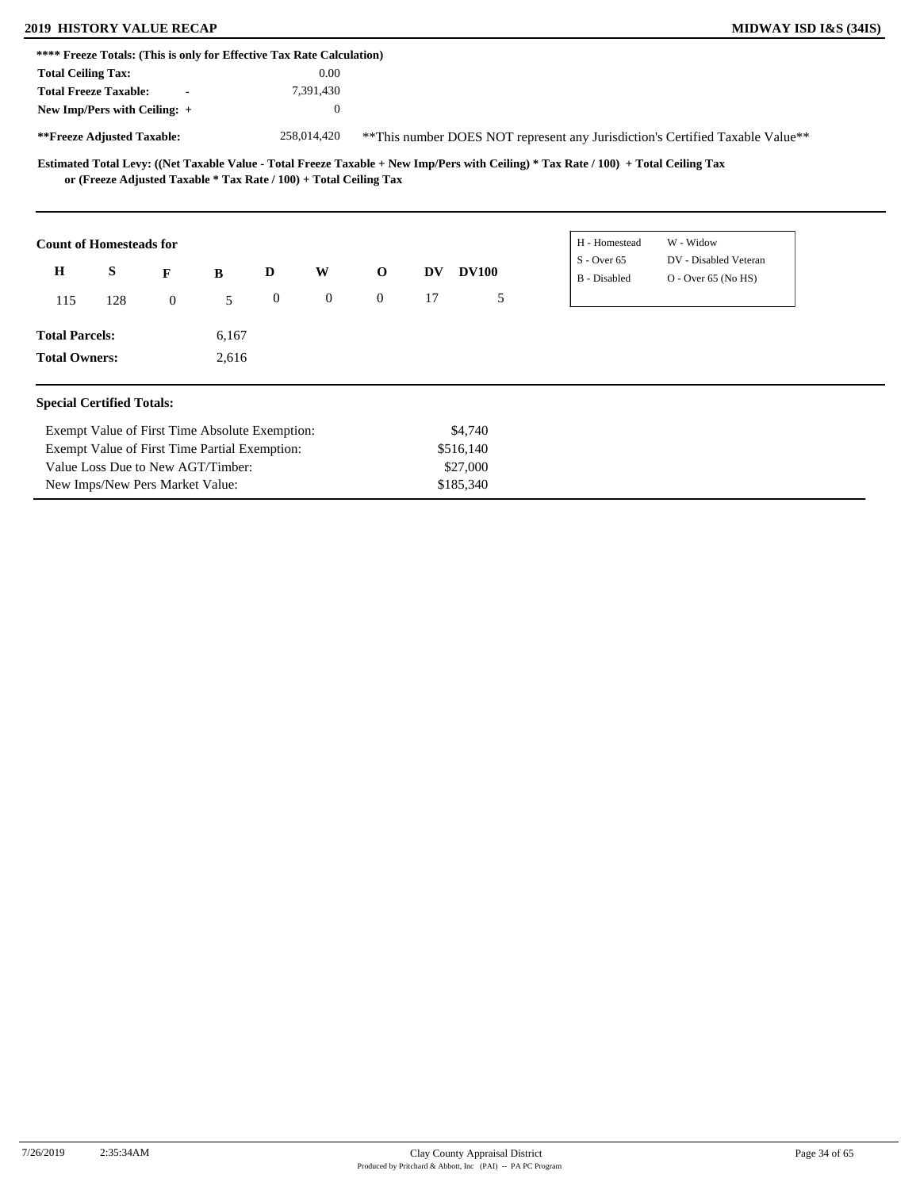**\*\*\*\* Freeze Totals: (This is only for Effective Tax Rate Calculation)**

| | | |
|---|---|---|
| **Total Ceiling Tax:** | | 0.00 |
| **Total Freeze Taxable:** | - | 7,391,430 |
| **New Imp/Pers with Ceiling:** | + | 0 |
| **\*\*Freeze Adjusted Taxable:** | | 258,014,420 |

\*\*This number DOES NOT represent any Jurisdiction's Certified Taxable Value\*\*

**Estimated Total Levy: ((Net Taxable Value - Total Freeze Taxable + New Imp/Pers with Ceiling) * Tax Rate / 100) + Total Ceiling Tax or (Freeze Adjusted Taxable * Tax Rate / 100) + Total Ceiling Tax**

**Count of Homesteads for**

| H | S | F | B | D | W | O | DV | DV100 |
|---|---|---|---|---|---|---|---|---|
| 115 | 128 | 0 | 5 | 0 | 0 | 0 | 17 | 5 |

| | |
|---|---|
| H - Homestead | W - Widow |
| S - Over 65 | DV - Disabled Veteran |
| B - Disabled | O - Over 65 (No HS) |

**Total Parcels:** 6,167

**Total Owners:** 2,616

**Special Certified Totals:**

| | |
|---|---|
| Exempt Value of First Time Absolute Exemption: | $4,740 |
| Exempt Value of First Time Partial Exemption: | $516,140 |
| Value Loss Due to New AGT/Timber: | $27,000 |
| New Imps/New Pers Market Value: | $185,340 |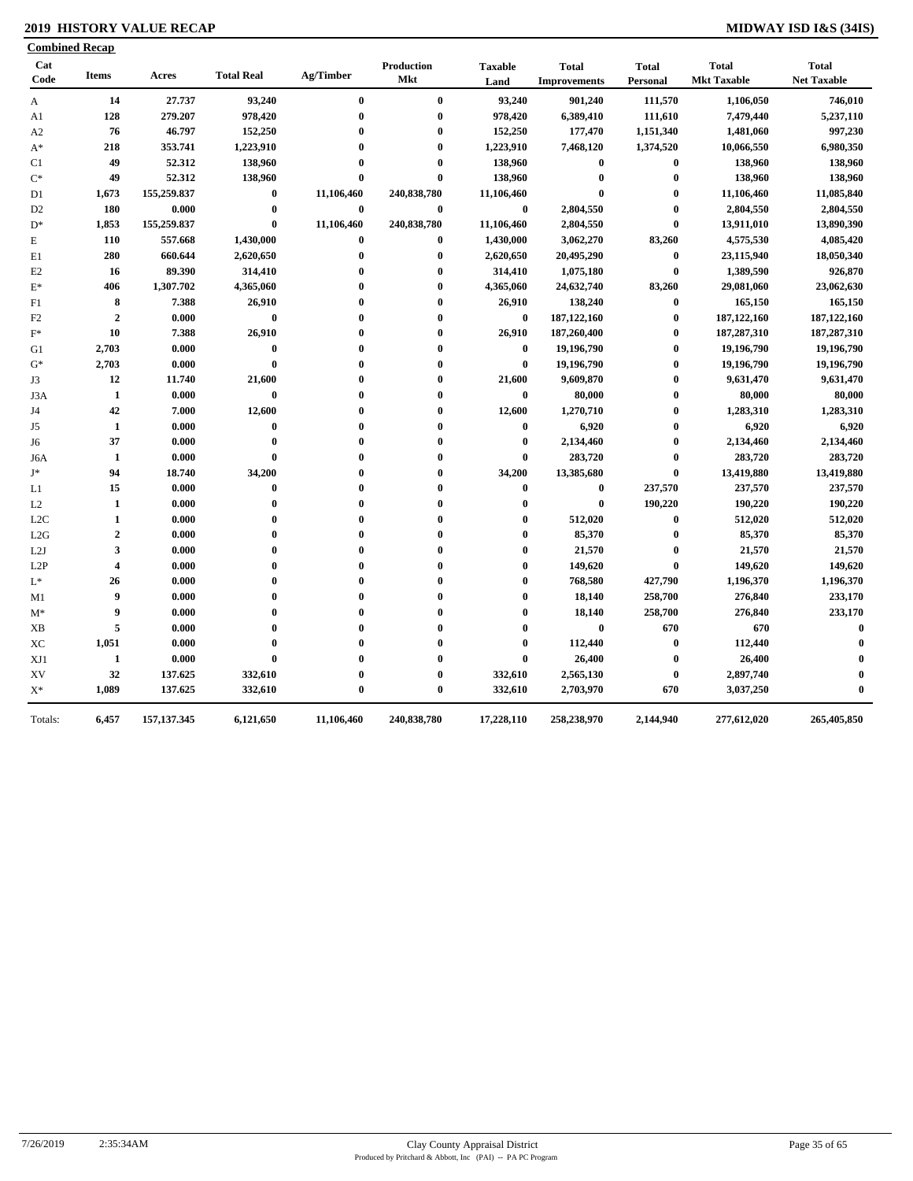**2019 HISTORY VALUE RECAP** **MIDWAY ISD I&S (34IS)**

**Combined Recap**

| Cat Code | Items | Acres | Total Real | Ag/Timber | Production Mkt | Taxable Land | Total Improvements | Total Personal | Total Mkt Taxable | Total Net Taxable |
|---|---|---|---|---|---|---|---|---|---|---|
| A | 14 | 27.737 | 93,240 | 0 | 0 | 93,240 | 901,240 | 111,570 | 1,106,050 | 746,010 |
| A1 | 128 | 279.207 | 978,420 | 0 | 0 | 978,420 | 6,389,410 | 111,610 | 7,479,440 | 5,237,110 |
| A2 | 76 | 46.797 | 152,250 | 0 | 0 | 152,250 | 177,470 | 1,151,340 | 1,481,060 | 997,230 |
| A* | 218 | 353.741 | 1,223,910 | 0 | 0 | 1,223,910 | 7,468,120 | 1,374,520 | 10,066,550 | 6,980,350 |
| C1 | 49 | 52.312 | 138,960 | 0 | 0 | 138,960 | 0 | 0 | 138,960 | 138,960 |
| C* | 49 | 52.312 | 138,960 | 0 | 0 | 138,960 | 0 | 0 | 138,960 | 138,960 |
| D1 | 1,673 | 155,259.837 | 0 | 11,106,460 | 240,838,780 | 11,106,460 | 0 | 0 | 11,106,460 | 11,085,840 |
| D2 | 180 | 0.000 | 0 | 0 | 0 | 0 | 2,804,550 | 0 | 2,804,550 | 2,804,550 |
| D* | 1,853 | 155,259.837 | 0 | 11,106,460 | 240,838,780 | 11,106,460 | 2,804,550 | 0 | 13,911,010 | 13,890,390 |
| E | 110 | 557.668 | 1,430,000 | 0 | 0 | 1,430,000 | 3,062,270 | 83,260 | 4,575,530 | 4,085,420 |
| E1 | 280 | 660.644 | 2,620,650 | 0 | 0 | 2,620,650 | 20,495,290 | 0 | 23,115,940 | 18,050,340 |
| E2 | 16 | 89.390 | 314,410 | 0 | 0 | 314,410 | 1,075,180 | 0 | 1,389,590 | 926,870 |
| E* | 406 | 1,307.702 | 4,365,060 | 0 | 0 | 4,365,060 | 24,632,740 | 83,260 | 29,081,060 | 23,062,630 |
| F1 | 8 | 7.388 | 26,910 | 0 | 0 | 26,910 | 138,240 | 0 | 165,150 | 165,150 |
| F2 | 2 | 0.000 | 0 | 0 | 0 | 0 | 187,122,160 | 0 | 187,122,160 | 187,122,160 |
| F* | 10 | 7.388 | 26,910 | 0 | 0 | 26,910 | 187,260,400 | 0 | 187,287,310 | 187,287,310 |
| G1 | 2,703 | 0.000 | 0 | 0 | 0 | 0 | 19,196,790 | 0 | 19,196,790 | 19,196,790 |
| G* | 2,703 | 0.000 | 0 | 0 | 0 | 0 | 19,196,790 | 0 | 19,196,790 | 19,196,790 |
| J3 | 12 | 11.740 | 21,600 | 0 | 0 | 21,600 | 9,609,870 | 0 | 9,631,470 | 9,631,470 |
| J3A | 1 | 0.000 | 0 | 0 | 0 | 0 | 80,000 | 0 | 80,000 | 80,000 |
| J4 | 42 | 7.000 | 12,600 | 0 | 0 | 12,600 | 1,270,710 | 0 | 1,283,310 | 1,283,310 |
| J5 | 1 | 0.000 | 0 | 0 | 0 | 0 | 6,920 | 0 | 6,920 | 6,920 |
| J6 | 37 | 0.000 | 0 | 0 | 0 | 0 | 2,134,460 | 0 | 2,134,460 | 2,134,460 |
| J6A | 1 | 0.000 | 0 | 0 | 0 | 0 | 283,720 | 0 | 283,720 | 283,720 |
| J* | 94 | 18.740 | 34,200 | 0 | 0 | 34,200 | 13,385,680 | 0 | 13,419,880 | 13,419,880 |
| L1 | 15 | 0.000 | 0 | 0 | 0 | 0 | 0 | 237,570 | 237,570 | 237,570 |
| L2 | 1 | 0.000 | 0 | 0 | 0 | 0 | 0 | 190,220 | 190,220 | 190,220 |
| L2C | 1 | 0.000 | 0 | 0 | 0 | 0 | 512,020 | 0 | 512,020 | 512,020 |
| L2G | 2 | 0.000 | 0 | 0 | 0 | 0 | 85,370 | 0 | 85,370 | 85,370 |
| L2J | 3 | 0.000 | 0 | 0 | 0 | 0 | 21,570 | 0 | 21,570 | 21,570 |
| L2P | 4 | 0.000 | 0 | 0 | 0 | 0 | 149,620 | 0 | 149,620 | 149,620 |
| L* | 26 | 0.000 | 0 | 0 | 0 | 0 | 768,580 | 427,790 | 1,196,370 | 1,196,370 |
| M1 | 9 | 0.000 | 0 | 0 | 0 | 0 | 18,140 | 258,700 | 276,840 | 233,170 |
| M* | 9 | 0.000 | 0 | 0 | 0 | 0 | 18,140 | 258,700 | 276,840 | 233,170 |
| XB | 5 | 0.000 | 0 | 0 | 0 | 0 | 0 | 670 | 670 | 0 |
| XC | 1,051 | 0.000 | 0 | 0 | 0 | 0 | 112,440 | 0 | 112,440 | 0 |
| XJ1 | 1 | 0.000 | 0 | 0 | 0 | 0 | 26,400 | 0 | 26,400 | 0 |
| XV | 32 | 137.625 | 332,610 | 0 | 0 | 332,610 | 2,565,130 | 0 | 2,897,740 | 0 |
| X* | 1,089 | 137.625 | 332,610 | 0 | 0 | 332,610 | 2,703,970 | 670 | 3,037,250 | 0 |
| Totals: | 6,457 | 157,137.345 | 6,121,650 | 11,106,460 | 240,838,780 | 17,228,110 | 258,238,970 | 2,144,940 | 277,612,020 | 265,405,850 |

7/26/2019 2:35:34AM Clay County Appraisal District
Produced by Pritchard & Abbott, Inc (PAI) -- PA PC Program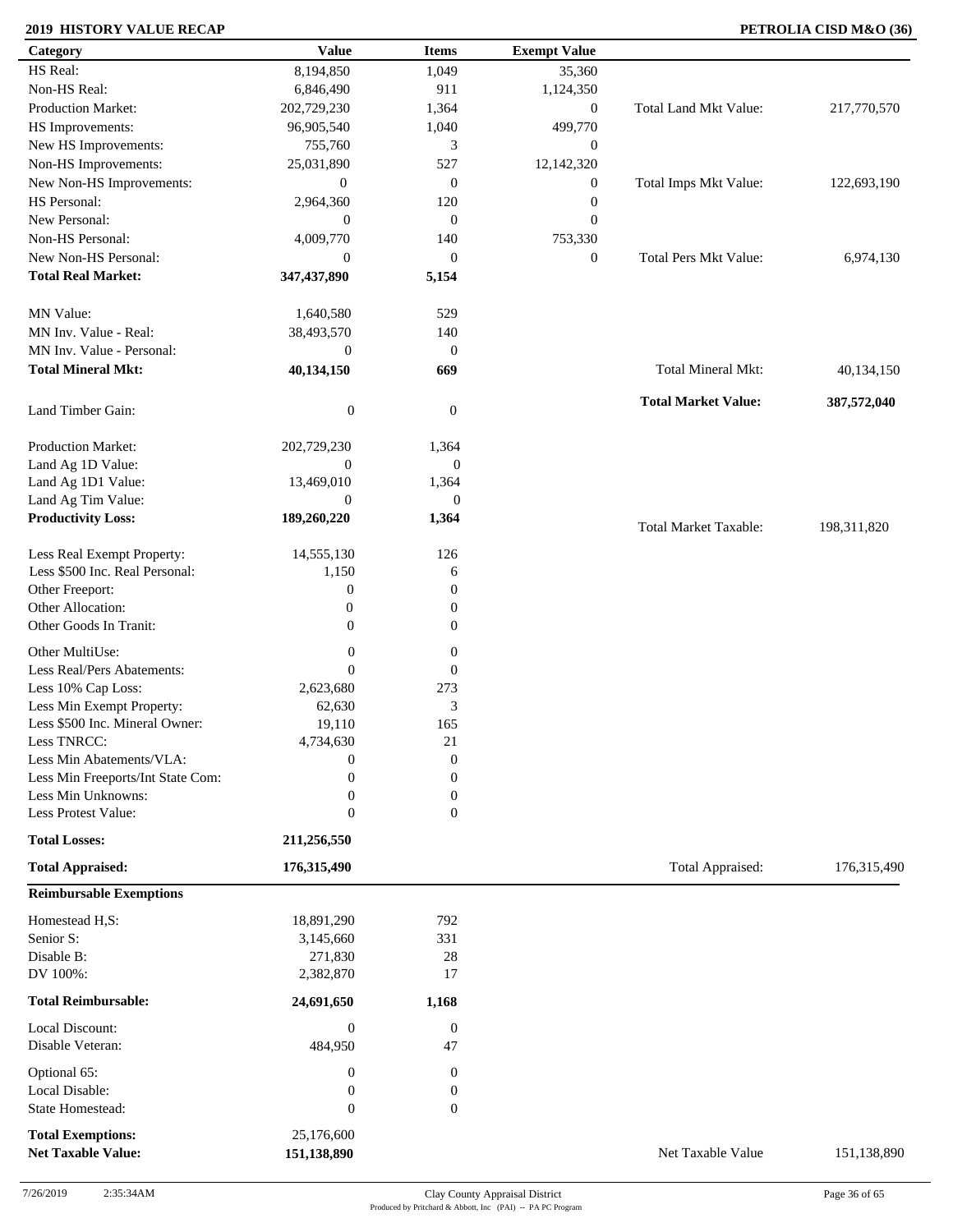## 2019 HISTORY VALUE RECAP

**PETROLIA CISD M&O (36)**

| Category | Value | Items | Exempt Value | | |
|---|---|---|---|---|---|
| HS Real: | 8,194,850 | 1,049 | 35,360 | | |
| Non-HS Real: | 6,846,490 | 911 | 1,124,350 | | |
| Production Market: | 202,729,230 | 1,364 | 0 | Total Land Mkt Value: | 217,770,570 |
| HS Improvements: | 96,905,540 | 1,040 | 499,770 | | |
| New HS Improvements: | 755,760 | 3 | 0 | | |
| Non-HS Improvements: | 25,031,890 | 527 | 12,142,320 | | |
| New Non-HS Improvements: | 0 | 0 | 0 | Total Imps Mkt Value: | 122,693,190 |
| HS Personal: | 2,964,360 | 120 | 0 | | |
| New Personal: | 0 | 0 | 0 | | |
| Non-HS Personal: | 4,009,770 | 140 | 753,330 | | |
| New Non-HS Personal: | 0 | 0 | 0 | Total Pers Mkt Value: | 6,974,130 |
| **Total Real Market:** | **347,437,890** | **5,154** | | | |
| MN Value: | 1,640,580 | 529 | | | |
| MN Inv. Value - Real: | 38,493,570 | 140 | | | |
| MN Inv. Value - Personal: | 0 | 0 | | | |
| **Total Mineral Mkt:** | **40,134,150** | **669** | | Total Mineral Mkt: | 40,134,150 |
| Land Timber Gain: | 0 | 0 | | **Total Market Value:** | **387,572,040** |
| Production Market: | 202,729,230 | 1,364 | | | |
| Land Ag 1D Value: | 0 | 0 | | | |
| Land Ag 1D1 Value: | 13,469,010 | 1,364 | | | |
| Land Ag Tim Value: | 0 | 0 | | | |
| **Productivity Loss:** | **189,260,220** | **1,364** | | Total Market Taxable: | 198,311,820 |
| Less Real Exempt Property: | 14,555,130 | 126 | | | |
| Less $500 Inc. Real Personal: | 1,150 | 6 | | | |
| Other Freeport: | 0 | 0 | | | |
| Other Allocation: | 0 | 0 | | | |
| Other Goods In Tranit: | 0 | 0 | | | |
| Other MultiUse: | 0 | 0 | | | |
| Less Real/Pers Abatements: | 0 | 0 | | | |
| Less 10% Cap Loss: | 2,623,680 | 273 | | | |
| Less Min Exempt Property: | 62,630 | 3 | | | |
| Less $500 Inc. Mineral Owner: | 19,110 | 165 | | | |
| Less TNRCC: | 4,734,630 | 21 | | | |
| Less Min Abatements/VLA: | 0 | 0 | | | |
| Less Min Freeports/Int State Com: | 0 | 0 | | | |
| Less Min Unknowns: | 0 | 0 | | | |
| Less Protest Value: | 0 | 0 | | | |
| **Total Losses:** | **211,256,550** | | | | |
| **Total Appraised:** | **176,315,490** | | | Total Appraised: | 176,315,490 |

| **Reimbursable Exemptions** | | | | | |
|---|---|---|---|---|---|
| Homestead H,S: | 18,891,290 | 792 | | | |
| Senior S: | 3,145,660 | 331 | | | |
| Disable B: | 271,830 | 28 | | | |
| DV 100%: | 2,382,870 | 17 | | | |
| **Total Reimbursable:** | **24,691,650** | **1,168** | | | |
| Local Discount: | 0 | 0 | | | |
| Disable Veteran: | 484,950 | 47 | | | |
| Optional 65: | 0 | 0 | | | |
| Local Disable: | 0 | 0 | | | |
| State Homestead: | 0 | 0 | | | |
| **Total Exemptions:** | 25,176,600 | | | | |
| **Net Taxable Value:** | **151,138,890** | | | Net Taxable Value | 151,138,890 |

7/26/2019 2:35:34AM

Clay County Appraisal District
Produced by Pritchard & Abbott, Inc (PAI) -- PA PC Program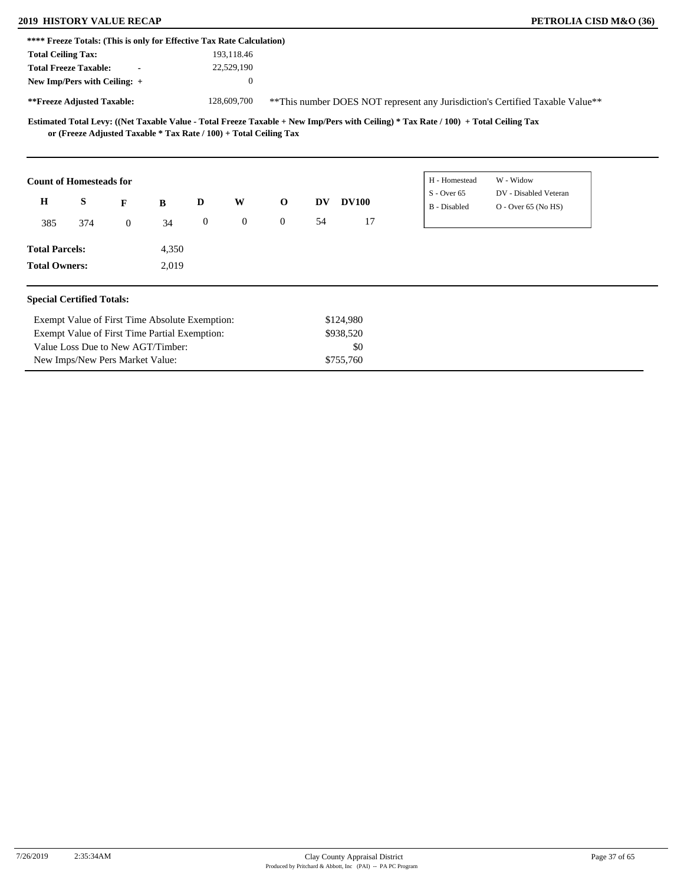**\*\*\*\* Freeze Totals: (This is only for Effective Tax Rate Calculation)**

| | |
|---|---|
| **Total Ceiling Tax:** | 193,118.46 |
| **Total Freeze Taxable:** - | 22,529,190 |
| **New Imp/Pers with Ceiling:** + | 0 |
| **\*\*Freeze Adjusted Taxable:** | 128,609,700 |

\*\*This number DOES NOT represent any Jurisdiction's Certified Taxable Value\*\*

**Estimated Total Levy: ((Net Taxable Value - Total Freeze Taxable + New Imp/Pers with Ceiling) \* Tax Rate / 100) + Total Ceiling Tax or (Freeze Adjusted Taxable \* Tax Rate / 100) + Total Ceiling Tax**

**Count of Homesteads for**

| H | S | F | B | D | W | O | DV | DV100 |
|---|---|---|---|---|---|---|---|---|
| 385 | 374 | 0 | 34 | 0 | 0 | 0 | 54 | 17 |

| | |
|---|---|
| H - Homestead | W - Widow |
| S - Over 65 | DV - Disabled Veteran |
| B - Disabled | O - Over 65 (No HS) |

**Total Parcels:** 4,350

**Total Owners:** 2,019

**Special Certified Totals:**

| | |
|---|---|
| Exempt Value of First Time Absolute Exemption: | $124,980 |
| Exempt Value of First Time Partial Exemption: | $938,520 |
| Value Loss Due to New AGT/Timber: | $0 |
| New Imps/New Pers Market Value: | $755,760 |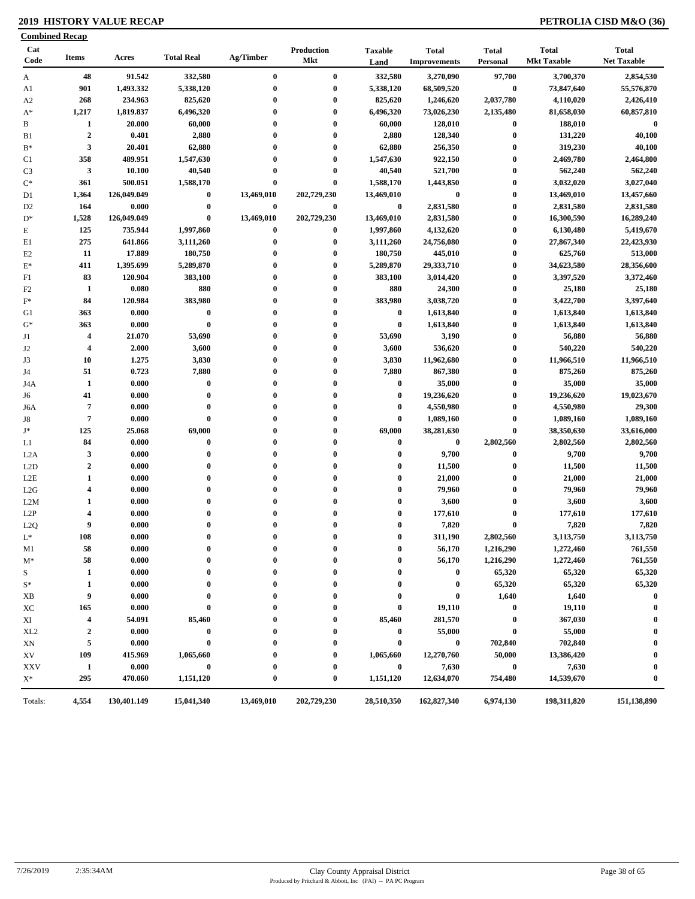# 2019 HISTORY VALUE RECAP

## PETROLIA CISD M&O (36)

### Combined Recap

| Cat Code | Items | Acres | Total Real | Ag/Timber | Production Mkt | Taxable Land | Total Improvements | Total Personal | Total Mkt Taxable | Total Net Taxable |
|---|---|---|---|---|---|---|---|---|---|---|
| A | 48 | 91.542 | 332,580 | 0 | 0 | 332,580 | 3,270,090 | 97,700 | 3,700,370 | 2,854,530 |
| A1 | 901 | 1,493.332 | 5,338,120 | 0 | 0 | 5,338,120 | 68,509,520 | 0 | 73,847,640 | 55,576,870 |
| A2 | 268 | 234.963 | 825,620 | 0 | 0 | 825,620 | 1,246,620 | 2,037,780 | 4,110,020 | 2,426,410 |
| A* | 1,217 | 1,819.837 | 6,496,320 | 0 | 0 | 6,496,320 | 73,026,230 | 2,135,480 | 81,658,030 | 60,857,810 |
| B | 1 | 20.000 | 60,000 | 0 | 0 | 60,000 | 128,010 | 0 | 188,010 | 0 |
| B1 | 2 | 0.401 | 2,880 | 0 | 0 | 2,880 | 128,340 | 0 | 131,220 | 40,100 |
| B* | 3 | 20.401 | 62,880 | 0 | 0 | 62,880 | 256,350 | 0 | 319,230 | 40,100 |
| C1 | 358 | 489.951 | 1,547,630 | 0 | 0 | 1,547,630 | 922,150 | 0 | 2,469,780 | 2,464,800 |
| C3 | 3 | 10.100 | 40,540 | 0 | 0 | 40,540 | 521,700 | 0 | 562,240 | 562,240 |
| C* | 361 | 500.051 | 1,588,170 | 0 | 0 | 1,588,170 | 1,443,850 | 0 | 3,032,020 | 3,027,040 |
| D1 | 1,364 | 126,049.049 | 0 | 13,469,010 | 202,729,230 | 13,469,010 | 0 | 0 | 13,469,010 | 13,457,660 |
| D2 | 164 | 0.000 | 0 | 0 | 0 | 0 | 2,831,580 | 0 | 2,831,580 | 2,831,580 |
| D* | 1,528 | 126,049.049 | 0 | 13,469,010 | 202,729,230 | 13,469,010 | 2,831,580 | 0 | 16,300,590 | 16,289,240 |
| E | 125 | 735.944 | 1,997,860 | 0 | 0 | 1,997,860 | 4,132,620 | 0 | 6,130,480 | 5,419,670 |
| E1 | 275 | 641.866 | 3,111,260 | 0 | 0 | 3,111,260 | 24,756,080 | 0 | 27,867,340 | 22,423,930 |
| E2 | 11 | 17.889 | 180,750 | 0 | 0 | 180,750 | 445,010 | 0 | 625,760 | 513,000 |
| E* | 411 | 1,395.699 | 5,289,870 | 0 | 0 | 5,289,870 | 29,333,710 | 0 | 34,623,580 | 28,356,600 |
| F1 | 83 | 120.904 | 383,100 | 0 | 0 | 383,100 | 3,014,420 | 0 | 3,397,520 | 3,372,460 |
| F2 | 1 | 0.080 | 880 | 0 | 0 | 880 | 24,300 | 0 | 25,180 | 25,180 |
| F* | 84 | 120.984 | 383,980 | 0 | 0 | 383,980 | 3,038,720 | 0 | 3,422,700 | 3,397,640 |
| G1 | 363 | 0.000 | 0 | 0 | 0 | 0 | 1,613,840 | 0 | 1,613,840 | 1,613,840 |
| G* | 363 | 0.000 | 0 | 0 | 0 | 0 | 1,613,840 | 0 | 1,613,840 | 1,613,840 |
| J1 | 4 | 21.070 | 53,690 | 0 | 0 | 53,690 | 3,190 | 0 | 56,880 | 56,880 |
| J2 | 4 | 2.000 | 3,600 | 0 | 0 | 3,600 | 536,620 | 0 | 540,220 | 540,220 |
| J3 | 10 | 1.275 | 3,830 | 0 | 0 | 3,830 | 11,962,680 | 0 | 11,966,510 | 11,966,510 |
| J4 | 51 | 0.723 | 7,880 | 0 | 0 | 7,880 | 867,380 | 0 | 875,260 | 875,260 |
| J4A | 1 | 0.000 | 0 | 0 | 0 | 0 | 35,000 | 0 | 35,000 | 35,000 |
| J6 | 41 | 0.000 | 0 | 0 | 0 | 0 | 19,236,620 | 0 | 19,236,620 | 19,023,670 |
| J6A | 7 | 0.000 | 0 | 0 | 0 | 0 | 4,550,980 | 0 | 4,550,980 | 29,300 |
| J8 | 7 | 0.000 | 0 | 0 | 0 | 0 | 1,089,160 | 0 | 1,089,160 | 1,089,160 |
| J* | 125 | 25.068 | 69,000 | 0 | 0 | 69,000 | 38,281,630 | 0 | 38,350,630 | 33,616,000 |
| L1 | 84 | 0.000 | 0 | 0 | 0 | 0 | 0 | 2,802,560 | 2,802,560 | 2,802,560 |
| L2A | 3 | 0.000 | 0 | 0 | 0 | 0 | 9,700 | 0 | 9,700 | 9,700 |
| L2D | 2 | 0.000 | 0 | 0 | 0 | 0 | 11,500 | 0 | 11,500 | 11,500 |
| L2E | 1 | 0.000 | 0 | 0 | 0 | 0 | 21,000 | 0 | 21,000 | 21,000 |
| L2G | 4 | 0.000 | 0 | 0 | 0 | 0 | 79,960 | 0 | 79,960 | 79,960 |
| L2M | 1 | 0.000 | 0 | 0 | 0 | 0 | 3,600 | 0 | 3,600 | 3,600 |
| L2P | 4 | 0.000 | 0 | 0 | 0 | 0 | 177,610 | 0 | 177,610 | 177,610 |
| L2Q | 9 | 0.000 | 0 | 0 | 0 | 0 | 7,820 | 0 | 7,820 | 7,820 |
| L* | 108 | 0.000 | 0 | 0 | 0 | 0 | 311,190 | 2,802,560 | 3,113,750 | 3,113,750 |
| M1 | 58 | 0.000 | 0 | 0 | 0 | 0 | 56,170 | 1,216,290 | 1,272,460 | 761,550 |
| M* | 58 | 0.000 | 0 | 0 | 0 | 0 | 56,170 | 1,216,290 | 1,272,460 | 761,550 |
| S | 1 | 0.000 | 0 | 0 | 0 | 0 | 0 | 65,320 | 65,320 | 65,320 |
| S* | 1 | 0.000 | 0 | 0 | 0 | 0 | 0 | 65,320 | 65,320 | 65,320 |
| XB | 9 | 0.000 | 0 | 0 | 0 | 0 | 0 | 1,640 | 1,640 | 0 |
| XC | 165 | 0.000 | 0 | 0 | 0 | 0 | 19,110 | 0 | 19,110 | 0 |
| XI | 4 | 54.091 | 85,460 | 0 | 0 | 85,460 | 281,570 | 0 | 367,030 | 0 |
| XL2 | 2 | 0.000 | 0 | 0 | 0 | 0 | 55,000 | 0 | 55,000 | 0 |
| XN | 5 | 0.000 | 0 | 0 | 0 | 0 | 0 | 702,840 | 702,840 | 0 |
| XV | 109 | 415.969 | 1,065,660 | 0 | 0 | 1,065,660 | 12,270,760 | 50,000 | 13,386,420 | 0 |
| XXV | 1 | 0.000 | 0 | 0 | 0 | 0 | 7,630 | 0 | 7,630 | 0 |
| X* | 295 | 470.060 | 1,151,120 | 0 | 0 | 1,151,120 | 12,634,070 | 754,480 | 14,539,670 | 0 |
| Totals: | 4,554 | 130,401.149 | 15,041,340 | 13,469,010 | 202,729,230 | 28,510,350 | 162,827,340 | 6,974,130 | 198,311,820 | 151,138,890 |

7/26/2019 2:35:34AM — Clay County Appraisal District — Produced by Pritchard & Abbott, Inc (PAI) -- PA PC Program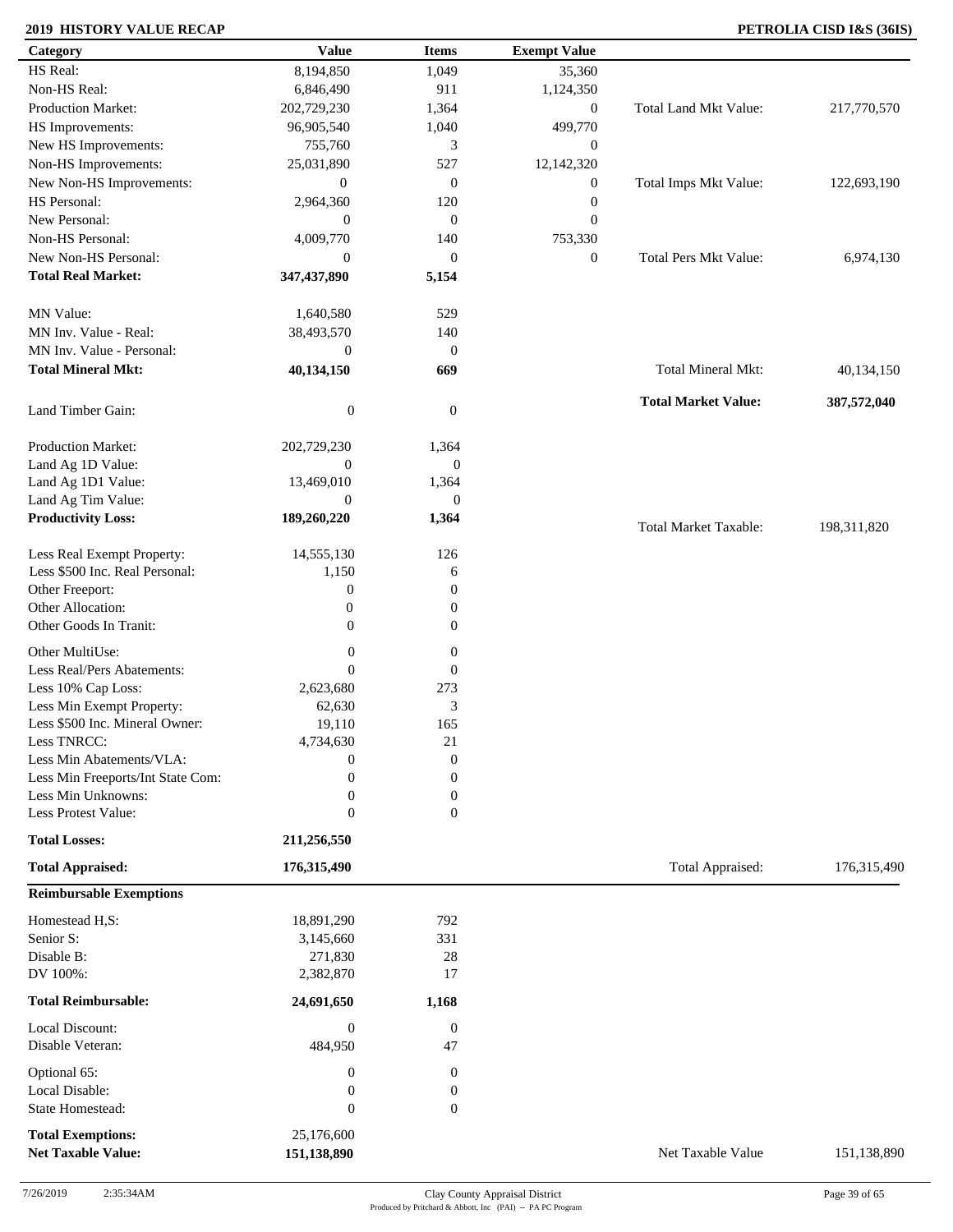**2019 HISTORY VALUE RECAP** **PETROLIA CISD I&S (36IS)**

| Category | Value | Items | Exempt Value | | |
|---|---|---|---|---|---|
| HS Real: | 8,194,850 | 1,049 | 35,360 | | |
| Non-HS Real: | 6,846,490 | 911 | 1,124,350 | | |
| Production Market: | 202,729,230 | 1,364 | 0 | Total Land Mkt Value: | 217,770,570 |
| HS Improvements: | 96,905,540 | 1,040 | 499,770 | | |
| New HS Improvements: | 755,760 | 3 | 0 | | |
| Non-HS Improvements: | 25,031,890 | 527 | 12,142,320 | | |
| New Non-HS Improvements: | 0 | 0 | 0 | Total Imps Mkt Value: | 122,693,190 |
| HS Personal: | 2,964,360 | 120 | 0 | | |
| New Personal: | 0 | 0 | 0 | | |
| Non-HS Personal: | 4,009,770 | 140 | 753,330 | | |
| New Non-HS Personal: | 0 | 0 | 0 | Total Pers Mkt Value: | 6,974,130 |
| **Total Real Market:** | **347,437,890** | **5,154** | | | |
| MN Value: | 1,640,580 | 529 | | | |
| MN Inv. Value - Real: | 38,493,570 | 140 | | | |
| MN Inv. Value - Personal: | 0 | 0 | | | |
| **Total Mineral Mkt:** | **40,134,150** | **669** | | Total Mineral Mkt: | 40,134,150 |
| Land Timber Gain: | 0 | 0 | | **Total Market Value:** | **387,572,040** |
| Production Market: | 202,729,230 | 1,364 | | | |
| Land Ag 1D Value: | 0 | 0 | | | |
| Land Ag 1D1 Value: | 13,469,010 | 1,364 | | | |
| Land Ag Tim Value: | 0 | 0 | | | |
| **Productivity Loss:** | **189,260,220** | **1,364** | | Total Market Taxable: | 198,311,820 |
| Less Real Exempt Property: | 14,555,130 | 126 | | | |
| Less $500 Inc. Real Personal: | 1,150 | 6 | | | |
| Other Freeport: | 0 | 0 | | | |
| Other Allocation: | 0 | 0 | | | |
| Other Goods In Tranit: | 0 | 0 | | | |
| Other MultiUse: | 0 | 0 | | | |
| Less Real/Pers Abatements: | 0 | 0 | | | |
| Less 10% Cap Loss: | 2,623,680 | 273 | | | |
| Less Min Exempt Property: | 62,630 | 3 | | | |
| Less $500 Inc. Mineral Owner: | 19,110 | 165 | | | |
| Less TNRCC: | 4,734,630 | 21 | | | |
| Less Min Abatements/VLA: | 0 | 0 | | | |
| Less Min Freeports/Int State Com: | 0 | 0 | | | |
| Less Min Unknowns: | 0 | 0 | | | |
| Less Protest Value: | 0 | 0 | | | |
| **Total Losses:** | **211,256,550** | | | | |
| **Total Appraised:** | **176,315,490** | | | Total Appraised: | 176,315,490 |

| **Reimbursable Exemptions** | | | | |
|---|---|---|---|---|
| Homestead H,S: | 18,891,290 | 792 | | |
| Senior S: | 3,145,660 | 331 | | |
| Disable B: | 271,830 | 28 | | |
| DV 100%: | 2,382,870 | 17 | | |
| **Total Reimbursable:** | **24,691,650** | **1,168** | | |
| Local Discount: | 0 | 0 | | |
| Disable Veteran: | 484,950 | 47 | | |
| Optional 65: | 0 | 0 | | |
| Local Disable: | 0 | 0 | | |
| State Homestead: | 0 | 0 | | |
| **Total Exemptions:** | 25,176,600 | | | |
| **Net Taxable Value:** | **151,138,890** | | Net Taxable Value | 151,138,890 |

7/26/2019 2:35:34AM Clay County Appraisal District
Produced by Pritchard & Abbott, Inc (PAI) -- PA PC Program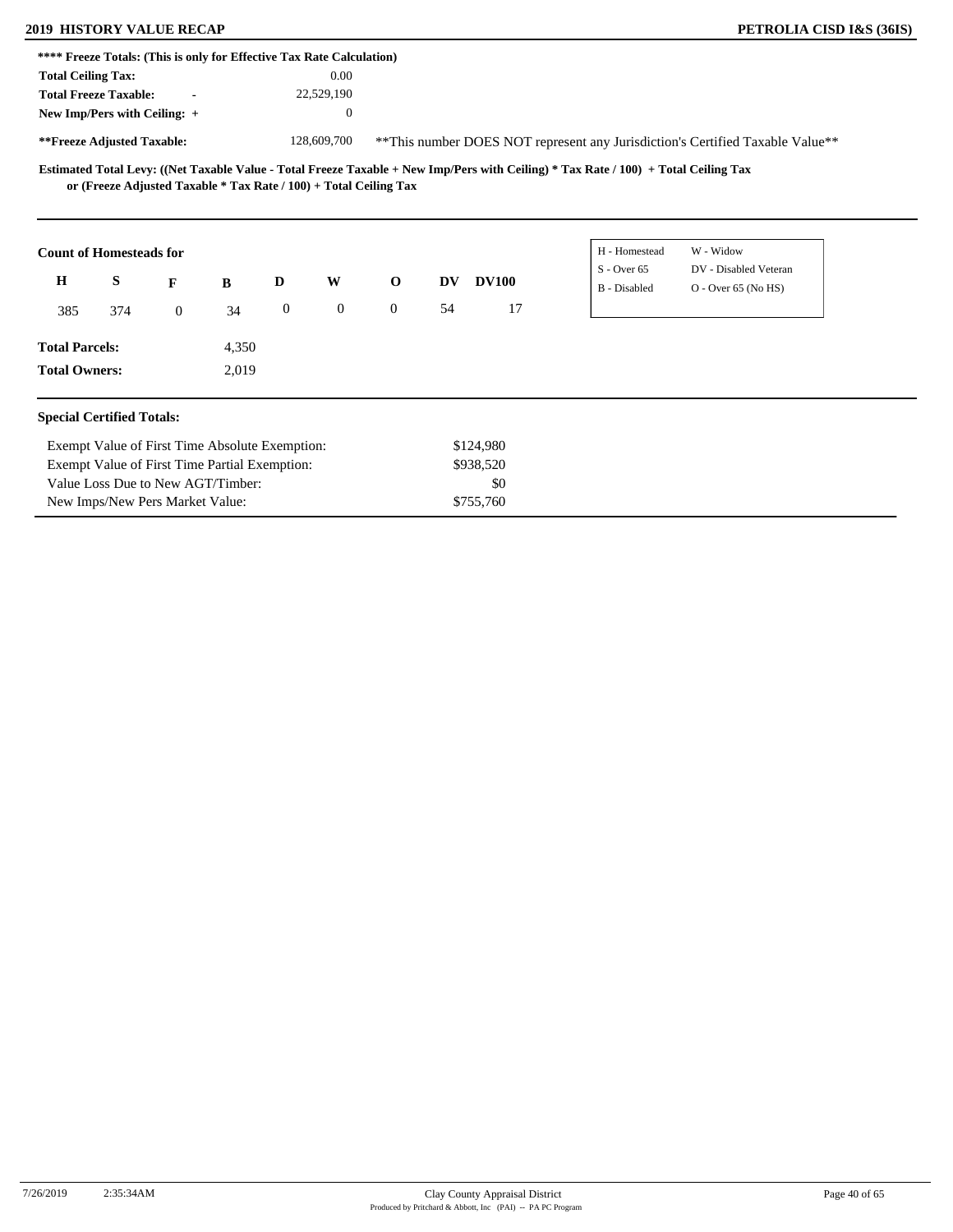**2019 HISTORY VALUE RECAP** — **PETROLIA CISD I&S (36IS)**

**\*\*\*\* Freeze Totals: (This is only for Effective Tax Rate Calculation)**

| | |
|---|---|
| **Total Ceiling Tax:** | 0.00 |
| **Total Freeze Taxable:** - | 22,529,190 |
| **New Imp/Pers with Ceiling:** + | 0 |
| **\*\*Freeze Adjusted Taxable:** | 128,609,700 |

\*\*This number DOES NOT represent any Jurisdiction's Certified Taxable Value\*\*

**Estimated Total Levy: ((Net Taxable Value - Total Freeze Taxable + New Imp/Pers with Ceiling) \* Tax Rate / 100) + Total Ceiling Tax or (Freeze Adjusted Taxable \* Tax Rate / 100) + Total Ceiling Tax**

**Count of Homesteads for**

| H | S | F | B | D | W | O | DV | DV100 |
|---|---|---|---|---|---|---|---|---|
| 385 | 374 | 0 | 34 | 0 | 0 | 0 | 54 | 17 |

| | |
|---|---|
| H - Homestead | W - Widow |
| S - Over 65 | DV - Disabled Veteran |
| B - Disabled | O - Over 65 (No HS) |

**Total Parcels:** 4,350

**Total Owners:** 2,019

**Special Certified Totals:**

| | |
|---|---|
| Exempt Value of First Time Absolute Exemption: | $124,980 |
| Exempt Value of First Time Partial Exemption: | $938,520 |
| Value Loss Due to New AGT/Timber: | $0 |
| New Imps/New Pers Market Value: | $755,760 |

7/26/2019 2:35:34AM

Clay County Appraisal District
Produced by Pritchard & Abbott, Inc (PAI) -- PA PC Program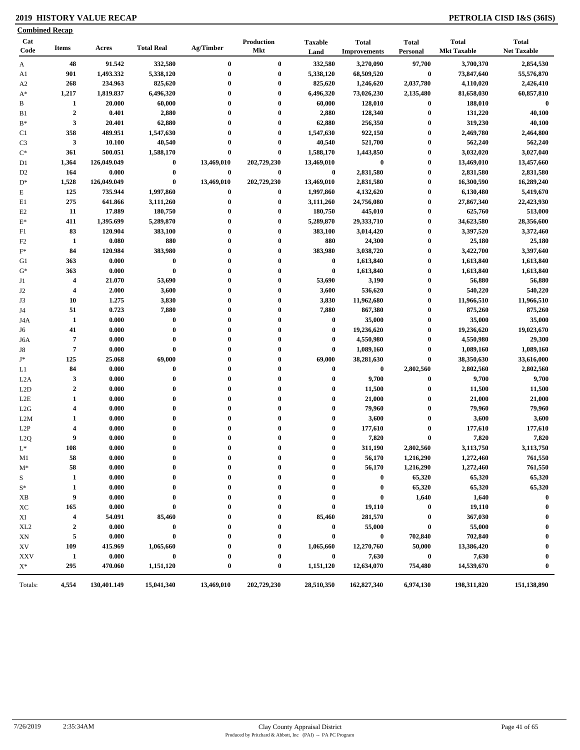# 2019 HISTORY VALUE RECAP

**PETROLIA CISD I&S (36IS)**

**Combined Recap**

| Cat Code | Items | Acres | Total Real | Ag/Timber | Production Mkt | Taxable Land | Total Improvements | Total Personal | Total Mkt Taxable | Total Net Taxable |
|---|---|---|---|---|---|---|---|---|---|---|
| A | 48 | 91.542 | 332,580 | 0 | 0 | 332,580 | 3,270,090 | 97,700 | 3,700,370 | 2,854,530 |
| A1 | 901 | 1,493.332 | 5,338,120 | 0 | 0 | 5,338,120 | 68,509,520 | 0 | 73,847,640 | 55,576,870 |
| A2 | 268 | 234.963 | 825,620 | 0 | 0 | 825,620 | 1,246,620 | 2,037,780 | 4,110,020 | 2,426,410 |
| A* | 1,217 | 1,819.837 | 6,496,320 | 0 | 0 | 6,496,320 | 73,026,230 | 2,135,480 | 81,658,030 | 60,857,810 |
| B | 1 | 20.000 | 60,000 | 0 | 0 | 60,000 | 128,010 | 0 | 188,010 | 0 |
| B1 | 2 | 0.401 | 2,880 | 0 | 0 | 2,880 | 128,340 | 0 | 131,220 | 40,100 |
| B* | 3 | 20.401 | 62,880 | 0 | 0 | 62,880 | 256,350 | 0 | 319,230 | 40,100 |
| C1 | 358 | 489.951 | 1,547,630 | 0 | 0 | 1,547,630 | 922,150 | 0 | 2,469,780 | 2,464,800 |
| C3 | 3 | 10.100 | 40,540 | 0 | 0 | 40,540 | 521,700 | 0 | 562,240 | 562,240 |
| C* | 361 | 500.051 | 1,588,170 | 0 | 0 | 1,588,170 | 1,443,850 | 0 | 3,032,020 | 3,027,040 |
| D1 | 1,364 | 126,049.049 | 0 | 13,469,010 | 202,729,230 | 13,469,010 | 0 | 0 | 13,469,010 | 13,457,660 |
| D2 | 164 | 0.000 | 0 | 0 | 0 | 0 | 2,831,580 | 0 | 2,831,580 | 2,831,580 |
| D* | 1,528 | 126,049.049 | 0 | 13,469,010 | 202,729,230 | 13,469,010 | 2,831,580 | 0 | 16,300,590 | 16,289,240 |
| E | 125 | 735.944 | 1,997,860 | 0 | 0 | 1,997,860 | 4,132,620 | 0 | 6,130,480 | 5,419,670 |
| E1 | 275 | 641.866 | 3,111,260 | 0 | 0 | 3,111,260 | 24,756,080 | 0 | 27,867,340 | 22,423,930 |
| E2 | 11 | 17.889 | 180,750 | 0 | 0 | 180,750 | 445,010 | 0 | 625,760 | 513,000 |
| E* | 411 | 1,395.699 | 5,289,870 | 0 | 0 | 5,289,870 | 29,333,710 | 0 | 34,623,580 | 28,356,600 |
| F1 | 83 | 120.904 | 383,100 | 0 | 0 | 383,100 | 3,014,420 | 0 | 3,397,520 | 3,372,460 |
| F2 | 1 | 0.080 | 880 | 0 | 0 | 880 | 24,300 | 0 | 25,180 | 25,180 |
| F* | 84 | 120.984 | 383,980 | 0 | 0 | 383,980 | 3,038,720 | 0 | 3,422,700 | 3,397,640 |
| G1 | 363 | 0.000 | 0 | 0 | 0 | 0 | 1,613,840 | 0 | 1,613,840 | 1,613,840 |
| G* | 363 | 0.000 | 0 | 0 | 0 | 0 | 1,613,840 | 0 | 1,613,840 | 1,613,840 |
| J1 | 4 | 21.070 | 53,690 | 0 | 0 | 53,690 | 3,190 | 0 | 56,880 | 56,880 |
| J2 | 4 | 2.000 | 3,600 | 0 | 0 | 3,600 | 536,620 | 0 | 540,220 | 540,220 |
| J3 | 10 | 1.275 | 3,830 | 0 | 0 | 3,830 | 11,962,680 | 0 | 11,966,510 | 11,966,510 |
| J4 | 51 | 0.723 | 7,880 | 0 | 0 | 7,880 | 867,380 | 0 | 875,260 | 875,260 |
| J4A | 1 | 0.000 | 0 | 0 | 0 | 0 | 35,000 | 0 | 35,000 | 35,000 |
| J6 | 41 | 0.000 | 0 | 0 | 0 | 0 | 19,236,620 | 0 | 19,236,620 | 19,023,670 |
| J6A | 7 | 0.000 | 0 | 0 | 0 | 0 | 4,550,980 | 0 | 4,550,980 | 29,300 |
| J8 | 7 | 0.000 | 0 | 0 | 0 | 0 | 1,089,160 | 0 | 1,089,160 | 1,089,160 |
| J* | 125 | 25.068 | 69,000 | 0 | 0 | 69,000 | 38,281,630 | 0 | 38,350,630 | 33,616,000 |
| L1 | 84 | 0.000 | 0 | 0 | 0 | 0 | 0 | 2,802,560 | 2,802,560 | 2,802,560 |
| L2A | 3 | 0.000 | 0 | 0 | 0 | 0 | 9,700 | 0 | 9,700 | 9,700 |
| L2D | 2 | 0.000 | 0 | 0 | 0 | 0 | 11,500 | 0 | 11,500 | 11,500 |
| L2E | 1 | 0.000 | 0 | 0 | 0 | 0 | 21,000 | 0 | 21,000 | 21,000 |
| L2G | 4 | 0.000 | 0 | 0 | 0 | 0 | 79,960 | 0 | 79,960 | 79,960 |
| L2M | 1 | 0.000 | 0 | 0 | 0 | 0 | 3,600 | 0 | 3,600 | 3,600 |
| L2P | 4 | 0.000 | 0 | 0 | 0 | 0 | 177,610 | 0 | 177,610 | 177,610 |
| L2Q | 9 | 0.000 | 0 | 0 | 0 | 0 | 7,820 | 0 | 7,820 | 7,820 |
| L* | 108 | 0.000 | 0 | 0 | 0 | 0 | 311,190 | 2,802,560 | 3,113,750 | 3,113,750 |
| M1 | 58 | 0.000 | 0 | 0 | 0 | 0 | 56,170 | 1,216,290 | 1,272,460 | 761,550 |
| M* | 58 | 0.000 | 0 | 0 | 0 | 0 | 56,170 | 1,216,290 | 1,272,460 | 761,550 |
| S | 1 | 0.000 | 0 | 0 | 0 | 0 | 0 | 65,320 | 65,320 | 65,320 |
| S* | 1 | 0.000 | 0 | 0 | 0 | 0 | 0 | 65,320 | 65,320 | 65,320 |
| XB | 9 | 0.000 | 0 | 0 | 0 | 0 | 0 | 1,640 | 1,640 | 0 |
| XC | 165 | 0.000 | 0 | 0 | 0 | 0 | 19,110 | 0 | 19,110 | 0 |
| XI | 4 | 54.091 | 85,460 | 0 | 0 | 85,460 | 281,570 | 0 | 367,030 | 0 |
| XL2 | 2 | 0.000 | 0 | 0 | 0 | 0 | 55,000 | 0 | 55,000 | 0 |
| XN | 5 | 0.000 | 0 | 0 | 0 | 0 | 0 | 702,840 | 702,840 | 0 |
| XV | 109 | 415.969 | 1,065,660 | 0 | 0 | 1,065,660 | 12,270,760 | 50,000 | 13,386,420 | 0 |
| XXV | 1 | 0.000 | 0 | 0 | 0 | 0 | 7,630 | 0 | 7,630 | 0 |
| X* | 295 | 470.060 | 1,151,120 | 0 | 0 | 1,151,120 | 12,634,070 | 754,480 | 14,539,670 | 0 |
| Totals: | 4,554 | 130,401.149 | 15,041,340 | 13,469,010 | 202,729,230 | 28,510,350 | 162,827,340 | 6,974,130 | 198,311,820 | 151,138,890 |

7/26/2019 2:35:34AM

Clay County Appraisal District
Produced by Pritchard & Abbott, Inc (PAI) -- PA PC Program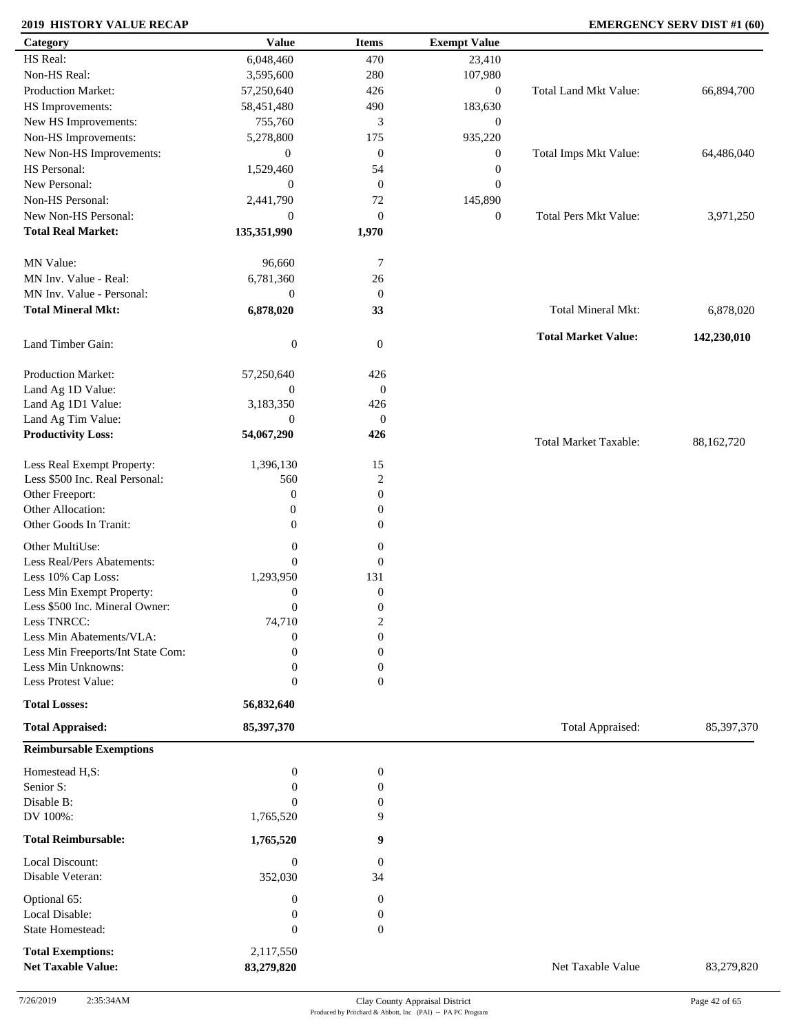**2019 HISTORY VALUE RECAP** — **EMERGENCY SERV DIST #1 (60)**

| Category | Value | Items | Exempt Value | | |
|---|---|---|---|---|---|
| HS Real: | 6,048,460 | 470 | 23,410 | | |
| Non-HS Real: | 3,595,600 | 280 | 107,980 | | |
| Production Market: | 57,250,640 | 426 | 0 | Total Land Mkt Value: | 66,894,700 |
| HS Improvements: | 58,451,480 | 490 | 183,630 | | |
| New HS Improvements: | 755,760 | 3 | 0 | | |
| Non-HS Improvements: | 5,278,800 | 175 | 935,220 | | |
| New Non-HS Improvements: | 0 | 0 | 0 | Total Imps Mkt Value: | 64,486,040 |
| HS Personal: | 1,529,460 | 54 | 0 | | |
| New Personal: | 0 | 0 | 0 | | |
| Non-HS Personal: | 2,441,790 | 72 | 145,890 | | |
| New Non-HS Personal: | 0 | 0 | 0 | Total Pers Mkt Value: | 3,971,250 |
| **Total Real Market:** | **135,351,990** | **1,970** | | | |
| MN Value: | 96,660 | 7 | | | |
| MN Inv. Value - Real: | 6,781,360 | 26 | | | |
| MN Inv. Value - Personal: | 0 | 0 | | | |
| **Total Mineral Mkt:** | **6,878,020** | **33** | | Total Mineral Mkt: | 6,878,020 |
| Land Timber Gain: | 0 | 0 | | **Total Market Value:** | **142,230,010** |
| Production Market: | 57,250,640 | 426 | | | |
| Land Ag 1D Value: | 0 | 0 | | | |
| Land Ag 1D1 Value: | 3,183,350 | 426 | | | |
| Land Ag Tim Value: | 0 | 0 | | | |
| **Productivity Loss:** | **54,067,290** | **426** | | Total Market Taxable: | 88,162,720 |
| Less Real Exempt Property: | 1,396,130 | 15 | | | |
| Less $500 Inc. Real Personal: | 560 | 2 | | | |
| Other Freeport: | 0 | 0 | | | |
| Other Allocation: | 0 | 0 | | | |
| Other Goods In Tranit: | 0 | 0 | | | |
| Other MultiUse: | 0 | 0 | | | |
| Less Real/Pers Abatements: | 0 | 0 | | | |
| Less 10% Cap Loss: | 1,293,950 | 131 | | | |
| Less Min Exempt Property: | 0 | 0 | | | |
| Less $500 Inc. Mineral Owner: | 0 | 0 | | | |
| Less TNRCC: | 74,710 | 2 | | | |
| Less Min Abatements/VLA: | 0 | 0 | | | |
| Less Min Freeports/Int State Com: | 0 | 0 | | | |
| Less Min Unknowns: | 0 | 0 | | | |
| Less Protest Value: | 0 | 0 | | | |
| **Total Losses:** | **56,832,640** | | | | |
| **Total Appraised:** | **85,397,370** | | | Total Appraised: | 85,397,370 |

**Reimbursable Exemptions**

| Category | Value | Items | | |
|---|---|---|---|---|
| Homestead H,S: | 0 | 0 | | |
| Senior S: | 0 | 0 | | |
| Disable B: | 0 | 0 | | |
| DV 100%: | 1,765,520 | 9 | | |
| **Total Reimbursable:** | **1,765,520** | **9** | | |
| Local Discount: | 0 | 0 | | |
| Disable Veteran: | 352,030 | 34 | | |
| Optional 65: | 0 | 0 | | |
| Local Disable: | 0 | 0 | | |
| State Homestead: | 0 | 0 | | |
| **Total Exemptions:** | 2,117,550 | | | |
| **Net Taxable Value:** | **83,279,820** | | Net Taxable Value | 83,279,820 |

7/26/2019 2:35:34AM — Clay County Appraisal District — Produced by Pritchard & Abbott, Inc (PAI) -- PA PC Program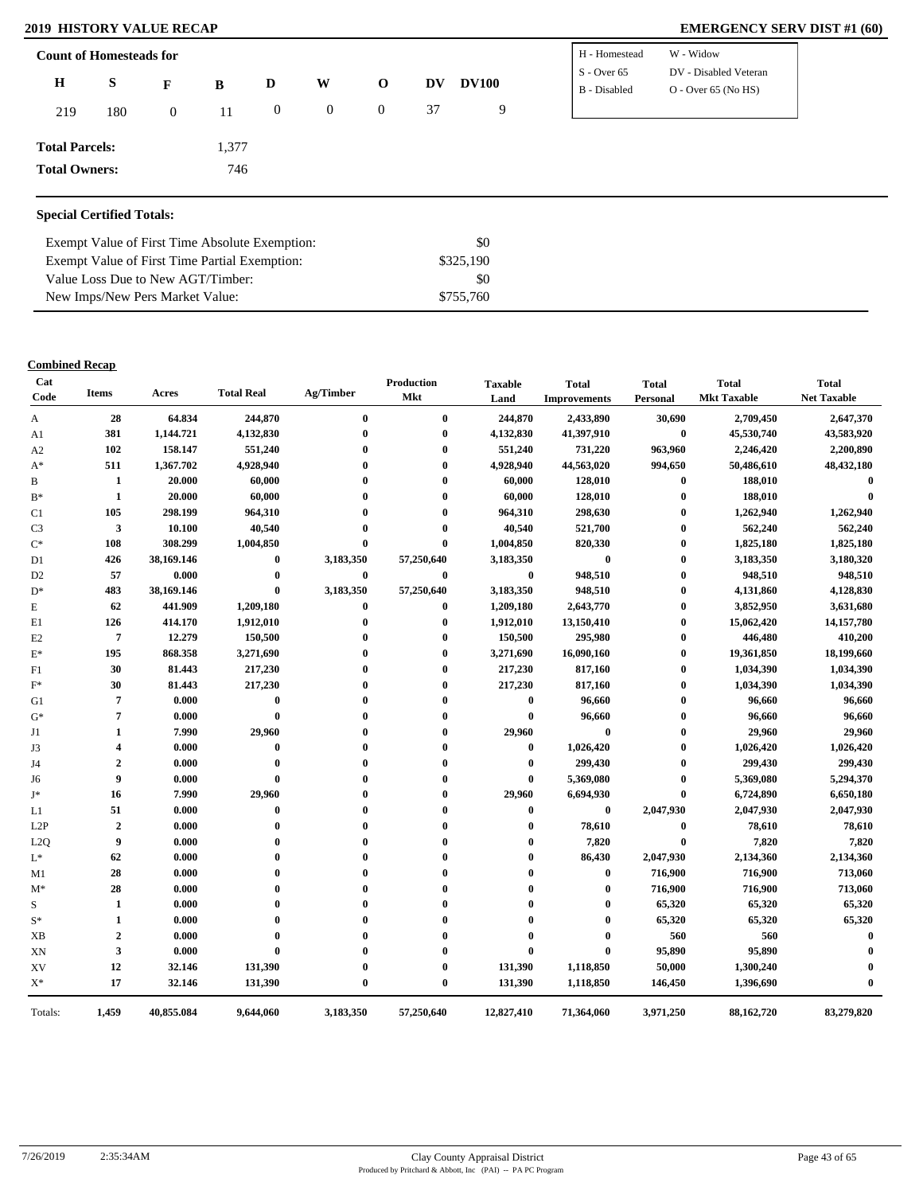## 2019 HISTORY VALUE RECAP

## EMERGENCY SERV DIST #1 (60)

### Count of Homesteads for

| H | S | F | B | D | W | O | DV | DV100 |
|---|---|---|---|---|---|---|---|---|
| 219 | 180 | 0 | 11 | 0 | 0 | 0 | 37 | 9 |

| | |
|---|---|
| H - Homestead | W - Widow |
| S - Over 65 | DV - Disabled Veteran |
| B - Disabled | O - Over 65 (No HS) |

**Total Parcels:** 1,377

**Total Owners:** 746

### Special Certified Totals:

| | |
|---|---|
| Exempt Value of First Time Absolute Exemption: | $0 |
| Exempt Value of First Time Partial Exemption: | $325,190 |
| Value Loss Due to New AGT/Timber: | $0 |
| New Imps/New Pers Market Value: | $755,760 |

**Combined Recap**

| Cat Code | Items | Acres | Total Real | Ag/Timber | Production Mkt | Taxable Land | Total Improvements | Total Personal | Total Mkt Taxable | Total Net Taxable |
|---|---|---|---|---|---|---|---|---|---|---|
| A | 28 | 64.834 | 244,870 | 0 | 0 | 244,870 | 2,433,890 | 30,690 | 2,709,450 | 2,647,370 |
| A1 | 381 | 1,144.721 | 4,132,830 | 0 | 0 | 4,132,830 | 41,397,910 | 0 | 45,530,740 | 43,583,920 |
| A2 | 102 | 158.147 | 551,240 | 0 | 0 | 551,240 | 731,220 | 963,960 | 2,246,420 | 2,200,890 |
| A* | 511 | 1,367.702 | 4,928,940 | 0 | 0 | 4,928,940 | 44,563,020 | 994,650 | 50,486,610 | 48,432,180 |
| B | 1 | 20.000 | 60,000 | 0 | 0 | 60,000 | 128,010 | 0 | 188,010 | 0 |
| B* | 1 | 20.000 | 60,000 | 0 | 0 | 60,000 | 128,010 | 0 | 188,010 | 0 |
| C1 | 105 | 298.199 | 964,310 | 0 | 0 | 964,310 | 298,630 | 0 | 1,262,940 | 1,262,940 |
| C3 | 3 | 10.100 | 40,540 | 0 | 0 | 40,540 | 521,700 | 0 | 562,240 | 562,240 |
| C* | 108 | 308.299 | 1,004,850 | 0 | 0 | 1,004,850 | 820,330 | 0 | 1,825,180 | 1,825,180 |
| D1 | 426 | 38,169.146 | 0 | 3,183,350 | 57,250,640 | 3,183,350 | 0 | 0 | 3,183,350 | 3,180,320 |
| D2 | 57 | 0.000 | 0 | 0 | 0 | 0 | 948,510 | 0 | 948,510 | 948,510 |
| D* | 483 | 38,169.146 | 0 | 3,183,350 | 57,250,640 | 3,183,350 | 948,510 | 0 | 4,131,860 | 4,128,830 |
| E | 62 | 441.909 | 1,209,180 | 0 | 0 | 1,209,180 | 2,643,770 | 0 | 3,852,950 | 3,631,680 |
| E1 | 126 | 414.170 | 1,912,010 | 0 | 0 | 1,912,010 | 13,150,410 | 0 | 15,062,420 | 14,157,780 |
| E2 | 7 | 12.279 | 150,500 | 0 | 0 | 150,500 | 295,980 | 0 | 446,480 | 410,200 |
| E* | 195 | 868.358 | 3,271,690 | 0 | 0 | 3,271,690 | 16,090,160 | 0 | 19,361,850 | 18,199,660 |
| F1 | 30 | 81.443 | 217,230 | 0 | 0 | 217,230 | 817,160 | 0 | 1,034,390 | 1,034,390 |
| F* | 30 | 81.443 | 217,230 | 0 | 0 | 217,230 | 817,160 | 0 | 1,034,390 | 1,034,390 |
| G1 | 7 | 0.000 | 0 | 0 | 0 | 0 | 96,660 | 0 | 96,660 | 96,660 |
| G* | 7 | 0.000 | 0 | 0 | 0 | 0 | 96,660 | 0 | 96,660 | 96,660 |
| J1 | 1 | 7.990 | 29,960 | 0 | 0 | 29,960 | 0 | 0 | 29,960 | 29,960 |
| J3 | 4 | 0.000 | 0 | 0 | 0 | 0 | 1,026,420 | 0 | 1,026,420 | 1,026,420 |
| J4 | 2 | 0.000 | 0 | 0 | 0 | 0 | 299,430 | 0 | 299,430 | 299,430 |
| J6 | 9 | 0.000 | 0 | 0 | 0 | 0 | 5,369,080 | 0 | 5,369,080 | 5,294,370 |
| J* | 16 | 7.990 | 29,960 | 0 | 0 | 29,960 | 6,694,930 | 0 | 6,724,890 | 6,650,180 |
| L1 | 51 | 0.000 | 0 | 0 | 0 | 0 | 0 | 2,047,930 | 2,047,930 | 2,047,930 |
| L2P | 2 | 0.000 | 0 | 0 | 0 | 0 | 78,610 | 0 | 78,610 | 78,610 |
| L2Q | 9 | 0.000 | 0 | 0 | 0 | 0 | 7,820 | 0 | 7,820 | 7,820 |
| L* | 62 | 0.000 | 0 | 0 | 0 | 0 | 86,430 | 2,047,930 | 2,134,360 | 2,134,360 |
| M1 | 28 | 0.000 | 0 | 0 | 0 | 0 | 0 | 716,900 | 716,900 | 713,060 |
| M* | 28 | 0.000 | 0 | 0 | 0 | 0 | 0 | 716,900 | 716,900 | 713,060 |
| S | 1 | 0.000 | 0 | 0 | 0 | 0 | 0 | 65,320 | 65,320 | 65,320 |
| S* | 1 | 0.000 | 0 | 0 | 0 | 0 | 0 | 65,320 | 65,320 | 65,320 |
| XB | 2 | 0.000 | 0 | 0 | 0 | 0 | 0 | 560 | 560 | 0 |
| XN | 3 | 0.000 | 0 | 0 | 0 | 0 | 0 | 95,890 | 95,890 | 0 |
| XV | 12 | 32.146 | 131,390 | 0 | 0 | 131,390 | 1,118,850 | 50,000 | 1,300,240 | 0 |
| X* | 17 | 32.146 | 131,390 | 0 | 0 | 131,390 | 1,118,850 | 146,450 | 1,396,690 | 0 |
| Totals: | 1,459 | 40,855.084 | 9,644,060 | 3,183,350 | 57,250,640 | 12,827,410 | 71,364,060 | 3,971,250 | 88,162,720 | 83,279,820 |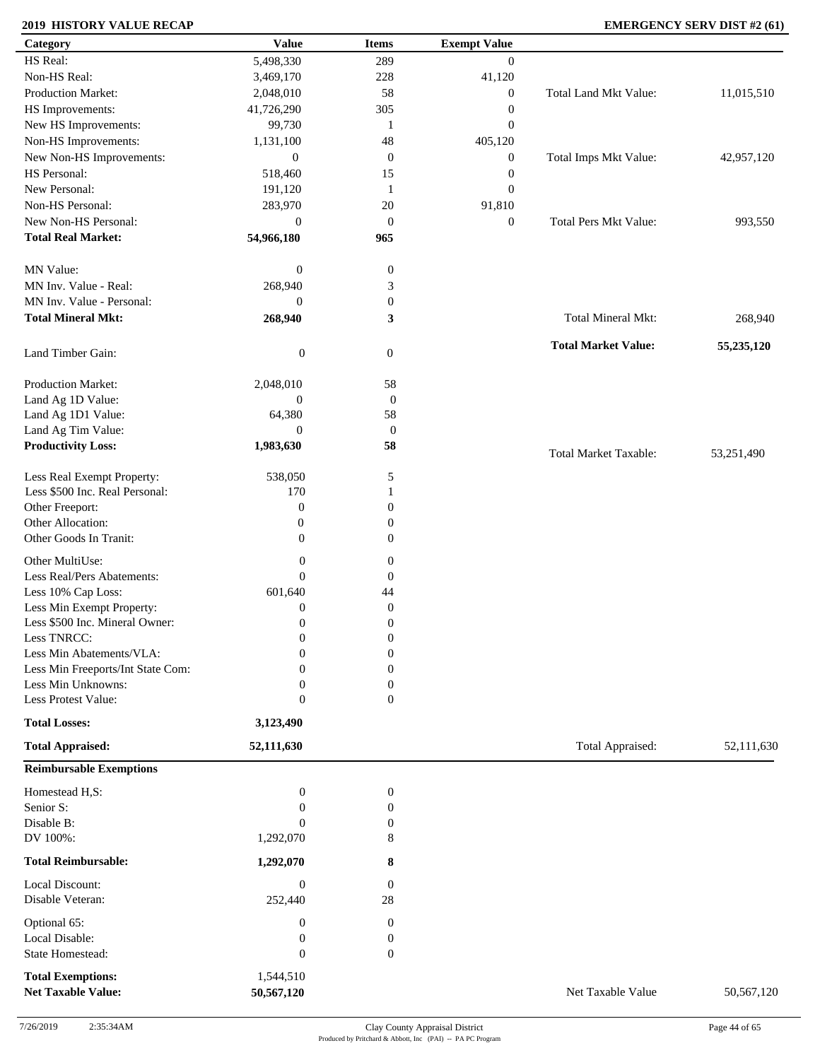## 2019 HISTORY VALUE RECAP

**EMERGENCY SERV DIST #2 (61)**

| Category | Value | Items | Exempt Value | | |
|---|---|---|---|---|---|
| HS Real: | 5,498,330 | 289 | 0 | | |
| Non-HS Real: | 3,469,170 | 228 | 41,120 | | |
| Production Market: | 2,048,010 | 58 | 0 | Total Land Mkt Value: | 11,015,510 |
| HS Improvements: | 41,726,290 | 305 | 0 | | |
| New HS Improvements: | 99,730 | 1 | 0 | | |
| Non-HS Improvements: | 1,131,100 | 48 | 405,120 | | |
| New Non-HS Improvements: | 0 | 0 | 0 | Total Imps Mkt Value: | 42,957,120 |
| HS Personal: | 518,460 | 15 | 0 | | |
| New Personal: | 191,120 | 1 | 0 | | |
| Non-HS Personal: | 283,970 | 20 | 91,810 | | |
| New Non-HS Personal: | 0 | 0 | 0 | Total Pers Mkt Value: | 993,550 |
| **Total Real Market:** | **54,966,180** | **965** | | | |
| MN Value: | 0 | 0 | | | |
| MN Inv. Value - Real: | 268,940 | 3 | | | |
| MN Inv. Value - Personal: | 0 | 0 | | | |
| **Total Mineral Mkt:** | **268,940** | **3** | | Total Mineral Mkt: | 268,940 |
| | | | | **Total Market Value:** | **55,235,120** |
| Land Timber Gain: | 0 | 0 | | | |
| Production Market: | 2,048,010 | 58 | | | |
| Land Ag 1D Value: | 0 | 0 | | | |
| Land Ag 1D1 Value: | 64,380 | 58 | | | |
| Land Ag Tim Value: | 0 | 0 | | | |
| **Productivity Loss:** | **1,983,630** | **58** | | Total Market Taxable: | 53,251,490 |
| Less Real Exempt Property: | 538,050 | 5 | | | |
| Less $500 Inc. Real Personal: | 170 | 1 | | | |
| Other Freeport: | 0 | 0 | | | |
| Other Allocation: | 0 | 0 | | | |
| Other Goods In Tranit: | 0 | 0 | | | |
| Other MultiUse: | 0 | 0 | | | |
| Less Real/Pers Abatements: | 0 | 0 | | | |
| Less 10% Cap Loss: | 601,640 | 44 | | | |
| Less Min Exempt Property: | 0 | 0 | | | |
| Less $500 Inc. Mineral Owner: | 0 | 0 | | | |
| Less TNRCC: | 0 | 0 | | | |
| Less Min Abatements/VLA: | 0 | 0 | | | |
| Less Min Freeports/Int State Com: | 0 | 0 | | | |
| Less Min Unknowns: | 0 | 0 | | | |
| Less Protest Value: | 0 | 0 | | | |
| **Total Losses:** | **3,123,490** | | | | |
| **Total Appraised:** | **52,111,630** | | | Total Appraised: | 52,111,630 |

| **Reimbursable Exemptions** | | | | |
|---|---|---|---|---|
| Homestead H,S: | 0 | 0 | | |
| Senior S: | 0 | 0 | | |
| Disable B: | 0 | 0 | | |
| DV 100%: | 1,292,070 | 8 | | |
| **Total Reimbursable:** | **1,292,070** | **8** | | |
| Local Discount: | 0 | 0 | | |
| Disable Veteran: | 252,440 | 28 | | |
| Optional 65: | 0 | 0 | | |
| Local Disable: | 0 | 0 | | |
| State Homestead: | 0 | 0 | | |
| **Total Exemptions:** | 1,544,510 | | | |
| **Net Taxable Value:** | **50,567,120** | | Net Taxable Value | 50,567,120 |

7/26/2019 2:35:34AM — Clay County Appraisal District — Produced by Pritchard & Abbott, Inc (PAI) -- PA PC Program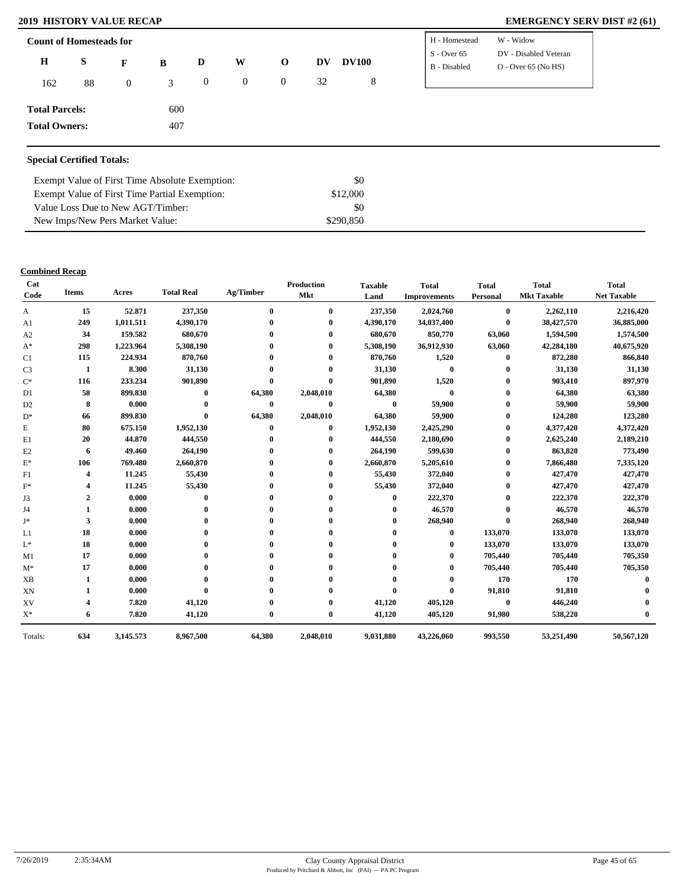## 2019 HISTORY VALUE RECAP

## EMERGENCY SERV DIST #2 (61)

### Count of Homesteads for

| H | S | F | B | D | W | O | DV | DV100 |
|---|---|---|---|---|---|---|---|---|
| 162 | 88 | 0 | 3 | 0 | 0 | 0 | 32 | 8 |

| | |
|---|---|
| H - Homestead | W - Widow |
| S - Over 65 | DV - Disabled Veteran |
| B - Disabled | O - Over 65 (No HS) |

**Total Parcels:** 600

**Total Owners:** 407

### Special Certified Totals:

| | |
|---|---|
| Exempt Value of First Time Absolute Exemption: | $0 |
| Exempt Value of First Time Partial Exemption: | $12,000 |
| Value Loss Due to New AGT/Timber: | $0 |
| New Imps/New Pers Market Value: | $290,850 |

### Combined Recap

| Cat Code | Items | Acres | Total Real | Ag/Timber | Production Mkt | Taxable Land | Total Improvements | Total Personal | Total Mkt Taxable | Total Net Taxable |
|---|---|---|---|---|---|---|---|---|---|---|
| A | 15 | 52.871 | 237,350 | 0 | 0 | 237,350 | 2,024,760 | 0 | 2,262,110 | 2,216,420 |
| A1 | 249 | 1,011.511 | 4,390,170 | 0 | 0 | 4,390,170 | 34,037,400 | 0 | 38,427,570 | 36,885,000 |
| A2 | 34 | 159.582 | 680,670 | 0 | 0 | 680,670 | 850,770 | 63,060 | 1,594,500 | 1,574,500 |
| A* | 298 | 1,223.964 | 5,308,190 | 0 | 0 | 5,308,190 | 36,912,930 | 63,060 | 42,284,180 | 40,675,920 |
| C1 | 115 | 224.934 | 870,760 | 0 | 0 | 870,760 | 1,520 | 0 | 872,280 | 866,840 |
| C3 | 1 | 8.300 | 31,130 | 0 | 0 | 31,130 | 0 | 0 | 31,130 | 31,130 |
| C* | 116 | 233.234 | 901,890 | 0 | 0 | 901,890 | 1,520 | 0 | 903,410 | 897,970 |
| D1 | 58 | 899.830 | 0 | 64,380 | 2,048,010 | 64,380 | 0 | 0 | 64,380 | 63,380 |
| D2 | 8 | 0.000 | 0 | 0 | 0 | 0 | 59,900 | 0 | 59,900 | 59,900 |
| D* | 66 | 899.830 | 0 | 64,380 | 2,048,010 | 64,380 | 59,900 | 0 | 124,280 | 123,280 |
| E | 80 | 675.150 | 1,952,130 | 0 | 0 | 1,952,130 | 2,425,290 | 0 | 4,377,420 | 4,372,420 |
| E1 | 20 | 44.870 | 444,550 | 0 | 0 | 444,550 | 2,180,690 | 0 | 2,625,240 | 2,189,210 |
| E2 | 6 | 49.460 | 264,190 | 0 | 0 | 264,190 | 599,630 | 0 | 863,820 | 773,490 |
| E* | 106 | 769.480 | 2,660,870 | 0 | 0 | 2,660,870 | 5,205,610 | 0 | 7,866,480 | 7,335,120 |
| F1 | 4 | 11.245 | 55,430 | 0 | 0 | 55,430 | 372,040 | 0 | 427,470 | 427,470 |
| F* | 4 | 11.245 | 55,430 | 0 | 0 | 55,430 | 372,040 | 0 | 427,470 | 427,470 |
| J3 | 2 | 0.000 | 0 | 0 | 0 | 0 | 222,370 | 0 | 222,370 | 222,370 |
| J4 | 1 | 0.000 | 0 | 0 | 0 | 0 | 46,570 | 0 | 46,570 | 46,570 |
| J* | 3 | 0.000 | 0 | 0 | 0 | 0 | 268,940 | 0 | 268,940 | 268,940 |
| L1 | 18 | 0.000 | 0 | 0 | 0 | 0 | 0 | 133,070 | 133,070 | 133,070 |
| L* | 18 | 0.000 | 0 | 0 | 0 | 0 | 0 | 133,070 | 133,070 | 133,070 |
| M1 | 17 | 0.000 | 0 | 0 | 0 | 0 | 0 | 705,440 | 705,440 | 705,350 |
| M* | 17 | 0.000 | 0 | 0 | 0 | 0 | 0 | 705,440 | 705,440 | 705,350 |
| XB | 1 | 0.000 | 0 | 0 | 0 | 0 | 0 | 170 | 170 | 0 |
| XN | 1 | 0.000 | 0 | 0 | 0 | 0 | 0 | 91,810 | 91,810 | 0 |
| XV | 4 | 7.820 | 41,120 | 0 | 0 | 41,120 | 405,120 | 0 | 446,240 | 0 |
| X* | 6 | 7.820 | 41,120 | 0 | 0 | 41,120 | 405,120 | 91,980 | 538,220 | 0 |
| Totals: | 634 | 3,145.573 | 8,967,500 | 64,380 | 2,048,010 | 9,031,880 | 43,226,060 | 993,550 | 53,251,490 | 50,567,120 |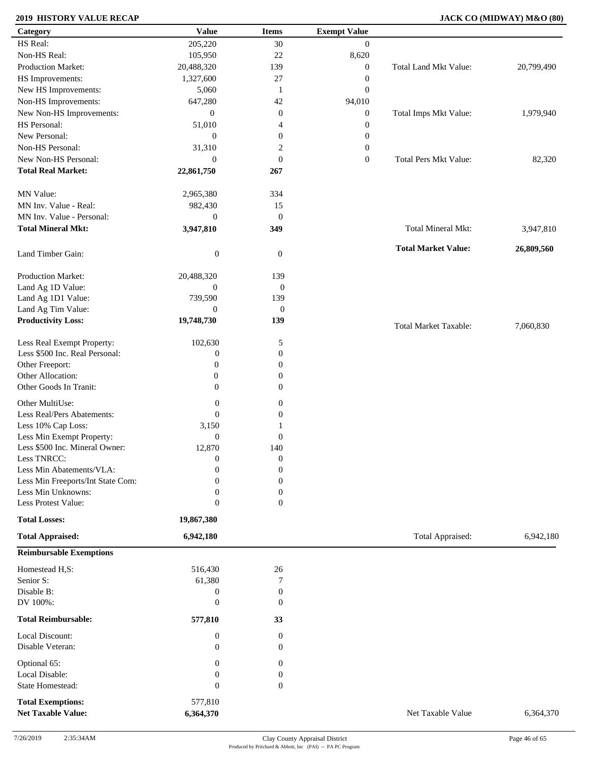## 2019 HISTORY VALUE RECAP

## JACK CO (MIDWAY) M&O (80)

| Category | Value | Items | Exempt Value | | |
|---|---|---|---|---|---|
| HS Real: | 205,220 | 30 | 0 | | |
| Non-HS Real: | 105,950 | 22 | 8,620 | | |
| Production Market: | 20,488,320 | 139 | 0 | Total Land Mkt Value: | 20,799,490 |
| HS Improvements: | 1,327,600 | 27 | 0 | | |
| New HS Improvements: | 5,060 | 1 | 0 | | |
| Non-HS Improvements: | 647,280 | 42 | 94,010 | | |
| New Non-HS Improvements: | 0 | 0 | 0 | Total Imps Mkt Value: | 1,979,940 |
| HS Personal: | 51,010 | 4 | 0 | | |
| New Personal: | 0 | 0 | 0 | | |
| Non-HS Personal: | 31,310 | 2 | 0 | | |
| New Non-HS Personal: | 0 | 0 | 0 | Total Pers Mkt Value: | 82,320 |
| **Total Real Market:** | **22,861,750** | **267** | | | |
| MN Value: | 2,965,380 | 334 | | | |
| MN Inv. Value - Real: | 982,430 | 15 | | | |
| MN Inv. Value - Personal: | 0 | 0 | | | |
| **Total Mineral Mkt:** | **3,947,810** | **349** | | Total Mineral Mkt: | 3,947,810 |
| | | | | **Total Market Value:** | **26,809,560** |
| Land Timber Gain: | 0 | 0 | | | |
| Production Market: | 20,488,320 | 139 | | | |
| Land Ag 1D Value: | 0 | 0 | | | |
| Land Ag 1D1 Value: | 739,590 | 139 | | | |
| Land Ag Tim Value: | 0 | 0 | | | |
| **Productivity Loss:** | **19,748,730** | **139** | | Total Market Taxable: | 7,060,830 |
| Less Real Exempt Property: | 102,630 | 5 | | | |
| Less $500 Inc. Real Personal: | 0 | 0 | | | |
| Other Freeport: | 0 | 0 | | | |
| Other Allocation: | 0 | 0 | | | |
| Other Goods In Tranit: | 0 | 0 | | | |
| Other MultiUse: | 0 | 0 | | | |
| Less Real/Pers Abatements: | 0 | 0 | | | |
| Less 10% Cap Loss: | 3,150 | 1 | | | |
| Less Min Exempt Property: | 0 | 0 | | | |
| Less $500 Inc. Mineral Owner: | 12,870 | 140 | | | |
| Less TNRCC: | 0 | 0 | | | |
| Less Min Abatements/VLA: | 0 | 0 | | | |
| Less Min Freeports/Int State Com: | 0 | 0 | | | |
| Less Min Unknowns: | 0 | 0 | | | |
| Less Protest Value: | 0 | 0 | | | |
| **Total Losses:** | **19,867,380** | | | | |
| **Total Appraised:** | **6,942,180** | | | Total Appraised: | 6,942,180 |

| Reimbursable Exemptions | | | | |
|---|---|---|---|---|
| Homestead H,S: | 516,430 | 26 | | |
| Senior S: | 61,380 | 7 | | |
| Disable B: | 0 | 0 | | |
| DV 100%: | 0 | 0 | | |
| **Total Reimbursable:** | **577,810** | **33** | | |
| Local Discount: | 0 | 0 | | |
| Disable Veteran: | 0 | 0 | | |
| Optional 65: | 0 | 0 | | |
| Local Disable: | 0 | 0 | | |
| State Homestead: | 0 | 0 | | |
| **Total Exemptions:** | 577,810 | | | |
| **Net Taxable Value:** | **6,364,370** | | Net Taxable Value | 6,364,370 |

7/26/2019 2:35:34AM

Clay County Appraisal District
Produced by Pritchard & Abbott, Inc (PAI) -- PA PC Program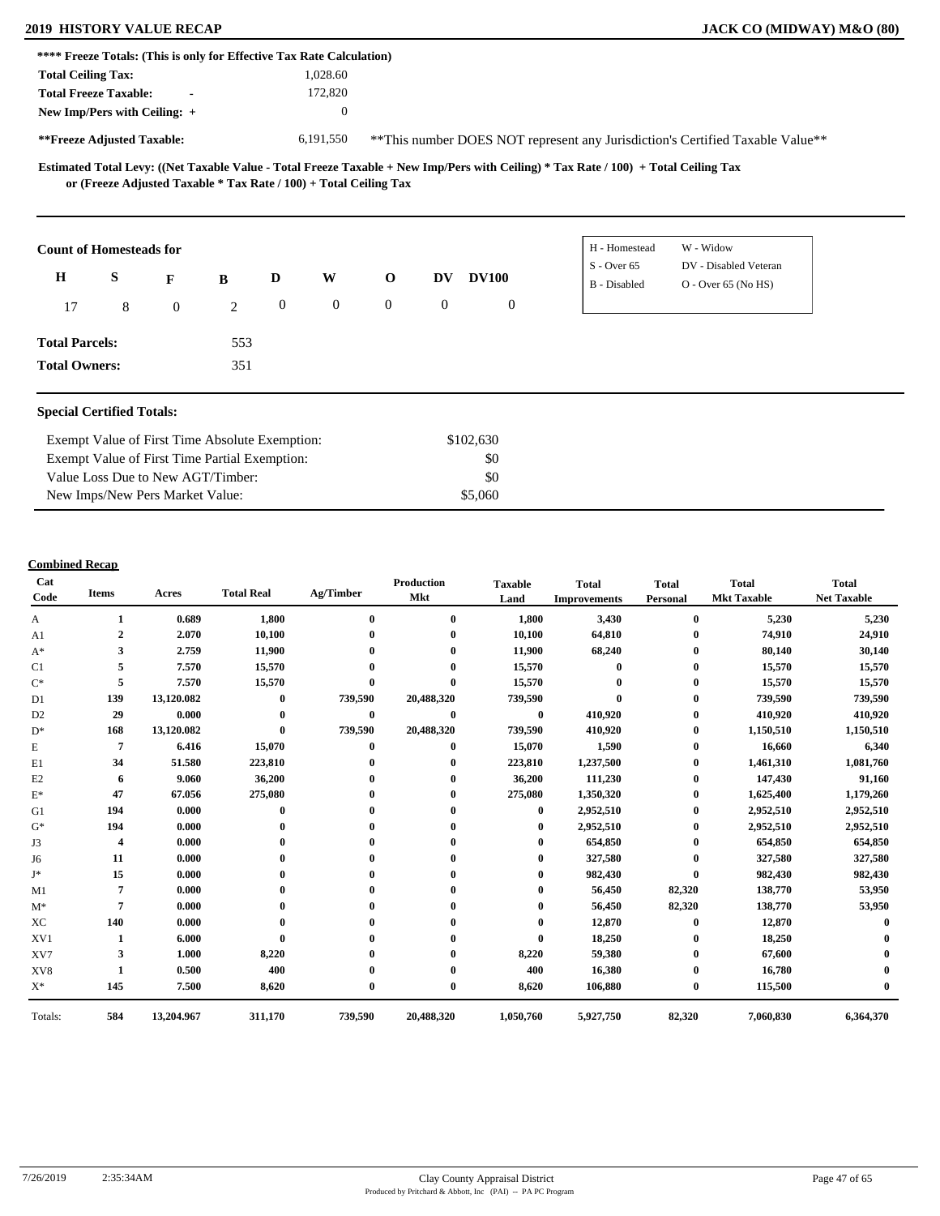**** Freeze Totals: (This is only for Effective Tax Rate Calculation)

| | |
|---|---|
| Total Ceiling Tax: | 1,028.60 |
| Total Freeze Taxable: - | 172,820 |
| New Imp/Pers with Ceiling: + | 0 |

**Freeze Adjusted Taxable: 6,191,550 **This number DOES NOT represent any Jurisdiction's Certified Taxable Value**

**Estimated Total Levy: ((Net Taxable Value - Total Freeze Taxable + New Imp/Pers with Ceiling) * Tax Rate / 100) + Total Ceiling Tax or (Freeze Adjusted Taxable * Tax Rate / 100) + Total Ceiling Tax**

**Count of Homesteads for**

| H | S | F | B | D | W | O | DV | DV100 |
|---|---|---|---|---|---|---|---|---|
| 17 | 8 | 0 | 2 | 0 | 0 | 0 | 0 | 0 |

| | |
|---|---|
| H - Homestead | W - Widow |
| S - Over 65 | DV - Disabled Veteran |
| B - Disabled | O - Over 65 (No HS) |

**Total Parcels:** 553

**Total Owners:** 351

**Special Certified Totals:**

| | |
|---|---|
| Exempt Value of First Time Absolute Exemption: | $102,630 |
| Exempt Value of First Time Partial Exemption: | $0 |
| Value Loss Due to New AGT/Timber: | $0 |
| New Imps/New Pers Market Value: | $5,060 |

**Combined Recap**

| Cat Code | Items | Acres | Total Real | Ag/Timber | Production Mkt | Taxable Land | Total Improvements | Total Personal | Total Mkt Taxable | Total Net Taxable |
|---|---|---|---|---|---|---|---|---|---|---|
| A | 1 | 0.689 | 1,800 | 0 | 0 | 1,800 | 3,430 | 0 | 5,230 | 5,230 |
| A1 | 2 | 2.070 | 10,100 | 0 | 0 | 10,100 | 64,810 | 0 | 74,910 | 24,910 |
| A* | 3 | 2.759 | 11,900 | 0 | 0 | 11,900 | 68,240 | 0 | 80,140 | 30,140 |
| C1 | 5 | 7.570 | 15,570 | 0 | 0 | 15,570 | 0 | 0 | 15,570 | 15,570 |
| C* | 5 | 7.570 | 15,570 | 0 | 0 | 15,570 | 0 | 0 | 15,570 | 15,570 |
| D1 | 139 | 13,120.082 | 0 | 739,590 | 20,488,320 | 739,590 | 0 | 0 | 739,590 | 739,590 |
| D2 | 29 | 0.000 | 0 | 0 | 0 | 0 | 410,920 | 0 | 410,920 | 410,920 |
| D* | 168 | 13,120.082 | 0 | 739,590 | 20,488,320 | 739,590 | 410,920 | 0 | 1,150,510 | 1,150,510 |
| E | 7 | 6.416 | 15,070 | 0 | 0 | 15,070 | 1,590 | 0 | 16,660 | 6,340 |
| E1 | 34 | 51.580 | 223,810 | 0 | 0 | 223,810 | 1,237,500 | 0 | 1,461,310 | 1,081,760 |
| E2 | 6 | 9.060 | 36,200 | 0 | 0 | 36,200 | 111,230 | 0 | 147,430 | 91,160 |
| E* | 47 | 67.056 | 275,080 | 0 | 0 | 275,080 | 1,350,320 | 0 | 1,625,400 | 1,179,260 |
| G1 | 194 | 0.000 | 0 | 0 | 0 | 0 | 2,952,510 | 0 | 2,952,510 | 2,952,510 |
| G* | 194 | 0.000 | 0 | 0 | 0 | 0 | 2,952,510 | 0 | 2,952,510 | 2,952,510 |
| J3 | 4 | 0.000 | 0 | 0 | 0 | 0 | 654,850 | 0 | 654,850 | 654,850 |
| J6 | 11 | 0.000 | 0 | 0 | 0 | 0 | 327,580 | 0 | 327,580 | 327,580 |
| J* | 15 | 0.000 | 0 | 0 | 0 | 0 | 982,430 | 0 | 982,430 | 982,430 |
| M1 | 7 | 0.000 | 0 | 0 | 0 | 0 | 56,450 | 82,320 | 138,770 | 53,950 |
| M* | 7 | 0.000 | 0 | 0 | 0 | 0 | 56,450 | 82,320 | 138,770 | 53,950 |
| XC | 140 | 0.000 | 0 | 0 | 0 | 0 | 12,870 | 0 | 12,870 | 0 |
| XV1 | 1 | 6.000 | 0 | 0 | 0 | 0 | 18,250 | 0 | 18,250 | 0 |
| XV7 | 3 | 1.000 | 8,220 | 0 | 0 | 8,220 | 59,380 | 0 | 67,600 | 0 |
| XV8 | 1 | 0.500 | 400 | 0 | 0 | 400 | 16,380 | 0 | 16,780 | 0 |
| X* | 145 | 7.500 | 8,620 | 0 | 0 | 8,620 | 106,880 | 0 | 115,500 | 0 |
| Totals: | 584 | 13,204.967 | 311,170 | 739,590 | 20,488,320 | 1,050,760 | 5,927,750 | 82,320 | 7,060,830 | 6,364,370 |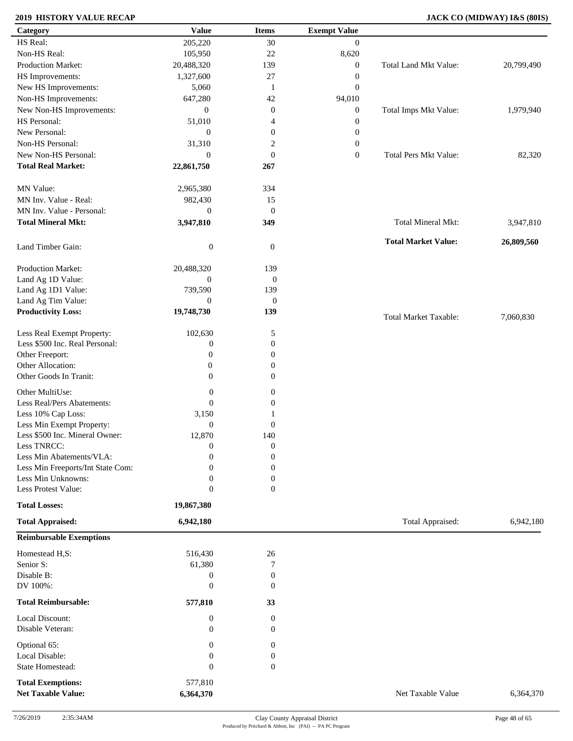**2019 HISTORY VALUE RECAP** **JACK CO (MIDWAY) I&S (80IS)**

| Category | Value | Items | Exempt Value | | |
|---|---|---|---|---|---|
| HS Real: | 205,220 | 30 | 0 | | |
| Non-HS Real: | 105,950 | 22 | 8,620 | | |
| Production Market: | 20,488,320 | 139 | 0 | Total Land Mkt Value: | 20,799,490 |
| HS Improvements: | 1,327,600 | 27 | 0 | | |
| New HS Improvements: | 5,060 | 1 | 0 | | |
| Non-HS Improvements: | 647,280 | 42 | 94,010 | | |
| New Non-HS Improvements: | 0 | 0 | 0 | Total Imps Mkt Value: | 1,979,940 |
| HS Personal: | 51,010 | 4 | 0 | | |
| New Personal: | 0 | 0 | 0 | | |
| Non-HS Personal: | 31,310 | 2 | 0 | | |
| New Non-HS Personal: | 0 | 0 | 0 | Total Pers Mkt Value: | 82,320 |
| **Total Real Market:** | **22,861,750** | **267** | | | |
| MN Value: | 2,965,380 | 334 | | | |
| MN Inv. Value - Real: | 982,430 | 15 | | | |
| MN Inv. Value - Personal: | 0 | 0 | | | |
| **Total Mineral Mkt:** | **3,947,810** | **349** | | Total Mineral Mkt: | 3,947,810 |
| Land Timber Gain: | 0 | 0 | | **Total Market Value:** | **26,809,560** |
| Production Market: | 20,488,320 | 139 | | | |
| Land Ag 1D Value: | 0 | 0 | | | |
| Land Ag 1D1 Value: | 739,590 | 139 | | | |
| Land Ag Tim Value: | 0 | 0 | | | |
| **Productivity Loss:** | **19,748,730** | **139** | | Total Market Taxable: | 7,060,830 |
| Less Real Exempt Property: | 102,630 | 5 | | | |
| Less $500 Inc. Real Personal: | 0 | 0 | | | |
| Other Freeport: | 0 | 0 | | | |
| Other Allocation: | 0 | 0 | | | |
| Other Goods In Tranit: | 0 | 0 | | | |
| Other MultiUse: | 0 | 0 | | | |
| Less Real/Pers Abatements: | 0 | 0 | | | |
| Less 10% Cap Loss: | 3,150 | 1 | | | |
| Less Min Exempt Property: | 0 | 0 | | | |
| Less $500 Inc. Mineral Owner: | 12,870 | 140 | | | |
| Less TNRCC: | 0 | 0 | | | |
| Less Min Abatements/VLA: | 0 | 0 | | | |
| Less Min Freeports/Int State Com: | 0 | 0 | | | |
| Less Min Unknowns: | 0 | 0 | | | |
| Less Protest Value: | 0 | 0 | | | |
| **Total Losses:** | **19,867,380** | | | | |
| **Total Appraised:** | **6,942,180** | | | Total Appraised: | 6,942,180 |

| **Reimbursable Exemptions** | | | | |
|---|---|---|---|---|
| Homestead H,S: | 516,430 | 26 | | |
| Senior S: | 61,380 | 7 | | |
| Disable B: | 0 | 0 | | |
| DV 100%: | 0 | 0 | | |
| **Total Reimbursable:** | **577,810** | **33** | | |
| Local Discount: | 0 | 0 | | |
| Disable Veteran: | 0 | 0 | | |
| Optional 65: | 0 | 0 | | |
| Local Disable: | 0 | 0 | | |
| State Homestead: | 0 | 0 | | |
| **Total Exemptions:** | 577,810 | | | |
| **Net Taxable Value:** | **6,364,370** | | Net Taxable Value | 6,364,370 |

7/26/2019 2:35:34AM

Clay County Appraisal District
Produced by Pritchard & Abbott, Inc (PAI) -- PA PC Program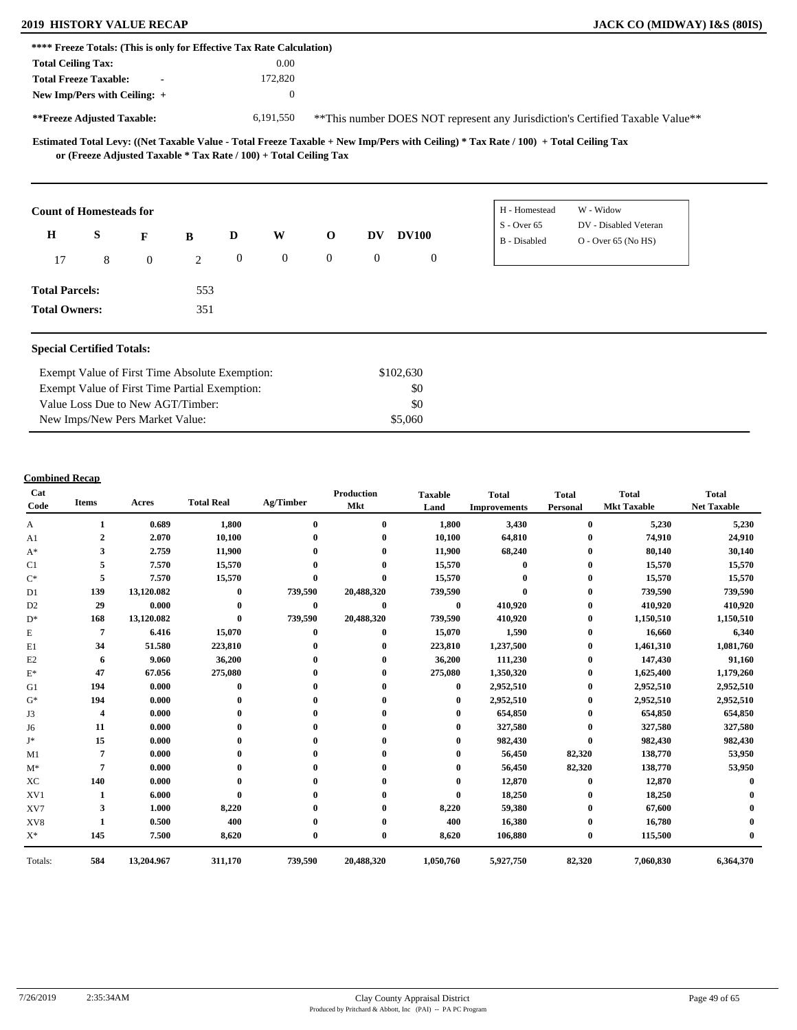**2019 HISTORY VALUE RECAP** — **JACK CO (MIDWAY) I&S (80IS)**

**\*\*\*\* Freeze Totals: (This is only for Effective Tax Rate Calculation)**

| | |
|---|---|
| **Total Ceiling Tax:** | 0.00 |
| **Total Freeze Taxable: -** | 172,820 |
| **New Imp/Pers with Ceiling: +** | 0 |
| **\*\*Freeze Adjusted Taxable:** | 6,191,550 |

\*\*This number DOES NOT represent any Jurisdiction's Certified Taxable Value\*\*

**Estimated Total Levy: ((Net Taxable Value - Total Freeze Taxable + New Imp/Pers with Ceiling) \* Tax Rate / 100) + Total Ceiling Tax or (Freeze Adjusted Taxable \* Tax Rate / 100) + Total Ceiling Tax**

**Count of Homesteads for**

| H | S | F | B | D | W | O | DV | DV100 |
|---|---|---|---|---|---|---|---|---|
| 17 | 8 | 0 | 2 | 0 | 0 | 0 | 0 | 0 |

H - Homestead, W - Widow, S - Over 65, DV - Disabled Veteran, B - Disabled, O - Over 65 (No HS)

**Total Parcels:** 553

**Total Owners:** 351

**Special Certified Totals:**

| | |
|---|---|
| Exempt Value of First Time Absolute Exemption: | $102,630 |
| Exempt Value of First Time Partial Exemption: | $0 |
| Value Loss Due to New AGT/Timber: | $0 |
| New Imps/New Pers Market Value: | $5,060 |

**Combined Recap**

| Cat Code | Items | Acres | Total Real | Ag/Timber | Production Mkt | Taxable Land | Total Improvements | Total Personal | Total Mkt Taxable | Total Net Taxable |
|---|---|---|---|---|---|---|---|---|---|---|
| A | 1 | 0.689 | 1,800 | 0 | 0 | 1,800 | 3,430 | 0 | 5,230 | 5,230 |
| A1 | 2 | 2.070 | 10,100 | 0 | 0 | 10,100 | 64,810 | 0 | 74,910 | 24,910 |
| A* | 3 | 2.759 | 11,900 | 0 | 0 | 11,900 | 68,240 | 0 | 80,140 | 30,140 |
| C1 | 5 | 7.570 | 15,570 | 0 | 0 | 15,570 | 0 | 0 | 15,570 | 15,570 |
| C* | 5 | 7.570 | 15,570 | 0 | 0 | 15,570 | 0 | 0 | 15,570 | 15,570 |
| D1 | 139 | 13,120.082 | 0 | 739,590 | 20,488,320 | 739,590 | 0 | 0 | 739,590 | 739,590 |
| D2 | 29 | 0.000 | 0 | 0 | 0 | 0 | 410,920 | 0 | 410,920 | 410,920 |
| D* | 168 | 13,120.082 | 0 | 739,590 | 20,488,320 | 739,590 | 410,920 | 0 | 1,150,510 | 1,150,510 |
| E | 7 | 6.416 | 15,070 | 0 | 0 | 15,070 | 1,590 | 0 | 16,660 | 6,340 |
| E1 | 34 | 51.580 | 223,810 | 0 | 0 | 223,810 | 1,237,500 | 0 | 1,461,310 | 1,081,760 |
| E2 | 6 | 9.060 | 36,200 | 0 | 0 | 36,200 | 111,230 | 0 | 147,430 | 91,160 |
| E* | 47 | 67.056 | 275,080 | 0 | 0 | 275,080 | 1,350,320 | 0 | 1,625,400 | 1,179,260 |
| G1 | 194 | 0.000 | 0 | 0 | 0 | 0 | 2,952,510 | 0 | 2,952,510 | 2,952,510 |
| G* | 194 | 0.000 | 0 | 0 | 0 | 0 | 2,952,510 | 0 | 2,952,510 | 2,952,510 |
| J3 | 4 | 0.000 | 0 | 0 | 0 | 0 | 654,850 | 0 | 654,850 | 654,850 |
| J6 | 11 | 0.000 | 0 | 0 | 0 | 0 | 327,580 | 0 | 327,580 | 327,580 |
| J* | 15 | 0.000 | 0 | 0 | 0 | 0 | 982,430 | 0 | 982,430 | 982,430 |
| M1 | 7 | 0.000 | 0 | 0 | 0 | 0 | 56,450 | 82,320 | 138,770 | 53,950 |
| M* | 7 | 0.000 | 0 | 0 | 0 | 0 | 56,450 | 82,320 | 138,770 | 53,950 |
| XC | 140 | 0.000 | 0 | 0 | 0 | 0 | 12,870 | 0 | 12,870 | 0 |
| XV1 | 1 | 6.000 | 0 | 0 | 0 | 0 | 18,250 | 0 | 18,250 | 0 |
| XV7 | 3 | 1.000 | 8,220 | 0 | 0 | 8,220 | 59,380 | 0 | 67,600 | 0 |
| XV8 | 1 | 0.500 | 400 | 0 | 0 | 400 | 16,380 | 0 | 16,780 | 0 |
| X* | 145 | 7.500 | 8,620 | 0 | 0 | 8,620 | 106,880 | 0 | 115,500 | 0 |
| Totals: | 584 | 13,204.967 | 311,170 | 739,590 | 20,488,320 | 1,050,760 | 5,927,750 | 82,320 | 7,060,830 | 6,364,370 |

7/26/2019 2:35:34AM — Clay County Appraisal District — Produced by Pritchard & Abbott, Inc (PAI) -- PA PC Program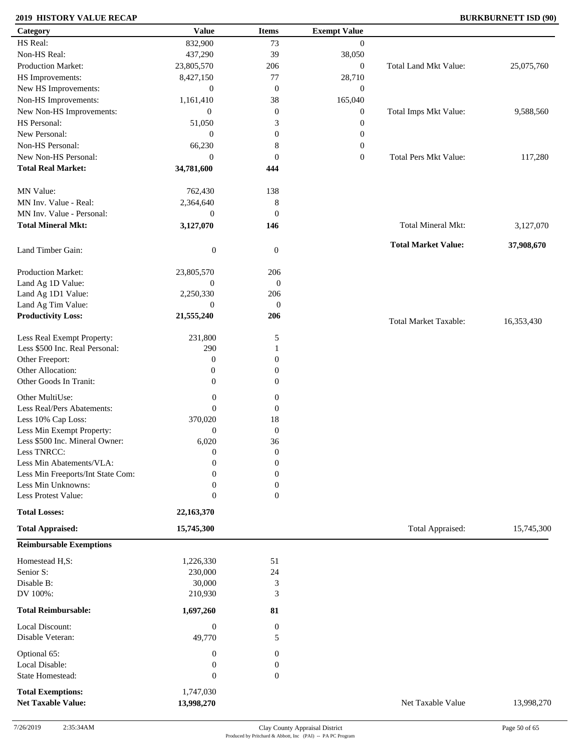**2019 HISTORY VALUE RECAP** **BURKBURNETT ISD (90)**

| Category | Value | Items | Exempt Value | | |
|---|---|---|---|---|---|
| HS Real: | 832,900 | 73 | 0 | | |
| Non-HS Real: | 437,290 | 39 | 38,050 | | |
| Production Market: | 23,805,570 | 206 | 0 | Total Land Mkt Value: | 25,075,760 |
| HS Improvements: | 8,427,150 | 77 | 28,710 | | |
| New HS Improvements: | 0 | 0 | 0 | | |
| Non-HS Improvements: | 1,161,410 | 38 | 165,040 | | |
| New Non-HS Improvements: | 0 | 0 | 0 | Total Imps Mkt Value: | 9,588,560 |
| HS Personal: | 51,050 | 3 | 0 | | |
| New Personal: | 0 | 0 | 0 | | |
| Non-HS Personal: | 66,230 | 8 | 0 | | |
| New Non-HS Personal: | 0 | 0 | 0 | Total Pers Mkt Value: | 117,280 |
| **Total Real Market:** | **34,781,600** | **444** | | | |
| MN Value: | 762,430 | 138 | | | |
| MN Inv. Value - Real: | 2,364,640 | 8 | | | |
| MN Inv. Value - Personal: | 0 | 0 | | | |
| **Total Mineral Mkt:** | **3,127,070** | **146** | | Total Mineral Mkt: | 3,127,070 |
| Land Timber Gain: | 0 | 0 | | **Total Market Value:** | **37,908,670** |
| Production Market: | 23,805,570 | 206 | | | |
| Land Ag 1D Value: | 0 | 0 | | | |
| Land Ag 1D1 Value: | 2,250,330 | 206 | | | |
| Land Ag Tim Value: | 0 | 0 | | | |
| **Productivity Loss:** | **21,555,240** | **206** | | Total Market Taxable: | 16,353,430 |
| Less Real Exempt Property: | 231,800 | 5 | | | |
| Less $500 Inc. Real Personal: | 290 | 1 | | | |
| Other Freeport: | 0 | 0 | | | |
| Other Allocation: | 0 | 0 | | | |
| Other Goods In Tranit: | 0 | 0 | | | |
| Other MultiUse: | 0 | 0 | | | |
| Less Real/Pers Abatements: | 0 | 0 | | | |
| Less 10% Cap Loss: | 370,020 | 18 | | | |
| Less Min Exempt Property: | 0 | 0 | | | |
| Less $500 Inc. Mineral Owner: | 6,020 | 36 | | | |
| Less TNRCC: | 0 | 0 | | | |
| Less Min Abatements/VLA: | 0 | 0 | | | |
| Less Min Freeports/Int State Com: | 0 | 0 | | | |
| Less Min Unknowns: | 0 | 0 | | | |
| Less Protest Value: | 0 | 0 | | | |
| **Total Losses:** | **22,163,370** | | | | |
| **Total Appraised:** | **15,745,300** | | | Total Appraised: | 15,745,300 |

| **Reimbursable Exemptions** | | | | |
|---|---|---|---|---|
| Homestead H,S: | 1,226,330 | 51 | | |
| Senior S: | 230,000 | 24 | | |
| Disable B: | 30,000 | 3 | | |
| DV 100%: | 210,930 | 3 | | |
| **Total Reimbursable:** | **1,697,260** | **81** | | |
| Local Discount: | 0 | 0 | | |
| Disable Veteran: | 49,770 | 5 | | |
| Optional 65: | 0 | 0 | | |
| Local Disable: | 0 | 0 | | |
| State Homestead: | 0 | 0 | | |
| **Total Exemptions:** | 1,747,030 | | | |
| **Net Taxable Value:** | **13,998,270** | | Net Taxable Value | 13,998,270 |

7/26/2019 2:35:34AM

Clay County Appraisal District
Produced by Pritchard & Abbott, Inc (PAI) -- PA PC Program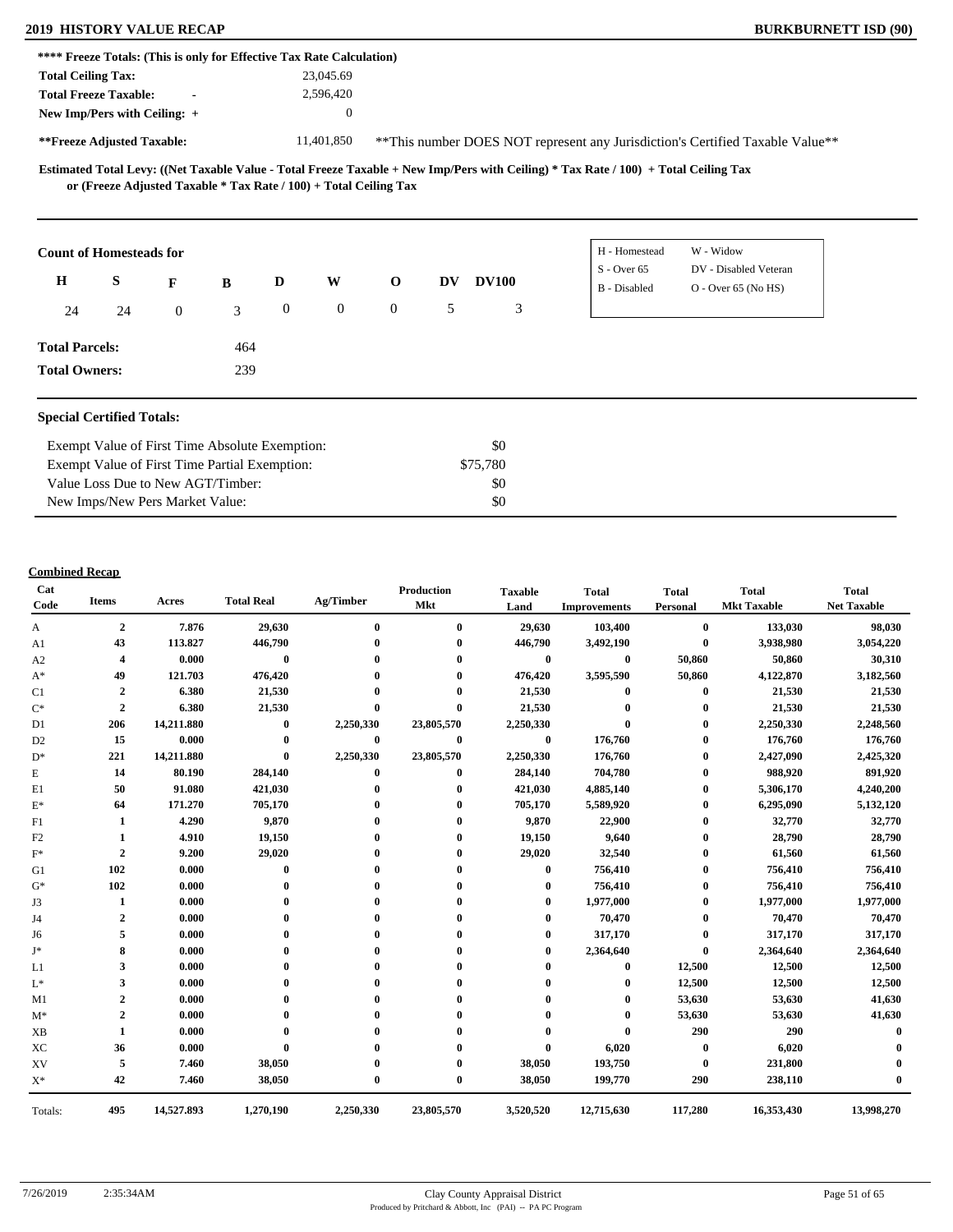**2019 HISTORY VALUE RECAP** **BURKBURNETT ISD (90)**

**\*\*\*\* Freeze Totals: (This is only for Effective Tax Rate Calculation)**

| | |
|---|---|
| **Total Ceiling Tax:** | 23,045.69 |
| **Total Freeze Taxable:** - | 2,596,420 |
| **New Imp/Pers with Ceiling:** + | 0 |
| **\*\*Freeze Adjusted Taxable:** | 11,401,850 |

\*\*This number DOES NOT represent any Jurisdiction's Certified Taxable Value\*\*

**Estimated Total Levy: ((Net Taxable Value - Total Freeze Taxable + New Imp/Pers with Ceiling) \* Tax Rate / 100) + Total Ceiling Tax or (Freeze Adjusted Taxable \* Tax Rate / 100) + Total Ceiling Tax**

**Count of Homesteads for**

| H | S | F | B | D | W | O | DV | DV100 |
|---|---|---|---|---|---|---|---|---|
| 24 | 24 | 0 | 3 | 0 | 0 | 0 | 5 | 3 |

| | |
|---|---|
| H - Homestead | W - Widow |
| S - Over 65 | DV - Disabled Veteran |
| B - Disabled | O - Over 65 (No HS) |

**Total Parcels:** 464

**Total Owners:** 239

**Special Certified Totals:**

| | |
|---|---|
| Exempt Value of First Time Absolute Exemption: | $0 |
| Exempt Value of First Time Partial Exemption: | $75,780 |
| Value Loss Due to New AGT/Timber: | $0 |
| New Imps/New Pers Market Value: | $0 |

**Combined Recap**

| Cat Code | Items | Acres | Total Real | Ag/Timber | Production Mkt | Taxable Land | Total Improvements | Total Personal | Total Mkt Taxable | Total Net Taxable |
|---|---|---|---|---|---|---|---|---|---|---|
| A | 2 | 7.876 | 29,630 | 0 | 0 | 29,630 | 103,400 | 0 | 133,030 | 98,030 |
| A1 | 43 | 113.827 | 446,790 | 0 | 0 | 446,790 | 3,492,190 | 0 | 3,938,980 | 3,054,220 |
| A2 | 4 | 0.000 | 0 | 0 | 0 | 0 | 0 | 50,860 | 50,860 | 30,310 |
| A* | 49 | 121.703 | 476,420 | 0 | 0 | 476,420 | 3,595,590 | 50,860 | 4,122,870 | 3,182,560 |
| C1 | 2 | 6.380 | 21,530 | 0 | 0 | 21,530 | 0 | 0 | 21,530 | 21,530 |
| C* | 2 | 6.380 | 21,530 | 0 | 0 | 21,530 | 0 | 0 | 21,530 | 21,530 |
| D1 | 206 | 14,211.880 | 0 | 2,250,330 | 23,805,570 | 2,250,330 | 0 | 0 | 2,250,330 | 2,248,560 |
| D2 | 15 | 0.000 | 0 | 0 | 0 | 0 | 176,760 | 0 | 176,760 | 176,760 |
| D* | 221 | 14,211.880 | 0 | 2,250,330 | 23,805,570 | 2,250,330 | 176,760 | 0 | 2,427,090 | 2,425,320 |
| E | 14 | 80.190 | 284,140 | 0 | 0 | 284,140 | 704,780 | 0 | 988,920 | 891,920 |
| E1 | 50 | 91.080 | 421,030 | 0 | 0 | 421,030 | 4,885,140 | 0 | 5,306,170 | 4,240,200 |
| E* | 64 | 171.270 | 705,170 | 0 | 0 | 705,170 | 5,589,920 | 0 | 6,295,090 | 5,132,120 |
| F1 | 1 | 4.290 | 9,870 | 0 | 0 | 9,870 | 22,900 | 0 | 32,770 | 32,770 |
| F2 | 1 | 4.910 | 19,150 | 0 | 0 | 19,150 | 9,640 | 0 | 28,790 | 28,790 |
| F* | 2 | 9.200 | 29,020 | 0 | 0 | 29,020 | 32,540 | 0 | 61,560 | 61,560 |
| G1 | 102 | 0.000 | 0 | 0 | 0 | 0 | 756,410 | 0 | 756,410 | 756,410 |
| G* | 102 | 0.000 | 0 | 0 | 0 | 0 | 756,410 | 0 | 756,410 | 756,410 |
| J3 | 1 | 0.000 | 0 | 0 | 0 | 0 | 1,977,000 | 0 | 1,977,000 | 1,977,000 |
| J4 | 2 | 0.000 | 0 | 0 | 0 | 0 | 70,470 | 0 | 70,470 | 70,470 |
| J6 | 5 | 0.000 | 0 | 0 | 0 | 0 | 317,170 | 0 | 317,170 | 317,170 |
| J* | 8 | 0.000 | 0 | 0 | 0 | 0 | 2,364,640 | 0 | 2,364,640 | 2,364,640 |
| L1 | 3 | 0.000 | 0 | 0 | 0 | 0 | 0 | 12,500 | 12,500 | 12,500 |
| L* | 3 | 0.000 | 0 | 0 | 0 | 0 | 0 | 12,500 | 12,500 | 12,500 |
| M1 | 2 | 0.000 | 0 | 0 | 0 | 0 | 0 | 53,630 | 53,630 | 41,630 |
| M* | 2 | 0.000 | 0 | 0 | 0 | 0 | 0 | 53,630 | 53,630 | 41,630 |
| XB | 1 | 0.000 | 0 | 0 | 0 | 0 | 0 | 290 | 290 | 0 |
| XC | 36 | 0.000 | 0 | 0 | 0 | 0 | 6,020 | 0 | 6,020 | 0 |
| XV | 5 | 7.460 | 38,050 | 0 | 0 | 38,050 | 193,750 | 0 | 231,800 | 0 |
| X* | 42 | 7.460 | 38,050 | 0 | 0 | 38,050 | 199,770 | 290 | 238,110 | 0 |
| Totals: | 495 | 14,527.893 | 1,270,190 | 2,250,330 | 23,805,570 | 3,520,520 | 12,715,630 | 117,280 | 16,353,430 | 13,998,270 |

7/26/2019 2:35:34AM Clay County Appraisal District

Produced by Pritchard & Abbott, Inc (PAI) -- PA PC Program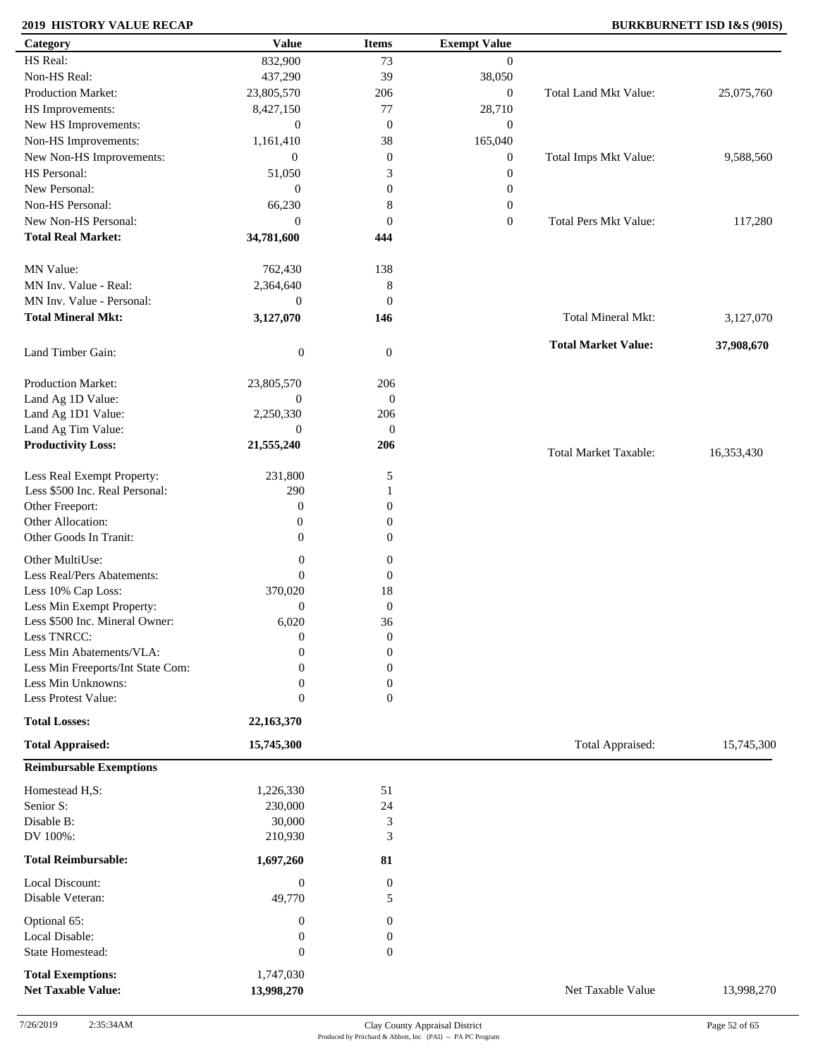**2019 HISTORY VALUE RECAP** — **BURKBURNETT ISD I&S (90IS)**

| Category | Value | Items | Exempt Value | | |
|---|---|---|---|---|---|
| HS Real: | 832,900 | 73 | 0 | | |
| Non-HS Real: | 437,290 | 39 | 38,050 | | |
| Production Market: | 23,805,570 | 206 | 0 | Total Land Mkt Value: | 25,075,760 |
| HS Improvements: | 8,427,150 | 77 | 28,710 | | |
| New HS Improvements: | 0 | 0 | 0 | | |
| Non-HS Improvements: | 1,161,410 | 38 | 165,040 | | |
| New Non-HS Improvements: | 0 | 0 | 0 | Total Imps Mkt Value: | 9,588,560 |
| HS Personal: | 51,050 | 3 | 0 | | |
| New Personal: | 0 | 0 | 0 | | |
| Non-HS Personal: | 66,230 | 8 | 0 | | |
| New Non-HS Personal: | 0 | 0 | 0 | Total Pers Mkt Value: | 117,280 |
| **Total Real Market:** | **34,781,600** | **444** | | | |
| MN Value: | 762,430 | 138 | | | |
| MN Inv. Value - Real: | 2,364,640 | 8 | | | |
| MN Inv. Value - Personal: | 0 | 0 | | | |
| **Total Mineral Mkt:** | **3,127,070** | **146** | | Total Mineral Mkt: | 3,127,070 |
| Land Timber Gain: | 0 | 0 | | **Total Market Value:** | **37,908,670** |
| Production Market: | 23,805,570 | 206 | | | |
| Land Ag 1D Value: | 0 | 0 | | | |
| Land Ag 1D1 Value: | 2,250,330 | 206 | | | |
| Land Ag Tim Value: | 0 | 0 | | | |
| **Productivity Loss:** | **21,555,240** | **206** | | Total Market Taxable: | 16,353,430 |
| Less Real Exempt Property: | 231,800 | 5 | | | |
| Less $500 Inc. Real Personal: | 290 | 1 | | | |
| Other Freeport: | 0 | 0 | | | |
| Other Allocation: | 0 | 0 | | | |
| Other Goods In Tranit: | 0 | 0 | | | |
| Other MultiUse: | 0 | 0 | | | |
| Less Real/Pers Abatements: | 0 | 0 | | | |
| Less 10% Cap Loss: | 370,020 | 18 | | | |
| Less Min Exempt Property: | 0 | 0 | | | |
| Less $500 Inc. Mineral Owner: | 6,020 | 36 | | | |
| Less TNRCC: | 0 | 0 | | | |
| Less Min Abatements/VLA: | 0 | 0 | | | |
| Less Min Freeports/Int State Com: | 0 | 0 | | | |
| Less Min Unknowns: | 0 | 0 | | | |
| Less Protest Value: | 0 | 0 | | | |
| **Total Losses:** | **22,163,370** | | | | |
| **Total Appraised:** | **15,745,300** | | | Total Appraised: | 15,745,300 |

**Reimbursable Exemptions**

| Category | Value | Items | | |
|---|---|---|---|---|
| Homestead H,S: | 1,226,330 | 51 | | |
| Senior S: | 230,000 | 24 | | |
| Disable B: | 30,000 | 3 | | |
| DV 100%: | 210,930 | 3 | | |
| **Total Reimbursable:** | **1,697,260** | **81** | | |
| Local Discount: | 0 | 0 | | |
| Disable Veteran: | 49,770 | 5 | | |
| Optional 65: | 0 | 0 | | |
| Local Disable: | 0 | 0 | | |
| State Homestead: | 0 | 0 | | |
| **Total Exemptions:** | 1,747,030 | | | |
| **Net Taxable Value:** | **13,998,270** | | Net Taxable Value | 13,998,270 |

7/26/2019 2:35:34AM — Clay County Appraisal District — Produced by Pritchard & Abbott, Inc (PAI) -- PA PC Program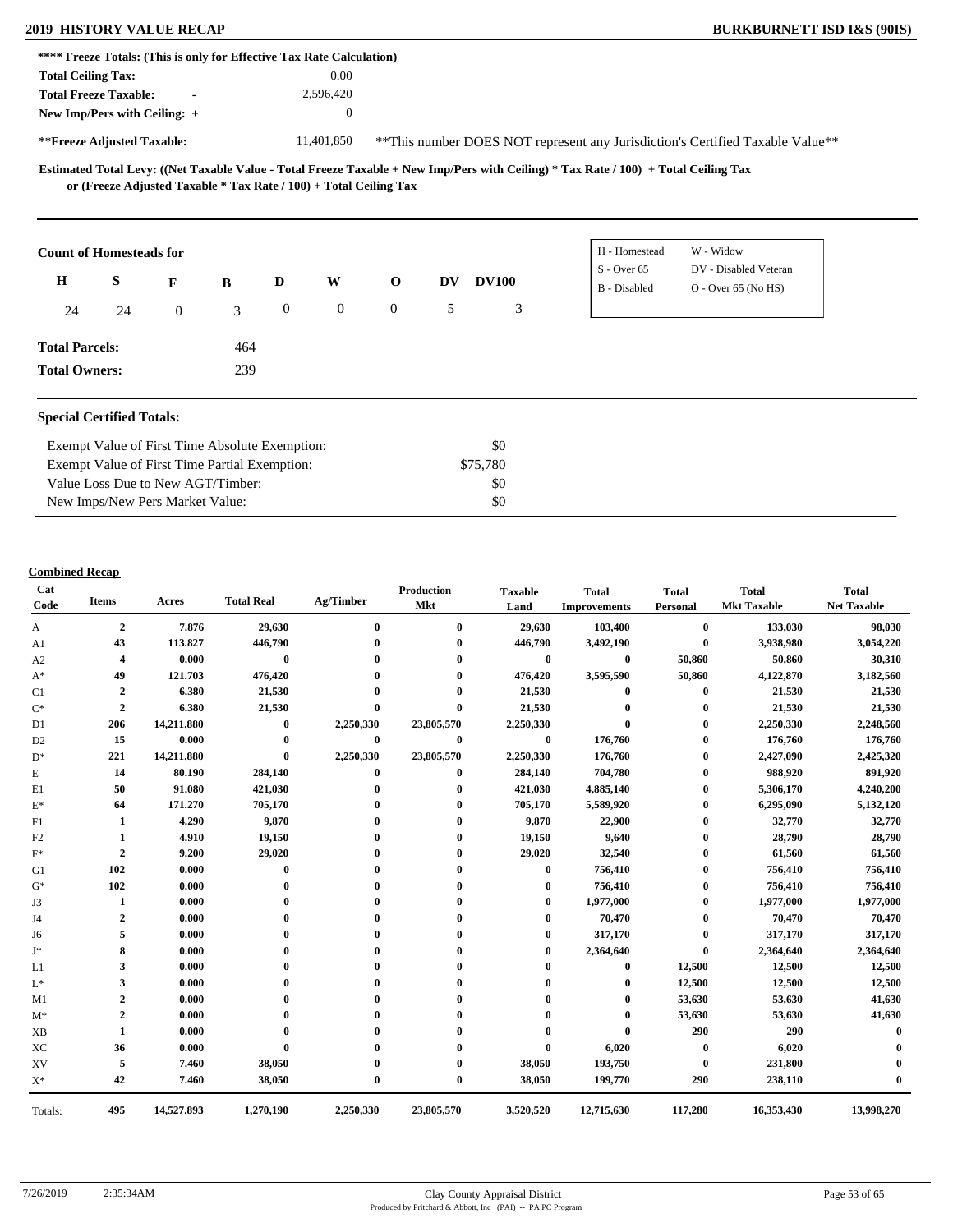**** Freeze Totals: (This is only for Effective Tax Rate Calculation)

| | |
|---|---|
| **Total Ceiling Tax:** | 0.00 |
| **Total Freeze Taxable:** - | 2,596,420 |
| **New Imp/Pers with Ceiling:** + | 0 |
| **\*\*Freeze Adjusted Taxable:** | 11,401,850 |

**This number DOES NOT represent any Jurisdiction's Certified Taxable Value**

**Estimated Total Levy: ((Net Taxable Value - Total Freeze Taxable + New Imp/Pers with Ceiling) * Tax Rate / 100) + Total Ceiling Tax or (Freeze Adjusted Taxable * Tax Rate / 100) + Total Ceiling Tax**

**Count of Homesteads for**

| H | S | F | B | D | W | O | DV | DV100 |
|---|---|---|---|---|---|---|---|---|
| 24 | 24 | 0 | 3 | 0 | 0 | 0 | 5 | 3 |

H - Homestead, W - Widow, S - Over 65, DV - Disabled Veteran, B - Disabled, O - Over 65 (No HS)

**Total Parcels:** 464

**Total Owners:** 239

**Special Certified Totals:**

| | |
|---|---|
| Exempt Value of First Time Absolute Exemption: | $0 |
| Exempt Value of First Time Partial Exemption: | $75,780 |
| Value Loss Due to New AGT/Timber: | $0 |
| New Imps/New Pers Market Value: | $0 |

**Combined Recap**

| Cat Code | Items | Acres | Total Real | Ag/Timber | Production Mkt | Taxable Land | Total Improvements | Total Personal | Total Mkt Taxable | Total Net Taxable |
|---|---|---|---|---|---|---|---|---|---|---|
| A | 2 | 7.876 | 29,630 | 0 | 0 | 29,630 | 103,400 | 0 | 133,030 | 98,030 |
| A1 | 43 | 113.827 | 446,790 | 0 | 0 | 446,790 | 3,492,190 | 0 | 3,938,980 | 3,054,220 |
| A2 | 4 | 0.000 | 0 | 0 | 0 | 0 | 0 | 50,860 | 50,860 | 30,310 |
| A* | 49 | 121.703 | 476,420 | 0 | 0 | 476,420 | 3,595,590 | 50,860 | 4,122,870 | 3,182,560 |
| C1 | 2 | 6.380 | 21,530 | 0 | 0 | 21,530 | 0 | 0 | 21,530 | 21,530 |
| C* | 2 | 6.380 | 21,530 | 0 | 0 | 21,530 | 0 | 0 | 21,530 | 21,530 |
| D1 | 206 | 14,211.880 | 0 | 2,250,330 | 23,805,570 | 2,250,330 | 0 | 0 | 2,250,330 | 2,248,560 |
| D2 | 15 | 0.000 | 0 | 0 | 0 | 0 | 176,760 | 0 | 176,760 | 176,760 |
| D* | 221 | 14,211.880 | 0 | 2,250,330 | 23,805,570 | 2,250,330 | 176,760 | 0 | 2,427,090 | 2,425,320 |
| E | 14 | 80.190 | 284,140 | 0 | 0 | 284,140 | 704,780 | 0 | 988,920 | 891,920 |
| E1 | 50 | 91.080 | 421,030 | 0 | 0 | 421,030 | 4,885,140 | 0 | 5,306,170 | 4,240,200 |
| E* | 64 | 171.270 | 705,170 | 0 | 0 | 705,170 | 5,589,920 | 0 | 6,295,090 | 5,132,120 |
| F1 | 1 | 4.290 | 9,870 | 0 | 0 | 9,870 | 22,900 | 0 | 32,770 | 32,770 |
| F2 | 1 | 4.910 | 19,150 | 0 | 0 | 19,150 | 9,640 | 0 | 28,790 | 28,790 |
| F* | 2 | 9.200 | 29,020 | 0 | 0 | 29,020 | 32,540 | 0 | 61,560 | 61,560 |
| G1 | 102 | 0.000 | 0 | 0 | 0 | 0 | 756,410 | 0 | 756,410 | 756,410 |
| G* | 102 | 0.000 | 0 | 0 | 0 | 0 | 756,410 | 0 | 756,410 | 756,410 |
| J3 | 1 | 0.000 | 0 | 0 | 0 | 0 | 1,977,000 | 0 | 1,977,000 | 1,977,000 |
| J4 | 2 | 0.000 | 0 | 0 | 0 | 0 | 70,470 | 0 | 70,470 | 70,470 |
| J6 | 5 | 0.000 | 0 | 0 | 0 | 0 | 317,170 | 0 | 317,170 | 317,170 |
| J* | 8 | 0.000 | 0 | 0 | 0 | 0 | 2,364,640 | 0 | 2,364,640 | 2,364,640 |
| L1 | 3 | 0.000 | 0 | 0 | 0 | 0 | 0 | 12,500 | 12,500 | 12,500 |
| L* | 3 | 0.000 | 0 | 0 | 0 | 0 | 0 | 12,500 | 12,500 | 12,500 |
| M1 | 2 | 0.000 | 0 | 0 | 0 | 0 | 0 | 53,630 | 53,630 | 41,630 |
| M* | 2 | 0.000 | 0 | 0 | 0 | 0 | 0 | 53,630 | 53,630 | 41,630 |
| XB | 1 | 0.000 | 0 | 0 | 0 | 0 | 0 | 290 | 290 | 0 |
| XC | 36 | 0.000 | 0 | 0 | 0 | 0 | 6,020 | 0 | 6,020 | 0 |
| XV | 5 | 7.460 | 38,050 | 0 | 0 | 38,050 | 193,750 | 0 | 231,800 | 0 |
| X* | 42 | 7.460 | 38,050 | 0 | 0 | 38,050 | 199,770 | 290 | 238,110 | 0 |
| Totals: | 495 | 14,527.893 | 1,270,190 | 2,250,330 | 23,805,570 | 3,520,520 | 12,715,630 | 117,280 | 16,353,430 | 13,998,270 |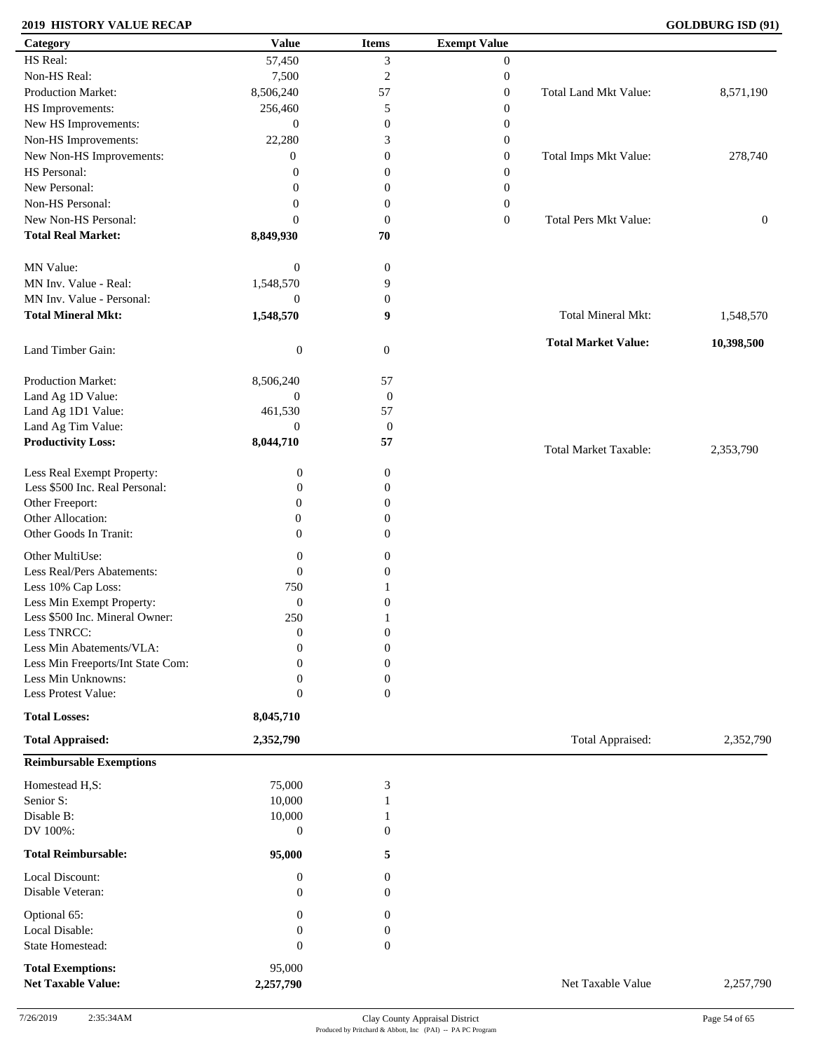## 2019 HISTORY VALUE RECAP

**GOLDBURG ISD (91)**

| Category | Value | Items | Exempt Value | | |
|---|---|---|---|---|---|
| HS Real: | 57,450 | 3 | 0 | | |
| Non-HS Real: | 7,500 | 2 | 0 | | |
| Production Market: | 8,506,240 | 57 | 0 | Total Land Mkt Value: | 8,571,190 |
| HS Improvements: | 256,460 | 5 | 0 | | |
| New HS Improvements: | 0 | 0 | 0 | | |
| Non-HS Improvements: | 22,280 | 3 | 0 | | |
| New Non-HS Improvements: | 0 | 0 | 0 | Total Imps Mkt Value: | 278,740 |
| HS Personal: | 0 | 0 | 0 | | |
| New Personal: | 0 | 0 | 0 | | |
| Non-HS Personal: | 0 | 0 | 0 | | |
| New Non-HS Personal: | 0 | 0 | 0 | Total Pers Mkt Value: | 0 |
| **Total Real Market:** | **8,849,930** | **70** | | | |
| MN Value: | 0 | 0 | | | |
| MN Inv. Value - Real: | 1,548,570 | 9 | | | |
| MN Inv. Value - Personal: | 0 | 0 | | | |
| **Total Mineral Mkt:** | **1,548,570** | **9** | | Total Mineral Mkt: | 1,548,570 |
| | | | | **Total Market Value:** | **10,398,500** |
| Land Timber Gain: | 0 | 0 | | | |
| Production Market: | 8,506,240 | 57 | | | |
| Land Ag 1D Value: | 0 | 0 | | | |
| Land Ag 1D1 Value: | 461,530 | 57 | | | |
| Land Ag Tim Value: | 0 | 0 | | | |
| **Productivity Loss:** | **8,044,710** | **57** | | Total Market Taxable: | 2,353,790 |
| Less Real Exempt Property: | 0 | 0 | | | |
| Less $500 Inc. Real Personal: | 0 | 0 | | | |
| Other Freeport: | 0 | 0 | | | |
| Other Allocation: | 0 | 0 | | | |
| Other Goods In Tranit: | 0 | 0 | | | |
| Other MultiUse: | 0 | 0 | | | |
| Less Real/Pers Abatements: | 0 | 0 | | | |
| Less 10% Cap Loss: | 750 | 1 | | | |
| Less Min Exempt Property: | 0 | 0 | | | |
| Less $500 Inc. Mineral Owner: | 250 | 1 | | | |
| Less TNRCC: | 0 | 0 | | | |
| Less Min Abatements/VLA: | 0 | 0 | | | |
| Less Min Freeports/Int State Com: | 0 | 0 | | | |
| Less Min Unknowns: | 0 | 0 | | | |
| Less Protest Value: | 0 | 0 | | | |
| **Total Losses:** | **8,045,710** | | | | |
| **Total Appraised:** | **2,352,790** | | | Total Appraised: | 2,352,790 |

**Reimbursable Exemptions**

| Category | Value | Items | | |
|---|---|---|---|---|
| Homestead H,S: | 75,000 | 3 | | |
| Senior S: | 10,000 | 1 | | |
| Disable B: | 10,000 | 1 | | |
| DV 100%: | 0 | 0 | | |
| **Total Reimbursable:** | **95,000** | **5** | | |
| Local Discount: | 0 | 0 | | |
| Disable Veteran: | 0 | 0 | | |
| Optional 65: | 0 | 0 | | |
| Local Disable: | 0 | 0 | | |
| State Homestead: | 0 | 0 | | |
| **Total Exemptions:** | 95,000 | | | |
| **Net Taxable Value:** | **2,257,790** | | Net Taxable Value | 2,257,790 |

7/26/2019 2:35:34AM

Clay County Appraisal District

Produced by Pritchard & Abbott, Inc (PAI) -- PA PC Program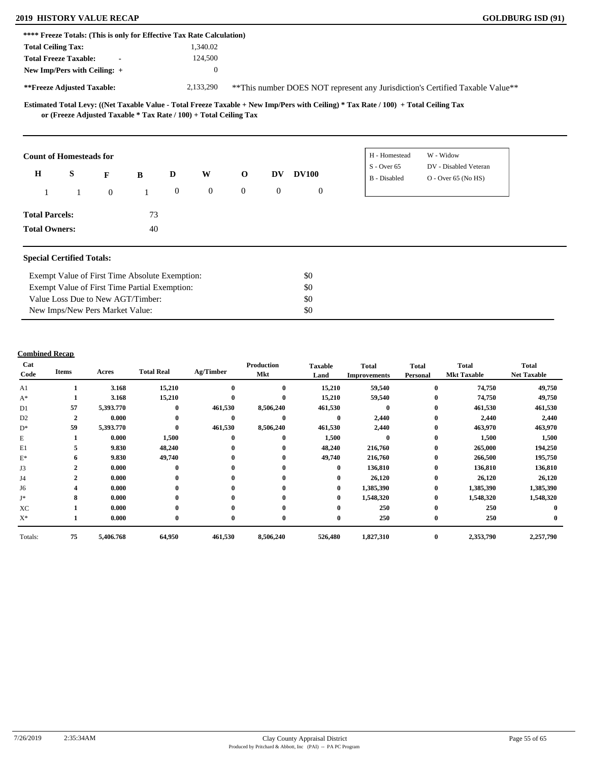**2019 HISTORY VALUE RECAP** — **GOLDBURG ISD (91)**

**\*\*\*\* Freeze Totals: (This is only for Effective Tax Rate Calculation)**

| | |
|---|---|
| **Total Ceiling Tax:** | 1,340.02 |
| **Total Freeze Taxable:** - | 124,500 |
| **New Imp/Pers with Ceiling:** + | 0 |
| **\*\*Freeze Adjusted Taxable:** | 2,133,290 |

\*\*This number DOES NOT represent any Jurisdiction's Certified Taxable Value\*\*

**Estimated Total Levy: ((Net Taxable Value - Total Freeze Taxable + New Imp/Pers with Ceiling) \* Tax Rate / 100) + Total Ceiling Tax or (Freeze Adjusted Taxable \* Tax Rate / 100) + Total Ceiling Tax**

**Count of Homesteads for**

| H | S | F | B | D | W | O | DV | DV100 |
|---|---|---|---|---|---|---|---|---|
| 1 | 1 | 0 | 1 | 0 | 0 | 0 | 0 | 0 |

H - Homestead, W - Widow, S - Over 65, DV - Disabled Veteran, B - Disabled, O - Over 65 (No HS)

**Total Parcels:** 73

**Total Owners:** 40

**Special Certified Totals:**

| | |
|---|---|
| Exempt Value of First Time Absolute Exemption: | $0 |
| Exempt Value of First Time Partial Exemption: | $0 |
| Value Loss Due to New AGT/Timber: | $0 |
| New Imps/New Pers Market Value: | $0 |

**Combined Recap**

| Cat Code | Items | Acres | Total Real | Ag/Timber | Production Mkt | Taxable Land | Total Improvements | Total Personal | Total Mkt Taxable | Total Net Taxable |
|---|---|---|---|---|---|---|---|---|---|---|
| A1 | 1 | 3.168 | 15,210 | 0 | 0 | 15,210 | 59,540 | 0 | 74,750 | 49,750 |
| A* | 1 | 3.168 | 15,210 | 0 | 0 | 15,210 | 59,540 | 0 | 74,750 | 49,750 |
| D1 | 57 | 5,393.770 | 0 | 461,530 | 8,506,240 | 461,530 | 0 | 0 | 461,530 | 461,530 |
| D2 | 2 | 0.000 | 0 | 0 | 0 | 0 | 2,440 | 0 | 2,440 | 2,440 |
| D* | 59 | 5,393.770 | 0 | 461,530 | 8,506,240 | 461,530 | 2,440 | 0 | 463,970 | 463,970 |
| E | 1 | 0.000 | 1,500 | 0 | 0 | 1,500 | 0 | 0 | 1,500 | 1,500 |
| E1 | 5 | 9.830 | 48,240 | 0 | 0 | 48,240 | 216,760 | 0 | 265,000 | 194,250 |
| E* | 6 | 9.830 | 49,740 | 0 | 0 | 49,740 | 216,760 | 0 | 266,500 | 195,750 |
| J3 | 2 | 0.000 | 0 | 0 | 0 | 0 | 136,810 | 0 | 136,810 | 136,810 |
| J4 | 2 | 0.000 | 0 | 0 | 0 | 0 | 26,120 | 0 | 26,120 | 26,120 |
| J6 | 4 | 0.000 | 0 | 0 | 0 | 0 | 1,385,390 | 0 | 1,385,390 | 1,385,390 |
| J* | 8 | 0.000 | 0 | 0 | 0 | 0 | 1,548,320 | 0 | 1,548,320 | 1,548,320 |
| XC | 1 | 0.000 | 0 | 0 | 0 | 0 | 250 | 0 | 250 | 0 |
| X* | 1 | 0.000 | 0 | 0 | 0 | 0 | 250 | 0 | 250 | 0 |
| Totals: | 75 | 5,406.768 | 64,950 | 461,530 | 8,506,240 | 526,480 | 1,827,310 | 0 | 2,353,790 | 2,257,790 |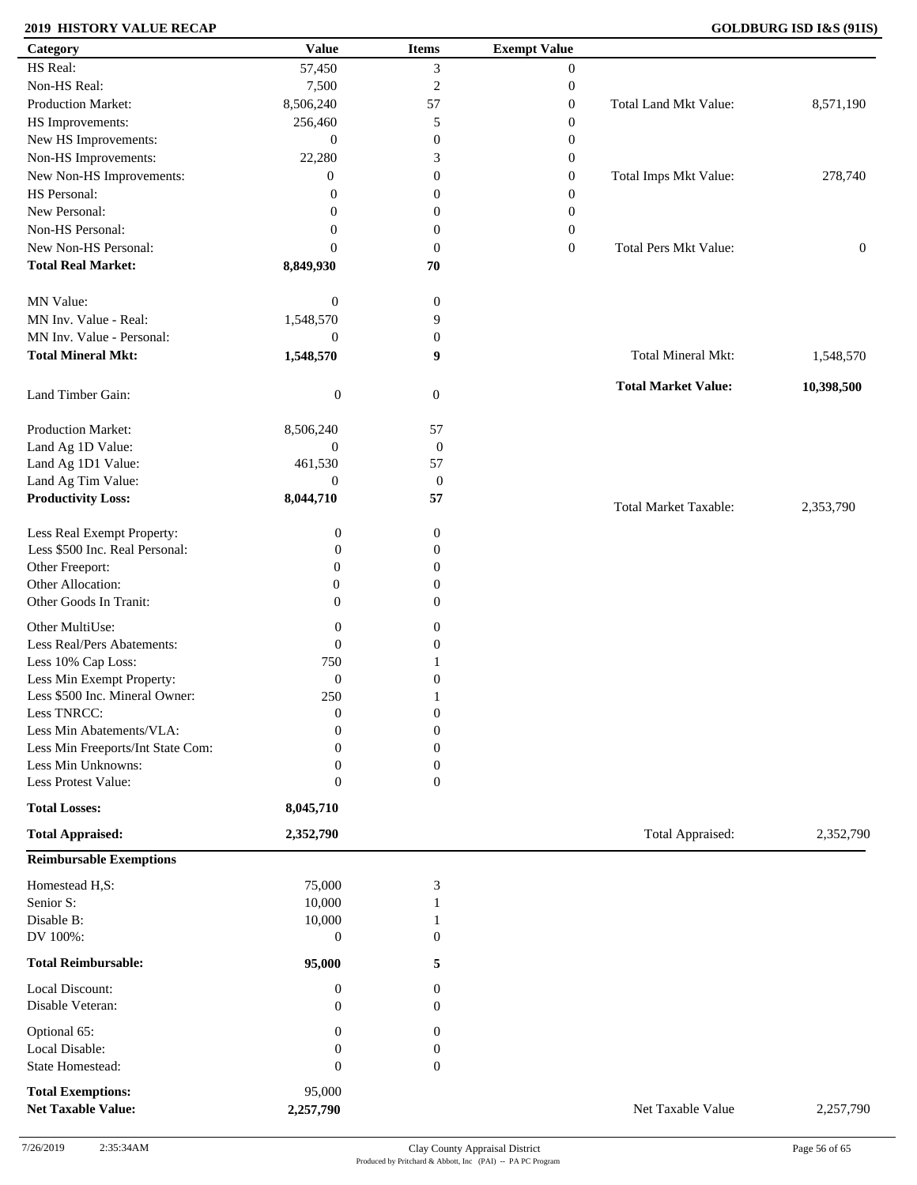## 2019 HISTORY VALUE RECAP

**GOLDBURG ISD I&S (91IS)**

| Category | Value | Items | Exempt Value | | |
|---|---|---|---|---|---|
| HS Real: | 57,450 | 3 | 0 | | |
| Non-HS Real: | 7,500 | 2 | 0 | | |
| Production Market: | 8,506,240 | 57 | 0 | Total Land Mkt Value: | 8,571,190 |
| HS Improvements: | 256,460 | 5 | 0 | | |
| New HS Improvements: | 0 | 0 | 0 | | |
| Non-HS Improvements: | 22,280 | 3 | 0 | | |
| New Non-HS Improvements: | 0 | 0 | 0 | Total Imps Mkt Value: | 278,740 |
| HS Personal: | 0 | 0 | 0 | | |
| New Personal: | 0 | 0 | 0 | | |
| Non-HS Personal: | 0 | 0 | 0 | | |
| New Non-HS Personal: | 0 | 0 | 0 | Total Pers Mkt Value: | 0 |
| **Total Real Market:** | **8,849,930** | **70** | | | |
| MN Value: | 0 | 0 | | | |
| MN Inv. Value - Real: | 1,548,570 | 9 | | | |
| MN Inv. Value - Personal: | 0 | 0 | | | |
| **Total Mineral Mkt:** | **1,548,570** | **9** | | Total Mineral Mkt: | 1,548,570 |
| Land Timber Gain: | 0 | 0 | | **Total Market Value:** | **10,398,500** |
| Production Market: | 8,506,240 | 57 | | | |
| Land Ag 1D Value: | 0 | 0 | | | |
| Land Ag 1D1 Value: | 461,530 | 57 | | | |
| Land Ag Tim Value: | 0 | 0 | | | |
| **Productivity Loss:** | **8,044,710** | **57** | | Total Market Taxable: | 2,353,790 |
| Less Real Exempt Property: | 0 | 0 | | | |
| Less $500 Inc. Real Personal: | 0 | 0 | | | |
| Other Freeport: | 0 | 0 | | | |
| Other Allocation: | 0 | 0 | | | |
| Other Goods In Tranit: | 0 | 0 | | | |
| Other MultiUse: | 0 | 0 | | | |
| Less Real/Pers Abatements: | 0 | 0 | | | |
| Less 10% Cap Loss: | 750 | 1 | | | |
| Less Min Exempt Property: | 0 | 0 | | | |
| Less $500 Inc. Mineral Owner: | 250 | 1 | | | |
| Less TNRCC: | 0 | 0 | | | |
| Less Min Abatements/VLA: | 0 | 0 | | | |
| Less Min Freeports/Int State Com: | 0 | 0 | | | |
| Less Min Unknowns: | 0 | 0 | | | |
| Less Protest Value: | 0 | 0 | | | |
| **Total Losses:** | **8,045,710** | | | | |
| **Total Appraised:** | **2,352,790** | | | Total Appraised: | 2,352,790 |

**Reimbursable Exemptions**

| Category | Value | Items | | |
|---|---|---|---|---|
| Homestead H,S: | 75,000 | 3 | | |
| Senior S: | 10,000 | 1 | | |
| Disable B: | 10,000 | 1 | | |
| DV 100%: | 0 | 0 | | |
| **Total Reimbursable:** | **95,000** | **5** | | |
| Local Discount: | 0 | 0 | | |
| Disable Veteran: | 0 | 0 | | |
| Optional 65: | 0 | 0 | | |
| Local Disable: | 0 | 0 | | |
| State Homestead: | 0 | 0 | | |
| **Total Exemptions:** | 95,000 | | | |
| **Net Taxable Value:** | **2,257,790** | | Net Taxable Value | 2,257,790 |

7/26/2019 2:35:34AM

Clay County Appraisal District
Produced by Pritchard & Abbott, Inc (PAI) -- PA PC Program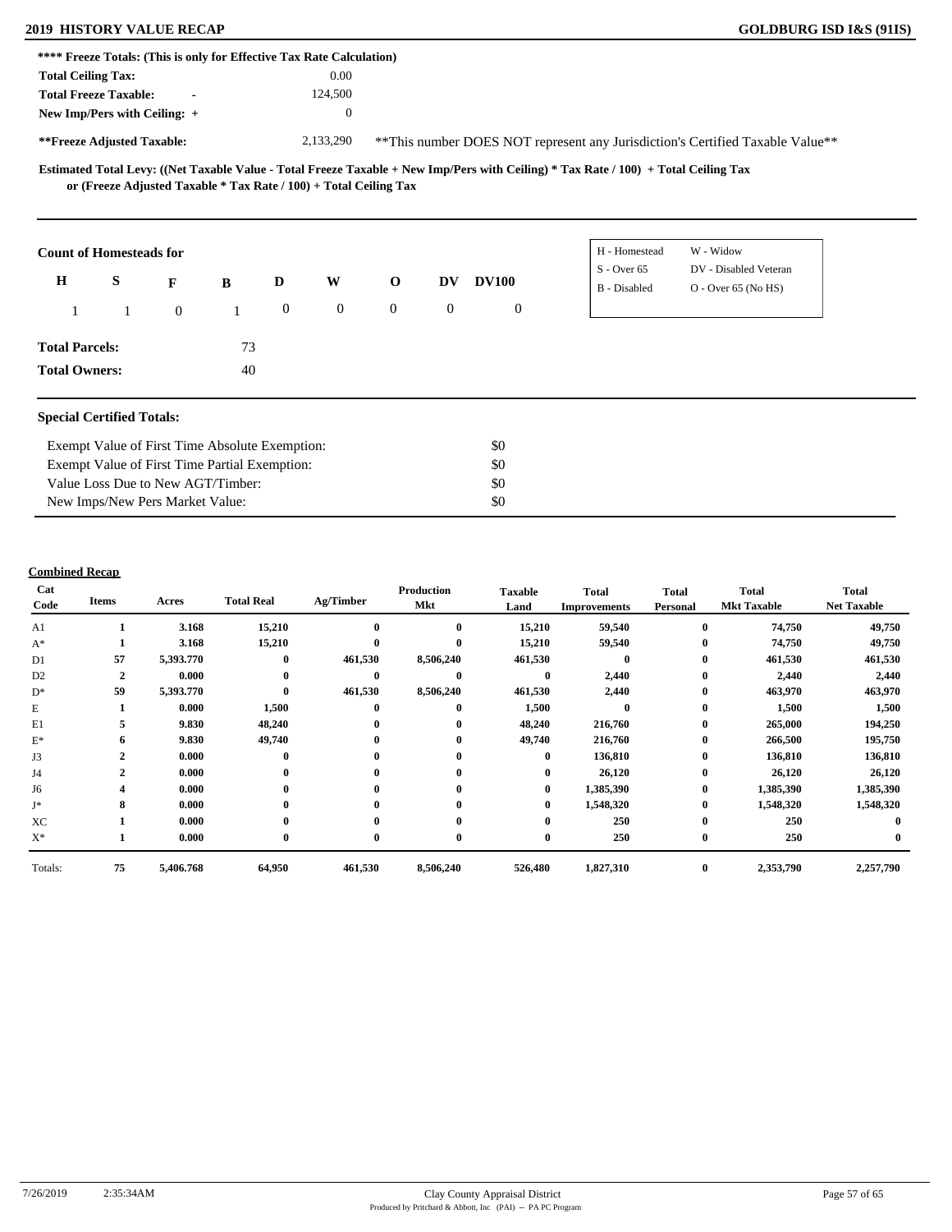**2019 HISTORY VALUE RECAP** — **GOLDBURG ISD I&S (91IS)**

**\*\*\*\* Freeze Totals: (This is only for Effective Tax Rate Calculation)**

| | |
|---|---|
| **Total Ceiling Tax:** | 0.00 |
| **Total Freeze Taxable:** - | 124,500 |
| **New Imp/Pers with Ceiling:** + | 0 |
| **\*\*Freeze Adjusted Taxable:** | 2,133,290 |

\*\*This number DOES NOT represent any Jurisdiction's Certified Taxable Value\*\*

**Estimated Total Levy: ((Net Taxable Value - Total Freeze Taxable + New Imp/Pers with Ceiling) * Tax Rate / 100) + Total Ceiling Tax or (Freeze Adjusted Taxable * Tax Rate / 100) + Total Ceiling Tax**

**Count of Homesteads for**

| H | S | F | B | D | W | O | DV | DV100 |
|---|---|---|---|---|---|---|---|---|
| 1 | 1 | 0 | 1 | 0 | 0 | 0 | 0 | 0 |

| | |
|---|---|
| H - Homestead | W - Widow |
| S - Over 65 | DV - Disabled Veteran |
| B - Disabled | O - Over 65 (No HS) |

**Total Parcels:** 73

**Total Owners:** 40

**Special Certified Totals:**

| | |
|---|---|
| Exempt Value of First Time Absolute Exemption: | $0 |
| Exempt Value of First Time Partial Exemption: | $0 |
| Value Loss Due to New AGT/Timber: | $0 |
| New Imps/New Pers Market Value: | $0 |

**Combined Recap**

| Cat Code | Items | Acres | Total Real | Ag/Timber | Production Mkt | Taxable Land | Total Improvements | Total Personal | Total Mkt Taxable | Total Net Taxable |
|---|---|---|---|---|---|---|---|---|---|---|
| A1 | 1 | 3.168 | 15,210 | 0 | 0 | 15,210 | 59,540 | 0 | 74,750 | 49,750 |
| A* | 1 | 3.168 | 15,210 | 0 | 0 | 15,210 | 59,540 | 0 | 74,750 | 49,750 |
| D1 | 57 | 5,393.770 | 0 | 461,530 | 8,506,240 | 461,530 | 0 | 0 | 461,530 | 461,530 |
| D2 | 2 | 0.000 | 0 | 0 | 0 | 0 | 2,440 | 0 | 2,440 | 2,440 |
| D* | 59 | 5,393.770 | 0 | 461,530 | 8,506,240 | 461,530 | 2,440 | 0 | 463,970 | 463,970 |
| E | 1 | 0.000 | 1,500 | 0 | 0 | 1,500 | 0 | 0 | 1,500 | 1,500 |
| E1 | 5 | 9.830 | 48,240 | 0 | 0 | 48,240 | 216,760 | 0 | 265,000 | 194,250 |
| E* | 6 | 9.830 | 49,740 | 0 | 0 | 49,740 | 216,760 | 0 | 266,500 | 195,750 |
| J3 | 2 | 0.000 | 0 | 0 | 0 | 0 | 136,810 | 0 | 136,810 | 136,810 |
| J4 | 2 | 0.000 | 0 | 0 | 0 | 0 | 26,120 | 0 | 26,120 | 26,120 |
| J6 | 4 | 0.000 | 0 | 0 | 0 | 0 | 1,385,390 | 0 | 1,385,390 | 1,385,390 |
| J* | 8 | 0.000 | 0 | 0 | 0 | 0 | 1,548,320 | 0 | 1,548,320 | 1,548,320 |
| XC | 1 | 0.000 | 0 | 0 | 0 | 0 | 250 | 0 | 250 | 0 |
| X* | 1 | 0.000 | 0 | 0 | 0 | 0 | 250 | 0 | 250 | 0 |
| Totals: | 75 | 5,406.768 | 64,950 | 461,530 | 8,506,240 | 526,480 | 1,827,310 | 0 | 2,353,790 | 2,257,790 |

7/26/2019 2:35:34AM — Clay County Appraisal District — Produced by Pritchard & Abbott, Inc (PAI) -- PA PC Program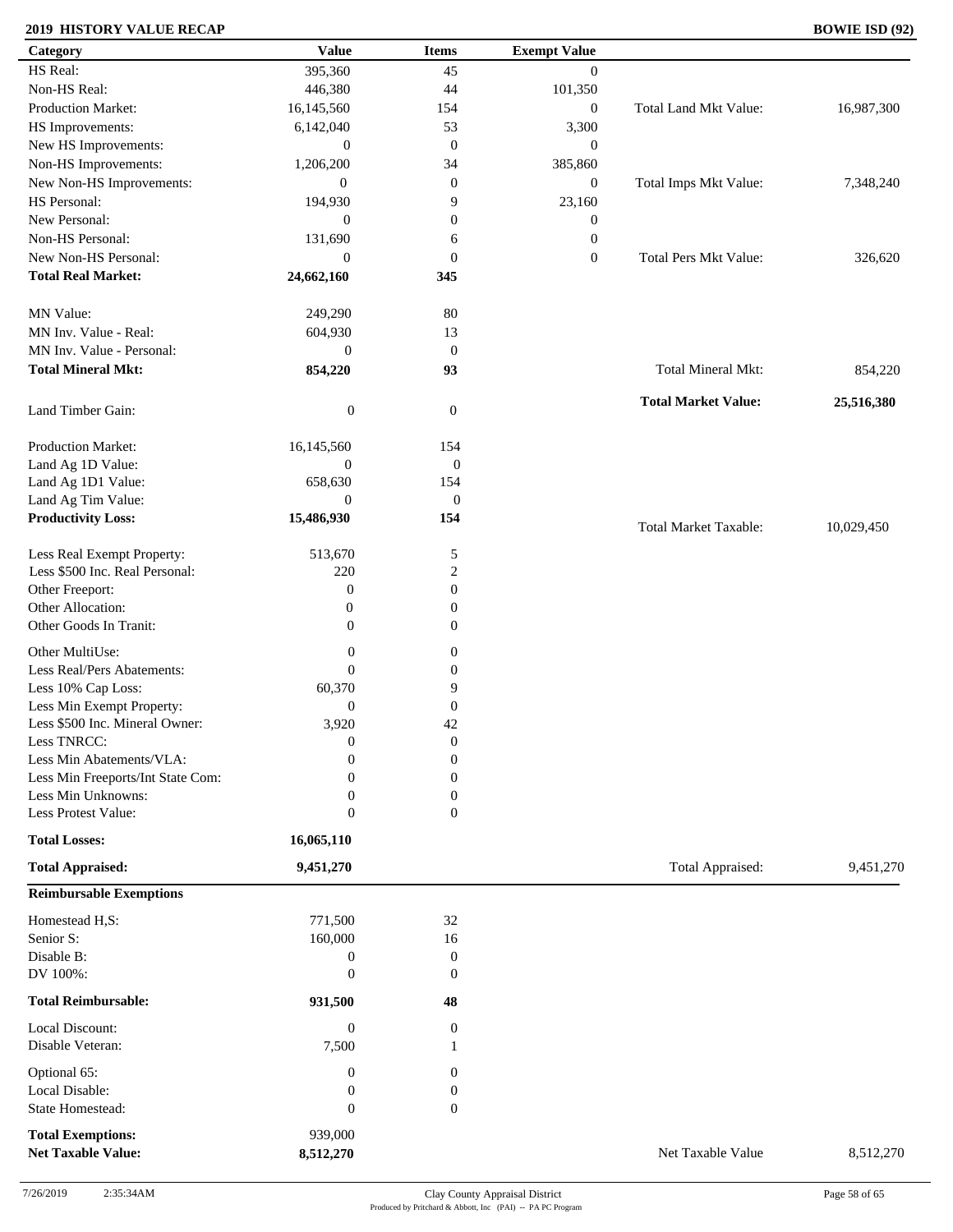**2019 HISTORY VALUE RECAP** **BOWIE ISD (92)**

| Category | Value | Items | Exempt Value | | |
|---|---|---|---|---|---|
| HS Real: | 395,360 | 45 | 0 | | |
| Non-HS Real: | 446,380 | 44 | 101,350 | | |
| Production Market: | 16,145,560 | 154 | 0 | Total Land Mkt Value: | 16,987,300 |
| HS Improvements: | 6,142,040 | 53 | 3,300 | | |
| New HS Improvements: | 0 | 0 | 0 | | |
| Non-HS Improvements: | 1,206,200 | 34 | 385,860 | | |
| New Non-HS Improvements: | 0 | 0 | 0 | Total Imps Mkt Value: | 7,348,240 |
| HS Personal: | 194,930 | 9 | 23,160 | | |
| New Personal: | 0 | 0 | 0 | | |
| Non-HS Personal: | 131,690 | 6 | 0 | | |
| New Non-HS Personal: | 0 | 0 | 0 | Total Pers Mkt Value: | 326,620 |
| **Total Real Market:** | **24,662,160** | **345** | | | |
| MN Value: | 249,290 | 80 | | | |
| MN Inv. Value - Real: | 604,930 | 13 | | | |
| MN Inv. Value - Personal: | 0 | 0 | | | |
| **Total Mineral Mkt:** | **854,220** | **93** | | Total Mineral Mkt: | 854,220 |
| | | | | **Total Market Value:** | **25,516,380** |
| Land Timber Gain: | 0 | 0 | | | |
| Production Market: | 16,145,560 | 154 | | | |
| Land Ag 1D Value: | 0 | 0 | | | |
| Land Ag 1D1 Value: | 658,630 | 154 | | | |
| Land Ag Tim Value: | 0 | 0 | | | |
| **Productivity Loss:** | **15,486,930** | **154** | | Total Market Taxable: | 10,029,450 |
| Less Real Exempt Property: | 513,670 | 5 | | | |
| Less $500 Inc. Real Personal: | 220 | 2 | | | |
| Other Freeport: | 0 | 0 | | | |
| Other Allocation: | 0 | 0 | | | |
| Other Goods In Tranit: | 0 | 0 | | | |
| Other MultiUse: | 0 | 0 | | | |
| Less Real/Pers Abatements: | 0 | 0 | | | |
| Less 10% Cap Loss: | 60,370 | 9 | | | |
| Less Min Exempt Property: | 0 | 0 | | | |
| Less $500 Inc. Mineral Owner: | 3,920 | 42 | | | |
| Less TNRCC: | 0 | 0 | | | |
| Less Min Abatements/VLA: | 0 | 0 | | | |
| Less Min Freeports/Int State Com: | 0 | 0 | | | |
| Less Min Unknowns: | 0 | 0 | | | |
| Less Protest Value: | 0 | 0 | | | |
| **Total Losses:** | **16,065,110** | | | | |
| **Total Appraised:** | **9,451,270** | | | Total Appraised: | 9,451,270 |

**Reimbursable Exemptions**

| Category | Value | Items | | | |
|---|---|---|---|---|---|
| Homestead H,S: | 771,500 | 32 | | | |
| Senior S: | 160,000 | 16 | | | |
| Disable B: | 0 | 0 | | | |
| DV 100%: | 0 | 0 | | | |
| **Total Reimbursable:** | **931,500** | **48** | | | |
| Local Discount: | 0 | 0 | | | |
| Disable Veteran: | 7,500 | 1 | | | |
| Optional 65: | 0 | 0 | | | |
| Local Disable: | 0 | 0 | | | |
| State Homestead: | 0 | 0 | | | |
| **Total Exemptions:** | 939,000 | | | | |
| **Net Taxable Value:** | **8,512,270** | | | Net Taxable Value | 8,512,270 |

Clay County Appraisal District
Produced by Pritchard & Abbott, Inc (PAI) -- PA PC Program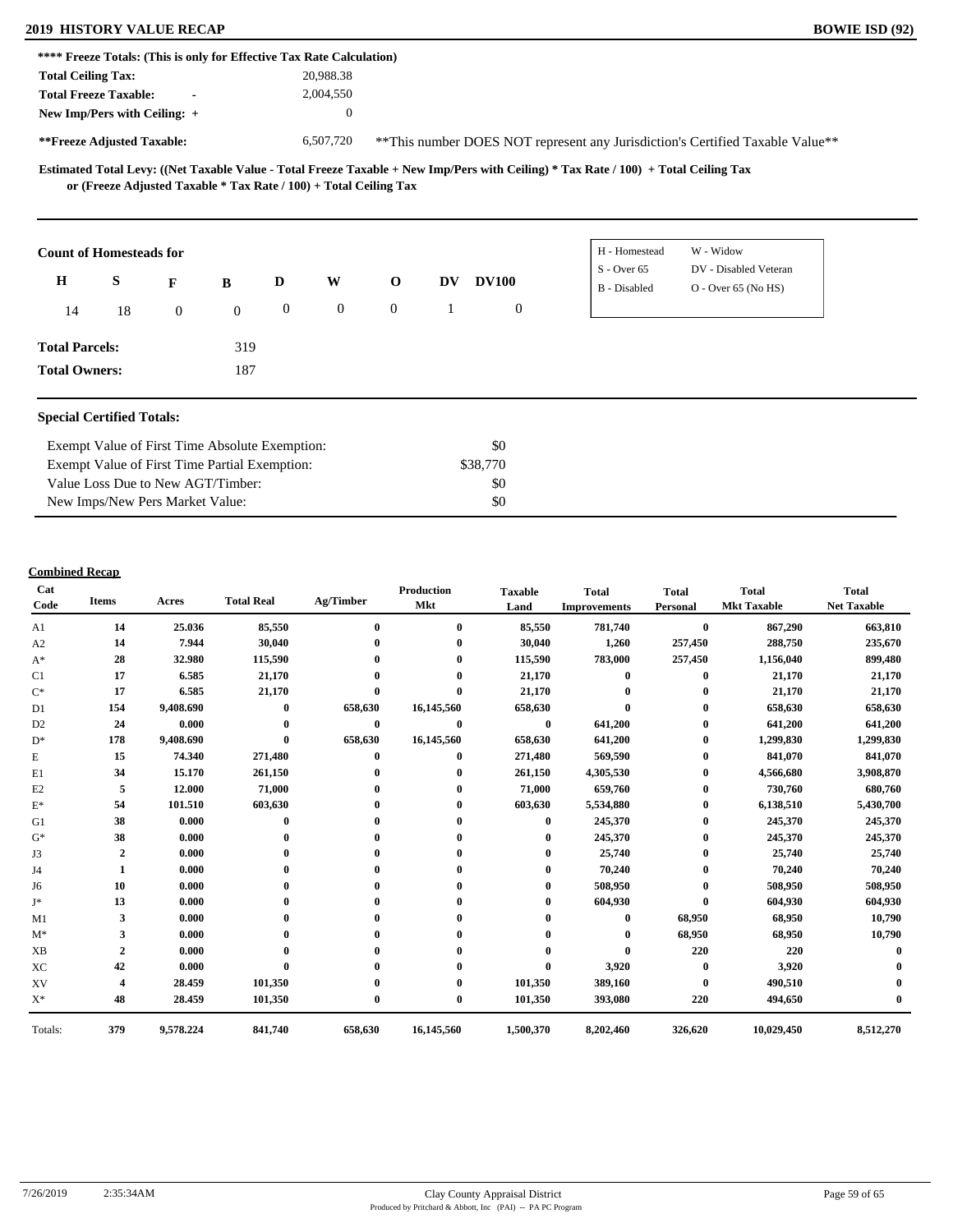## 2019 HISTORY VALUE RECAP

**BOWIE ISD (92)**

**\*\*\*\* Freeze Totals: (This is only for Effective Tax Rate Calculation)**

| | |
|---|---|
| **Total Ceiling Tax:** | 20,988.38 |
| **Total Freeze Taxable:** - | 2,004,550 |
| **New Imp/Pers with Ceiling:** + | 0 |
| **\*\*Freeze Adjusted Taxable:** | 6,507,720 |

\*\*This number DOES NOT represent any Jurisdiction's Certified Taxable Value\*\*

**Estimated Total Levy: ((Net Taxable Value - Total Freeze Taxable + New Imp/Pers with Ceiling) \* Tax Rate / 100) + Total Ceiling Tax or (Freeze Adjusted Taxable \* Tax Rate / 100) + Total Ceiling Tax**

**Count of Homesteads for**

| H | S | F | B | D | W | O | DV | DV100 |
|---|---|---|---|---|---|---|---|---|
| 14 | 18 | 0 | 0 | 0 | 0 | 0 | 1 | 0 |

| | |
|---|---|
| H - Homestead | W - Widow |
| S - Over 65 | DV - Disabled Veteran |
| B - Disabled | O - Over 65 (No HS) |

**Total Parcels:** 319

**Total Owners:** 187

**Special Certified Totals:**

| | |
|---|---|
| Exempt Value of First Time Absolute Exemption: | $0 |
| Exempt Value of First Time Partial Exemption: | $38,770 |
| Value Loss Due to New AGT/Timber: | $0 |
| New Imps/New Pers Market Value: | $0 |

**Combined Recap**

| Cat Code | Items | Acres | Total Real | Ag/Timber | Production Mkt | Taxable Land | Total Improvements | Total Personal | Total Mkt Taxable | Total Net Taxable |
|---|---|---|---|---|---|---|---|---|---|---|
| A1 | 14 | 25.036 | 85,550 | 0 | 0 | 85,550 | 781,740 | 0 | 867,290 | 663,810 |
| A2 | 14 | 7.944 | 30,040 | 0 | 0 | 30,040 | 1,260 | 257,450 | 288,750 | 235,670 |
| A* | 28 | 32.980 | 115,590 | 0 | 0 | 115,590 | 783,000 | 257,450 | 1,156,040 | 899,480 |
| C1 | 17 | 6.585 | 21,170 | 0 | 0 | 21,170 | 0 | 0 | 21,170 | 21,170 |
| C* | 17 | 6.585 | 21,170 | 0 | 0 | 21,170 | 0 | 0 | 21,170 | 21,170 |
| D1 | 154 | 9,408.690 | 0 | 658,630 | 16,145,560 | 658,630 | 0 | 0 | 658,630 | 658,630 |
| D2 | 24 | 0.000 | 0 | 0 | 0 | 0 | 641,200 | 0 | 641,200 | 641,200 |
| D* | 178 | 9,408.690 | 0 | 658,630 | 16,145,560 | 658,630 | 641,200 | 0 | 1,299,830 | 1,299,830 |
| E | 15 | 74.340 | 271,480 | 0 | 0 | 271,480 | 569,590 | 0 | 841,070 | 841,070 |
| E1 | 34 | 15.170 | 261,150 | 0 | 0 | 261,150 | 4,305,530 | 0 | 4,566,680 | 3,908,870 |
| E2 | 5 | 12.000 | 71,000 | 0 | 0 | 71,000 | 659,760 | 0 | 730,760 | 680,760 |
| E* | 54 | 101.510 | 603,630 | 0 | 0 | 603,630 | 5,534,880 | 0 | 6,138,510 | 5,430,700 |
| G1 | 38 | 0.000 | 0 | 0 | 0 | 0 | 245,370 | 0 | 245,370 | 245,370 |
| G* | 38 | 0.000 | 0 | 0 | 0 | 0 | 245,370 | 0 | 245,370 | 245,370 |
| J3 | 2 | 0.000 | 0 | 0 | 0 | 0 | 25,740 | 0 | 25,740 | 25,740 |
| J4 | 1 | 0.000 | 0 | 0 | 0 | 0 | 70,240 | 0 | 70,240 | 70,240 |
| J6 | 10 | 0.000 | 0 | 0 | 0 | 0 | 508,950 | 0 | 508,950 | 508,950 |
| J* | 13 | 0.000 | 0 | 0 | 0 | 0 | 604,930 | 0 | 604,930 | 604,930 |
| M1 | 3 | 0.000 | 0 | 0 | 0 | 0 | 0 | 68,950 | 68,950 | 10,790 |
| M* | 3 | 0.000 | 0 | 0 | 0 | 0 | 0 | 68,950 | 68,950 | 10,790 |
| XB | 2 | 0.000 | 0 | 0 | 0 | 0 | 0 | 220 | 220 | 0 |
| XC | 42 | 0.000 | 0 | 0 | 0 | 0 | 3,920 | 0 | 3,920 | 0 |
| XV | 4 | 28.459 | 101,350 | 0 | 0 | 101,350 | 389,160 | 0 | 490,510 | 0 |
| X* | 48 | 28.459 | 101,350 | 0 | 0 | 101,350 | 393,080 | 220 | 494,650 | 0 |
| Totals: | 379 | 9,578.224 | 841,740 | 658,630 | 16,145,560 | 1,500,370 | 8,202,460 | 326,620 | 10,029,450 | 8,512,270 |

7/26/2019 2:35:34AM

Clay County Appraisal District
Produced by Pritchard & Abbott, Inc (PAI) -- PA PC Program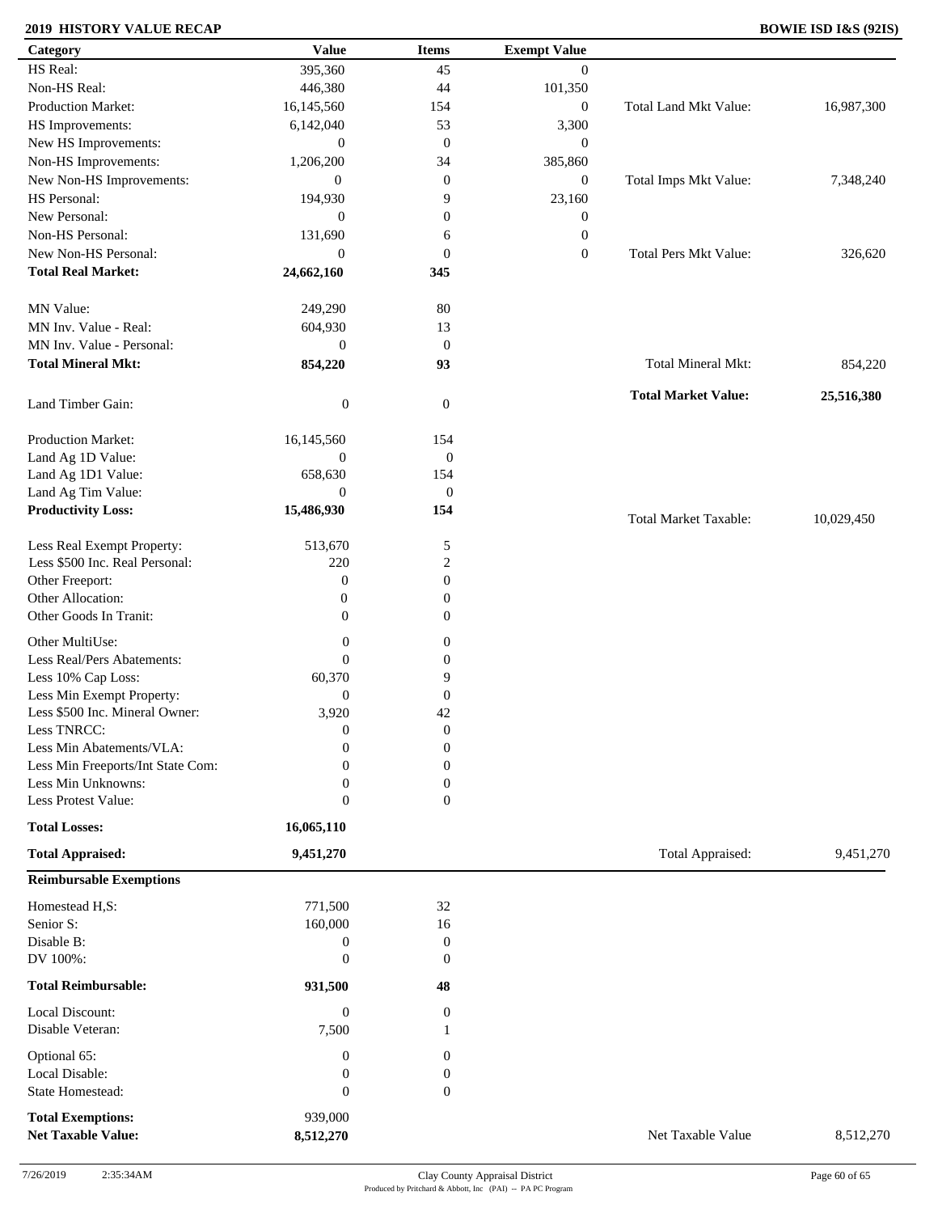**2019 HISTORY VALUE RECAP** — **BOWIE ISD I&S (92IS)**

| Category | Value | Items | Exempt Value | | |
|---|---|---|---|---|---|
| HS Real: | 395,360 | 45 | 0 | | |
| Non-HS Real: | 446,380 | 44 | 101,350 | | |
| Production Market: | 16,145,560 | 154 | 0 | Total Land Mkt Value: | 16,987,300 |
| HS Improvements: | 6,142,040 | 53 | 3,300 | | |
| New HS Improvements: | 0 | 0 | 0 | | |
| Non-HS Improvements: | 1,206,200 | 34 | 385,860 | | |
| New Non-HS Improvements: | 0 | 0 | 0 | Total Imps Mkt Value: | 7,348,240 |
| HS Personal: | 194,930 | 9 | 23,160 | | |
| New Personal: | 0 | 0 | 0 | | |
| Non-HS Personal: | 131,690 | 6 | 0 | | |
| New Non-HS Personal: | 0 | 0 | 0 | Total Pers Mkt Value: | 326,620 |
| **Total Real Market:** | **24,662,160** | **345** | | | |
| MN Value: | 249,290 | 80 | | | |
| MN Inv. Value - Real: | 604,930 | 13 | | | |
| MN Inv. Value - Personal: | 0 | 0 | | | |
| **Total Mineral Mkt:** | **854,220** | **93** | | Total Mineral Mkt: | 854,220 |
| | | | | **Total Market Value:** | **25,516,380** |
| Land Timber Gain: | 0 | 0 | | | |
| Production Market: | 16,145,560 | 154 | | | |
| Land Ag 1D Value: | 0 | 0 | | | |
| Land Ag 1D1 Value: | 658,630 | 154 | | | |
| Land Ag Tim Value: | 0 | 0 | | | |
| **Productivity Loss:** | **15,486,930** | **154** | | Total Market Taxable: | 10,029,450 |
| Less Real Exempt Property: | 513,670 | 5 | | | |
| Less $500 Inc. Real Personal: | 220 | 2 | | | |
| Other Freeport: | 0 | 0 | | | |
| Other Allocation: | 0 | 0 | | | |
| Other Goods In Tranit: | 0 | 0 | | | |
| Other MultiUse: | 0 | 0 | | | |
| Less Real/Pers Abatements: | 0 | 0 | | | |
| Less 10% Cap Loss: | 60,370 | 9 | | | |
| Less Min Exempt Property: | 0 | 0 | | | |
| Less $500 Inc. Mineral Owner: | 3,920 | 42 | | | |
| Less TNRCC: | 0 | 0 | | | |
| Less Min Abatements/VLA: | 0 | 0 | | | |
| Less Min Freeports/Int State Com: | 0 | 0 | | | |
| Less Min Unknowns: | 0 | 0 | | | |
| Less Protest Value: | 0 | 0 | | | |
| **Total Losses:** | **16,065,110** | | | | |
| **Total Appraised:** | **9,451,270** | | | Total Appraised: | 9,451,270 |

**Reimbursable Exemptions**

| Category | Value | Items | | |
|---|---|---|---|---|
| Homestead H,S: | 771,500 | 32 | | |
| Senior S: | 160,000 | 16 | | |
| Disable B: | 0 | 0 | | |
| DV 100%: | 0 | 0 | | |
| **Total Reimbursable:** | **931,500** | **48** | | |
| Local Discount: | 0 | 0 | | |
| Disable Veteran: | 7,500 | 1 | | |
| Optional 65: | 0 | 0 | | |
| Local Disable: | 0 | 0 | | |
| State Homestead: | 0 | 0 | | |
| **Total Exemptions:** | 939,000 | | | |
| **Net Taxable Value:** | **8,512,270** | | Net Taxable Value | 8,512,270 |

7/26/2019 2:35:34AM — Clay County Appraisal District — Produced by Pritchard & Abbott, Inc (PAI) -- PA PC Program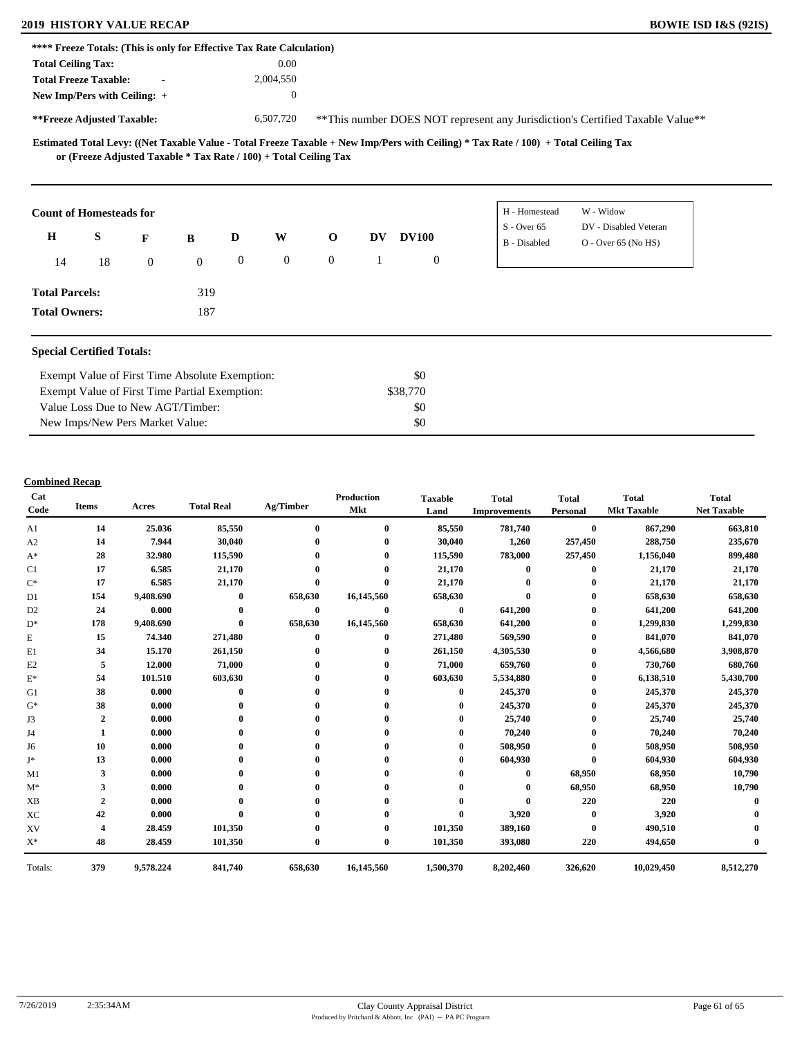# 2019 HISTORY VALUE RECAP

**BOWIE ISD I&S (92IS)**

**\*\*\*\* Freeze Totals: (This is only for Effective Tax Rate Calculation)**

| | | |
|---|---|---|
| **Total Ceiling Tax:** | | 0.00 |
| **Total Freeze Taxable:** | - | 2,004,550 |
| **New Imp/Pers with Ceiling:** | + | 0 |
| **\*\*Freeze Adjusted Taxable:** | | 6,507,720 |

\*\*This number DOES NOT represent any Jurisdiction's Certified Taxable Value\*\*

**Estimated Total Levy: ((Net Taxable Value - Total Freeze Taxable + New Imp/Pers with Ceiling) \* Tax Rate / 100) + Total Ceiling Tax or (Freeze Adjusted Taxable \* Tax Rate / 100) + Total Ceiling Tax**

**Count of Homesteads for**

| H | S | F | B | D | W | O | DV | DV100 |
|---|---|---|---|---|---|---|---|---|
| 14 | 18 | 0 | 0 | 0 | 0 | 0 | 1 | 0 |

| | |
|---|---|
| H - Homestead | W - Widow |
| S - Over 65 | DV - Disabled Veteran |
| B - Disabled | O - Over 65 (No HS) |

**Total Parcels:** 319

**Total Owners:** 187

**Special Certified Totals:**

| | |
|---|---|
| Exempt Value of First Time Absolute Exemption: | $0 |
| Exempt Value of First Time Partial Exemption: | $38,770 |
| Value Loss Due to New AGT/Timber: | $0 |
| New Imps/New Pers Market Value: | $0 |

**Combined Recap**

| Cat Code | Items | Acres | Total Real | Ag/Timber | Production Mkt | Taxable Land | Total Improvements | Total Personal | Total Mkt Taxable | Total Net Taxable |
|---|---|---|---|---|---|---|---|---|---|---|
| A1 | 14 | 25.036 | 85,550 | 0 | 0 | 85,550 | 781,740 | 0 | 867,290 | 663,810 |
| A2 | 14 | 7.944 | 30,040 | 0 | 0 | 30,040 | 1,260 | 257,450 | 288,750 | 235,670 |
| A* | 28 | 32.980 | 115,590 | 0 | 0 | 115,590 | 783,000 | 257,450 | 1,156,040 | 899,480 |
| C1 | 17 | 6.585 | 21,170 | 0 | 0 | 21,170 | 0 | 0 | 21,170 | 21,170 |
| C* | 17 | 6.585 | 21,170 | 0 | 0 | 21,170 | 0 | 0 | 21,170 | 21,170 |
| D1 | 154 | 9,408.690 | 0 | 658,630 | 16,145,560 | 658,630 | 0 | 0 | 658,630 | 658,630 |
| D2 | 24 | 0.000 | 0 | 0 | 0 | 0 | 641,200 | 0 | 641,200 | 641,200 |
| D* | 178 | 9,408.690 | 0 | 658,630 | 16,145,560 | 658,630 | 641,200 | 0 | 1,299,830 | 1,299,830 |
| E | 15 | 74.340 | 271,480 | 0 | 0 | 271,480 | 569,590 | 0 | 841,070 | 841,070 |
| E1 | 34 | 15.170 | 261,150 | 0 | 0 | 261,150 | 4,305,530 | 0 | 4,566,680 | 3,908,870 |
| E2 | 5 | 12.000 | 71,000 | 0 | 0 | 71,000 | 659,760 | 0 | 730,760 | 680,760 |
| E* | 54 | 101.510 | 603,630 | 0 | 0 | 603,630 | 5,534,880 | 0 | 6,138,510 | 5,430,700 |
| G1 | 38 | 0.000 | 0 | 0 | 0 | 0 | 245,370 | 0 | 245,370 | 245,370 |
| G* | 38 | 0.000 | 0 | 0 | 0 | 0 | 245,370 | 0 | 245,370 | 245,370 |
| J3 | 2 | 0.000 | 0 | 0 | 0 | 0 | 25,740 | 0 | 25,740 | 25,740 |
| J4 | 1 | 0.000 | 0 | 0 | 0 | 0 | 70,240 | 0 | 70,240 | 70,240 |
| J6 | 10 | 0.000 | 0 | 0 | 0 | 0 | 508,950 | 0 | 508,950 | 508,950 |
| J* | 13 | 0.000 | 0 | 0 | 0 | 0 | 604,930 | 0 | 604,930 | 604,930 |
| M1 | 3 | 0.000 | 0 | 0 | 0 | 0 | 0 | 68,950 | 68,950 | 10,790 |
| M* | 3 | 0.000 | 0 | 0 | 0 | 0 | 0 | 68,950 | 68,950 | 10,790 |
| XB | 2 | 0.000 | 0 | 0 | 0 | 0 | 0 | 220 | 220 | 0 |
| XC | 42 | 0.000 | 0 | 0 | 0 | 0 | 3,920 | 0 | 3,920 | 0 |
| XV | 4 | 28.459 | 101,350 | 0 | 0 | 101,350 | 389,160 | 0 | 490,510 | 0 |
| X* | 48 | 28.459 | 101,350 | 0 | 0 | 101,350 | 393,080 | 220 | 494,650 | 0 |
| Totals: | 379 | 9,578.224 | 841,740 | 658,630 | 16,145,560 | 1,500,370 | 8,202,460 | 326,620 | 10,029,450 | 8,512,270 |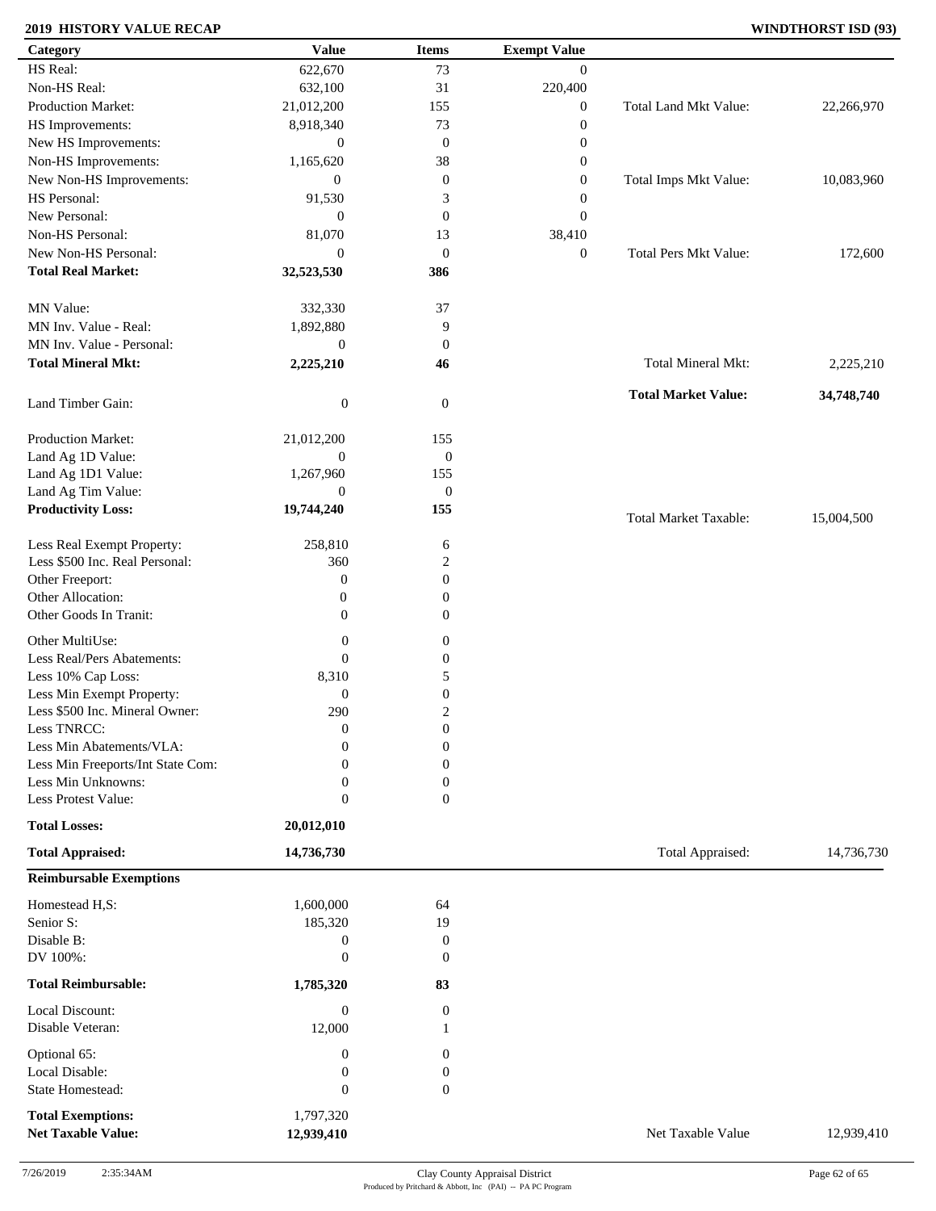**2019 HISTORY VALUE RECAP** | **WINDTHORST ISD (93)**

| Category | Value | Items | Exempt Value | | |
|---|---|---|---|---|---|
| HS Real: | 622,670 | 73 | 0 | | |
| Non-HS Real: | 632,100 | 31 | 220,400 | | |
| Production Market: | 21,012,200 | 155 | 0 | Total Land Mkt Value: | 22,266,970 |
| HS Improvements: | 8,918,340 | 73 | 0 | | |
| New HS Improvements: | 0 | 0 | 0 | | |
| Non-HS Improvements: | 1,165,620 | 38 | 0 | | |
| New Non-HS Improvements: | 0 | 0 | 0 | Total Imps Mkt Value: | 10,083,960 |
| HS Personal: | 91,530 | 3 | 0 | | |
| New Personal: | 0 | 0 | 0 | | |
| Non-HS Personal: | 81,070 | 13 | 38,410 | | |
| New Non-HS Personal: | 0 | 0 | 0 | Total Pers Mkt Value: | 172,600 |
| **Total Real Market:** | **32,523,530** | **386** | | | |
| MN Value: | 332,330 | 37 | | | |
| MN Inv. Value - Real: | 1,892,880 | 9 | | | |
| MN Inv. Value - Personal: | 0 | 0 | | | |
| **Total Mineral Mkt:** | **2,225,210** | **46** | | Total Mineral Mkt: | 2,225,210 |
| | | | | **Total Market Value:** | **34,748,740** |
| Land Timber Gain: | 0 | 0 | | | |
| Production Market: | 21,012,200 | 155 | | | |
| Land Ag 1D Value: | 0 | 0 | | | |
| Land Ag 1D1 Value: | 1,267,960 | 155 | | | |
| Land Ag Tim Value: | 0 | 0 | | | |
| **Productivity Loss:** | **19,744,240** | **155** | | Total Market Taxable: | 15,004,500 |
| Less Real Exempt Property: | 258,810 | 6 | | | |
| Less $500 Inc. Real Personal: | 360 | 2 | | | |
| Other Freeport: | 0 | 0 | | | |
| Other Allocation: | 0 | 0 | | | |
| Other Goods In Tranit: | 0 | 0 | | | |
| Other MultiUse: | 0 | 0 | | | |
| Less Real/Pers Abatements: | 0 | 0 | | | |
| Less 10% Cap Loss: | 8,310 | 5 | | | |
| Less Min Exempt Property: | 0 | 0 | | | |
| Less $500 Inc. Mineral Owner: | 290 | 2 | | | |
| Less TNRCC: | 0 | 0 | | | |
| Less Min Abatements/VLA: | 0 | 0 | | | |
| Less Min Freeports/Int State Com: | 0 | 0 | | | |
| Less Min Unknowns: | 0 | 0 | | | |
| Less Protest Value: | 0 | 0 | | | |
| **Total Losses:** | **20,012,010** | | | | |
| **Total Appraised:** | **14,736,730** | | | Total Appraised: | 14,736,730 |

**Reimbursable Exemptions**

| Category | Value | Items | | |
|---|---|---|---|---|
| Homestead H,S: | 1,600,000 | 64 | | |
| Senior S: | 185,320 | 19 | | |
| Disable B: | 0 | 0 | | |
| DV 100%: | 0 | 0 | | |
| **Total Reimbursable:** | **1,785,320** | **83** | | |
| Local Discount: | 0 | 0 | | |
| Disable Veteran: | 12,000 | 1 | | |
| Optional 65: | 0 | 0 | | |
| Local Disable: | 0 | 0 | | |
| State Homestead: | 0 | 0 | | |
| **Total Exemptions:** | 1,797,320 | | | |
| **Net Taxable Value:** | **12,939,410** | | Net Taxable Value | 12,939,410 |

7/26/2019 2:35:34AM

Clay County Appraisal District
Produced by Pritchard & Abbott, Inc (PAI) -- PA PC Program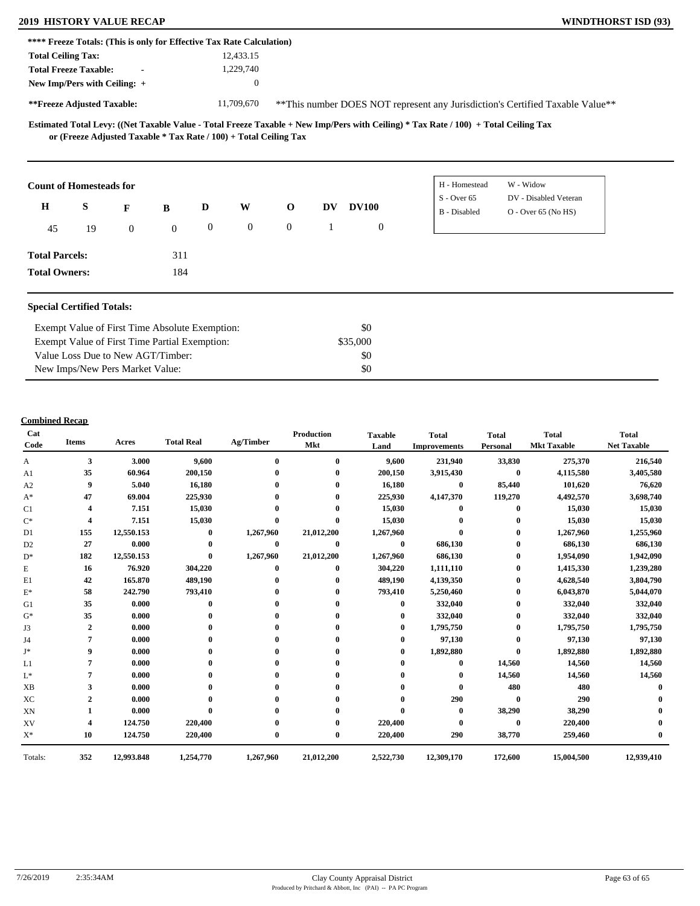**2019 HISTORY VALUE RECAP** — **WINDTHORST ISD (93)**

**\*\*\*\* Freeze Totals: (This is only for Effective Tax Rate Calculation)**

| | |
|---|---|
| **Total Ceiling Tax:** | 12,433.15 |
| **Total Freeze Taxable:** - | 1,229,740 |
| **New Imp/Pers with Ceiling:** + | 0 |
| **\*\*Freeze Adjusted Taxable:** | 11,709,670 |

\*\*This number DOES NOT represent any Jurisdiction's Certified Taxable Value\*\*

**Estimated Total Levy: ((Net Taxable Value - Total Freeze Taxable + New Imp/Pers with Ceiling) \* Tax Rate / 100) + Total Ceiling Tax or (Freeze Adjusted Taxable \* Tax Rate / 100) + Total Ceiling Tax**

**Count of Homesteads for**

| H | S | F | B | D | W | O | DV | DV100 |
|---|---|---|---|---|---|---|---|---|
| 45 | 19 | 0 | 0 | 0 | 0 | 0 | 1 | 0 |

| | |
|---|---|
| H - Homestead | W - Widow |
| S - Over 65 | DV - Disabled Veteran |
| B - Disabled | O - Over 65 (No HS) |

**Total Parcels:** 311

**Total Owners:** 184

**Special Certified Totals:**

| | |
|---|---|
| Exempt Value of First Time Absolute Exemption: | $0 |
| Exempt Value of First Time Partial Exemption: | $35,000 |
| Value Loss Due to New AGT/Timber: | $0 |
| New Imps/New Pers Market Value: | $0 |

**Combined Recap**

| Cat Code | Items | Acres | Total Real | Ag/Timber | Production Mkt | Taxable Land | Total Improvements | Total Personal | Total Mkt Taxable | Total Net Taxable |
|---|---|---|---|---|---|---|---|---|---|---|
| A | 3 | 3.000 | 9,600 | 0 | 0 | 9,600 | 231,940 | 33,830 | 275,370 | 216,540 |
| A1 | 35 | 60.964 | 200,150 | 0 | 0 | 200,150 | 3,915,430 | 0 | 4,115,580 | 3,405,580 |
| A2 | 9 | 5.040 | 16,180 | 0 | 0 | 16,180 | 0 | 85,440 | 101,620 | 76,620 |
| A* | 47 | 69.004 | 225,930 | 0 | 0 | 225,930 | 4,147,370 | 119,270 | 4,492,570 | 3,698,740 |
| C1 | 4 | 7.151 | 15,030 | 0 | 0 | 15,030 | 0 | 0 | 15,030 | 15,030 |
| C* | 4 | 7.151 | 15,030 | 0 | 0 | 15,030 | 0 | 0 | 15,030 | 15,030 |
| D1 | 155 | 12,550.153 | 0 | 1,267,960 | 21,012,200 | 1,267,960 | 0 | 0 | 1,267,960 | 1,255,960 |
| D2 | 27 | 0.000 | 0 | 0 | 0 | 0 | 686,130 | 0 | 686,130 | 686,130 |
| D* | 182 | 12,550.153 | 0 | 1,267,960 | 21,012,200 | 1,267,960 | 686,130 | 0 | 1,954,090 | 1,942,090 |
| E | 16 | 76.920 | 304,220 | 0 | 0 | 304,220 | 1,111,110 | 0 | 1,415,330 | 1,239,280 |
| E1 | 42 | 165.870 | 489,190 | 0 | 0 | 489,190 | 4,139,350 | 0 | 4,628,540 | 3,804,790 |
| E* | 58 | 242.790 | 793,410 | 0 | 0 | 793,410 | 5,250,460 | 0 | 6,043,870 | 5,044,070 |
| G1 | 35 | 0.000 | 0 | 0 | 0 | 0 | 332,040 | 0 | 332,040 | 332,040 |
| G* | 35 | 0.000 | 0 | 0 | 0 | 0 | 332,040 | 0 | 332,040 | 332,040 |
| J3 | 2 | 0.000 | 0 | 0 | 0 | 0 | 1,795,750 | 0 | 1,795,750 | 1,795,750 |
| J4 | 7 | 0.000 | 0 | 0 | 0 | 0 | 97,130 | 0 | 97,130 | 97,130 |
| J* | 9 | 0.000 | 0 | 0 | 0 | 0 | 1,892,880 | 0 | 1,892,880 | 1,892,880 |
| L1 | 7 | 0.000 | 0 | 0 | 0 | 0 | 0 | 14,560 | 14,560 | 14,560 |
| L* | 7 | 0.000 | 0 | 0 | 0 | 0 | 0 | 14,560 | 14,560 | 14,560 |
| XB | 3 | 0.000 | 0 | 0 | 0 | 0 | 0 | 480 | 480 | 0 |
| XC | 2 | 0.000 | 0 | 0 | 0 | 0 | 290 | 0 | 290 | 0 |
| XN | 1 | 0.000 | 0 | 0 | 0 | 0 | 0 | 38,290 | 38,290 | 0 |
| XV | 4 | 124.750 | 220,400 | 0 | 0 | 220,400 | 0 | 0 | 220,400 | 0 |
| X* | 10 | 124.750 | 220,400 | 0 | 0 | 220,400 | 290 | 38,770 | 259,460 | 0 |
| Totals: | 352 | 12,993.848 | 1,254,770 | 1,267,960 | 21,012,200 | 2,522,730 | 12,309,170 | 172,600 | 15,004,500 | 12,939,410 |

7/26/2019 2:35:34AM — Clay County Appraisal District — Produced by Pritchard & Abbott, Inc (PAI) -- PA PC Program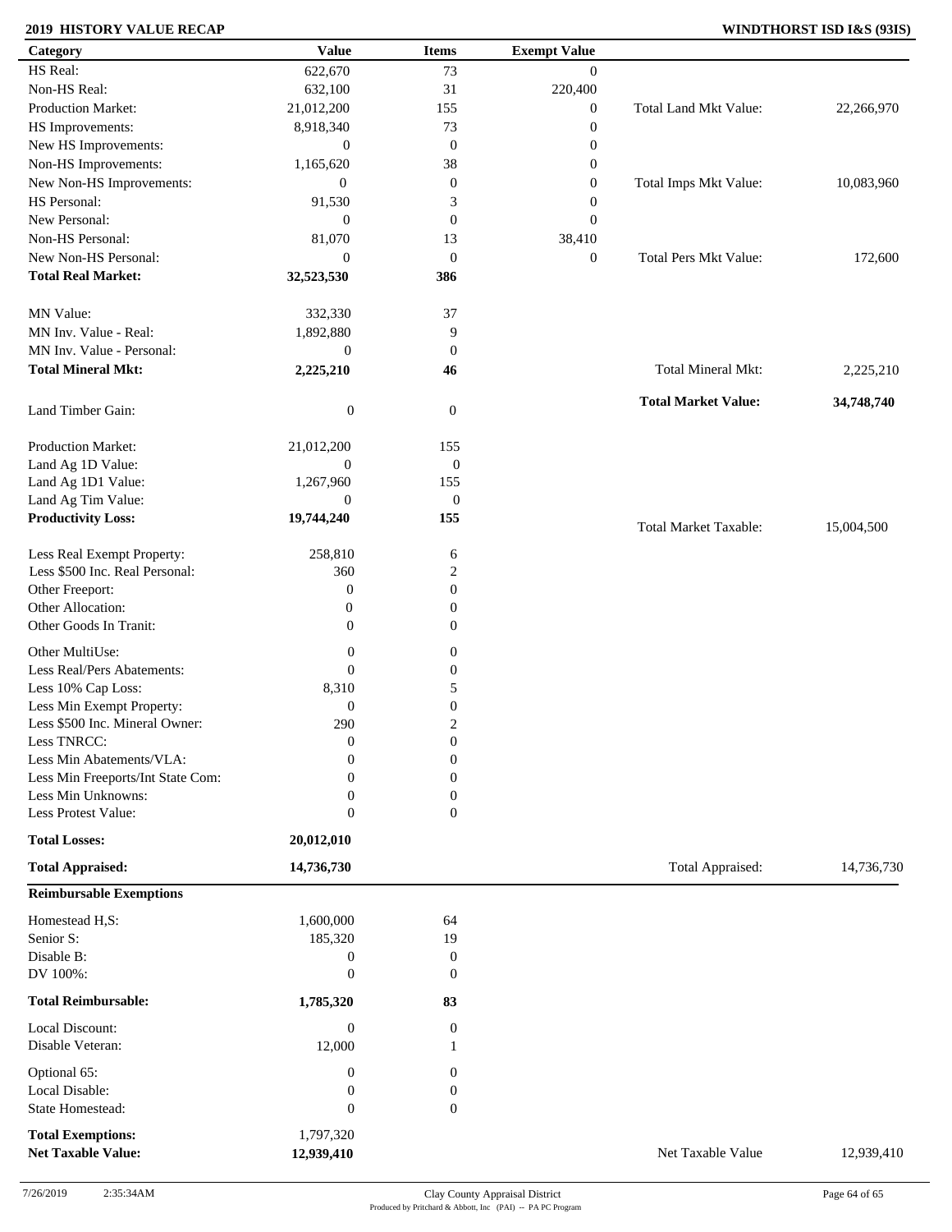**2019 HISTORY VALUE RECAP** **WINDTHORST ISD I&S (93IS)**

| Category | Value | Items | Exempt Value | | |
|---|---|---|---|---|---|
| HS Real: | 622,670 | 73 | 0 | | |
| Non-HS Real: | 632,100 | 31 | 220,400 | | |
| Production Market: | 21,012,200 | 155 | 0 | Total Land Mkt Value: | 22,266,970 |
| HS Improvements: | 8,918,340 | 73 | 0 | | |
| New HS Improvements: | 0 | 0 | 0 | | |
| Non-HS Improvements: | 1,165,620 | 38 | 0 | | |
| New Non-HS Improvements: | 0 | 0 | 0 | Total Imps Mkt Value: | 10,083,960 |
| HS Personal: | 91,530 | 3 | 0 | | |
| New Personal: | 0 | 0 | 0 | | |
| Non-HS Personal: | 81,070 | 13 | 38,410 | | |
| New Non-HS Personal: | 0 | 0 | 0 | Total Pers Mkt Value: | 172,600 |
| **Total Real Market:** | **32,523,530** | **386** | | | |
| MN Value: | 332,330 | 37 | | | |
| MN Inv. Value - Real: | 1,892,880 | 9 | | | |
| MN Inv. Value - Personal: | 0 | 0 | | | |
| **Total Mineral Mkt:** | **2,225,210** | **46** | | Total Mineral Mkt: | 2,225,210 |
| Land Timber Gain: | 0 | 0 | | **Total Market Value:** | **34,748,740** |
| Production Market: | 21,012,200 | 155 | | | |
| Land Ag 1D Value: | 0 | 0 | | | |
| Land Ag 1D1 Value: | 1,267,960 | 155 | | | |
| Land Ag Tim Value: | 0 | 0 | | | |
| **Productivity Loss:** | **19,744,240** | **155** | | Total Market Taxable: | 15,004,500 |
| Less Real Exempt Property: | 258,810 | 6 | | | |
| Less $500 Inc. Real Personal: | 360 | 2 | | | |
| Other Freeport: | 0 | 0 | | | |
| Other Allocation: | 0 | 0 | | | |
| Other Goods In Tranit: | 0 | 0 | | | |
| Other MultiUse: | 0 | 0 | | | |
| Less Real/Pers Abatements: | 0 | 0 | | | |
| Less 10% Cap Loss: | 8,310 | 5 | | | |
| Less Min Exempt Property: | 0 | 0 | | | |
| Less $500 Inc. Mineral Owner: | 290 | 2 | | | |
| Less TNRCC: | 0 | 0 | | | |
| Less Min Abatements/VLA: | 0 | 0 | | | |
| Less Min Freeports/Int State Com: | 0 | 0 | | | |
| Less Min Unknowns: | 0 | 0 | | | |
| Less Protest Value: | 0 | 0 | | | |
| **Total Losses:** | **20,012,010** | | | | |
| **Total Appraised:** | **14,736,730** | | | Total Appraised: | 14,736,730 |

**Reimbursable Exemptions**

| Category | Value | Items | | |
|---|---|---|---|---|
| Homestead H,S: | 1,600,000 | 64 | | |
| Senior S: | 185,320 | 19 | | |
| Disable B: | 0 | 0 | | |
| DV 100%: | 0 | 0 | | |
| **Total Reimbursable:** | **1,785,320** | **83** | | |
| Local Discount: | 0 | 0 | | |
| Disable Veteran: | 12,000 | 1 | | |
| Optional 65: | 0 | 0 | | |
| Local Disable: | 0 | 0 | | |
| State Homestead: | 0 | 0 | | |
| **Total Exemptions:** | 1,797,320 | | | |
| **Net Taxable Value:** | **12,939,410** | | Net Taxable Value | 12,939,410 |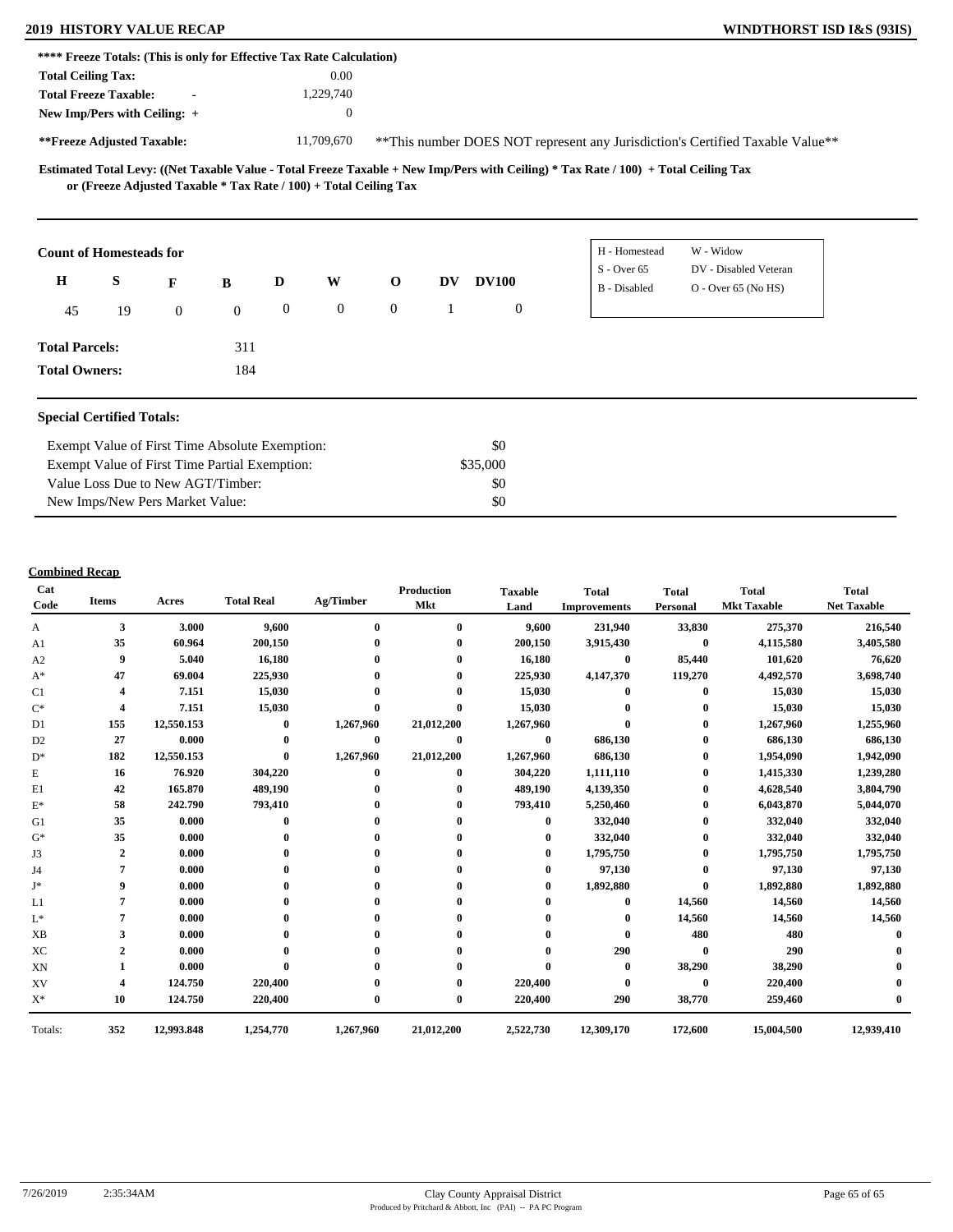**2019 HISTORY VALUE RECAP** **WINDTHORST ISD I&S (93IS)**

**\*\*\*\* Freeze Totals: (This is only for Effective Tax Rate Calculation)**

| | |
|---|---|
| **Total Ceiling Tax:** | 0.00 |
| **Total Freeze Taxable:** - | 1,229,740 |
| **New Imp/Pers with Ceiling:** + | 0 |
| **\*\*Freeze Adjusted Taxable:** | 11,709,670 |

\*\*This number DOES NOT represent any Jurisdiction's Certified Taxable Value\*\*

**Estimated Total Levy: ((Net Taxable Value - Total Freeze Taxable + New Imp/Pers with Ceiling) \* Tax Rate / 100) + Total Ceiling Tax or (Freeze Adjusted Taxable \* Tax Rate / 100) + Total Ceiling Tax**

**Count of Homesteads for**

| H | S | F | B | D | W | O | DV | DV100 |
|---|---|---|---|---|---|---|---|---|
| 45 | 19 | 0 | 0 | 0 | 0 | 0 | 1 | 0 |

| | |
|---|---|
| H - Homestead | W - Widow |
| S - Over 65 | DV - Disabled Veteran |
| B - Disabled | O - Over 65 (No HS) |

**Total Parcels:** 311

**Total Owners:** 184

**Special Certified Totals:**

| | |
|---|---|
| Exempt Value of First Time Absolute Exemption: | $0 |
| Exempt Value of First Time Partial Exemption: | $35,000 |
| Value Loss Due to New AGT/Timber: | $0 |
| New Imps/New Pers Market Value: | $0 |

**Combined Recap**

| Cat Code | Items | Acres | Total Real | Ag/Timber | Production Mkt | Taxable Land | Total Improvements | Total Personal | Total Mkt Taxable | Total Net Taxable |
|---|---|---|---|---|---|---|---|---|---|---|
| A | 3 | 3.000 | 9,600 | 0 | 0 | 9,600 | 231,940 | 33,830 | 275,370 | 216,540 |
| A1 | 35 | 60.964 | 200,150 | 0 | 0 | 200,150 | 3,915,430 | 0 | 4,115,580 | 3,405,580 |
| A2 | 9 | 5.040 | 16,180 | 0 | 0 | 16,180 | 0 | 85,440 | 101,620 | 76,620 |
| A* | 47 | 69.004 | 225,930 | 0 | 0 | 225,930 | 4,147,370 | 119,270 | 4,492,570 | 3,698,740 |
| C1 | 4 | 7.151 | 15,030 | 0 | 0 | 15,030 | 0 | 0 | 15,030 | 15,030 |
| C* | 4 | 7.151 | 15,030 | 0 | 0 | 15,030 | 0 | 0 | 15,030 | 15,030 |
| D1 | 155 | 12,550.153 | 0 | 1,267,960 | 21,012,200 | 1,267,960 | 0 | 0 | 1,267,960 | 1,255,960 |
| D2 | 27 | 0.000 | 0 | 0 | 0 | 0 | 686,130 | 0 | 686,130 | 686,130 |
| D* | 182 | 12,550.153 | 0 | 1,267,960 | 21,012,200 | 1,267,960 | 686,130 | 0 | 1,954,090 | 1,942,090 |
| E | 16 | 76.920 | 304,220 | 0 | 0 | 304,220 | 1,111,110 | 0 | 1,415,330 | 1,239,280 |
| E1 | 42 | 165.870 | 489,190 | 0 | 0 | 489,190 | 4,139,350 | 0 | 4,628,540 | 3,804,790 |
| E* | 58 | 242.790 | 793,410 | 0 | 0 | 793,410 | 5,250,460 | 0 | 6,043,870 | 5,044,070 |
| G1 | 35 | 0.000 | 0 | 0 | 0 | 0 | 332,040 | 0 | 332,040 | 332,040 |
| G* | 35 | 0.000 | 0 | 0 | 0 | 0 | 332,040 | 0 | 332,040 | 332,040 |
| J3 | 2 | 0.000 | 0 | 0 | 0 | 0 | 1,795,750 | 0 | 1,795,750 | 1,795,750 |
| J4 | 7 | 0.000 | 0 | 0 | 0 | 0 | 97,130 | 0 | 97,130 | 97,130 |
| J* | 9 | 0.000 | 0 | 0 | 0 | 0 | 1,892,880 | 0 | 1,892,880 | 1,892,880 |
| L1 | 7 | 0.000 | 0 | 0 | 0 | 0 | 0 | 14,560 | 14,560 | 14,560 |
| L* | 7 | 0.000 | 0 | 0 | 0 | 0 | 0 | 14,560 | 14,560 | 14,560 |
| XB | 3 | 0.000 | 0 | 0 | 0 | 0 | 0 | 480 | 480 | 0 |
| XC | 2 | 0.000 | 0 | 0 | 0 | 0 | 290 | 0 | 290 | 0 |
| XN | 1 | 0.000 | 0 | 0 | 0 | 0 | 0 | 38,290 | 38,290 | 0 |
| XV | 4 | 124.750 | 220,400 | 0 | 0 | 220,400 | 0 | 0 | 220,400 | 0 |
| X* | 10 | 124.750 | 220,400 | 0 | 0 | 220,400 | 290 | 38,770 | 259,460 | 0 |
| Totals: | 352 | 12,993.848 | 1,254,770 | 1,267,960 | 21,012,200 | 2,522,730 | 12,309,170 | 172,600 | 15,004,500 | 12,939,410 |